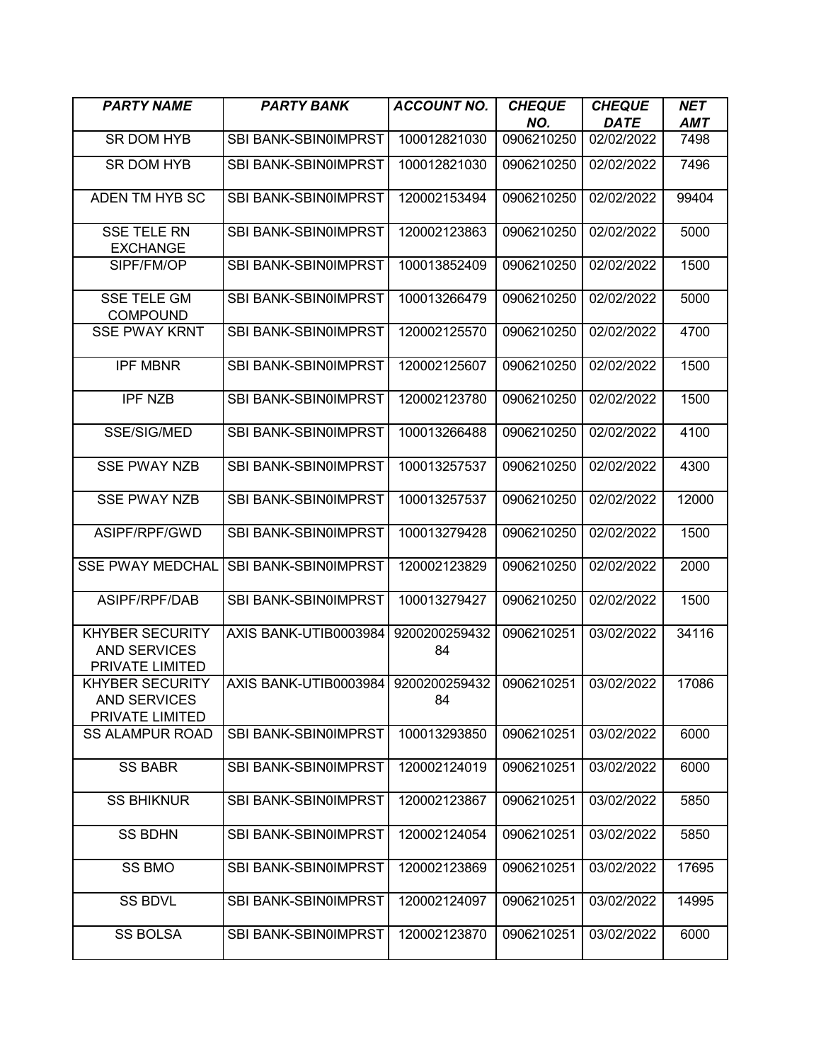| *PARTY NAME* | *PARTY BANK* | *ACCOUNT NO.* | *CHEQUE NO.* | *CHEQUE DATE* | *NET AMT* |
|---|---|---|---|---|---|
| SR DOM HYB | SBI BANK-SBIN0IMPRST | 100012821030 | 0906210250 | 02/02/2022 | 7498 |
| SR DOM HYB | SBI BANK-SBIN0IMPRST | 100012821030 | 0906210250 | 02/02/2022 | 7496 |
| ADEN TM HYB SC | SBI BANK-SBIN0IMPRST | 120002153494 | 0906210250 | 02/02/2022 | 99404 |
| SSE TELE RN EXCHANGE | SBI BANK-SBIN0IMPRST | 120002123863 | 0906210250 | 02/02/2022 | 5000 |
| SIPF/FM/OP | SBI BANK-SBIN0IMPRST | 100013852409 | 0906210250 | 02/02/2022 | 1500 |
| SSE TELE GM COMPOUND | SBI BANK-SBIN0IMPRST | 100013266479 | 0906210250 | 02/02/2022 | 5000 |
| SSE PWAY KRNT | SBI BANK-SBIN0IMPRST | 120002125570 | 0906210250 | 02/02/2022 | 4700 |
| IPF MBNR | SBI BANK-SBIN0IMPRST | 120002125607 | 0906210250 | 02/02/2022 | 1500 |
| IPF NZB | SBI BANK-SBIN0IMPRST | 120002123780 | 0906210250 | 02/02/2022 | 1500 |
| SSE/SIG/MED | SBI BANK-SBIN0IMPRST | 100013266488 | 0906210250 | 02/02/2022 | 4100 |
| SSE PWAY NZB | SBI BANK-SBIN0IMPRST | 100013257537 | 0906210250 | 02/02/2022 | 4300 |
| SSE PWAY NZB | SBI BANK-SBIN0IMPRST | 100013257537 | 0906210250 | 02/02/2022 | 12000 |
| ASIPF/RPF/GWD | SBI BANK-SBIN0IMPRST | 100013279428 | 0906210250 | 02/02/2022 | 1500 |
| SSE PWAY MEDCHAL | SBI BANK-SBIN0IMPRST | 120002123829 | 0906210250 | 02/02/2022 | 2000 |
| ASIPF/RPF/DAB | SBI BANK-SBIN0IMPRST | 100013279427 | 0906210250 | 02/02/2022 | 1500 |
| KHYBER SECURITY AND SERVICES PRIVATE LIMITED | AXIS BANK-UTIB0003984 | 920020025943284 | 0906210251 | 03/02/2022 | 34116 |
| KHYBER SECURITY AND SERVICES PRIVATE LIMITED | AXIS BANK-UTIB0003984 | 920020025943284 | 0906210251 | 03/02/2022 | 17086 |
| SS ALAMPUR ROAD | SBI BANK-SBIN0IMPRST | 100013293850 | 0906210251 | 03/02/2022 | 6000 |
| SS BABR | SBI BANK-SBIN0IMPRST | 120002124019 | 0906210251 | 03/02/2022 | 6000 |
| SS BHIKNUR | SBI BANK-SBIN0IMPRST | 120002123867 | 0906210251 | 03/02/2022 | 5850 |
| SS BDHN | SBI BANK-SBIN0IMPRST | 120002124054 | 0906210251 | 03/02/2022 | 5850 |
| SS BMO | SBI BANK-SBIN0IMPRST | 120002123869 | 0906210251 | 03/02/2022 | 17695 |
| SS BDVL | SBI BANK-SBIN0IMPRST | 120002124097 | 0906210251 | 03/02/2022 | 14995 |
| SS BOLSA | SBI BANK-SBIN0IMPRST | 120002123870 | 0906210251 | 03/02/2022 | 6000 |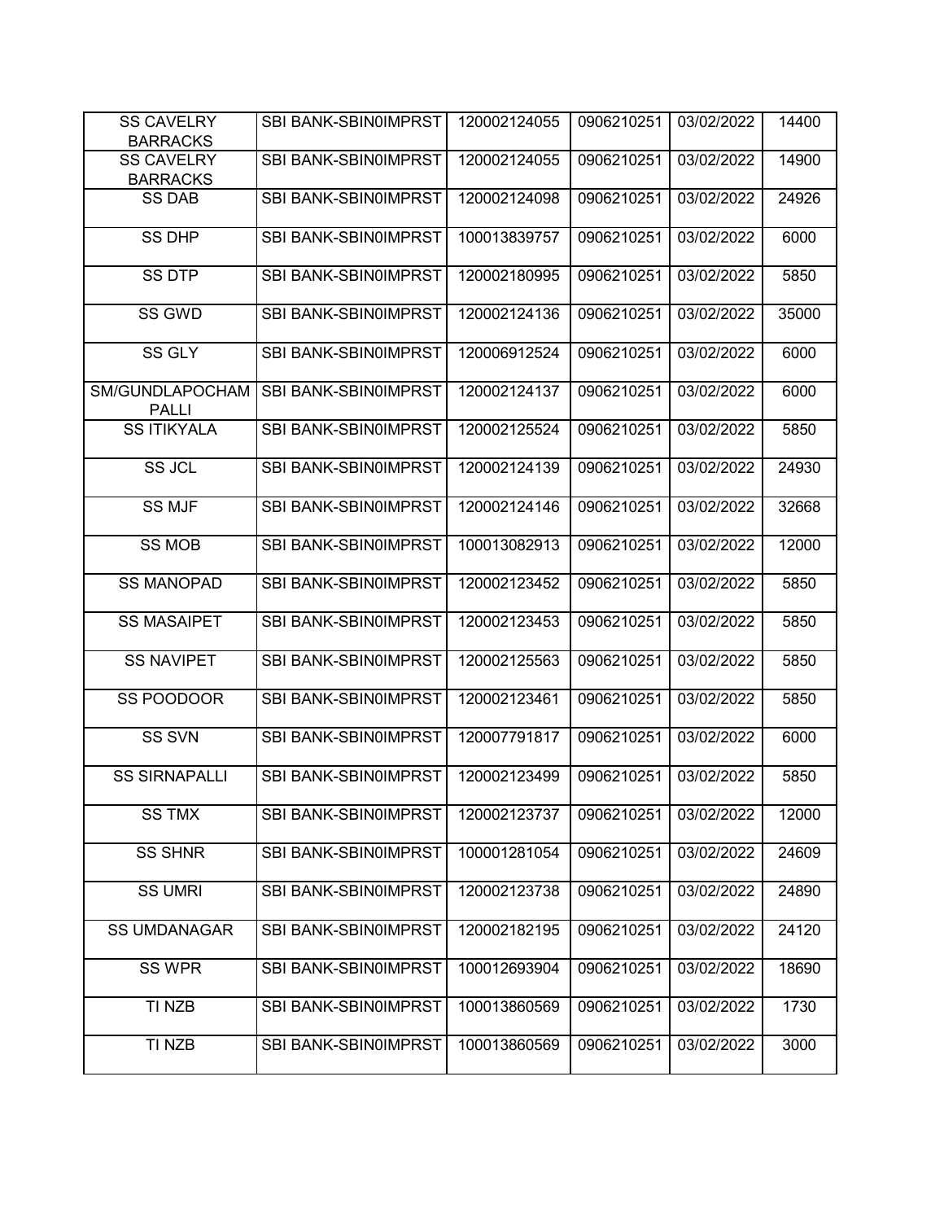| SS CAVELRY BARRACKS | SBI BANK-SBIN0IMPRST | 120002124055 | 0906210251 | 03/02/2022 | 14400 |
|---|---|---|---|---|---|
| SS CAVELRY BARRACKS | SBI BANK-SBIN0IMPRST | 120002124055 | 0906210251 | 03/02/2022 | 14900 |
| SS DAB | SBI BANK-SBIN0IMPRST | 120002124098 | 0906210251 | 03/02/2022 | 24926 |
| SS DHP | SBI BANK-SBIN0IMPRST | 100013839757 | 0906210251 | 03/02/2022 | 6000 |
| SS DTP | SBI BANK-SBIN0IMPRST | 120002180995 | 0906210251 | 03/02/2022 | 5850 |
| SS GWD | SBI BANK-SBIN0IMPRST | 120002124136 | 0906210251 | 03/02/2022 | 35000 |
| SS GLY | SBI BANK-SBIN0IMPRST | 120006912524 | 0906210251 | 03/02/2022 | 6000 |
| SM/GUNDLAPOCHAM PALLI | SBI BANK-SBIN0IMPRST | 120002124137 | 0906210251 | 03/02/2022 | 6000 |
| SS ITIKYALA | SBI BANK-SBIN0IMPRST | 120002125524 | 0906210251 | 03/02/2022 | 5850 |
| SS JCL | SBI BANK-SBIN0IMPRST | 120002124139 | 0906210251 | 03/02/2022 | 24930 |
| SS MJF | SBI BANK-SBIN0IMPRST | 120002124146 | 0906210251 | 03/02/2022 | 32668 |
| SS MOB | SBI BANK-SBIN0IMPRST | 100013082913 | 0906210251 | 03/02/2022 | 12000 |
| SS MANOPAD | SBI BANK-SBIN0IMPRST | 120002123452 | 0906210251 | 03/02/2022 | 5850 |
| SS MASAIPET | SBI BANK-SBIN0IMPRST | 120002123453 | 0906210251 | 03/02/2022 | 5850 |
| SS NAVIPET | SBI BANK-SBIN0IMPRST | 120002125563 | 0906210251 | 03/02/2022 | 5850 |
| SS POODOOR | SBI BANK-SBIN0IMPRST | 120002123461 | 0906210251 | 03/02/2022 | 5850 |
| SS SVN | SBI BANK-SBIN0IMPRST | 120007791817 | 0906210251 | 03/02/2022 | 6000 |
| SS SIRNAPALLI | SBI BANK-SBIN0IMPRST | 120002123499 | 0906210251 | 03/02/2022 | 5850 |
| SS TMX | SBI BANK-SBIN0IMPRST | 120002123737 | 0906210251 | 03/02/2022 | 12000 |
| SS SHNR | SBI BANK-SBIN0IMPRST | 100001281054 | 0906210251 | 03/02/2022 | 24609 |
| SS UMRI | SBI BANK-SBIN0IMPRST | 120002123738 | 0906210251 | 03/02/2022 | 24890 |
| SS UMDANAGAR | SBI BANK-SBIN0IMPRST | 120002182195 | 0906210251 | 03/02/2022 | 24120 |
| SS WPR | SBI BANK-SBIN0IMPRST | 100012693904 | 0906210251 | 03/02/2022 | 18690 |
| TI NZB | SBI BANK-SBIN0IMPRST | 100013860569 | 0906210251 | 03/02/2022 | 1730 |
| TI NZB | SBI BANK-SBIN0IMPRST | 100013860569 | 0906210251 | 03/02/2022 | 3000 |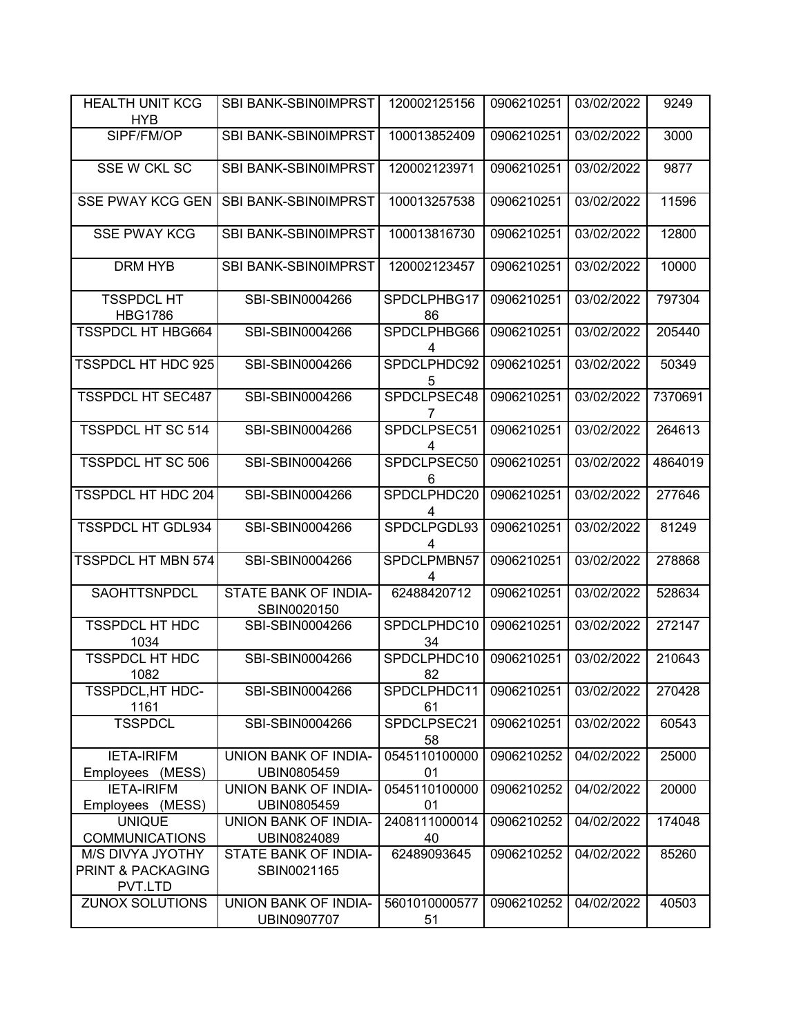| HEALTH UNIT KCG HYB | SBI BANK-SBIN0IMPRST | 120002125156 | 0906210251 | 03/02/2022 | 9249 |
|---|---|---|---|---|---|
| SIPF/FM/OP | SBI BANK-SBIN0IMPRST | 100013852409 | 0906210251 | 03/02/2022 | 3000 |
| SSE W CKL SC | SBI BANK-SBIN0IMPRST | 120002123971 | 0906210251 | 03/02/2022 | 9877 |
| SSE PWAY KCG GEN | SBI BANK-SBIN0IMPRST | 100013257538 | 0906210251 | 03/02/2022 | 11596 |
| SSE PWAY KCG | SBI BANK-SBIN0IMPRST | 100013816730 | 0906210251 | 03/02/2022 | 12800 |
| DRM HYB | SBI BANK-SBIN0IMPRST | 120002123457 | 0906210251 | 03/02/2022 | 10000 |
| TSSPDCL HT HBG1786 | SBI-SBIN0004266 | SPDCLPHBG1786 | 0906210251 | 03/02/2022 | 797304 |
| TSSPDCL HT HBG664 | SBI-SBIN0004266 | SPDCLPHBG664 | 0906210251 | 03/02/2022 | 205440 |
| TSSPDCL HT HDC 925 | SBI-SBIN0004266 | SPDCLPHDC925 | 0906210251 | 03/02/2022 | 50349 |
| TSSPDCL HT SEC487 | SBI-SBIN0004266 | SPDCLPSEC487 | 0906210251 | 03/02/2022 | 7370691 |
| TSSPDCL HT SC 514 | SBI-SBIN0004266 | SPDCLPSEC514 | 0906210251 | 03/02/2022 | 264613 |
| TSSPDCL HT SC 506 | SBI-SBIN0004266 | SPDCLPSEC506 | 0906210251 | 03/02/2022 | 4864019 |
| TSSPDCL HT HDC 204 | SBI-SBIN0004266 | SPDCLPHDC204 | 0906210251 | 03/02/2022 | 277646 |
| TSSPDCL HT GDL934 | SBI-SBIN0004266 | SPDCLPGDL934 | 0906210251 | 03/02/2022 | 81249 |
| TSSPDCL HT MBN 574 | SBI-SBIN0004266 | SPDCLPMBN574 | 0906210251 | 03/02/2022 | 278868 |
| SAOHTTSNPDCL | STATE BANK OF INDIA-SBIN0020150 | 62488420712 | 0906210251 | 03/02/2022 | 528634 |
| TSSPDCL HT HDC 1034 | SBI-SBIN0004266 | SPDCLPHDC1034 | 0906210251 | 03/02/2022 | 272147 |
| TSSPDCL HT HDC 1082 | SBI-SBIN0004266 | SPDCLPHDC1082 | 0906210251 | 03/02/2022 | 210643 |
| TSSPDCL,HT HDC-1161 | SBI-SBIN0004266 | SPDCLPHDC1161 | 0906210251 | 03/02/2022 | 270428 |
| TSSPDCL | SBI-SBIN0004266 | SPDCLPSEC2158 | 0906210251 | 03/02/2022 | 60543 |
| IETA-IRIFM Employees (MESS) | UNION BANK OF INDIA-UBIN0805459 | 054511010000001 | 0906210252 | 04/02/2022 | 25000 |
| IETA-IRIFM Employees (MESS) | UNION BANK OF INDIA-UBIN0805459 | 054511010000001 | 0906210252 | 04/02/2022 | 20000 |
| UNIQUE COMMUNICATIONS | UNION BANK OF INDIA-UBIN0824089 | 240811100001440 | 0906210252 | 04/02/2022 | 174048 |
| M/S DIVYA JYOTHY PRINT & PACKAGING PVT.LTD | STATE BANK OF INDIA-SBIN0021165 | 62489093645 | 0906210252 | 04/02/2022 | 85260 |
| ZUNOX SOLUTIONS | UNION BANK OF INDIA-UBIN0907707 | 560101000057751 | 0906210252 | 04/02/2022 | 40503 |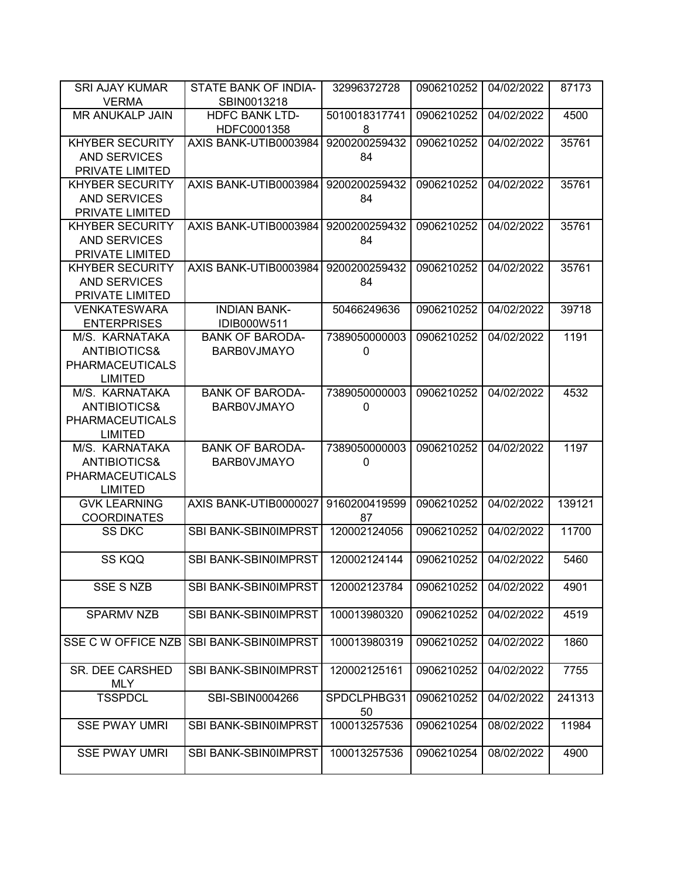| SRI AJAY KUMAR VERMA | STATE BANK OF INDIA-SBIN0013218 | 32996372728 | 0906210252 | 04/02/2022 | 87173 |
|---|---|---|---|---|---|
| MR ANUKALP JAIN | HDFC BANK LTD-HDFC0001358 | 50100183177418 | 0906210252 | 04/02/2022 | 4500 |
| KHYBER SECURITY AND SERVICES PRIVATE LIMITED | AXIS BANK-UTIB0003984 | 920020025943284 | 0906210252 | 04/02/2022 | 35761 |
| KHYBER SECURITY AND SERVICES PRIVATE LIMITED | AXIS BANK-UTIB0003984 | 920020025943284 | 0906210252 | 04/02/2022 | 35761 |
| KHYBER SECURITY AND SERVICES PRIVATE LIMITED | AXIS BANK-UTIB0003984 | 920020025943284 | 0906210252 | 04/02/2022 | 35761 |
| KHYBER SECURITY AND SERVICES PRIVATE LIMITED | AXIS BANK-UTIB0003984 | 920020025943284 | 0906210252 | 04/02/2022 | 35761 |
| VENKATESWARA ENTERPRISES | INDIAN BANK-IDIB000W511 | 50466249636 | 0906210252 | 04/02/2022 | 39718 |
| M/S. KARNATAKA ANTIBIOTICS& PHARMACEUTICALS LIMITED | BANK OF BARODA-BARB0VJMAYO | 73890500000030 | 0906210252 | 04/02/2022 | 1191 |
| M/S. KARNATAKA ANTIBIOTICS& PHARMACEUTICALS LIMITED | BANK OF BARODA-BARB0VJMAYO | 73890500000030 | 0906210252 | 04/02/2022 | 4532 |
| M/S. KARNATAKA ANTIBIOTICS& PHARMACEUTICALS LIMITED | BANK OF BARODA-BARB0VJMAYO | 73890500000030 | 0906210252 | 04/02/2022 | 1197 |
| GVK LEARNING COORDINATES | AXIS BANK-UTIB0000027 | 916020041959987 | 0906210252 | 04/02/2022 | 139121 |
| SS DKC | SBI BANK-SBIN0IMPRST | 120002124056 | 0906210252 | 04/02/2022 | 11700 |
| SS KQQ | SBI BANK-SBIN0IMPRST | 120002124144 | 0906210252 | 04/02/2022 | 5460 |
| SSE S NZB | SBI BANK-SBIN0IMPRST | 120002123784 | 0906210252 | 04/02/2022 | 4901 |
| SPARMV NZB | SBI BANK-SBIN0IMPRST | 100013980320 | 0906210252 | 04/02/2022 | 4519 |
| SSE C W OFFICE NZB | SBI BANK-SBIN0IMPRST | 100013980319 | 0906210252 | 04/02/2022 | 1860 |
| SR. DEE CARSHED MLY | SBI BANK-SBIN0IMPRST | 120002125161 | 0906210252 | 04/02/2022 | 7755 |
| TSSPDCL | SBI-SBIN0004266 | SPDCLPHBG3150 | 0906210252 | 04/02/2022 | 241313 |
| SSE PWAY UMRI | SBI BANK-SBIN0IMPRST | 100013257536 | 0906210254 | 08/02/2022 | 11984 |
| SSE PWAY UMRI | SBI BANK-SBIN0IMPRST | 100013257536 | 0906210254 | 08/02/2022 | 4900 |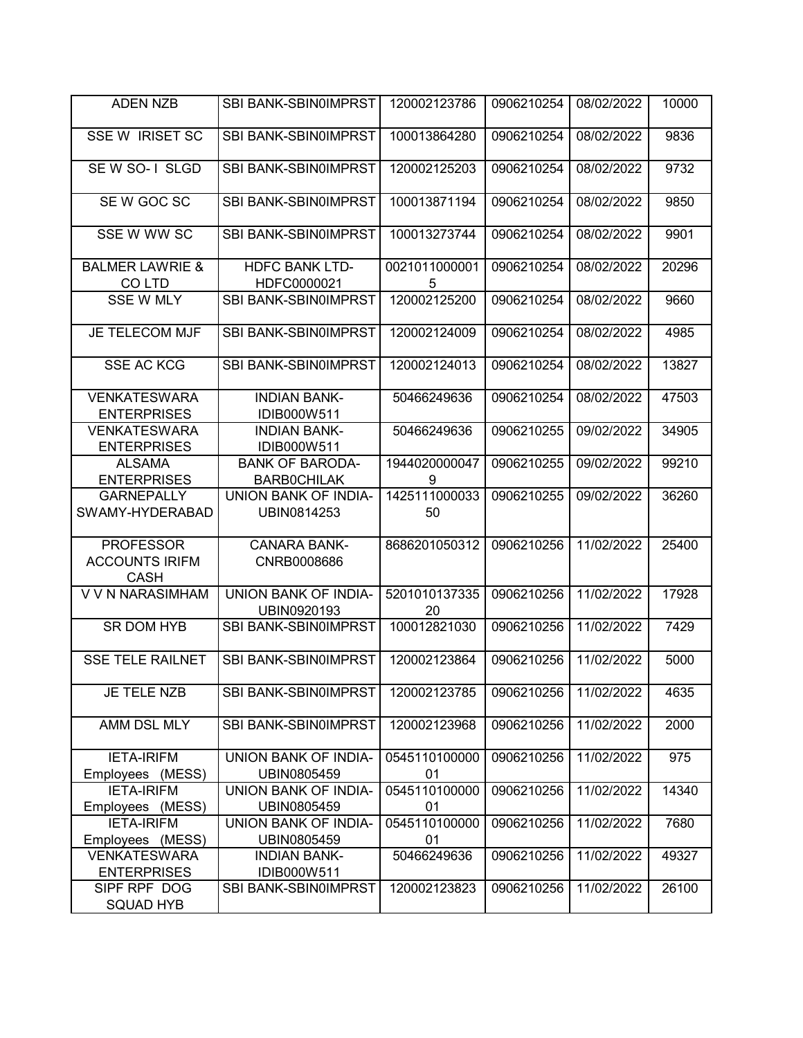| ADEN NZB | SBI BANK-SBIN0IMPRST | 120002123786 | 0906210254 | 08/02/2022 | 10000 |
|---|---|---|---|---|---|
| SSE W IRISET SC | SBI BANK-SBIN0IMPRST | 100013864280 | 0906210254 | 08/02/2022 | 9836 |
| SE W SO- I SLGD | SBI BANK-SBIN0IMPRST | 120002125203 | 0906210254 | 08/02/2022 | 9732 |
| SE W GOC SC | SBI BANK-SBIN0IMPRST | 100013871194 | 0906210254 | 08/02/2022 | 9850 |
| SSE W WW SC | SBI BANK-SBIN0IMPRST | 100013273744 | 0906210254 | 08/02/2022 | 9901 |
| BALMER LAWRIE & CO LTD | HDFC BANK LTD-HDFC0000021 | 00210110000015 | 0906210254 | 08/02/2022 | 20296 |
| SSE W MLY | SBI BANK-SBIN0IMPRST | 120002125200 | 0906210254 | 08/02/2022 | 9660 |
| JE TELECOM MJF | SBI BANK-SBIN0IMPRST | 120002124009 | 0906210254 | 08/02/2022 | 4985 |
| SSE AC KCG | SBI BANK-SBIN0IMPRST | 120002124013 | 0906210254 | 08/02/2022 | 13827 |
| VENKATESWARA ENTERPRISES | INDIAN BANK-IDIB000W511 | 50466249636 | 0906210254 | 08/02/2022 | 47503 |
| VENKATESWARA ENTERPRISES | INDIAN BANK-IDIB000W511 | 50466249636 | 0906210255 | 09/02/2022 | 34905 |
| ALSAMA ENTERPRISES | BANK OF BARODA-BARB0CHILAK | 19440200000479 | 0906210255 | 09/02/2022 | 99210 |
| GARNEPALLY SWAMY-HYDERABAD | UNION BANK OF INDIA-UBIN0814253 | 142511100003350 | 0906210255 | 09/02/2022 | 36260 |
| PROFESSOR ACCOUNTS IRIFM CASH | CANARA BANK-CNRB0008686 | 8686201050312 | 0906210256 | 11/02/2022 | 25400 |
| V V N NARASIMHAM | UNION BANK OF INDIA-UBIN0920193 | 520101013733520 | 0906210256 | 11/02/2022 | 17928 |
| SR DOM HYB | SBI BANK-SBIN0IMPRST | 100012821030 | 0906210256 | 11/02/2022 | 7429 |
| SSE TELE RAILNET | SBI BANK-SBIN0IMPRST | 120002123864 | 0906210256 | 11/02/2022 | 5000 |
| JE TELE NZB | SBI BANK-SBIN0IMPRST | 120002123785 | 0906210256 | 11/02/2022 | 4635 |
| AMM DSL MLY | SBI BANK-SBIN0IMPRST | 120002123968 | 0906210256 | 11/02/2022 | 2000 |
| IETA-IRIFM Employees (MESS) | UNION BANK OF INDIA-UBIN0805459 | 054511010000001 | 0906210256 | 11/02/2022 | 975 |
| IETA-IRIFM Employees (MESS) | UNION BANK OF INDIA-UBIN0805459 | 054511010000001 | 0906210256 | 11/02/2022 | 14340 |
| IETA-IRIFM Employees (MESS) | UNION BANK OF INDIA-UBIN0805459 | 054511010000001 | 0906210256 | 11/02/2022 | 7680 |
| VENKATESWARA ENTERPRISES | INDIAN BANK-IDIB000W511 | 50466249636 | 0906210256 | 11/02/2022 | 49327 |
| SIPF RPF DOG SQUAD HYB | SBI BANK-SBIN0IMPRST | 120002123823 | 0906210256 | 11/02/2022 | 26100 |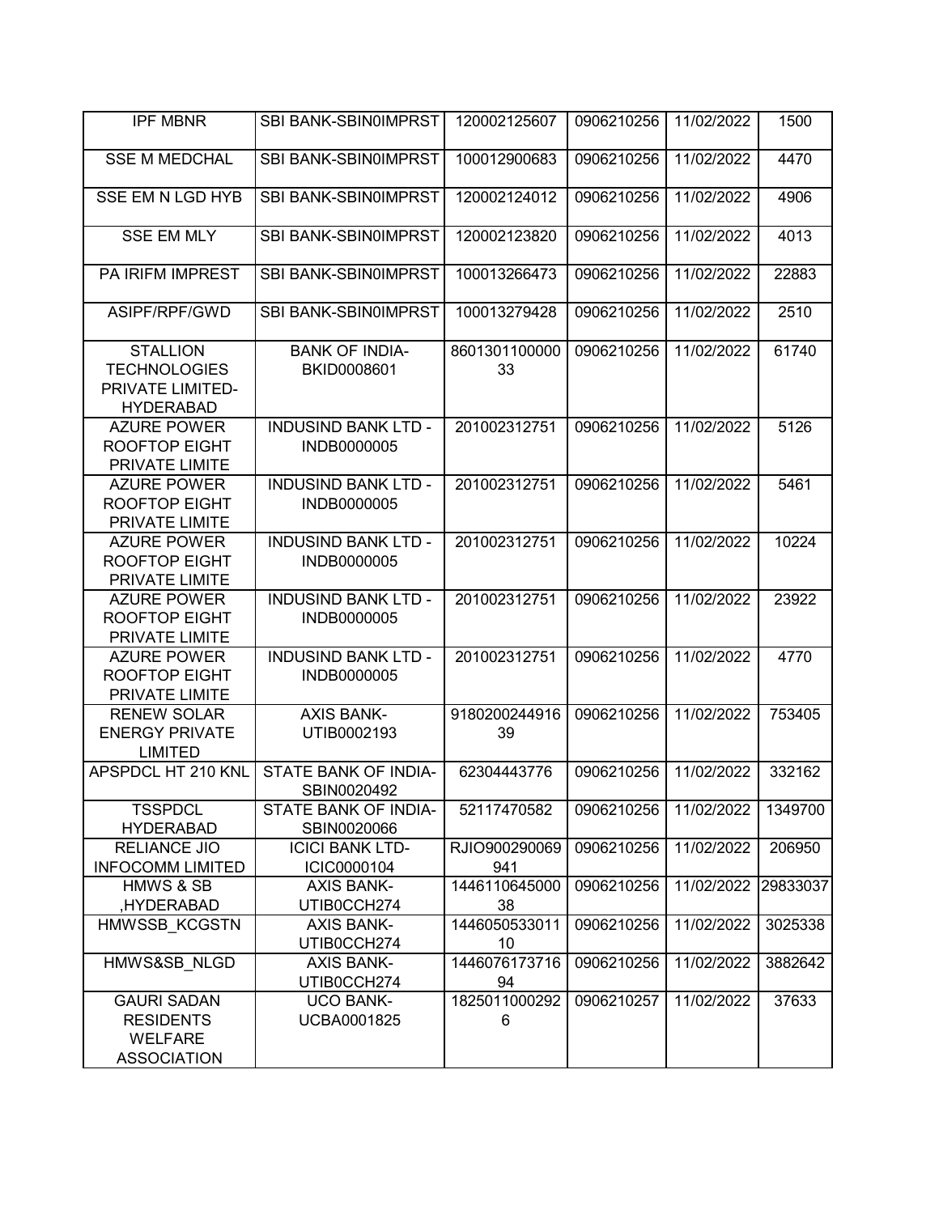| IPF MBNR | SBI BANK-SBIN0IMPRST | 120002125607 | 0906210256 | 11/02/2022 | 1500 |
|---|---|---|---|---|---|
| SSE M MEDCHAL | SBI BANK-SBIN0IMPRST | 100012900683 | 0906210256 | 11/02/2022 | 4470 |
| SSE EM N LGD HYB | SBI BANK-SBIN0IMPRST | 120002124012 | 0906210256 | 11/02/2022 | 4906 |
| SSE EM MLY | SBI BANK-SBIN0IMPRST | 120002123820 | 0906210256 | 11/02/2022 | 4013 |
| PA IRIFM IMPREST | SBI BANK-SBIN0IMPRST | 100013266473 | 0906210256 | 11/02/2022 | 22883 |
| ASIPF/RPF/GWD | SBI BANK-SBIN0IMPRST | 100013279428 | 0906210256 | 11/02/2022 | 2510 |
| STALLION TECHNOLOGIES PRIVATE LIMITED-HYDERABAD | BANK OF INDIA-BKID0008601 | 860130110000033 | 0906210256 | 11/02/2022 | 61740 |
| AZURE POWER ROOFTOP EIGHT PRIVATE LIMITE | INDUSIND BANK LTD - INDB0000005 | 201002312751 | 0906210256 | 11/02/2022 | 5126 |
| AZURE POWER ROOFTOP EIGHT PRIVATE LIMITE | INDUSIND BANK LTD - INDB0000005 | 201002312751 | 0906210256 | 11/02/2022 | 5461 |
| AZURE POWER ROOFTOP EIGHT PRIVATE LIMITE | INDUSIND BANK LTD - INDB0000005 | 201002312751 | 0906210256 | 11/02/2022 | 10224 |
| AZURE POWER ROOFTOP EIGHT PRIVATE LIMITE | INDUSIND BANK LTD - INDB0000005 | 201002312751 | 0906210256 | 11/02/2022 | 23922 |
| AZURE POWER ROOFTOP EIGHT PRIVATE LIMITE | INDUSIND BANK LTD - INDB0000005 | 201002312751 | 0906210256 | 11/02/2022 | 4770 |
| RENEW SOLAR ENERGY PRIVATE LIMITED | AXIS BANK-UTIB0002193 | 918020024491639 | 0906210256 | 11/02/2022 | 753405 |
| APSPDCL HT 210 KNL | STATE BANK OF INDIA-SBIN0020492 | 62304443776 | 0906210256 | 11/02/2022 | 332162 |
| TSSPDCL HYDERABAD | STATE BANK OF INDIA-SBIN0020066 | 52117470582 | 0906210256 | 11/02/2022 | 1349700 |
| RELIANCE JIO INFOCOMM LIMITED | ICICI BANK LTD-ICIC0000104 | RJIO900290069941 | 0906210256 | 11/02/2022 | 206950 |
| HMWS & SB ,HYDERABAD | AXIS BANK-UTIB0CCH274 | 144611064500038 | 0906210256 | 11/02/2022 | 29833037 |
| HMWSSB_KCGSTN | AXIS BANK-UTIB0CCH274 | 144605053301110 | 0906210256 | 11/02/2022 | 3025338 |
| HMWS&SB_NLGD | AXIS BANK-UTIB0CCH274 | 144607617371694 | 0906210256 | 11/02/2022 | 3882642 |
| GAURI SADAN RESIDENTS WELFARE ASSOCIATION | UCO BANK-UCBA0001825 | 18250110002926 | 0906210257 | 11/02/2022 | 37633 |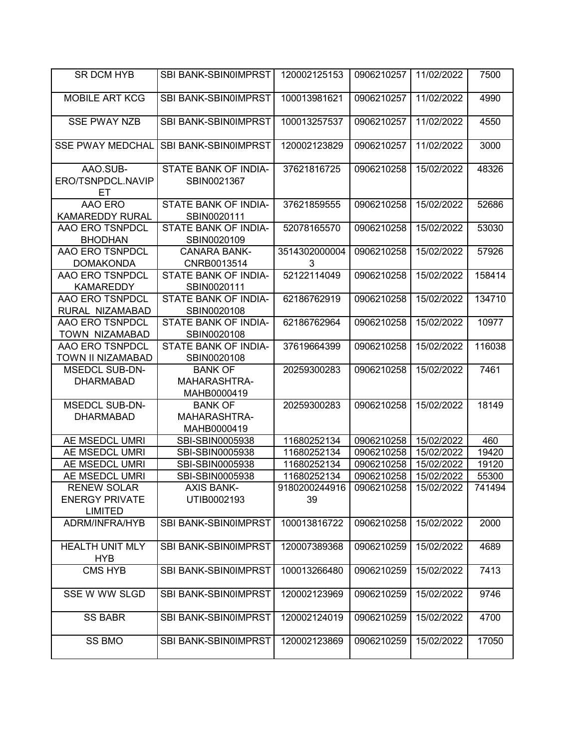| SR DCM HYB | SBI BANK-SBIN0IMPRST | 120002125153 | 0906210257 | 11/02/2022 | 7500 |
|---|---|---|---|---|---|
| MOBILE ART KCG | SBI BANK-SBIN0IMPRST | 100013981621 | 0906210257 | 11/02/2022 | 4990 |
| SSE PWAY NZB | SBI BANK-SBIN0IMPRST | 100013257537 | 0906210257 | 11/02/2022 | 4550 |
| SSE PWAY MEDCHAL | SBI BANK-SBIN0IMPRST | 120002123829 | 0906210257 | 11/02/2022 | 3000 |
| AAO.SUB-ERO/TSNPDCL.NAVIPET | STATE BANK OF INDIA-SBIN0021367 | 37621816725 | 0906210258 | 15/02/2022 | 48326 |
| AAO ERO KAMAREDDY RURAL | STATE BANK OF INDIA-SBIN0020111 | 37621859555 | 0906210258 | 15/02/2022 | 52686 |
| AAO ERO TSNPDCL BHODHAN | STATE BANK OF INDIA-SBIN0020109 | 52078165570 | 0906210258 | 15/02/2022 | 53030 |
| AAO ERO TSNPDCL DOMAKONDA | CANARA BANK-CNRB0013514 | 35143020000043 | 0906210258 | 15/02/2022 | 57926 |
| AAO ERO TSNPDCL KAMAREDDY | STATE BANK OF INDIA-SBIN0020111 | 52122114049 | 0906210258 | 15/02/2022 | 158414 |
| AAO ERO TSNPDCL RURAL NIZAMABAD | STATE BANK OF INDIA-SBIN0020108 | 62186762919 | 0906210258 | 15/02/2022 | 134710 |
| AAO ERO TSNPDCL TOWN NIZAMABAD | STATE BANK OF INDIA-SBIN0020108 | 62186762964 | 0906210258 | 15/02/2022 | 10977 |
| AAO ERO TSNPDCL TOWN II NIZAMABAD | STATE BANK OF INDIA-SBIN0020108 | 37619664399 | 0906210258 | 15/02/2022 | 116038 |
| MSEDCL SUB-DN-DHARMABAD | BANK OF MAHARASHTRA-MAHB0000419 | 20259300283 | 0906210258 | 15/02/2022 | 7461 |
| MSEDCL SUB-DN-DHARMABAD | BANK OF MAHARASHTRA-MAHB0000419 | 20259300283 | 0906210258 | 15/02/2022 | 18149 |
| AE MSEDCL UMRI | SBI-SBIN0005938 | 11680252134 | 0906210258 | 15/02/2022 | 460 |
| AE MSEDCL UMRI | SBI-SBIN0005938 | 11680252134 | 0906210258 | 15/02/2022 | 19420 |
| AE MSEDCL UMRI | SBI-SBIN0005938 | 11680252134 | 0906210258 | 15/02/2022 | 19120 |
| AE MSEDCL UMRI | SBI-SBIN0005938 | 11680252134 | 0906210258 | 15/02/2022 | 55300 |
| RENEW SOLAR ENERGY PRIVATE LIMITED | AXIS BANK-UTIB0002193 | 918020024491639 | 0906210258 | 15/02/2022 | 741494 |
| ADRM/INFRA/HYB | SBI BANK-SBIN0IMPRST | 100013816722 | 0906210258 | 15/02/2022 | 2000 |
| HEALTH UNIT MLY HYB | SBI BANK-SBIN0IMPRST | 120007389368 | 0906210259 | 15/02/2022 | 4689 |
| CMS HYB | SBI BANK-SBIN0IMPRST | 100013266480 | 0906210259 | 15/02/2022 | 7413 |
| SSE W WW SLGD | SBI BANK-SBIN0IMPRST | 120002123969 | 0906210259 | 15/02/2022 | 9746 |
| SS BABR | SBI BANK-SBIN0IMPRST | 120002124019 | 0906210259 | 15/02/2022 | 4700 |
| SS BMO | SBI BANK-SBIN0IMPRST | 120002123869 | 0906210259 | 15/02/2022 | 17050 |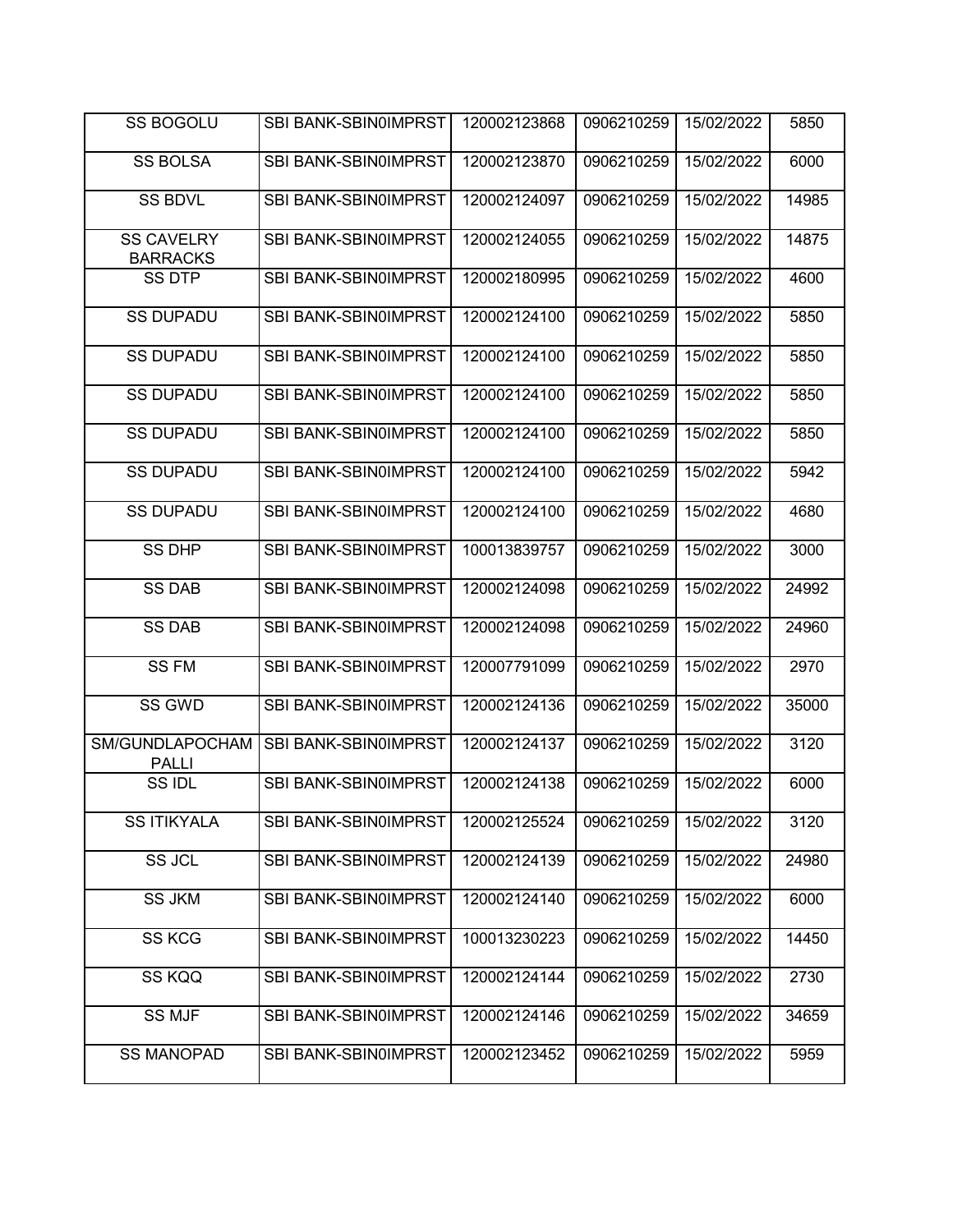| SS BOGOLU | SBI BANK-SBIN0IMPRST | 120002123868 | 0906210259 | 15/02/2022 | 5850 |
|---|---|---|---|---|---|
| SS BOLSA | SBI BANK-SBIN0IMPRST | 120002123870 | 0906210259 | 15/02/2022 | 6000 |
| SS BDVL | SBI BANK-SBIN0IMPRST | 120002124097 | 0906210259 | 15/02/2022 | 14985 |
| SS CAVELRY BARRACKS | SBI BANK-SBIN0IMPRST | 120002124055 | 0906210259 | 15/02/2022 | 14875 |
| SS DTP | SBI BANK-SBIN0IMPRST | 120002180995 | 0906210259 | 15/02/2022 | 4600 |
| SS DUPADU | SBI BANK-SBIN0IMPRST | 120002124100 | 0906210259 | 15/02/2022 | 5850 |
| SS DUPADU | SBI BANK-SBIN0IMPRST | 120002124100 | 0906210259 | 15/02/2022 | 5850 |
| SS DUPADU | SBI BANK-SBIN0IMPRST | 120002124100 | 0906210259 | 15/02/2022 | 5850 |
| SS DUPADU | SBI BANK-SBIN0IMPRST | 120002124100 | 0906210259 | 15/02/2022 | 5850 |
| SS DUPADU | SBI BANK-SBIN0IMPRST | 120002124100 | 0906210259 | 15/02/2022 | 5942 |
| SS DUPADU | SBI BANK-SBIN0IMPRST | 120002124100 | 0906210259 | 15/02/2022 | 4680 |
| SS DHP | SBI BANK-SBIN0IMPRST | 100013839757 | 0906210259 | 15/02/2022 | 3000 |
| SS DAB | SBI BANK-SBIN0IMPRST | 120002124098 | 0906210259 | 15/02/2022 | 24992 |
| SS DAB | SBI BANK-SBIN0IMPRST | 120002124098 | 0906210259 | 15/02/2022 | 24960 |
| SS FM | SBI BANK-SBIN0IMPRST | 120007791099 | 0906210259 | 15/02/2022 | 2970 |
| SS GWD | SBI BANK-SBIN0IMPRST | 120002124136 | 0906210259 | 15/02/2022 | 35000 |
| SM/GUNDLAPOCHAM PALLI | SBI BANK-SBIN0IMPRST | 120002124137 | 0906210259 | 15/02/2022 | 3120 |
| SS IDL | SBI BANK-SBIN0IMPRST | 120002124138 | 0906210259 | 15/02/2022 | 6000 |
| SS ITIKYALA | SBI BANK-SBIN0IMPRST | 120002125524 | 0906210259 | 15/02/2022 | 3120 |
| SS JCL | SBI BANK-SBIN0IMPRST | 120002124139 | 0906210259 | 15/02/2022 | 24980 |
| SS JKM | SBI BANK-SBIN0IMPRST | 120002124140 | 0906210259 | 15/02/2022 | 6000 |
| SS KCG | SBI BANK-SBIN0IMPRST | 100013230223 | 0906210259 | 15/02/2022 | 14450 |
| SS KQQ | SBI BANK-SBIN0IMPRST | 120002124144 | 0906210259 | 15/02/2022 | 2730 |
| SS MJF | SBI BANK-SBIN0IMPRST | 120002124146 | 0906210259 | 15/02/2022 | 34659 |
| SS MANOPAD | SBI BANK-SBIN0IMPRST | 120002123452 | 0906210259 | 15/02/2022 | 5959 |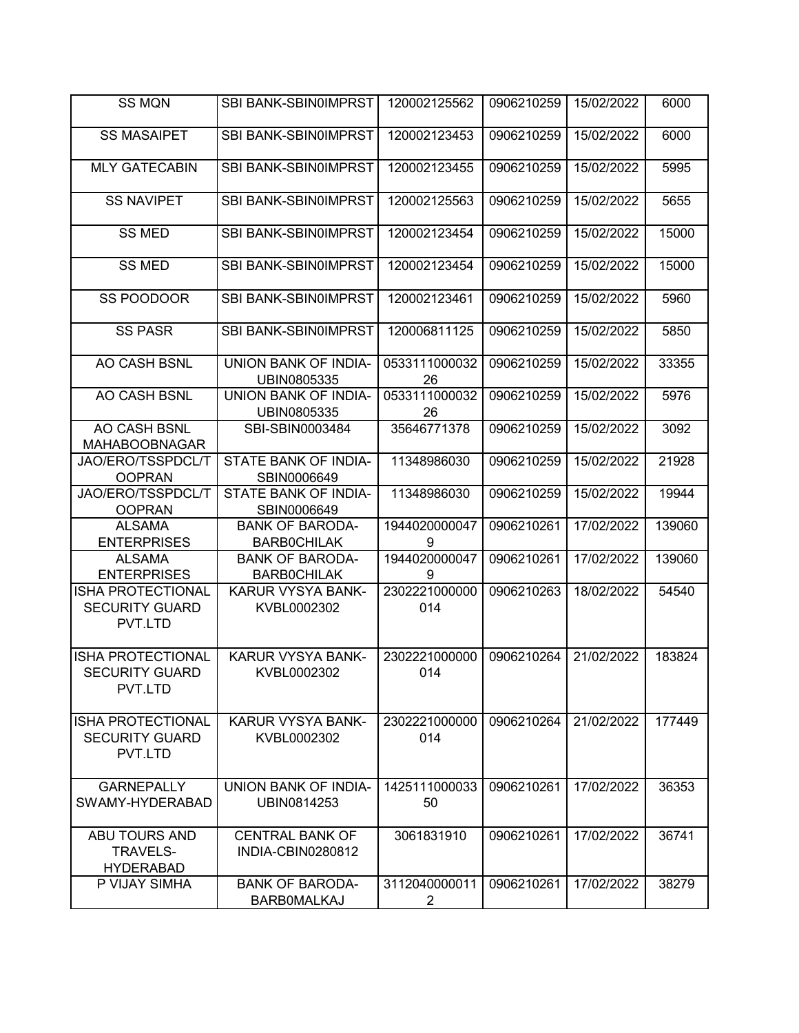| SS MQN | SBI BANK-SBIN0IMPRST | 120002125562 | 0906210259 | 15/02/2022 | 6000 |
|---|---|---|---|---|---|
| SS MASAIPET | SBI BANK-SBIN0IMPRST | 120002123453 | 0906210259 | 15/02/2022 | 6000 |
| MLY GATECABIN | SBI BANK-SBIN0IMPRST | 120002123455 | 0906210259 | 15/02/2022 | 5995 |
| SS NAVIPET | SBI BANK-SBIN0IMPRST | 120002125563 | 0906210259 | 15/02/2022 | 5655 |
| SS MED | SBI BANK-SBIN0IMPRST | 120002123454 | 0906210259 | 15/02/2022 | 15000 |
| SS MED | SBI BANK-SBIN0IMPRST | 120002123454 | 0906210259 | 15/02/2022 | 15000 |
| SS POODOOR | SBI BANK-SBIN0IMPRST | 120002123461 | 0906210259 | 15/02/2022 | 5960 |
| SS PASR | SBI BANK-SBIN0IMPRST | 120006811125 | 0906210259 | 15/02/2022 | 5850 |
| AO CASH BSNL | UNION BANK OF INDIA-UBIN0805335 | 053311100003226 | 0906210259 | 15/02/2022 | 33355 |
| AO CASH BSNL | UNION BANK OF INDIA-UBIN0805335 | 053311100003226 | 0906210259 | 15/02/2022 | 5976 |
| AO CASH BSNL MAHABOOBNAGAR | SBI-SBIN0003484 | 35646771378 | 0906210259 | 15/02/2022 | 3092 |
| JAO/ERO/TSSPDCL/TOOPRAN | STATE BANK OF INDIA-SBIN0006649 | 11348986030 | 0906210259 | 15/02/2022 | 21928 |
| JAO/ERO/TSSPDCL/TOOPRAN | STATE BANK OF INDIA-SBIN0006649 | 11348986030 | 0906210259 | 15/02/2022 | 19944 |
| ALSAMA ENTERPRISES | BANK OF BARODA-BARB0CHILAK | 19440200000479 | 0906210261 | 17/02/2022 | 139060 |
| ALSAMA ENTERPRISES | BANK OF BARODA-BARB0CHILAK | 19440200000479 | 0906210261 | 17/02/2022 | 139060 |
| ISHA PROTECTIONAL SECURITY GUARD PVT.LTD | KARUR VYSYA BANK-KVBL0002302 | 2302221000000014 | 0906210263 | 18/02/2022 | 54540 |
| ISHA PROTECTIONAL SECURITY GUARD PVT.LTD | KARUR VYSYA BANK-KVBL0002302 | 2302221000000014 | 0906210264 | 21/02/2022 | 183824 |
| ISHA PROTECTIONAL SECURITY GUARD PVT.LTD | KARUR VYSYA BANK-KVBL0002302 | 2302221000000014 | 0906210264 | 21/02/2022 | 177449 |
| GARNEPALLY SWAMY-HYDERABAD | UNION BANK OF INDIA-UBIN0814253 | 142511100003350 | 0906210261 | 17/02/2022 | 36353 |
| ABU TOURS AND TRAVELS-HYDERABAD | CENTRAL BANK OF INDIA-CBIN0280812 | 3061831910 | 0906210261 | 17/02/2022 | 36741 |
| P VIJAY SIMHA | BANK OF BARODA-BARB0MALKAJ | 31120400000112 | 0906210261 | 17/02/2022 | 38279 |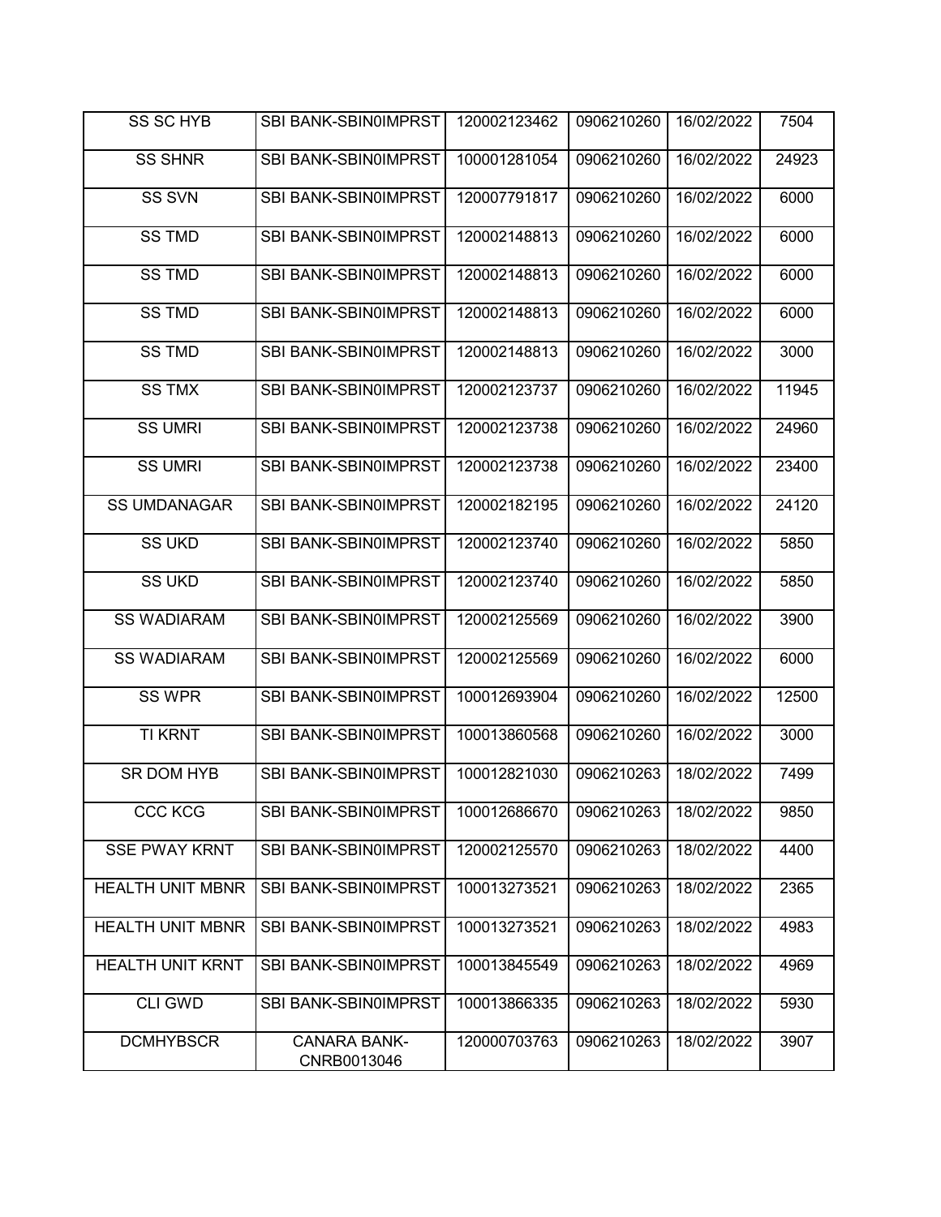| SS SC HYB | SBI BANK-SBIN0IMPRST | 120002123462 | 0906210260 | 16/02/2022 | 7504 |
|---|---|---|---|---|---|
| SS SHNR | SBI BANK-SBIN0IMPRST | 100001281054 | 0906210260 | 16/02/2022 | 24923 |
| SS SVN | SBI BANK-SBIN0IMPRST | 120007791817 | 0906210260 | 16/02/2022 | 6000 |
| SS TMD | SBI BANK-SBIN0IMPRST | 120002148813 | 0906210260 | 16/02/2022 | 6000 |
| SS TMD | SBI BANK-SBIN0IMPRST | 120002148813 | 0906210260 | 16/02/2022 | 6000 |
| SS TMD | SBI BANK-SBIN0IMPRST | 120002148813 | 0906210260 | 16/02/2022 | 6000 |
| SS TMD | SBI BANK-SBIN0IMPRST | 120002148813 | 0906210260 | 16/02/2022 | 3000 |
| SS TMX | SBI BANK-SBIN0IMPRST | 120002123737 | 0906210260 | 16/02/2022 | 11945 |
| SS UMRI | SBI BANK-SBIN0IMPRST | 120002123738 | 0906210260 | 16/02/2022 | 24960 |
| SS UMRI | SBI BANK-SBIN0IMPRST | 120002123738 | 0906210260 | 16/02/2022 | 23400 |
| SS UMDANAGAR | SBI BANK-SBIN0IMPRST | 120002182195 | 0906210260 | 16/02/2022 | 24120 |
| SS UKD | SBI BANK-SBIN0IMPRST | 120002123740 | 0906210260 | 16/02/2022 | 5850 |
| SS UKD | SBI BANK-SBIN0IMPRST | 120002123740 | 0906210260 | 16/02/2022 | 5850 |
| SS WADIARAM | SBI BANK-SBIN0IMPRST | 120002125569 | 0906210260 | 16/02/2022 | 3900 |
| SS WADIARAM | SBI BANK-SBIN0IMPRST | 120002125569 | 0906210260 | 16/02/2022 | 6000 |
| SS WPR | SBI BANK-SBIN0IMPRST | 100012693904 | 0906210260 | 16/02/2022 | 12500 |
| TI KRNT | SBI BANK-SBIN0IMPRST | 100013860568 | 0906210260 | 16/02/2022 | 3000 |
| SR DOM HYB | SBI BANK-SBIN0IMPRST | 100012821030 | 0906210263 | 18/02/2022 | 7499 |
| CCC KCG | SBI BANK-SBIN0IMPRST | 100012686670 | 0906210263 | 18/02/2022 | 9850 |
| SSE PWAY KRNT | SBI BANK-SBIN0IMPRST | 120002125570 | 0906210263 | 18/02/2022 | 4400 |
| HEALTH UNIT MBNR | SBI BANK-SBIN0IMPRST | 100013273521 | 0906210263 | 18/02/2022 | 2365 |
| HEALTH UNIT MBNR | SBI BANK-SBIN0IMPRST | 100013273521 | 0906210263 | 18/02/2022 | 4983 |
| HEALTH UNIT KRNT | SBI BANK-SBIN0IMPRST | 100013845549 | 0906210263 | 18/02/2022 | 4969 |
| CLI GWD | SBI BANK-SBIN0IMPRST | 100013866335 | 0906210263 | 18/02/2022 | 5930 |
| DCMHYBSCR | CANARA BANK-CNRB0013046 | 120000703763 | 0906210263 | 18/02/2022 | 3907 |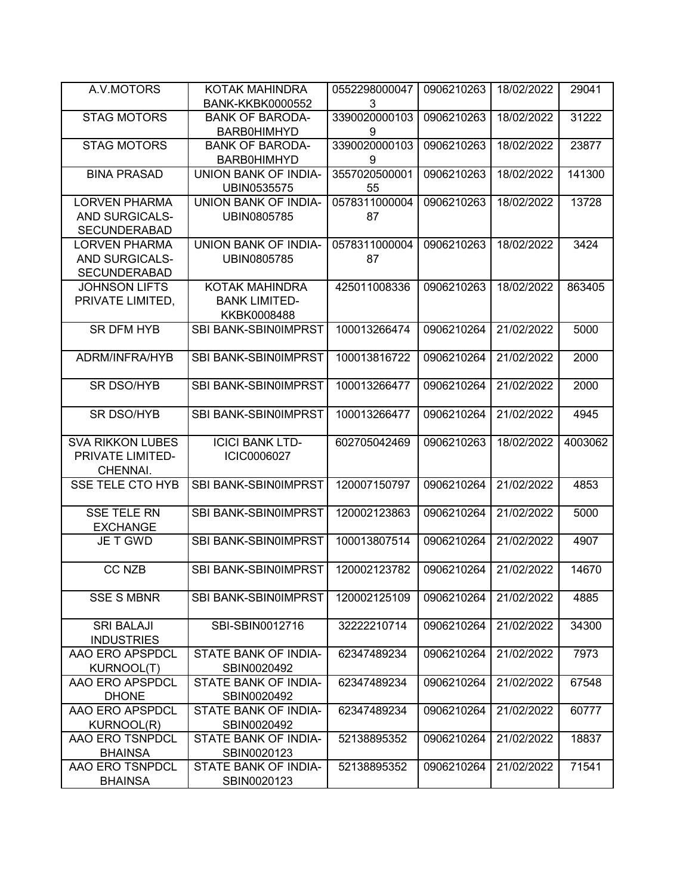| A.V.MOTORS | KOTAK MAHINDRA BANK-KKBK0000552 | 05522980000473 | 0906210263 | 18/02/2022 | 29041 |
|---|---|---|---|---|---|
| STAG MOTORS | BANK OF BARODA-BARB0HIMHYD | 33900200001039 | 0906210263 | 18/02/2022 | 31222 |
| STAG MOTORS | BANK OF BARODA-BARB0HIMHYD | 33900200001039 | 0906210263 | 18/02/2022 | 23877 |
| BINA PRASAD | UNION BANK OF INDIA-UBIN0535575 | 355702050000155 | 0906210263 | 18/02/2022 | 141300 |
| LORVEN PHARMA AND SURGICALS-SECUNDERABAD | UNION BANK OF INDIA-UBIN0805785 | 057831100000487 | 0906210263 | 18/02/2022 | 13728 |
| LORVEN PHARMA AND SURGICALS-SECUNDERABAD | UNION BANK OF INDIA-UBIN0805785 | 057831100000487 | 0906210263 | 18/02/2022 | 3424 |
| JOHNSON LIFTS PRIVATE LIMITED, | KOTAK MAHINDRA BANK LIMITED-KKBK0008488 | 425011008336 | 0906210263 | 18/02/2022 | 863405 |
| SR DFM HYB | SBI BANK-SBIN0IMPRST | 100013266474 | 0906210264 | 21/02/2022 | 5000 |
| ADRM/INFRA/HYB | SBI BANK-SBIN0IMPRST | 100013816722 | 0906210264 | 21/02/2022 | 2000 |
| SR DSO/HYB | SBI BANK-SBIN0IMPRST | 100013266477 | 0906210264 | 21/02/2022 | 2000 |
| SR DSO/HYB | SBI BANK-SBIN0IMPRST | 100013266477 | 0906210264 | 21/02/2022 | 4945 |
| SVA RIKKON LUBES PRIVATE LIMITED-CHENNAI. | ICICI BANK LTD-ICIC0006027 | 602705042469 | 0906210263 | 18/02/2022 | 4003062 |
| SSE TELE CTO HYB | SBI BANK-SBIN0IMPRST | 120007150797 | 0906210264 | 21/02/2022 | 4853 |
| SSE TELE RN EXCHANGE | SBI BANK-SBIN0IMPRST | 120002123863 | 0906210264 | 21/02/2022 | 5000 |
| JE T GWD | SBI BANK-SBIN0IMPRST | 100013807514 | 0906210264 | 21/02/2022 | 4907 |
| CC NZB | SBI BANK-SBIN0IMPRST | 120002123782 | 0906210264 | 21/02/2022 | 14670 |
| SSE S MBNR | SBI BANK-SBIN0IMPRST | 120002125109 | 0906210264 | 21/02/2022 | 4885 |
| SRI BALAJI INDUSTRIES | SBI-SBIN0012716 | 32222210714 | 0906210264 | 21/02/2022 | 34300 |
| AAO ERO APSPDCL KURNOOL(T) | STATE BANK OF INDIA-SBIN0020492 | 62347489234 | 0906210264 | 21/02/2022 | 7973 |
| AAO ERO APSPDCL DHONE | STATE BANK OF INDIA-SBIN0020492 | 62347489234 | 0906210264 | 21/02/2022 | 67548 |
| AAO ERO APSPDCL KURNOOL(R) | STATE BANK OF INDIA-SBIN0020492 | 62347489234 | 0906210264 | 21/02/2022 | 60777 |
| AAO ERO TSNPDCL BHAINSA | STATE BANK OF INDIA-SBIN0020123 | 52138895352 | 0906210264 | 21/02/2022 | 18837 |
| AAO ERO TSNPDCL BHAINSA | STATE BANK OF INDIA-SBIN0020123 | 52138895352 | 0906210264 | 21/02/2022 | 71541 |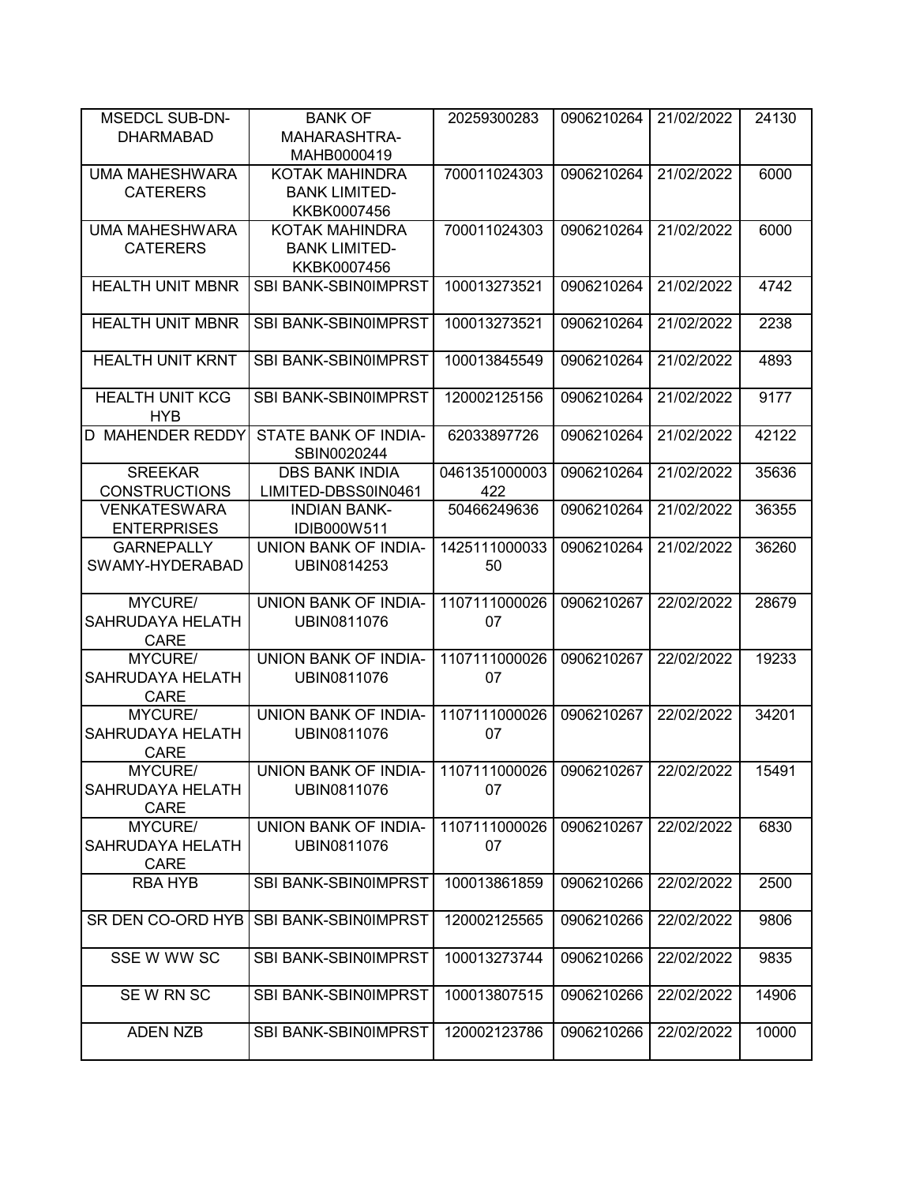| | | | | | |
|---|---|---|---|---|---|
| MSEDCL SUB-DN-DHARMABAD | BANK OF MAHARASHTRA-MAHB0000419 | 20259300283 | 0906210264 | 21/02/2022 | 24130 |
| UMA MAHESHWARA CATERERS | KOTAK MAHINDRA BANK LIMITED-KKBK0007456 | 700011024303 | 0906210264 | 21/02/2022 | 6000 |
| UMA MAHESHWARA CATERERS | KOTAK MAHINDRA BANK LIMITED-KKBK0007456 | 700011024303 | 0906210264 | 21/02/2022 | 6000 |
| HEALTH UNIT MBNR | SBI BANK-SBIN0IMPRST | 100013273521 | 0906210264 | 21/02/2022 | 4742 |
| HEALTH UNIT MBNR | SBI BANK-SBIN0IMPRST | 100013273521 | 0906210264 | 21/02/2022 | 2238 |
| HEALTH UNIT KRNT | SBI BANK-SBIN0IMPRST | 100013845549 | 0906210264 | 21/02/2022 | 4893 |
| HEALTH UNIT KCG HYB | SBI BANK-SBIN0IMPRST | 120002125156 | 0906210264 | 21/02/2022 | 9177 |
| D MAHENDER REDDY | STATE BANK OF INDIA-SBIN0020244 | 62033897726 | 0906210264 | 21/02/2022 | 42122 |
| SREEKAR CONSTRUCTIONS | DBS BANK INDIA LIMITED-DBSS0IN0461 | 0461351000003422 | 0906210264 | 21/02/2022 | 35636 |
| VENKATESWARA ENTERPRISES | INDIAN BANK-IDIB000W511 | 50466249636 | 0906210264 | 21/02/2022 | 36355 |
| GARNEPALLY SWAMY-HYDERABAD | UNION BANK OF INDIA-UBIN0814253 | 142511100003350 | 0906210264 | 21/02/2022 | 36260 |
| MYCURE/ SAHRUDAYA HELATH CARE | UNION BANK OF INDIA-UBIN0811076 | 110711100002607 | 0906210267 | 22/02/2022 | 28679 |
| MYCURE/ SAHRUDAYA HELATH CARE | UNION BANK OF INDIA-UBIN0811076 | 110711100002607 | 0906210267 | 22/02/2022 | 19233 |
| MYCURE/ SAHRUDAYA HELATH CARE | UNION BANK OF INDIA-UBIN0811076 | 110711100002607 | 0906210267 | 22/02/2022 | 34201 |
| MYCURE/ SAHRUDAYA HELATH CARE | UNION BANK OF INDIA-UBIN0811076 | 110711100002607 | 0906210267 | 22/02/2022 | 15491 |
| MYCURE/ SAHRUDAYA HELATH CARE | UNION BANK OF INDIA-UBIN0811076 | 110711100002607 | 0906210267 | 22/02/2022 | 6830 |
| RBA HYB | SBI BANK-SBIN0IMPRST | 100013861859 | 0906210266 | 22/02/2022 | 2500 |
| SR DEN CO-ORD HYB | SBI BANK-SBIN0IMPRST | 120002125565 | 0906210266 | 22/02/2022 | 9806 |
| SSE W WW SC | SBI BANK-SBIN0IMPRST | 100013273744 | 0906210266 | 22/02/2022 | 9835 |
| SE W RN SC | SBI BANK-SBIN0IMPRST | 100013807515 | 0906210266 | 22/02/2022 | 14906 |
| ADEN NZB | SBI BANK-SBIN0IMPRST | 120002123786 | 0906210266 | 22/02/2022 | 10000 |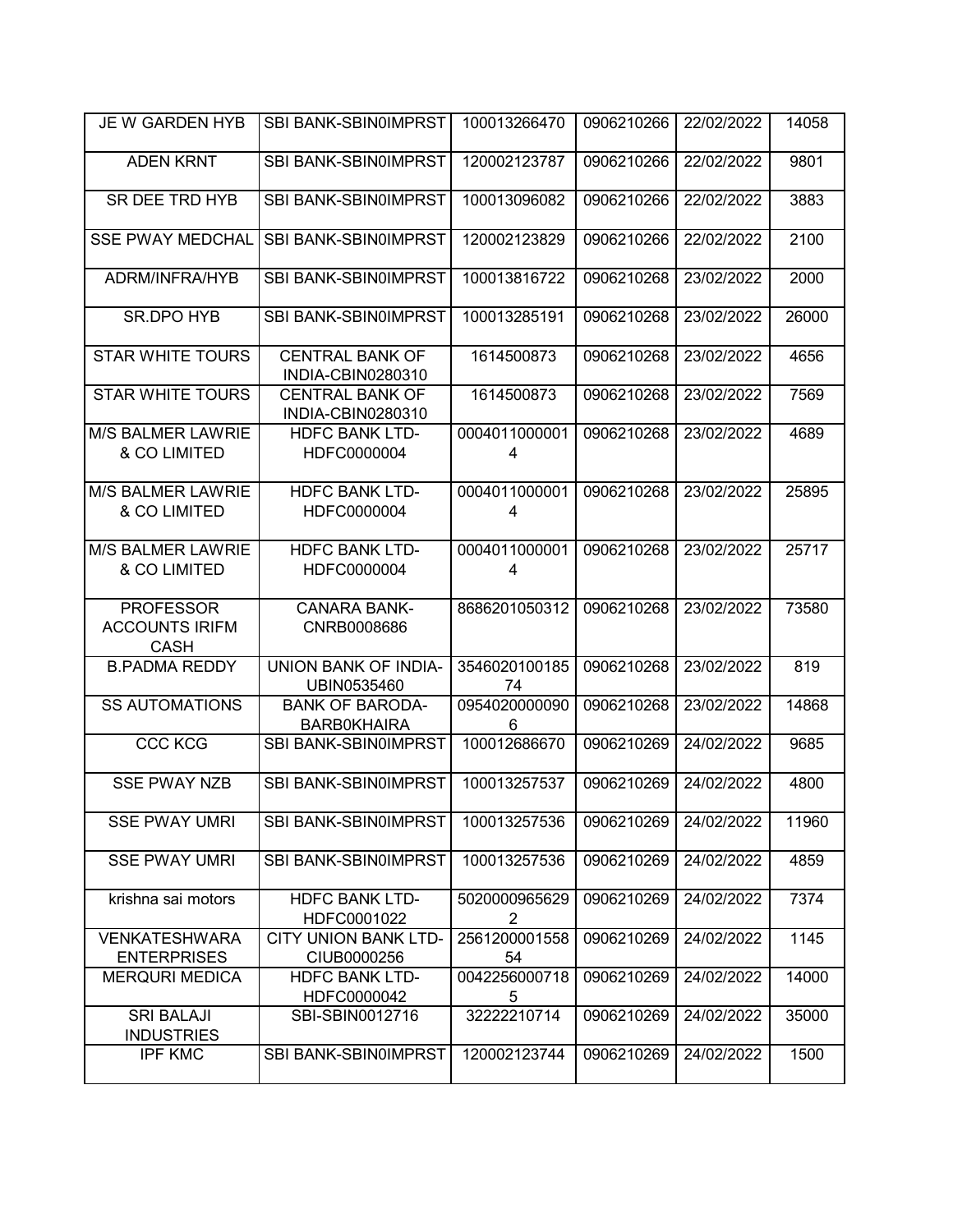| JE W GARDEN HYB | SBI BANK-SBIN0IMPRST | 100013266470 | 0906210266 | 22/02/2022 | 14058 |
|---|---|---|---|---|---|
| ADEN KRNT | SBI BANK-SBIN0IMPRST | 120002123787 | 0906210266 | 22/02/2022 | 9801 |
| SR DEE TRD HYB | SBI BANK-SBIN0IMPRST | 100013096082 | 0906210266 | 22/02/2022 | 3883 |
| SSE PWAY MEDCHAL | SBI BANK-SBIN0IMPRST | 120002123829 | 0906210266 | 22/02/2022 | 2100 |
| ADRM/INFRA/HYB | SBI BANK-SBIN0IMPRST | 100013816722 | 0906210268 | 23/02/2022 | 2000 |
| SR.DPO HYB | SBI BANK-SBIN0IMPRST | 100013285191 | 0906210268 | 23/02/2022 | 26000 |
| STAR WHITE TOURS | CENTRAL BANK OF INDIA-CBIN0280310 | 1614500873 | 0906210268 | 23/02/2022 | 4656 |
| STAR WHITE TOURS | CENTRAL BANK OF INDIA-CBIN0280310 | 1614500873 | 0906210268 | 23/02/2022 | 7569 |
| M/S BALMER LAWRIE & CO LIMITED | HDFC BANK LTD-HDFC0000004 | 00040110000014 | 0906210268 | 23/02/2022 | 4689 |
| M/S BALMER LAWRIE & CO LIMITED | HDFC BANK LTD-HDFC0000004 | 00040110000014 | 0906210268 | 23/02/2022 | 25895 |
| M/S BALMER LAWRIE & CO LIMITED | HDFC BANK LTD-HDFC0000004 | 00040110000014 | 0906210268 | 23/02/2022 | 25717 |
| PROFESSOR ACCOUNTS IRIFM CASH | CANARA BANK-CNRB0008686 | 8686201050312 | 0906210268 | 23/02/2022 | 73580 |
| B.PADMA REDDY | UNION BANK OF INDIA-UBIN0535460 | 354602010018574 | 0906210268 | 23/02/2022 | 819 |
| SS AUTOMATIONS | BANK OF BARODA-BARB0KHAIRA | 09540200000906 | 0906210268 | 23/02/2022 | 14868 |
| CCC KCG | SBI BANK-SBIN0IMPRST | 100012686670 | 0906210269 | 24/02/2022 | 9685 |
| SSE PWAY NZB | SBI BANK-SBIN0IMPRST | 100013257537 | 0906210269 | 24/02/2022 | 4800 |
| SSE PWAY UMRI | SBI BANK-SBIN0IMPRST | 100013257536 | 0906210269 | 24/02/2022 | 11960 |
| SSE PWAY UMRI | SBI BANK-SBIN0IMPRST | 100013257536 | 0906210269 | 24/02/2022 | 4859 |
| krishna sai motors | HDFC BANK LTD-HDFC0001022 | 50200009656292 | 0906210269 | 24/02/2022 | 7374 |
| VENKATESHWARA ENTERPRISES | CITY UNION BANK LTD-CIUB0000256 | 256120000155854 | 0906210269 | 24/02/2022 | 1145 |
| MERQURI MEDICA | HDFC BANK LTD-HDFC0000042 | 00422560007185 | 0906210269 | 24/02/2022 | 14000 |
| SRI BALAJI INDUSTRIES | SBI-SBIN0012716 | 32222210714 | 0906210269 | 24/02/2022 | 35000 |
| IPF KMC | SBI BANK-SBIN0IMPRST | 120002123744 | 0906210269 | 24/02/2022 | 1500 |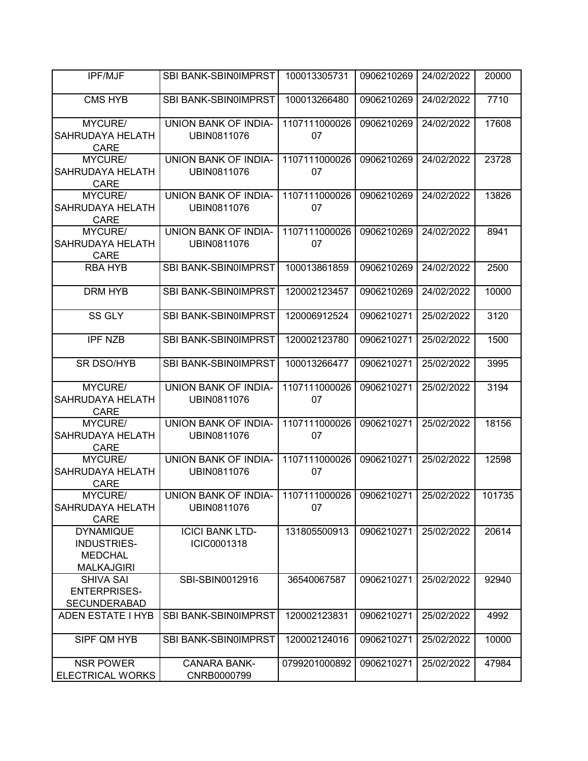| IPF/MJF | SBI BANK-SBIN0IMPRST | 100013305731 | 0906210269 | 24/02/2022 | 20000 |
|---|---|---|---|---|---|
| CMS HYB | SBI BANK-SBIN0IMPRST | 100013266480 | 0906210269 | 24/02/2022 | 7710 |
| MYCURE/ SAHRUDAYA HELATH CARE | UNION BANK OF INDIA-UBIN0811076 | 110711100002607 | 0906210269 | 24/02/2022 | 17608 |
| MYCURE/ SAHRUDAYA HELATH CARE | UNION BANK OF INDIA-UBIN0811076 | 110711100002607 | 0906210269 | 24/02/2022 | 23728 |
| MYCURE/ SAHRUDAYA HELATH CARE | UNION BANK OF INDIA-UBIN0811076 | 110711100002607 | 0906210269 | 24/02/2022 | 13826 |
| MYCURE/ SAHRUDAYA HELATH CARE | UNION BANK OF INDIA-UBIN0811076 | 110711100002607 | 0906210269 | 24/02/2022 | 8941 |
| RBA HYB | SBI BANK-SBIN0IMPRST | 100013861859 | 0906210269 | 24/02/2022 | 2500 |
| DRM HYB | SBI BANK-SBIN0IMPRST | 120002123457 | 0906210269 | 24/02/2022 | 10000 |
| SS GLY | SBI BANK-SBIN0IMPRST | 120006912524 | 0906210271 | 25/02/2022 | 3120 |
| IPF NZB | SBI BANK-SBIN0IMPRST | 120002123780 | 0906210271 | 25/02/2022 | 1500 |
| SR DSO/HYB | SBI BANK-SBIN0IMPRST | 100013266477 | 0906210271 | 25/02/2022 | 3995 |
| MYCURE/ SAHRUDAYA HELATH CARE | UNION BANK OF INDIA-UBIN0811076 | 110711100002607 | 0906210271 | 25/02/2022 | 3194 |
| MYCURE/ SAHRUDAYA HELATH CARE | UNION BANK OF INDIA-UBIN0811076 | 110711100002607 | 0906210271 | 25/02/2022 | 18156 |
| MYCURE/ SAHRUDAYA HELATH CARE | UNION BANK OF INDIA-UBIN0811076 | 110711100002607 | 0906210271 | 25/02/2022 | 12598 |
| MYCURE/ SAHRUDAYA HELATH CARE | UNION BANK OF INDIA-UBIN0811076 | 110711100002607 | 0906210271 | 25/02/2022 | 101735 |
| DYNAMIQUE INDUSTRIES-MEDCHAL MALKAJGIRI | ICICI BANK LTD-ICIC0001318 | 131805500913 | 0906210271 | 25/02/2022 | 20614 |
| SHIVA SAI ENTERPRISES-SECUNDERABAD | SBI-SBIN0012916 | 36540067587 | 0906210271 | 25/02/2022 | 92940 |
| ADEN ESTATE I HYB | SBI BANK-SBIN0IMPRST | 120002123831 | 0906210271 | 25/02/2022 | 4992 |
| SIPF QM HYB | SBI BANK-SBIN0IMPRST | 120002124016 | 0906210271 | 25/02/2022 | 10000 |
| NSR POWER ELECTRICAL WORKS | CANARA BANK-CNRB0000799 | 0799201000892 | 0906210271 | 25/02/2022 | 47984 |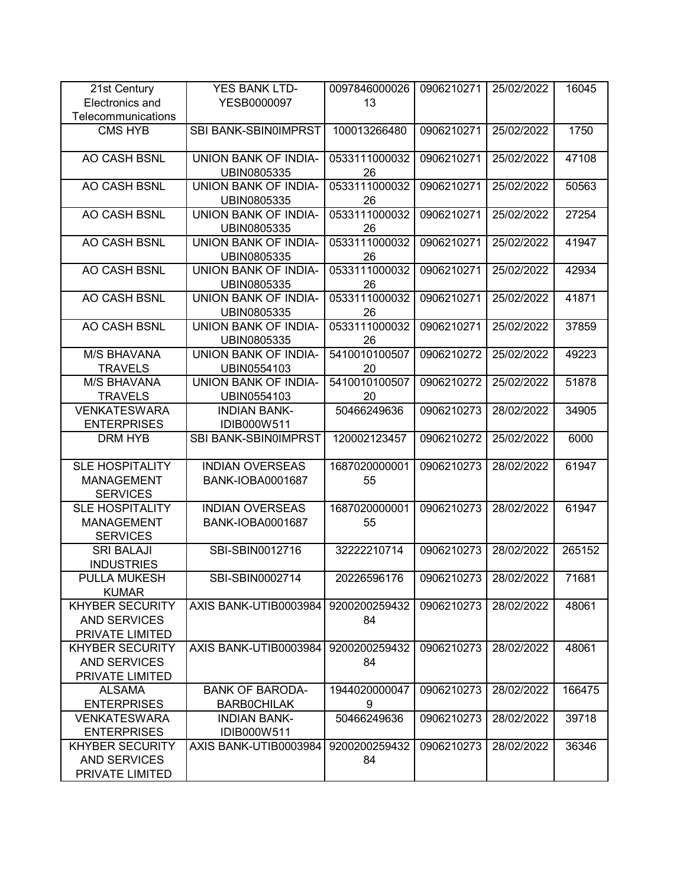| 21st Century Electronics and Telecommunications | YES BANK LTD-YESB0000097 | 009784600002613 | 0906210271 | 25/02/2022 | 16045 |
|---|---|---|---|---|---|
| CMS HYB | SBI BANK-SBIN0IMPRST | 100013266480 | 0906210271 | 25/02/2022 | 1750 |
| AO CASH BSNL | UNION BANK OF INDIA-UBIN0805335 | 053311100003226 | 0906210271 | 25/02/2022 | 47108 |
| AO CASH BSNL | UNION BANK OF INDIA-UBIN0805335 | 053311100003226 | 0906210271 | 25/02/2022 | 50563 |
| AO CASH BSNL | UNION BANK OF INDIA-UBIN0805335 | 053311100003226 | 0906210271 | 25/02/2022 | 27254 |
| AO CASH BSNL | UNION BANK OF INDIA-UBIN0805335 | 053311100003226 | 0906210271 | 25/02/2022 | 41947 |
| AO CASH BSNL | UNION BANK OF INDIA-UBIN0805335 | 053311100003226 | 0906210271 | 25/02/2022 | 42934 |
| AO CASH BSNL | UNION BANK OF INDIA-UBIN0805335 | 053311100003226 | 0906210271 | 25/02/2022 | 41871 |
| AO CASH BSNL | UNION BANK OF INDIA-UBIN0805335 | 053311100003226 | 0906210271 | 25/02/2022 | 37859 |
| M/S BHAVANA TRAVELS | UNION BANK OF INDIA-UBIN0554103 | 541001010050720 | 0906210272 | 25/02/2022 | 49223 |
| M/S BHAVANA TRAVELS | UNION BANK OF INDIA-UBIN0554103 | 541001010050720 | 0906210272 | 25/02/2022 | 51878 |
| VENKATESWARA ENTERPRISES | INDIAN BANK-IDIB000W511 | 50466249636 | 0906210273 | 28/02/2022 | 34905 |
| DRM HYB | SBI BANK-SBIN0IMPRST | 120002123457 | 0906210272 | 25/02/2022 | 6000 |
| SLE HOSPITALITY MANAGEMENT SERVICES | INDIAN OVERSEAS BANK-IOBA0001687 | 168702000000155 | 0906210273 | 28/02/2022 | 61947 |
| SLE HOSPITALITY MANAGEMENT SERVICES | INDIAN OVERSEAS BANK-IOBA0001687 | 168702000000155 | 0906210273 | 28/02/2022 | 61947 |
| SRI BALAJI INDUSTRIES | SBI-SBIN0012716 | 32222210714 | 0906210273 | 28/02/2022 | 265152 |
| PULLA MUKESH KUMAR | SBI-SBIN0002714 | 20226596176 | 0906210273 | 28/02/2022 | 71681 |
| KHYBER SECURITY AND SERVICES PRIVATE LIMITED | AXIS BANK-UTIB0003984 | 920020025943284 | 0906210273 | 28/02/2022 | 48061 |
| KHYBER SECURITY AND SERVICES PRIVATE LIMITED | AXIS BANK-UTIB0003984 | 920020025943284 | 0906210273 | 28/02/2022 | 48061 |
| ALSAMA ENTERPRISES | BANK OF BARODA-BARB0CHILAK | 19440200000479 | 0906210273 | 28/02/2022 | 166475 |
| VENKATESWARA ENTERPRISES | INDIAN BANK-IDIB000W511 | 50466249636 | 0906210273 | 28/02/2022 | 39718 |
| KHYBER SECURITY AND SERVICES PRIVATE LIMITED | AXIS BANK-UTIB0003984 | 920020025943284 | 0906210273 | 28/02/2022 | 36346 |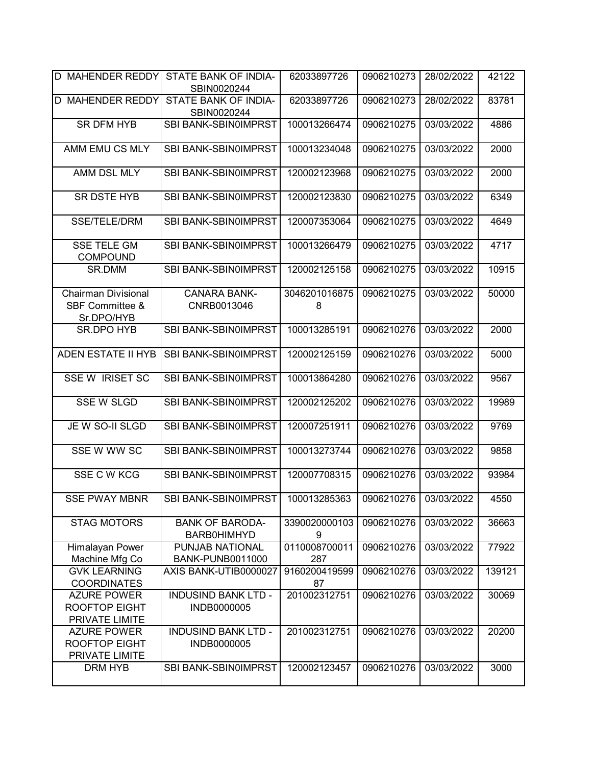| | | | | | |
|---|---|---|---|---|---|
| D MAHENDER REDDY | STATE BANK OF INDIA-SBIN0020244 | 62033897726 | 0906210273 | 28/02/2022 | 42122 |
| D MAHENDER REDDY | STATE BANK OF INDIA-SBIN0020244 | 62033897726 | 0906210273 | 28/02/2022 | 83781 |
| SR DFM HYB | SBI BANK-SBIN0IMPRST | 100013266474 | 0906210275 | 03/03/2022 | 4886 |
| AMM EMU CS MLY | SBI BANK-SBIN0IMPRST | 100013234048 | 0906210275 | 03/03/2022 | 2000 |
| AMM DSL MLY | SBI BANK-SBIN0IMPRST | 120002123968 | 0906210275 | 03/03/2022 | 2000 |
| SR DSTE HYB | SBI BANK-SBIN0IMPRST | 120002123830 | 0906210275 | 03/03/2022 | 6349 |
| SSE/TELE/DRM | SBI BANK-SBIN0IMPRST | 120007353064 | 0906210275 | 03/03/2022 | 4649 |
| SSE TELE GM COMPOUND | SBI BANK-SBIN0IMPRST | 100013266479 | 0906210275 | 03/03/2022 | 4717 |
| SR.DMM | SBI BANK-SBIN0IMPRST | 120002125158 | 0906210275 | 03/03/2022 | 10915 |
| Chairman Divisional SBF Committee & Sr.DPO/HYB | CANARA BANK-CNRB0013046 | 30462010168758 | 0906210275 | 03/03/2022 | 50000 |
| SR.DPO HYB | SBI BANK-SBIN0IMPRST | 100013285191 | 0906210276 | 03/03/2022 | 2000 |
| ADEN ESTATE II HYB | SBI BANK-SBIN0IMPRST | 120002125159 | 0906210276 | 03/03/2022 | 5000 |
| SSE W IRISET SC | SBI BANK-SBIN0IMPRST | 100013864280 | 0906210276 | 03/03/2022 | 9567 |
| SSE W SLGD | SBI BANK-SBIN0IMPRST | 120002125202 | 0906210276 | 03/03/2022 | 19989 |
| JE W SO-II SLGD | SBI BANK-SBIN0IMPRST | 120007251911 | 0906210276 | 03/03/2022 | 9769 |
| SSE W WW SC | SBI BANK-SBIN0IMPRST | 100013273744 | 0906210276 | 03/03/2022 | 9858 |
| SSE C W KCG | SBI BANK-SBIN0IMPRST | 120007708315 | 0906210276 | 03/03/2022 | 93984 |
| SSE PWAY MBNR | SBI BANK-SBIN0IMPRST | 100013285363 | 0906210276 | 03/03/2022 | 4550 |
| STAG MOTORS | BANK OF BARODA-BARB0HIMHYD | 33900200001039 | 0906210276 | 03/03/2022 | 36663 |
| Himalayan Power Machine Mfg Co | PUNJAB NATIONAL BANK-PUNB0011000 | 0110008700011287 | 0906210276 | 03/03/2022 | 77922 |
| GVK LEARNING COORDINATES | AXIS BANK-UTIB0000027 | 916020041959987 | 0906210276 | 03/03/2022 | 139121 |
| AZURE POWER ROOFTOP EIGHT PRIVATE LIMITE | INDUSIND BANK LTD - INDB0000005 | 201002312751 | 0906210276 | 03/03/2022 | 30069 |
| AZURE POWER ROOFTOP EIGHT PRIVATE LIMITE | INDUSIND BANK LTD - INDB0000005 | 201002312751 | 0906210276 | 03/03/2022 | 20200 |
| DRM HYB | SBI BANK-SBIN0IMPRST | 120002123457 | 0906210276 | 03/03/2022 | 3000 |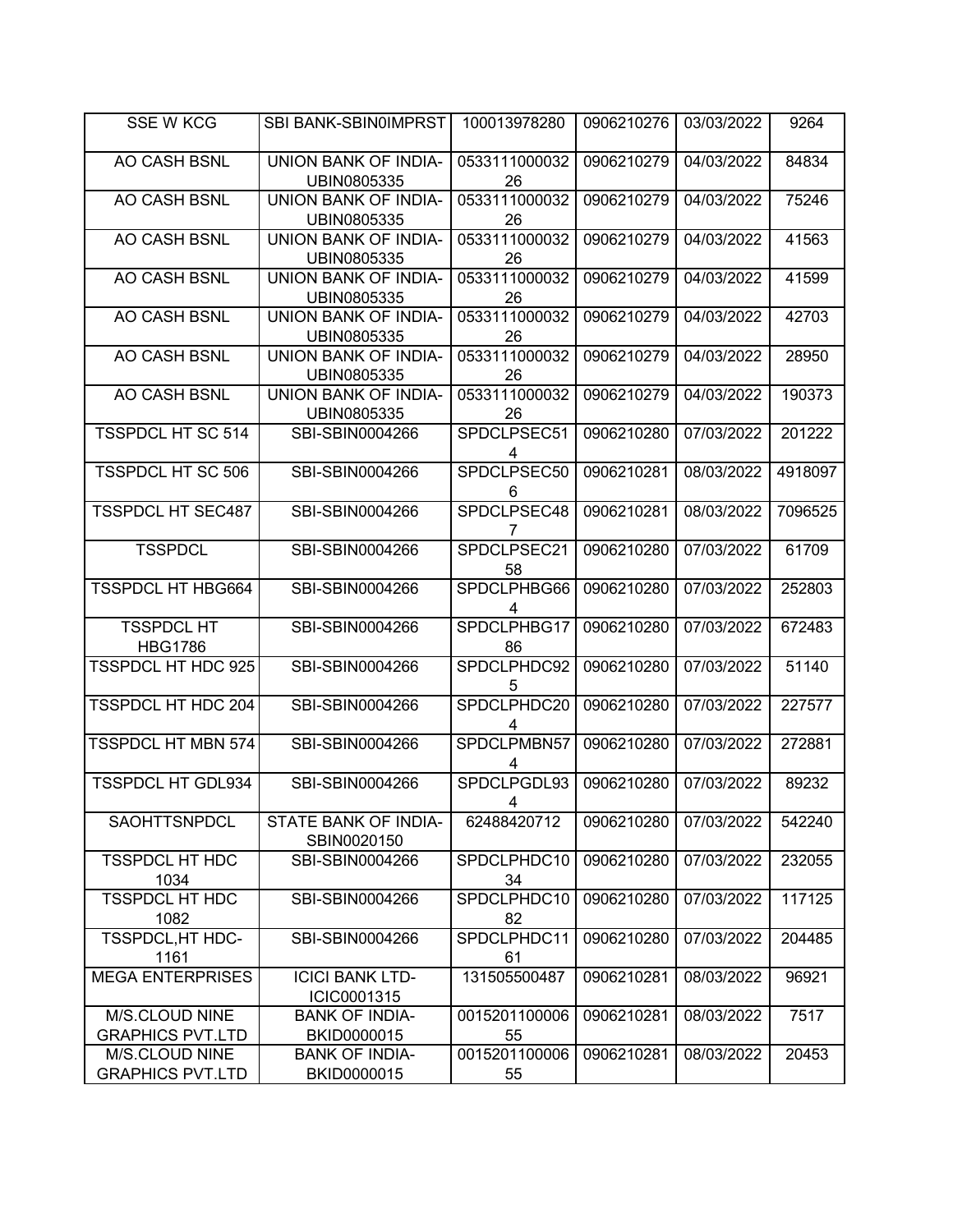| | | | | | |
|---|---|---|---|---|---|
| SSE W KCG | SBI BANK-SBIN0IMPRST | 100013978280 | 0906210276 | 03/03/2022 | 9264 |
| AO CASH BSNL | UNION BANK OF INDIA-UBIN0805335 | 053311100003226 | 0906210279 | 04/03/2022 | 84834 |
| AO CASH BSNL | UNION BANK OF INDIA-UBIN0805335 | 053311100003226 | 0906210279 | 04/03/2022 | 75246 |
| AO CASH BSNL | UNION BANK OF INDIA-UBIN0805335 | 053311100003226 | 0906210279 | 04/03/2022 | 41563 |
| AO CASH BSNL | UNION BANK OF INDIA-UBIN0805335 | 053311100003226 | 0906210279 | 04/03/2022 | 41599 |
| AO CASH BSNL | UNION BANK OF INDIA-UBIN0805335 | 053311100003226 | 0906210279 | 04/03/2022 | 42703 |
| AO CASH BSNL | UNION BANK OF INDIA-UBIN0805335 | 053311100003226 | 0906210279 | 04/03/2022 | 28950 |
| AO CASH BSNL | UNION BANK OF INDIA-UBIN0805335 | 053311100003226 | 0906210279 | 04/03/2022 | 190373 |
| TSSPDCL HT SC 514 | SBI-SBIN0004266 | SPDCLPSEC514 | 0906210280 | 07/03/2022 | 201222 |
| TSSPDCL HT SC 506 | SBI-SBIN0004266 | SPDCLPSEC506 | 0906210281 | 08/03/2022 | 4918097 |
| TSSPDCL HT SEC487 | SBI-SBIN0004266 | SPDCLPSEC487 | 0906210281 | 08/03/2022 | 7096525 |
| TSSPDCL | SBI-SBIN0004266 | SPDCLPSEC2158 | 0906210280 | 07/03/2022 | 61709 |
| TSSPDCL HT HBG664 | SBI-SBIN0004266 | SPDCLPHBG664 | 0906210280 | 07/03/2022 | 252803 |
| TSSPDCL HT HBG1786 | SBI-SBIN0004266 | SPDCLPHBG1786 | 0906210280 | 07/03/2022 | 672483 |
| TSSPDCL HT HDC 925 | SBI-SBIN0004266 | SPDCLPHDC925 | 0906210280 | 07/03/2022 | 51140 |
| TSSPDCL HT HDC 204 | SBI-SBIN0004266 | SPDCLPHDC204 | 0906210280 | 07/03/2022 | 227577 |
| TSSPDCL HT MBN 574 | SBI-SBIN0004266 | SPDCLPMBN574 | 0906210280 | 07/03/2022 | 272881 |
| TSSPDCL HT GDL934 | SBI-SBIN0004266 | SPDCLPGDL934 | 0906210280 | 07/03/2022 | 89232 |
| SAOHTTSNPDCL | STATE BANK OF INDIA-SBIN0020150 | 62488420712 | 0906210280 | 07/03/2022 | 542240 |
| TSSPDCL HT HDC 1034 | SBI-SBIN0004266 | SPDCLPHDC1034 | 0906210280 | 07/03/2022 | 232055 |
| TSSPDCL HT HDC 1082 | SBI-SBIN0004266 | SPDCLPHDC1082 | 0906210280 | 07/03/2022 | 117125 |
| TSSPDCL,HT HDC-1161 | SBI-SBIN0004266 | SPDCLPHDC1161 | 0906210280 | 07/03/2022 | 204485 |
| MEGA ENTERPRISES | ICICI BANK LTD-ICIC0001315 | 131505500487 | 0906210281 | 08/03/2022 | 96921 |
| M/S.CLOUD NINE GRAPHICS PVT.LTD | BANK OF INDIA-BKID0000015 | 001520110000655 | 0906210281 | 08/03/2022 | 7517 |
| M/S.CLOUD NINE GRAPHICS PVT.LTD | BANK OF INDIA-BKID0000015 | 001520110000655 | 0906210281 | 08/03/2022 | 20453 |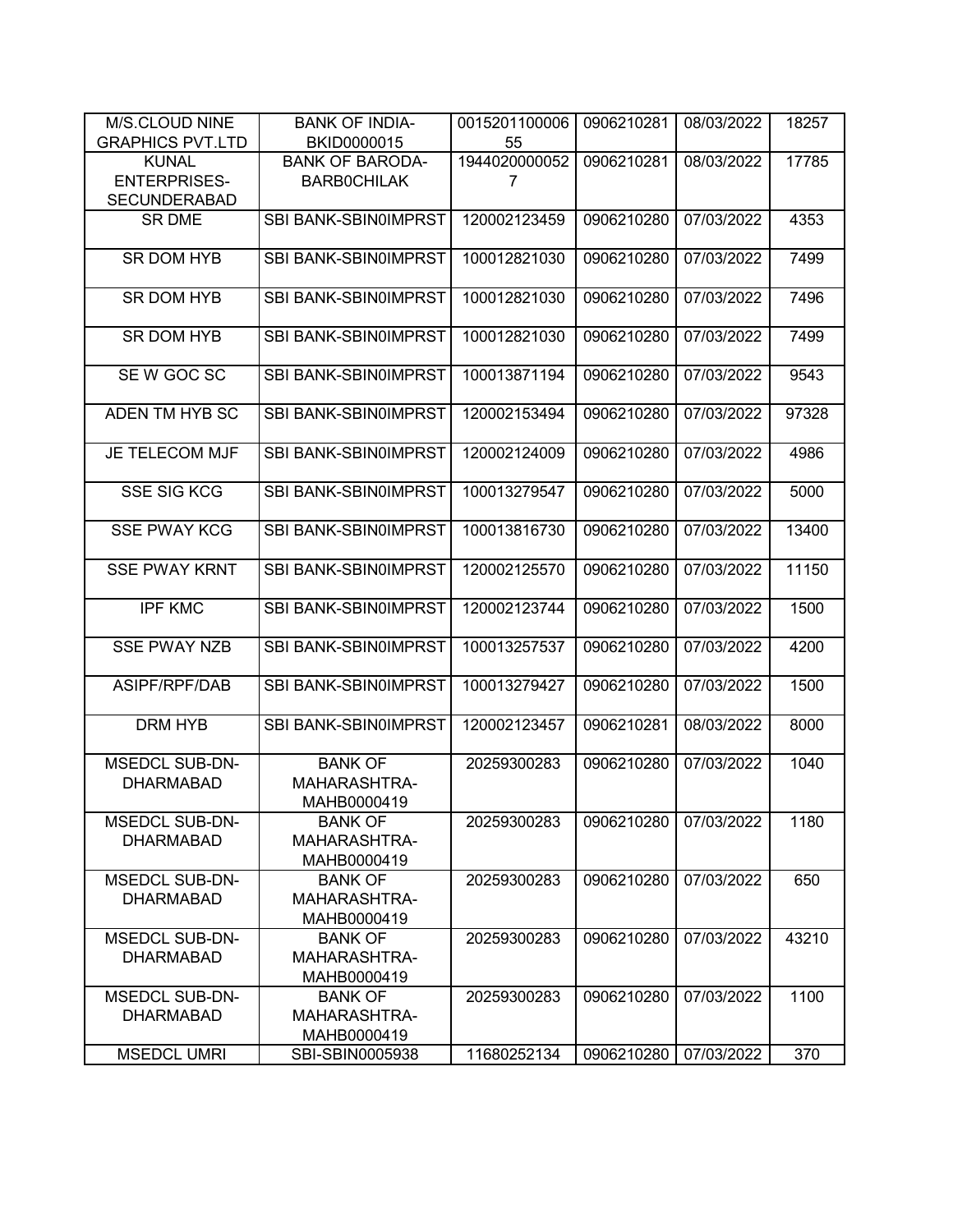| M/S.CLOUD NINE GRAPHICS PVT.LTD | BANK OF INDIA-BKID0000015 | 001520110000655 | 0906210281 | 08/03/2022 | 18257 |
|---|---|---|---|---|---|
| KUNAL ENTERPRISES-SECUNDERABAD | BANK OF BARODA-BARB0CHILAK | 19440200000527 | 0906210281 | 08/03/2022 | 17785 |
| SR DME | SBI BANK-SBIN0IMPRST | 120002123459 | 0906210280 | 07/03/2022 | 4353 |
| SR DOM HYB | SBI BANK-SBIN0IMPRST | 100012821030 | 0906210280 | 07/03/2022 | 7499 |
| SR DOM HYB | SBI BANK-SBIN0IMPRST | 100012821030 | 0906210280 | 07/03/2022 | 7496 |
| SR DOM HYB | SBI BANK-SBIN0IMPRST | 100012821030 | 0906210280 | 07/03/2022 | 7499 |
| SE W GOC SC | SBI BANK-SBIN0IMPRST | 100013871194 | 0906210280 | 07/03/2022 | 9543 |
| ADEN TM HYB SC | SBI BANK-SBIN0IMPRST | 120002153494 | 0906210280 | 07/03/2022 | 97328 |
| JE TELECOM MJF | SBI BANK-SBIN0IMPRST | 120002124009 | 0906210280 | 07/03/2022 | 4986 |
| SSE SIG KCG | SBI BANK-SBIN0IMPRST | 100013279547 | 0906210280 | 07/03/2022 | 5000 |
| SSE PWAY KCG | SBI BANK-SBIN0IMPRST | 100013816730 | 0906210280 | 07/03/2022 | 13400 |
| SSE PWAY KRNT | SBI BANK-SBIN0IMPRST | 120002125570 | 0906210280 | 07/03/2022 | 11150 |
| IPF KMC | SBI BANK-SBIN0IMPRST | 120002123744 | 0906210280 | 07/03/2022 | 1500 |
| SSE PWAY NZB | SBI BANK-SBIN0IMPRST | 100013257537 | 0906210280 | 07/03/2022 | 4200 |
| ASIPF/RPF/DAB | SBI BANK-SBIN0IMPRST | 100013279427 | 0906210280 | 07/03/2022 | 1500 |
| DRM HYB | SBI BANK-SBIN0IMPRST | 120002123457 | 0906210281 | 08/03/2022 | 8000 |
| MSEDCL SUB-DN-DHARMABAD | BANK OF MAHARASHTRA-MAHB0000419 | 20259300283 | 0906210280 | 07/03/2022 | 1040 |
| MSEDCL SUB-DN-DHARMABAD | BANK OF MAHARASHTRA-MAHB0000419 | 20259300283 | 0906210280 | 07/03/2022 | 1180 |
| MSEDCL SUB-DN-DHARMABAD | BANK OF MAHARASHTRA-MAHB0000419 | 20259300283 | 0906210280 | 07/03/2022 | 650 |
| MSEDCL SUB-DN-DHARMABAD | BANK OF MAHARASHTRA-MAHB0000419 | 20259300283 | 0906210280 | 07/03/2022 | 43210 |
| MSEDCL SUB-DN-DHARMABAD | BANK OF MAHARASHTRA-MAHB0000419 | 20259300283 | 0906210280 | 07/03/2022 | 1100 |
| MSEDCL UMRI | SBI-SBIN0005938 | 11680252134 | 0906210280 | 07/03/2022 | 370 |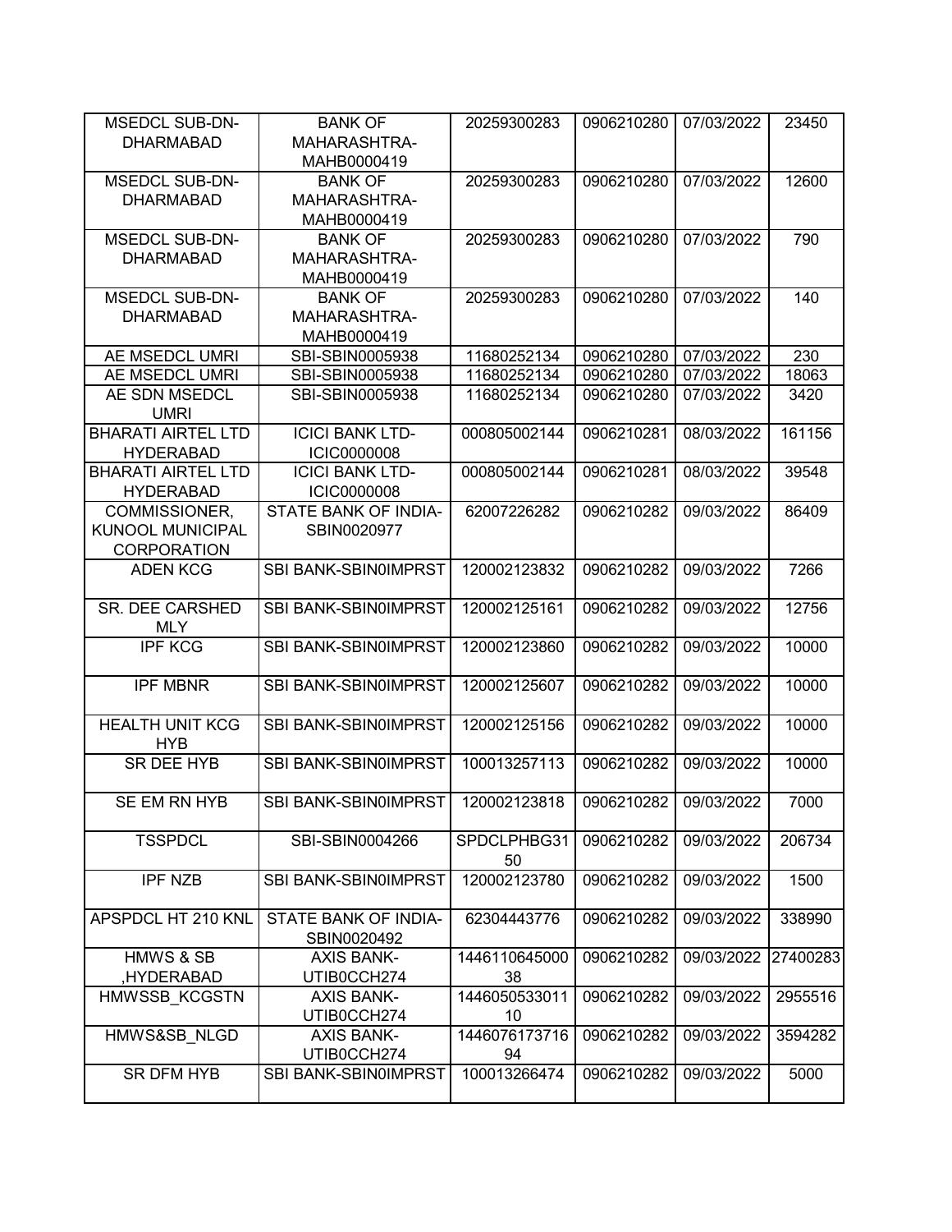| | | | | | |
|---|---|---|---|---|---|
| MSEDCL SUB-DN-DHARMABAD | BANK OF MAHARASHTRA-MAHB0000419 | 20259300283 | 0906210280 | 07/03/2022 | 23450 |
| MSEDCL SUB-DN-DHARMABAD | BANK OF MAHARASHTRA-MAHB0000419 | 20259300283 | 0906210280 | 07/03/2022 | 12600 |
| MSEDCL SUB-DN-DHARMABAD | BANK OF MAHARASHTRA-MAHB0000419 | 20259300283 | 0906210280 | 07/03/2022 | 790 |
| MSEDCL SUB-DN-DHARMABAD | BANK OF MAHARASHTRA-MAHB0000419 | 20259300283 | 0906210280 | 07/03/2022 | 140 |
| AE MSEDCL UMRI | SBI-SBIN0005938 | 11680252134 | 0906210280 | 07/03/2022 | 230 |
| AE MSEDCL UMRI | SBI-SBIN0005938 | 11680252134 | 0906210280 | 07/03/2022 | 18063 |
| AE SDN MSEDCL UMRI | SBI-SBIN0005938 | 11680252134 | 0906210280 | 07/03/2022 | 3420 |
| BHARATI AIRTEL LTD HYDERABAD | ICICI BANK LTD-ICIC0000008 | 000805002144 | 0906210281 | 08/03/2022 | 161156 |
| BHARATI AIRTEL LTD HYDERABAD | ICICI BANK LTD-ICIC0000008 | 000805002144 | 0906210281 | 08/03/2022 | 39548 |
| COMMISSIONER, KUNOOL MUNICIPAL CORPORATION | STATE BANK OF INDIA-SBIN0020977 | 62007226282 | 0906210282 | 09/03/2022 | 86409 |
| ADEN KCG | SBI BANK-SBIN0IMPRST | 120002123832 | 0906210282 | 09/03/2022 | 7266 |
| SR. DEE CARSHED MLY | SBI BANK-SBIN0IMPRST | 120002125161 | 0906210282 | 09/03/2022 | 12756 |
| IPF KCG | SBI BANK-SBIN0IMPRST | 120002123860 | 0906210282 | 09/03/2022 | 10000 |
| IPF MBNR | SBI BANK-SBIN0IMPRST | 120002125607 | 0906210282 | 09/03/2022 | 10000 |
| HEALTH UNIT KCG HYB | SBI BANK-SBIN0IMPRST | 120002125156 | 0906210282 | 09/03/2022 | 10000 |
| SR DEE HYB | SBI BANK-SBIN0IMPRST | 100013257113 | 0906210282 | 09/03/2022 | 10000 |
| SE EM RN HYB | SBI BANK-SBIN0IMPRST | 120002123818 | 0906210282 | 09/03/2022 | 7000 |
| TSSPDCL | SBI-SBIN0004266 | SPDCLPHBG3150 | 0906210282 | 09/03/2022 | 206734 |
| IPF NZB | SBI BANK-SBIN0IMPRST | 120002123780 | 0906210282 | 09/03/2022 | 1500 |
| APSPDCL HT 210 KNL | STATE BANK OF INDIA-SBIN0020492 | 62304443776 | 0906210282 | 09/03/2022 | 338990 |
| HMWS & SB ,HYDERABAD | AXIS BANK-UTIB0CCH274 | 144611064500038 | 0906210282 | 09/03/2022 | 27400283 |
| HMWSSB_KCGSTN | AXIS BANK-UTIB0CCH274 | 144605053301110 | 0906210282 | 09/03/2022 | 2955516 |
| HMWS&SB_NLGD | AXIS BANK-UTIB0CCH274 | 144607617371694 | 0906210282 | 09/03/2022 | 3594282 |
| SR DFM HYB | SBI BANK-SBIN0IMPRST | 100013266474 | 0906210282 | 09/03/2022 | 5000 |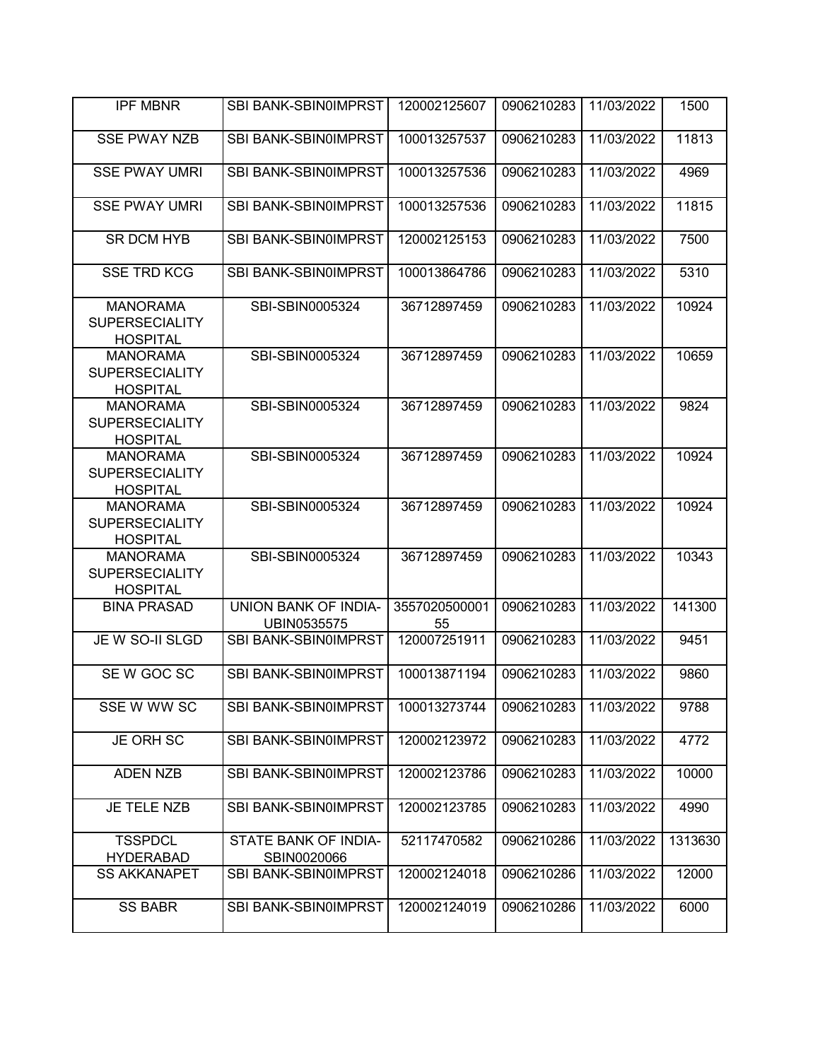| IPF MBNR | SBI BANK-SBIN0IMPRST | 120002125607 | 0906210283 | 11/03/2022 | 1500 |
|---|---|---|---|---|---|
| SSE PWAY NZB | SBI BANK-SBIN0IMPRST | 100013257537 | 0906210283 | 11/03/2022 | 11813 |
| SSE PWAY UMRI | SBI BANK-SBIN0IMPRST | 100013257536 | 0906210283 | 11/03/2022 | 4969 |
| SSE PWAY UMRI | SBI BANK-SBIN0IMPRST | 100013257536 | 0906210283 | 11/03/2022 | 11815 |
| SR DCM HYB | SBI BANK-SBIN0IMPRST | 120002125153 | 0906210283 | 11/03/2022 | 7500 |
| SSE TRD KCG | SBI BANK-SBIN0IMPRST | 100013864786 | 0906210283 | 11/03/2022 | 5310 |
| MANORAMA SUPERSECIALITY HOSPITAL | SBI-SBIN0005324 | 36712897459 | 0906210283 | 11/03/2022 | 10924 |
| MANORAMA SUPERSECIALITY HOSPITAL | SBI-SBIN0005324 | 36712897459 | 0906210283 | 11/03/2022 | 10659 |
| MANORAMA SUPERSECIALITY HOSPITAL | SBI-SBIN0005324 | 36712897459 | 0906210283 | 11/03/2022 | 9824 |
| MANORAMA SUPERSECIALITY HOSPITAL | SBI-SBIN0005324 | 36712897459 | 0906210283 | 11/03/2022 | 10924 |
| MANORAMA SUPERSECIALITY HOSPITAL | SBI-SBIN0005324 | 36712897459 | 0906210283 | 11/03/2022 | 10924 |
| MANORAMA SUPERSECIALITY HOSPITAL | SBI-SBIN0005324 | 36712897459 | 0906210283 | 11/03/2022 | 10343 |
| BINA PRASAD | UNION BANK OF INDIA-UBIN0535575 | 355702050000155 | 0906210283 | 11/03/2022 | 141300 |
| JE W SO-II SLGD | SBI BANK-SBIN0IMPRST | 120007251911 | 0906210283 | 11/03/2022 | 9451 |
| SE W GOC SC | SBI BANK-SBIN0IMPRST | 100013871194 | 0906210283 | 11/03/2022 | 9860 |
| SSE W WW SC | SBI BANK-SBIN0IMPRST | 100013273744 | 0906210283 | 11/03/2022 | 9788 |
| JE ORH SC | SBI BANK-SBIN0IMPRST | 120002123972 | 0906210283 | 11/03/2022 | 4772 |
| ADEN NZB | SBI BANK-SBIN0IMPRST | 120002123786 | 0906210283 | 11/03/2022 | 10000 |
| JE TELE NZB | SBI BANK-SBIN0IMPRST | 120002123785 | 0906210283 | 11/03/2022 | 4990 |
| TSSPDCL HYDERABAD | STATE BANK OF INDIA-SBIN0020066 | 52117470582 | 0906210286 | 11/03/2022 | 1313630 |
| SS AKKANAPET | SBI BANK-SBIN0IMPRST | 120002124018 | 0906210286 | 11/03/2022 | 12000 |
| SS BABR | SBI BANK-SBIN0IMPRST | 120002124019 | 0906210286 | 11/03/2022 | 6000 |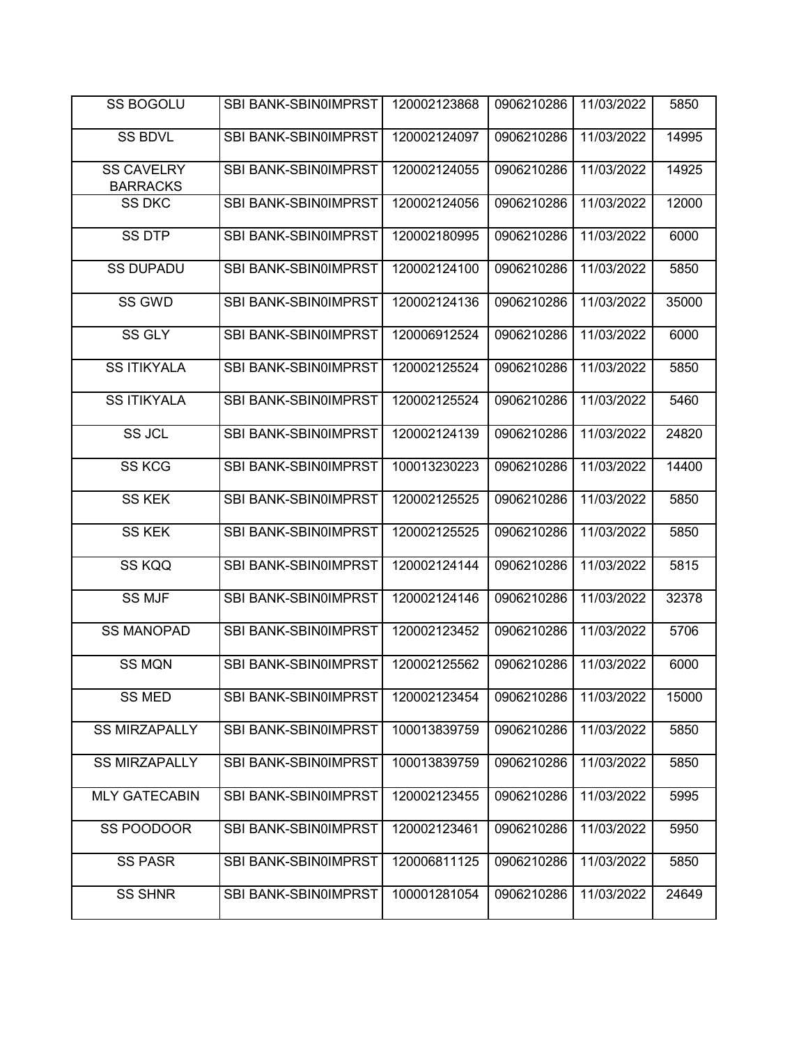| | | | | | |
|---|---|---|---|---|---|
| SS BOGOLU | SBI BANK-SBIN0IMPRST | 120002123868 | 0906210286 | 11/03/2022 | 5850 |
| SS BDVL | SBI BANK-SBIN0IMPRST | 120002124097 | 0906210286 | 11/03/2022 | 14995 |
| SS CAVELRY BARRACKS | SBI BANK-SBIN0IMPRST | 120002124055 | 0906210286 | 11/03/2022 | 14925 |
| SS DKC | SBI BANK-SBIN0IMPRST | 120002124056 | 0906210286 | 11/03/2022 | 12000 |
| SS DTP | SBI BANK-SBIN0IMPRST | 120002180995 | 0906210286 | 11/03/2022 | 6000 |
| SS DUPADU | SBI BANK-SBIN0IMPRST | 120002124100 | 0906210286 | 11/03/2022 | 5850 |
| SS GWD | SBI BANK-SBIN0IMPRST | 120002124136 | 0906210286 | 11/03/2022 | 35000 |
| SS GLY | SBI BANK-SBIN0IMPRST | 120006912524 | 0906210286 | 11/03/2022 | 6000 |
| SS ITIKYALA | SBI BANK-SBIN0IMPRST | 120002125524 | 0906210286 | 11/03/2022 | 5850 |
| SS ITIKYALA | SBI BANK-SBIN0IMPRST | 120002125524 | 0906210286 | 11/03/2022 | 5460 |
| SS JCL | SBI BANK-SBIN0IMPRST | 120002124139 | 0906210286 | 11/03/2022 | 24820 |
| SS KCG | SBI BANK-SBIN0IMPRST | 100013230223 | 0906210286 | 11/03/2022 | 14400 |
| SS KEK | SBI BANK-SBIN0IMPRST | 120002125525 | 0906210286 | 11/03/2022 | 5850 |
| SS KEK | SBI BANK-SBIN0IMPRST | 120002125525 | 0906210286 | 11/03/2022 | 5850 |
| SS KQQ | SBI BANK-SBIN0IMPRST | 120002124144 | 0906210286 | 11/03/2022 | 5815 |
| SS MJF | SBI BANK-SBIN0IMPRST | 120002124146 | 0906210286 | 11/03/2022 | 32378 |
| SS MANOPAD | SBI BANK-SBIN0IMPRST | 120002123452 | 0906210286 | 11/03/2022 | 5706 |
| SS MQN | SBI BANK-SBIN0IMPRST | 120002125562 | 0906210286 | 11/03/2022 | 6000 |
| SS MED | SBI BANK-SBIN0IMPRST | 120002123454 | 0906210286 | 11/03/2022 | 15000 |
| SS MIRZAPALLY | SBI BANK-SBIN0IMPRST | 100013839759 | 0906210286 | 11/03/2022 | 5850 |
| SS MIRZAPALLY | SBI BANK-SBIN0IMPRST | 100013839759 | 0906210286 | 11/03/2022 | 5850 |
| MLY GATECABIN | SBI BANK-SBIN0IMPRST | 120002123455 | 0906210286 | 11/03/2022 | 5995 |
| SS POODOOR | SBI BANK-SBIN0IMPRST | 120002123461 | 0906210286 | 11/03/2022 | 5950 |
| SS PASR | SBI BANK-SBIN0IMPRST | 120006811125 | 0906210286 | 11/03/2022 | 5850 |
| SS SHNR | SBI BANK-SBIN0IMPRST | 100001281054 | 0906210286 | 11/03/2022 | 24649 |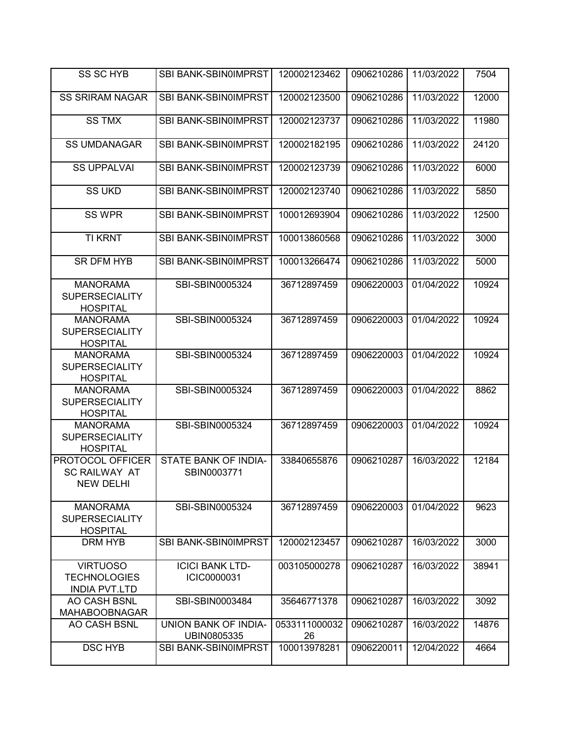| SS SC HYB | SBI BANK-SBIN0IMPRST | 120002123462 | 0906210286 | 11/03/2022 | 7504 |
|---|---|---|---|---|---|
| SS SRIRAM NAGAR | SBI BANK-SBIN0IMPRST | 120002123500 | 0906210286 | 11/03/2022 | 12000 |
| SS TMX | SBI BANK-SBIN0IMPRST | 120002123737 | 0906210286 | 11/03/2022 | 11980 |
| SS UMDANAGAR | SBI BANK-SBIN0IMPRST | 120002182195 | 0906210286 | 11/03/2022 | 24120 |
| SS UPPALVAI | SBI BANK-SBIN0IMPRST | 120002123739 | 0906210286 | 11/03/2022 | 6000 |
| SS UKD | SBI BANK-SBIN0IMPRST | 120002123740 | 0906210286 | 11/03/2022 | 5850 |
| SS WPR | SBI BANK-SBIN0IMPRST | 100012693904 | 0906210286 | 11/03/2022 | 12500 |
| TI KRNT | SBI BANK-SBIN0IMPRST | 100013860568 | 0906210286 | 11/03/2022 | 3000 |
| SR DFM HYB | SBI BANK-SBIN0IMPRST | 100013266474 | 0906210286 | 11/03/2022 | 5000 |
| MANORAMA SUPERSECIALITY HOSPITAL | SBI-SBIN0005324 | 36712897459 | 0906220003 | 01/04/2022 | 10924 |
| MANORAMA SUPERSECIALITY HOSPITAL | SBI-SBIN0005324 | 36712897459 | 0906220003 | 01/04/2022 | 10924 |
| MANORAMA SUPERSECIALITY HOSPITAL | SBI-SBIN0005324 | 36712897459 | 0906220003 | 01/04/2022 | 10924 |
| MANORAMA SUPERSECIALITY HOSPITAL | SBI-SBIN0005324 | 36712897459 | 0906220003 | 01/04/2022 | 8862 |
| MANORAMA SUPERSECIALITY HOSPITAL | SBI-SBIN0005324 | 36712897459 | 0906220003 | 01/04/2022 | 10924 |
| PROTOCOL OFFICER SC RAILWAY AT NEW DELHI | STATE BANK OF INDIA-SBIN0003771 | 33840655876 | 0906210287 | 16/03/2022 | 12184 |
| MANORAMA SUPERSECIALITY HOSPITAL | SBI-SBIN0005324 | 36712897459 | 0906220003 | 01/04/2022 | 9623 |
| DRM HYB | SBI BANK-SBIN0IMPRST | 120002123457 | 0906210287 | 16/03/2022 | 3000 |
| VIRTUOSO TECHNOLOGIES INDIA PVT.LTD | ICICI BANK LTD-ICIC0000031 | 003105000278 | 0906210287 | 16/03/2022 | 38941 |
| AO CASH BSNL MAHABOOBNAGAR | SBI-SBIN0003484 | 35646771378 | 0906210287 | 16/03/2022 | 3092 |
| AO CASH BSNL | UNION BANK OF INDIA-UBIN0805335 | 053311100003226 | 0906210287 | 16/03/2022 | 14876 |
| DSC HYB | SBI BANK-SBIN0IMPRST | 100013978281 | 0906220011 | 12/04/2022 | 4664 |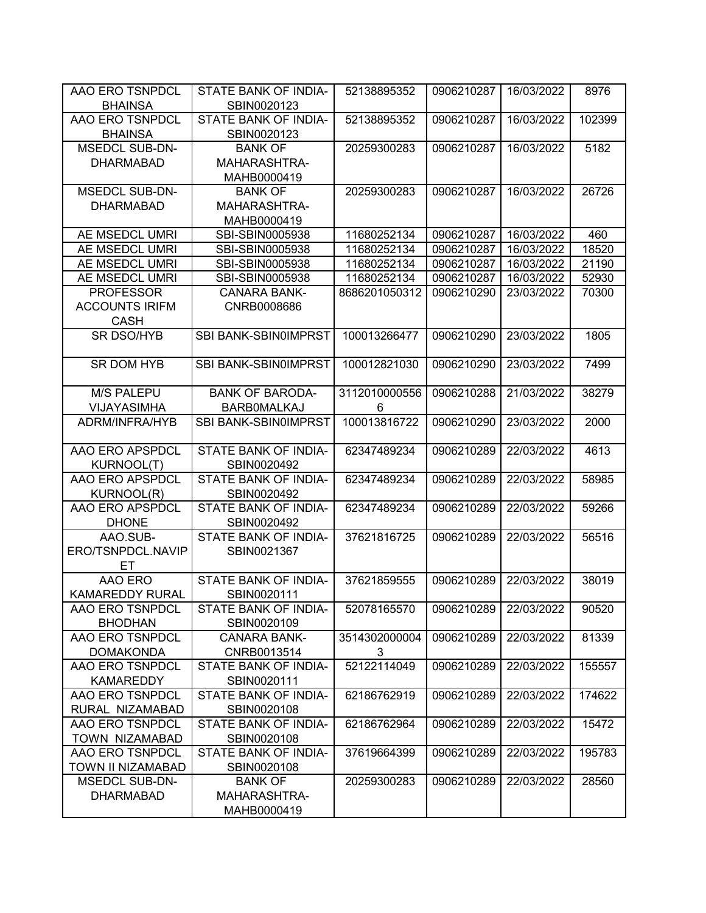| AAO ERO TSNPDCL BHAINSA | STATE BANK OF INDIA-SBIN0020123 | 52138895352 | 0906210287 | 16/03/2022 | 8976 |
|---|---|---|---|---|---|
| AAO ERO TSNPDCL BHAINSA | STATE BANK OF INDIA-SBIN0020123 | 52138895352 | 0906210287 | 16/03/2022 | 102399 |
| MSEDCL SUB-DN-DHARMABAD | BANK OF MAHARASHTRA-MAHB0000419 | 20259300283 | 0906210287 | 16/03/2022 | 5182 |
| MSEDCL SUB-DN-DHARMABAD | BANK OF MAHARASHTRA-MAHB0000419 | 20259300283 | 0906210287 | 16/03/2022 | 26726 |
| AE MSEDCL UMRI | SBI-SBIN0005938 | 11680252134 | 0906210287 | 16/03/2022 | 460 |
| AE MSEDCL UMRI | SBI-SBIN0005938 | 11680252134 | 0906210287 | 16/03/2022 | 18520 |
| AE MSEDCL UMRI | SBI-SBIN0005938 | 11680252134 | 0906210287 | 16/03/2022 | 21190 |
| AE MSEDCL UMRI | SBI-SBIN0005938 | 11680252134 | 0906210287 | 16/03/2022 | 52930 |
| PROFESSOR ACCOUNTS IRIFM CASH | CANARA BANK-CNRB0008686 | 8686201050312 | 0906210290 | 23/03/2022 | 70300 |
| SR DSO/HYB | SBI BANK-SBIN0IMPRST | 100013266477 | 0906210290 | 23/03/2022 | 1805 |
| SR DOM HYB | SBI BANK-SBIN0IMPRST | 100012821030 | 0906210290 | 23/03/2022 | 7499 |
| M/S PALEPU VIJAYASIMHA | BANK OF BARODA-BARB0MALKAJ | 31120100005566 | 0906210288 | 21/03/2022 | 38279 |
| ADRM/INFRA/HYB | SBI BANK-SBIN0IMPRST | 100013816722 | 0906210290 | 23/03/2022 | 2000 |
| AAO ERO APSPDCL KURNOOL(T) | STATE BANK OF INDIA-SBIN0020492 | 62347489234 | 0906210289 | 22/03/2022 | 4613 |
| AAO ERO APSPDCL KURNOOL(R) | STATE BANK OF INDIA-SBIN0020492 | 62347489234 | 0906210289 | 22/03/2022 | 58985 |
| AAO ERO APSPDCL DHONE | STATE BANK OF INDIA-SBIN0020492 | 62347489234 | 0906210289 | 22/03/2022 | 59266 |
| AAO.SUB-ERO/TSNPDCL.NAVIPET | STATE BANK OF INDIA-SBIN0021367 | 37621816725 | 0906210289 | 22/03/2022 | 56516 |
| AAO ERO KAMAREDDY RURAL | STATE BANK OF INDIA-SBIN0020111 | 37621859555 | 0906210289 | 22/03/2022 | 38019 |
| AAO ERO TSNPDCL BHODHAN | STATE BANK OF INDIA-SBIN0020109 | 52078165570 | 0906210289 | 22/03/2022 | 90520 |
| AAO ERO TSNPDCL DOMAKONDA | CANARA BANK-CNRB0013514 | 35143020000043 | 0906210289 | 22/03/2022 | 81339 |
| AAO ERO TSNPDCL KAMAREDDY | STATE BANK OF INDIA-SBIN0020111 | 52122114049 | 0906210289 | 22/03/2022 | 155557 |
| AAO ERO TSNPDCL RURAL NIZAMABAD | STATE BANK OF INDIA-SBIN0020108 | 62186762919 | 0906210289 | 22/03/2022 | 174622 |
| AAO ERO TSNPDCL TOWN NIZAMABAD | STATE BANK OF INDIA-SBIN0020108 | 62186762964 | 0906210289 | 22/03/2022 | 15472 |
| AAO ERO TSNPDCL TOWN II NIZAMABAD | STATE BANK OF INDIA-SBIN0020108 | 37619664399 | 0906210289 | 22/03/2022 | 195783 |
| MSEDCL SUB-DN-DHARMABAD | BANK OF MAHARASHTRA-MAHB0000419 | 20259300283 | 0906210289 | 22/03/2022 | 28560 |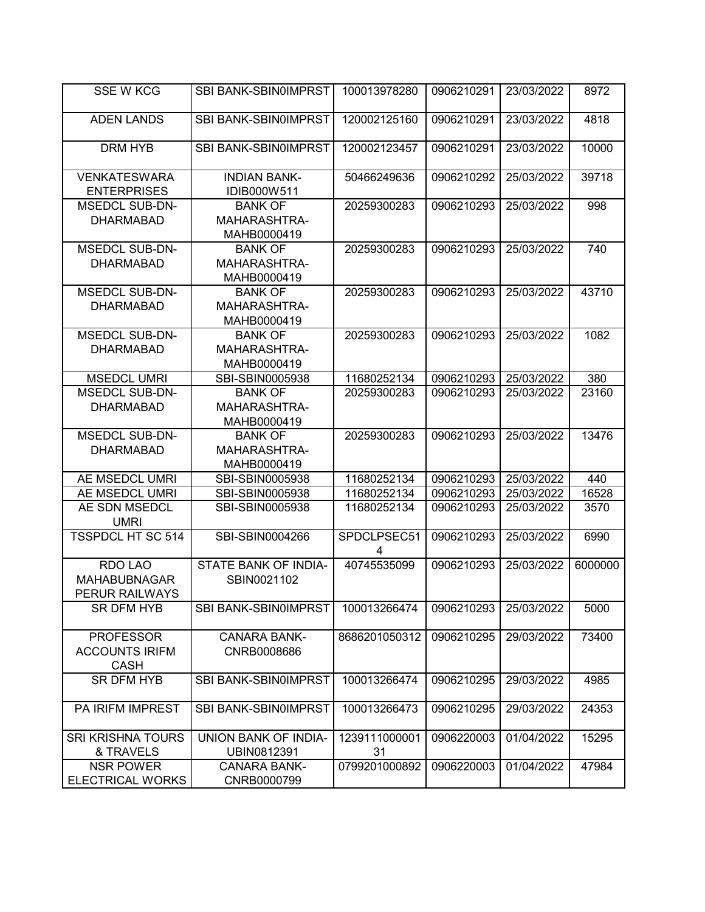| SSE W KCG | SBI BANK-SBIN0IMPRST | 100013978280 | 0906210291 | 23/03/2022 | 8972 |
|---|---|---|---|---|---|
| ADEN LANDS | SBI BANK-SBIN0IMPRST | 120002125160 | 0906210291 | 23/03/2022 | 4818 |
| DRM HYB | SBI BANK-SBIN0IMPRST | 120002123457 | 0906210291 | 23/03/2022 | 10000 |
| VENKATESWARA ENTERPRISES | INDIAN BANK-IDIB000W511 | 50466249636 | 0906210292 | 25/03/2022 | 39718 |
| MSEDCL SUB-DN-DHARMABAD | BANK OF MAHARASHTRA-MAHB0000419 | 20259300283 | 0906210293 | 25/03/2022 | 998 |
| MSEDCL SUB-DN-DHARMABAD | BANK OF MAHARASHTRA-MAHB0000419 | 20259300283 | 0906210293 | 25/03/2022 | 740 |
| MSEDCL SUB-DN-DHARMABAD | BANK OF MAHARASHTRA-MAHB0000419 | 20259300283 | 0906210293 | 25/03/2022 | 43710 |
| MSEDCL SUB-DN-DHARMABAD | BANK OF MAHARASHTRA-MAHB0000419 | 20259300283 | 0906210293 | 25/03/2022 | 1082 |
| MSEDCL UMRI | SBI-SBIN0005938 | 11680252134 | 0906210293 | 25/03/2022 | 380 |
| MSEDCL SUB-DN-DHARMABAD | BANK OF MAHARASHTRA-MAHB0000419 | 20259300283 | 0906210293 | 25/03/2022 | 23160 |
| MSEDCL SUB-DN-DHARMABAD | BANK OF MAHARASHTRA-MAHB0000419 | 20259300283 | 0906210293 | 25/03/2022 | 13476 |
| AE MSEDCL UMRI | SBI-SBIN0005938 | 11680252134 | 0906210293 | 25/03/2022 | 440 |
| AE MSEDCL UMRI | SBI-SBIN0005938 | 11680252134 | 0906210293 | 25/03/2022 | 16528 |
| AE SDN MSEDCL UMRI | SBI-SBIN0005938 | 11680252134 | 0906210293 | 25/03/2022 | 3570 |
| TSSPDCL HT SC 514 | SBI-SBIN0004266 | SPDCLPSEC514 | 0906210293 | 25/03/2022 | 6990 |
| RDO LAO MAHABUBNAGAR PERUR RAILWAYS | STATE BANK OF INDIA-SBIN0021102 | 40745535099 | 0906210293 | 25/03/2022 | 6000000 |
| SR DFM HYB | SBI BANK-SBIN0IMPRST | 100013266474 | 0906210293 | 25/03/2022 | 5000 |
| PROFESSOR ACCOUNTS IRIFM CASH | CANARA BANK-CNRB0008686 | 8686201050312 | 0906210295 | 29/03/2022 | 73400 |
| SR DFM HYB | SBI BANK-SBIN0IMPRST | 100013266474 | 0906210295 | 29/03/2022 | 4985 |
| PA IRIFM IMPREST | SBI BANK-SBIN0IMPRST | 100013266473 | 0906210295 | 29/03/2022 | 24353 |
| SRI KRISHNA TOURS & TRAVELS | UNION BANK OF INDIA-UBIN0812391 | 123911100000131 | 0906220003 | 01/04/2022 | 15295 |
| NSR POWER ELECTRICAL WORKS | CANARA BANK-CNRB0000799 | 0799201000892 | 0906220003 | 01/04/2022 | 47984 |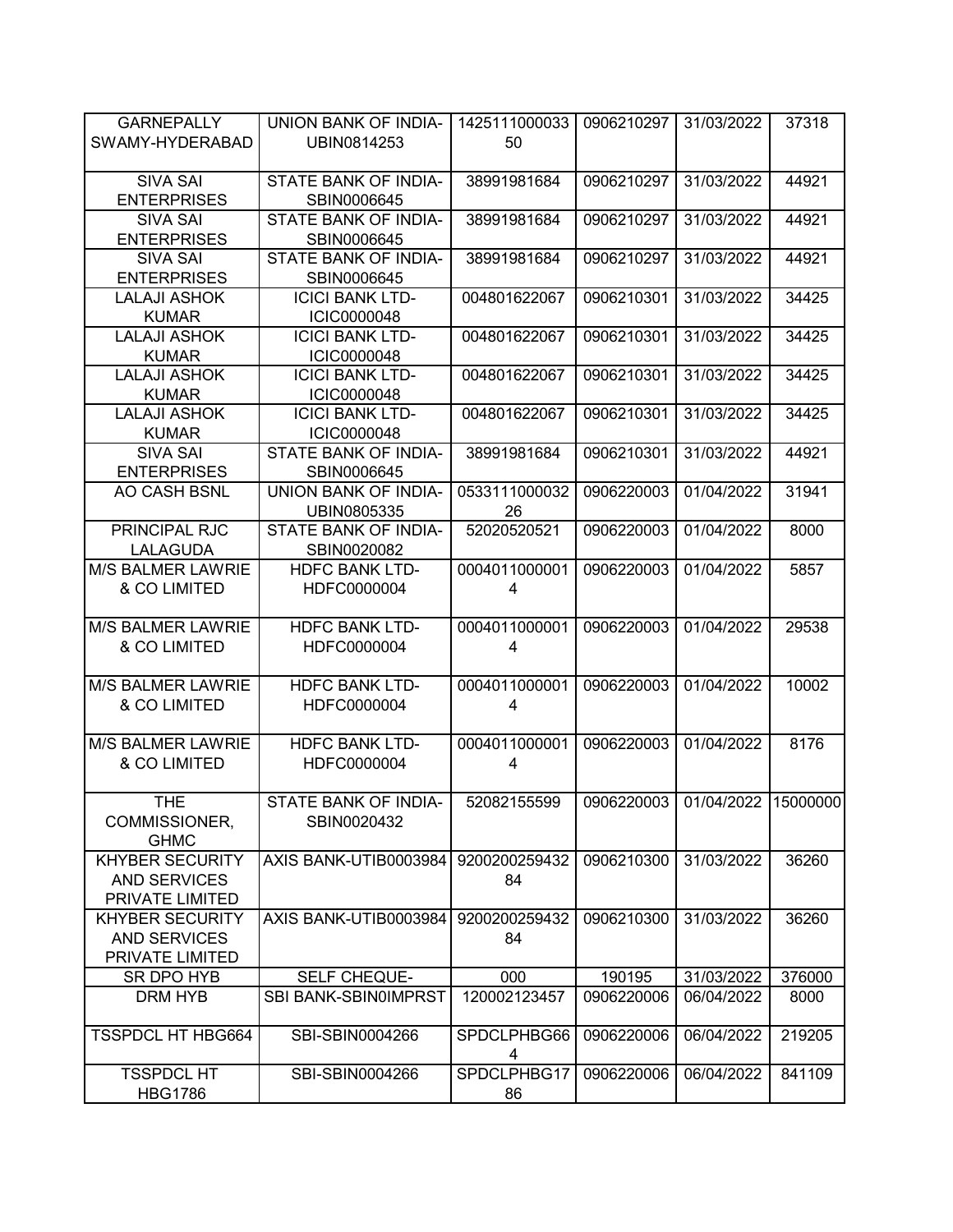| GARNEPALLY SWAMY-HYDERABAD | UNION BANK OF INDIA-UBIN0814253 | 142511100003350 | 0906210297 | 31/03/2022 | 37318 |
|---|---|---|---|---|---|
| SIVA SAI ENTERPRISES | STATE BANK OF INDIA-SBIN0006645 | 38991981684 | 0906210297 | 31/03/2022 | 44921 |
| SIVA SAI ENTERPRISES | STATE BANK OF INDIA-SBIN0006645 | 38991981684 | 0906210297 | 31/03/2022 | 44921 |
| SIVA SAI ENTERPRISES | STATE BANK OF INDIA-SBIN0006645 | 38991981684 | 0906210297 | 31/03/2022 | 44921 |
| LALAJI ASHOK KUMAR | ICICI BANK LTD-ICIC0000048 | 004801622067 | 0906210301 | 31/03/2022 | 34425 |
| LALAJI ASHOK KUMAR | ICICI BANK LTD-ICIC0000048 | 004801622067 | 0906210301 | 31/03/2022 | 34425 |
| LALAJI ASHOK KUMAR | ICICI BANK LTD-ICIC0000048 | 004801622067 | 0906210301 | 31/03/2022 | 34425 |
| LALAJI ASHOK KUMAR | ICICI BANK LTD-ICIC0000048 | 004801622067 | 0906210301 | 31/03/2022 | 34425 |
| SIVA SAI ENTERPRISES | STATE BANK OF INDIA-SBIN0006645 | 38991981684 | 0906210301 | 31/03/2022 | 44921 |
| AO CASH BSNL | UNION BANK OF INDIA-UBIN0805335 | 053311100003226 | 0906220003 | 01/04/2022 | 31941 |
| PRINCIPAL RJC LALAGUDA | STATE BANK OF INDIA-SBIN0020082 | 52020520521 | 0906220003 | 01/04/2022 | 8000 |
| M/S BALMER LAWRIE & CO LIMITED | HDFC BANK LTD-HDFC0000004 | 00040110000014 | 0906220003 | 01/04/2022 | 5857 |
| M/S BALMER LAWRIE & CO LIMITED | HDFC BANK LTD-HDFC0000004 | 00040110000014 | 0906220003 | 01/04/2022 | 29538 |
| M/S BALMER LAWRIE & CO LIMITED | HDFC BANK LTD-HDFC0000004 | 00040110000014 | 0906220003 | 01/04/2022 | 10002 |
| M/S BALMER LAWRIE & CO LIMITED | HDFC BANK LTD-HDFC0000004 | 00040110000014 | 0906220003 | 01/04/2022 | 8176 |
| THE COMMISSIONER, GHMC | STATE BANK OF INDIA-SBIN0020432 | 52082155599 | 0906220003 | 01/04/2022 | 15000000 |
| KHYBER SECURITY AND SERVICES PRIVATE LIMITED | AXIS BANK-UTIB0003984 | 920020025943284 | 0906210300 | 31/03/2022 | 36260 |
| KHYBER SECURITY AND SERVICES PRIVATE LIMITED | AXIS BANK-UTIB0003984 | 920020025943284 | 0906210300 | 31/03/2022 | 36260 |
| SR DPO HYB | SELF CHEQUE- | 000 | 190195 | 31/03/2022 | 376000 |
| DRM HYB | SBI BANK-SBIN0IMPRST | 120002123457 | 0906220006 | 06/04/2022 | 8000 |
| TSSPDCL HT HBG664 | SBI-SBIN0004266 | SPDCLPHBG664 | 0906220006 | 06/04/2022 | 219205 |
| TSSPDCL HT HBG1786 | SBI-SBIN0004266 | SPDCLPHBG1786 | 0906220006 | 06/04/2022 | 841109 |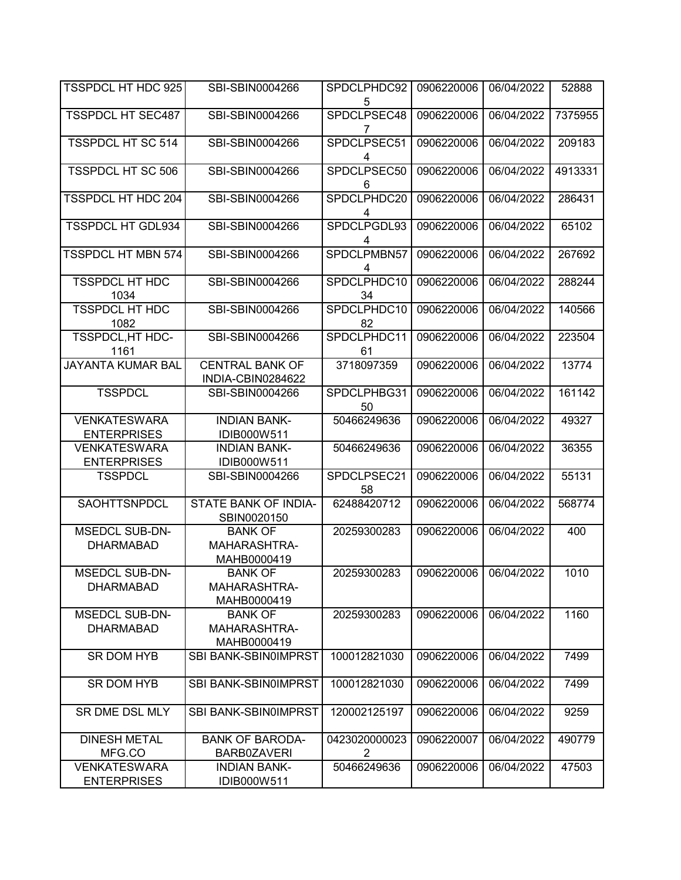| TSSPDCL HT HDC 925 | SBI-SBIN0004266 | SPDCLPHDC925 | 0906220006 | 06/04/2022 | 52888 |
|---|---|---|---|---|---|
| TSSPDCL HT SEC487 | SBI-SBIN0004266 | SPDCLPSEC487 | 0906220006 | 06/04/2022 | 7375955 |
| TSSPDCL HT SC 514 | SBI-SBIN0004266 | SPDCLPSEC514 | 0906220006 | 06/04/2022 | 209183 |
| TSSPDCL HT SC 506 | SBI-SBIN0004266 | SPDCLPSEC506 | 0906220006 | 06/04/2022 | 4913331 |
| TSSPDCL HT HDC 204 | SBI-SBIN0004266 | SPDCLPHDC204 | 0906220006 | 06/04/2022 | 286431 |
| TSSPDCL HT GDL934 | SBI-SBIN0004266 | SPDCLPGDL934 | 0906220006 | 06/04/2022 | 65102 |
| TSSPDCL HT MBN 574 | SBI-SBIN0004266 | SPDCLPMBN574 | 0906220006 | 06/04/2022 | 267692 |
| TSSPDCL HT HDC 1034 | SBI-SBIN0004266 | SPDCLPHDC1034 | 0906220006 | 06/04/2022 | 288244 |
| TSSPDCL HT HDC 1082 | SBI-SBIN0004266 | SPDCLPHDC1082 | 0906220006 | 06/04/2022 | 140566 |
| TSSPDCL,HT HDC-1161 | SBI-SBIN0004266 | SPDCLPHDC1161 | 0906220006 | 06/04/2022 | 223504 |
| JAYANTA KUMAR BAL | CENTRAL BANK OF INDIA-CBIN0284622 | 3718097359 | 0906220006 | 06/04/2022 | 13774 |
| TSSPDCL | SBI-SBIN0004266 | SPDCLPHBG3150 | 0906220006 | 06/04/2022 | 161142 |
| VENKATESWARA ENTERPRISES | INDIAN BANK-IDIB000W511 | 50466249636 | 0906220006 | 06/04/2022 | 49327 |
| VENKATESWARA ENTERPRISES | INDIAN BANK-IDIB000W511 | 50466249636 | 0906220006 | 06/04/2022 | 36355 |
| TSSPDCL | SBI-SBIN0004266 | SPDCLPSEC2158 | 0906220006 | 06/04/2022 | 55131 |
| SAOHTTSNPDCL | STATE BANK OF INDIA-SBIN0020150 | 62488420712 | 0906220006 | 06/04/2022 | 568774 |
| MSEDCL SUB-DN-DHARMABAD | BANK OF MAHARASHTRA-MAHB0000419 | 20259300283 | 0906220006 | 06/04/2022 | 400 |
| MSEDCL SUB-DN-DHARMABAD | BANK OF MAHARASHTRA-MAHB0000419 | 20259300283 | 0906220006 | 06/04/2022 | 1010 |
| MSEDCL SUB-DN-DHARMABAD | BANK OF MAHARASHTRA-MAHB0000419 | 20259300283 | 0906220006 | 06/04/2022 | 1160 |
| SR DOM HYB | SBI BANK-SBIN0IMPRST | 100012821030 | 0906220006 | 06/04/2022 | 7499 |
| SR DOM HYB | SBI BANK-SBIN0IMPRST | 100012821030 | 0906220006 | 06/04/2022 | 7499 |
| SR DME DSL MLY | SBI BANK-SBIN0IMPRST | 120002125197 | 0906220006 | 06/04/2022 | 9259 |
| DINESH METAL MFG.CO | BANK OF BARODA-BARB0ZAVERI | 04230200000232 | 0906220007 | 06/04/2022 | 490779 |
| VENKATESWARA ENTERPRISES | INDIAN BANK-IDIB000W511 | 50466249636 | 0906220006 | 06/04/2022 | 47503 |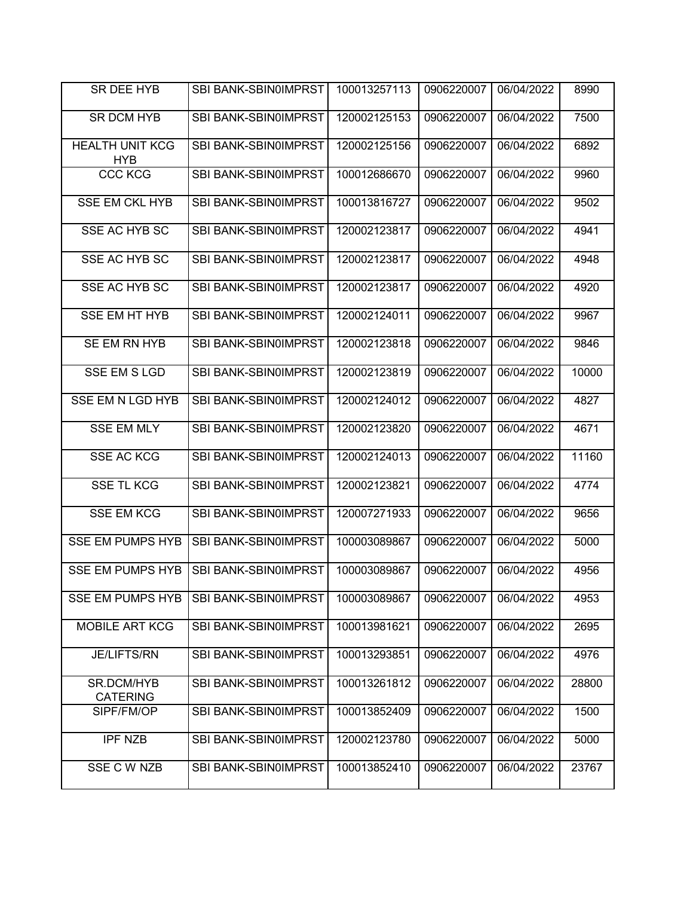| SR DEE HYB | SBI BANK-SBIN0IMPRST | 100013257113 | 0906220007 | 06/04/2022 | 8990 |
|---|---|---|---|---|---|
| SR DCM HYB | SBI BANK-SBIN0IMPRST | 120002125153 | 0906220007 | 06/04/2022 | 7500 |
| HEALTH UNIT KCG HYB | SBI BANK-SBIN0IMPRST | 120002125156 | 0906220007 | 06/04/2022 | 6892 |
| CCC KCG | SBI BANK-SBIN0IMPRST | 100012686670 | 0906220007 | 06/04/2022 | 9960 |
| SSE EM CKL HYB | SBI BANK-SBIN0IMPRST | 100013816727 | 0906220007 | 06/04/2022 | 9502 |
| SSE AC HYB SC | SBI BANK-SBIN0IMPRST | 120002123817 | 0906220007 | 06/04/2022 | 4941 |
| SSE AC HYB SC | SBI BANK-SBIN0IMPRST | 120002123817 | 0906220007 | 06/04/2022 | 4948 |
| SSE AC HYB SC | SBI BANK-SBIN0IMPRST | 120002123817 | 0906220007 | 06/04/2022 | 4920 |
| SSE EM HT HYB | SBI BANK-SBIN0IMPRST | 120002124011 | 0906220007 | 06/04/2022 | 9967 |
| SE EM RN HYB | SBI BANK-SBIN0IMPRST | 120002123818 | 0906220007 | 06/04/2022 | 9846 |
| SSE EM S LGD | SBI BANK-SBIN0IMPRST | 120002123819 | 0906220007 | 06/04/2022 | 10000 |
| SSE EM N LGD HYB | SBI BANK-SBIN0IMPRST | 120002124012 | 0906220007 | 06/04/2022 | 4827 |
| SSE EM MLY | SBI BANK-SBIN0IMPRST | 120002123820 | 0906220007 | 06/04/2022 | 4671 |
| SSE AC KCG | SBI BANK-SBIN0IMPRST | 120002124013 | 0906220007 | 06/04/2022 | 11160 |
| SSE TL KCG | SBI BANK-SBIN0IMPRST | 120002123821 | 0906220007 | 06/04/2022 | 4774 |
| SSE EM KCG | SBI BANK-SBIN0IMPRST | 120007271933 | 0906220007 | 06/04/2022 | 9656 |
| SSE EM PUMPS HYB | SBI BANK-SBIN0IMPRST | 100003089867 | 0906220007 | 06/04/2022 | 5000 |
| SSE EM PUMPS HYB | SBI BANK-SBIN0IMPRST | 100003089867 | 0906220007 | 06/04/2022 | 4956 |
| SSE EM PUMPS HYB | SBI BANK-SBIN0IMPRST | 100003089867 | 0906220007 | 06/04/2022 | 4953 |
| MOBILE ART KCG | SBI BANK-SBIN0IMPRST | 100013981621 | 0906220007 | 06/04/2022 | 2695 |
| JE/LIFTS/RN | SBI BANK-SBIN0IMPRST | 100013293851 | 0906220007 | 06/04/2022 | 4976 |
| SR.DCM/HYB CATERING | SBI BANK-SBIN0IMPRST | 100013261812 | 0906220007 | 06/04/2022 | 28800 |
| SIPF/FM/OP | SBI BANK-SBIN0IMPRST | 100013852409 | 0906220007 | 06/04/2022 | 1500 |
| IPF NZB | SBI BANK-SBIN0IMPRST | 120002123780 | 0906220007 | 06/04/2022 | 5000 |
| SSE C W NZB | SBI BANK-SBIN0IMPRST | 100013852410 | 0906220007 | 06/04/2022 | 23767 |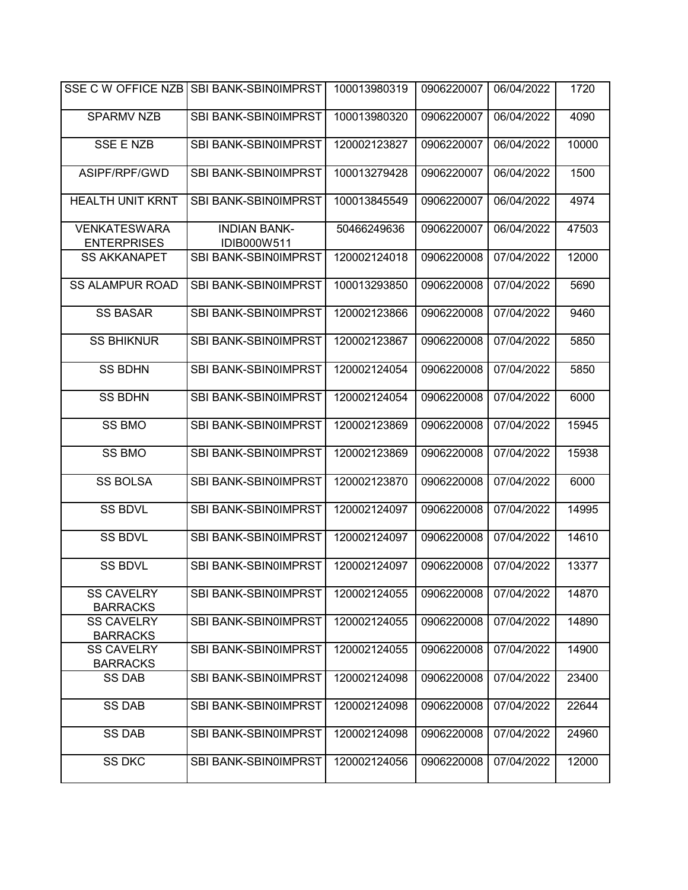| | | | | | |
|---|---|---|---|---|---|
| SSE C W OFFICE NZB | SBI BANK-SBIN0IMPRST | 100013980319 | 0906220007 | 06/04/2022 | 1720 |
| SPARMV NZB | SBI BANK-SBIN0IMPRST | 100013980320 | 0906220007 | 06/04/2022 | 4090 |
| SSE E NZB | SBI BANK-SBIN0IMPRST | 120002123827 | 0906220007 | 06/04/2022 | 10000 |
| ASIPF/RPF/GWD | SBI BANK-SBIN0IMPRST | 100013279428 | 0906220007 | 06/04/2022 | 1500 |
| HEALTH UNIT KRNT | SBI BANK-SBIN0IMPRST | 100013845549 | 0906220007 | 06/04/2022 | 4974 |
| VENKATESWARA ENTERPRISES | INDIAN BANK-IDIB000W511 | 50466249636 | 0906220007 | 06/04/2022 | 47503 |
| SS AKKANAPET | SBI BANK-SBIN0IMPRST | 120002124018 | 0906220008 | 07/04/2022 | 12000 |
| SS ALAMPUR ROAD | SBI BANK-SBIN0IMPRST | 100013293850 | 0906220008 | 07/04/2022 | 5690 |
| SS BASAR | SBI BANK-SBIN0IMPRST | 120002123866 | 0906220008 | 07/04/2022 | 9460 |
| SS BHIKNUR | SBI BANK-SBIN0IMPRST | 120002123867 | 0906220008 | 07/04/2022 | 5850 |
| SS BDHN | SBI BANK-SBIN0IMPRST | 120002124054 | 0906220008 | 07/04/2022 | 5850 |
| SS BDHN | SBI BANK-SBIN0IMPRST | 120002124054 | 0906220008 | 07/04/2022 | 6000 |
| SS BMO | SBI BANK-SBIN0IMPRST | 120002123869 | 0906220008 | 07/04/2022 | 15945 |
| SS BMO | SBI BANK-SBIN0IMPRST | 120002123869 | 0906220008 | 07/04/2022 | 15938 |
| SS BOLSA | SBI BANK-SBIN0IMPRST | 120002123870 | 0906220008 | 07/04/2022 | 6000 |
| SS BDVL | SBI BANK-SBIN0IMPRST | 120002124097 | 0906220008 | 07/04/2022 | 14995 |
| SS BDVL | SBI BANK-SBIN0IMPRST | 120002124097 | 0906220008 | 07/04/2022 | 14610 |
| SS BDVL | SBI BANK-SBIN0IMPRST | 120002124097 | 0906220008 | 07/04/2022 | 13377 |
| SS CAVELRY BARRACKS | SBI BANK-SBIN0IMPRST | 120002124055 | 0906220008 | 07/04/2022 | 14870 |
| SS CAVELRY BARRACKS | SBI BANK-SBIN0IMPRST | 120002124055 | 0906220008 | 07/04/2022 | 14890 |
| SS CAVELRY BARRACKS | SBI BANK-SBIN0IMPRST | 120002124055 | 0906220008 | 07/04/2022 | 14900 |
| SS DAB | SBI BANK-SBIN0IMPRST | 120002124098 | 0906220008 | 07/04/2022 | 23400 |
| SS DAB | SBI BANK-SBIN0IMPRST | 120002124098 | 0906220008 | 07/04/2022 | 22644 |
| SS DAB | SBI BANK-SBIN0IMPRST | 120002124098 | 0906220008 | 07/04/2022 | 24960 |
| SS DKC | SBI BANK-SBIN0IMPRST | 120002124056 | 0906220008 | 07/04/2022 | 12000 |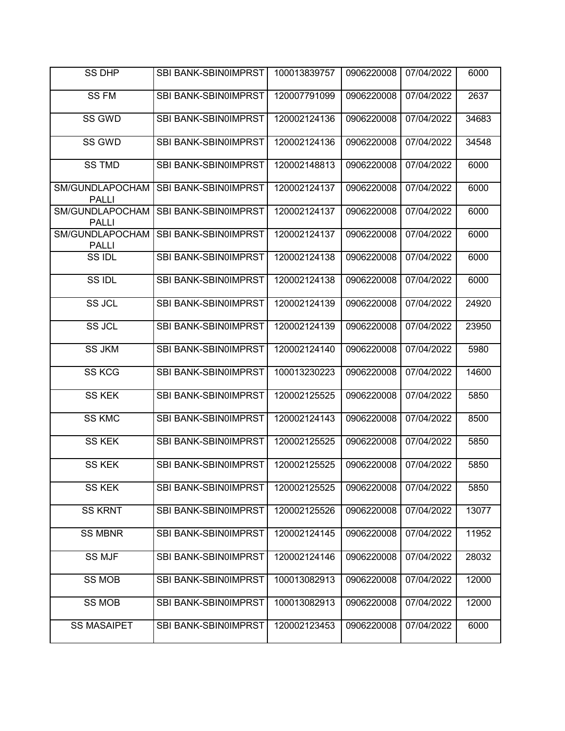| SS DHP | SBI BANK-SBIN0IMPRST | 100013839757 | 0906220008 | 07/04/2022 | 6000 |
|---|---|---|---|---|---|
| SS FM | SBI BANK-SBIN0IMPRST | 120007791099 | 0906220008 | 07/04/2022 | 2637 |
| SS GWD | SBI BANK-SBIN0IMPRST | 120002124136 | 0906220008 | 07/04/2022 | 34683 |
| SS GWD | SBI BANK-SBIN0IMPRST | 120002124136 | 0906220008 | 07/04/2022 | 34548 |
| SS TMD | SBI BANK-SBIN0IMPRST | 120002148813 | 0906220008 | 07/04/2022 | 6000 |
| SM/GUNDLAPOCHAM PALLI | SBI BANK-SBIN0IMPRST | 120002124137 | 0906220008 | 07/04/2022 | 6000 |
| SM/GUNDLAPOCHAM PALLI | SBI BANK-SBIN0IMPRST | 120002124137 | 0906220008 | 07/04/2022 | 6000 |
| SM/GUNDLAPOCHAM PALLI | SBI BANK-SBIN0IMPRST | 120002124137 | 0906220008 | 07/04/2022 | 6000 |
| SS IDL | SBI BANK-SBIN0IMPRST | 120002124138 | 0906220008 | 07/04/2022 | 6000 |
| SS IDL | SBI BANK-SBIN0IMPRST | 120002124138 | 0906220008 | 07/04/2022 | 6000 |
| SS JCL | SBI BANK-SBIN0IMPRST | 120002124139 | 0906220008 | 07/04/2022 | 24920 |
| SS JCL | SBI BANK-SBIN0IMPRST | 120002124139 | 0906220008 | 07/04/2022 | 23950 |
| SS JKM | SBI BANK-SBIN0IMPRST | 120002124140 | 0906220008 | 07/04/2022 | 5980 |
| SS KCG | SBI BANK-SBIN0IMPRST | 100013230223 | 0906220008 | 07/04/2022 | 14600 |
| SS KEK | SBI BANK-SBIN0IMPRST | 120002125525 | 0906220008 | 07/04/2022 | 5850 |
| SS KMC | SBI BANK-SBIN0IMPRST | 120002124143 | 0906220008 | 07/04/2022 | 8500 |
| SS KEK | SBI BANK-SBIN0IMPRST | 120002125525 | 0906220008 | 07/04/2022 | 5850 |
| SS KEK | SBI BANK-SBIN0IMPRST | 120002125525 | 0906220008 | 07/04/2022 | 5850 |
| SS KEK | SBI BANK-SBIN0IMPRST | 120002125525 | 0906220008 | 07/04/2022 | 5850 |
| SS KRNT | SBI BANK-SBIN0IMPRST | 120002125526 | 0906220008 | 07/04/2022 | 13077 |
| SS MBNR | SBI BANK-SBIN0IMPRST | 120002124145 | 0906220008 | 07/04/2022 | 11952 |
| SS MJF | SBI BANK-SBIN0IMPRST | 120002124146 | 0906220008 | 07/04/2022 | 28032 |
| SS MOB | SBI BANK-SBIN0IMPRST | 100013082913 | 0906220008 | 07/04/2022 | 12000 |
| SS MOB | SBI BANK-SBIN0IMPRST | 100013082913 | 0906220008 | 07/04/2022 | 12000 |
| SS MASAIPET | SBI BANK-SBIN0IMPRST | 120002123453 | 0906220008 | 07/04/2022 | 6000 |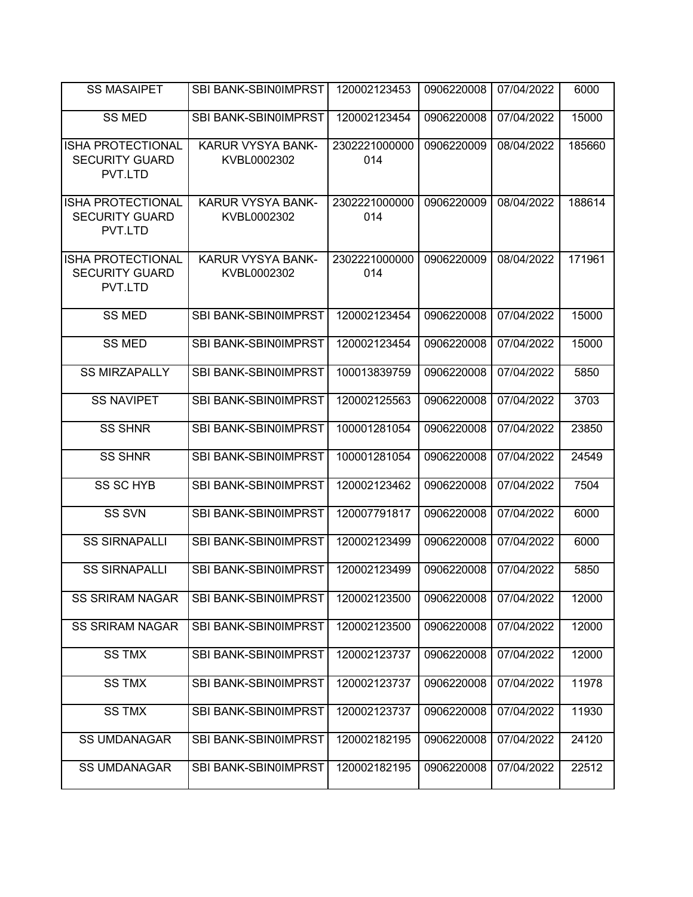| | | | | | |
|---|---|---|---|---|---|
| SS MASAIPET | SBI BANK-SBIN0IMPRST | 120002123453 | 0906220008 | 07/04/2022 | 6000 |
| SS MED | SBI BANK-SBIN0IMPRST | 120002123454 | 0906220008 | 07/04/2022 | 15000 |
| ISHA PROTECTIONAL SECURITY GUARD PVT.LTD | KARUR VYSYA BANK-KVBL0002302 | 2302221000000014 | 0906220009 | 08/04/2022 | 185660 |
| ISHA PROTECTIONAL SECURITY GUARD PVT.LTD | KARUR VYSYA BANK-KVBL0002302 | 2302221000000014 | 0906220009 | 08/04/2022 | 188614 |
| ISHA PROTECTIONAL SECURITY GUARD PVT.LTD | KARUR VYSYA BANK-KVBL0002302 | 2302221000000014 | 0906220009 | 08/04/2022 | 171961 |
| SS MED | SBI BANK-SBIN0IMPRST | 120002123454 | 0906220008 | 07/04/2022 | 15000 |
| SS MED | SBI BANK-SBIN0IMPRST | 120002123454 | 0906220008 | 07/04/2022 | 15000 |
| SS MIRZAPALLY | SBI BANK-SBIN0IMPRST | 100013839759 | 0906220008 | 07/04/2022 | 5850 |
| SS NAVIPET | SBI BANK-SBIN0IMPRST | 120002125563 | 0906220008 | 07/04/2022 | 3703 |
| SS SHNR | SBI BANK-SBIN0IMPRST | 100001281054 | 0906220008 | 07/04/2022 | 23850 |
| SS SHNR | SBI BANK-SBIN0IMPRST | 100001281054 | 0906220008 | 07/04/2022 | 24549 |
| SS SC HYB | SBI BANK-SBIN0IMPRST | 120002123462 | 0906220008 | 07/04/2022 | 7504 |
| SS SVN | SBI BANK-SBIN0IMPRST | 120007791817 | 0906220008 | 07/04/2022 | 6000 |
| SS SIRNAPALLI | SBI BANK-SBIN0IMPRST | 120002123499 | 0906220008 | 07/04/2022 | 6000 |
| SS SIRNAPALLI | SBI BANK-SBIN0IMPRST | 120002123499 | 0906220008 | 07/04/2022 | 5850 |
| SS SRIRAM NAGAR | SBI BANK-SBIN0IMPRST | 120002123500 | 0906220008 | 07/04/2022 | 12000 |
| SS SRIRAM NAGAR | SBI BANK-SBIN0IMPRST | 120002123500 | 0906220008 | 07/04/2022 | 12000 |
| SS TMX | SBI BANK-SBIN0IMPRST | 120002123737 | 0906220008 | 07/04/2022 | 12000 |
| SS TMX | SBI BANK-SBIN0IMPRST | 120002123737 | 0906220008 | 07/04/2022 | 11978 |
| SS TMX | SBI BANK-SBIN0IMPRST | 120002123737 | 0906220008 | 07/04/2022 | 11930 |
| SS UMDANAGAR | SBI BANK-SBIN0IMPRST | 120002182195 | 0906220008 | 07/04/2022 | 24120 |
| SS UMDANAGAR | SBI BANK-SBIN0IMPRST | 120002182195 | 0906220008 | 07/04/2022 | 22512 |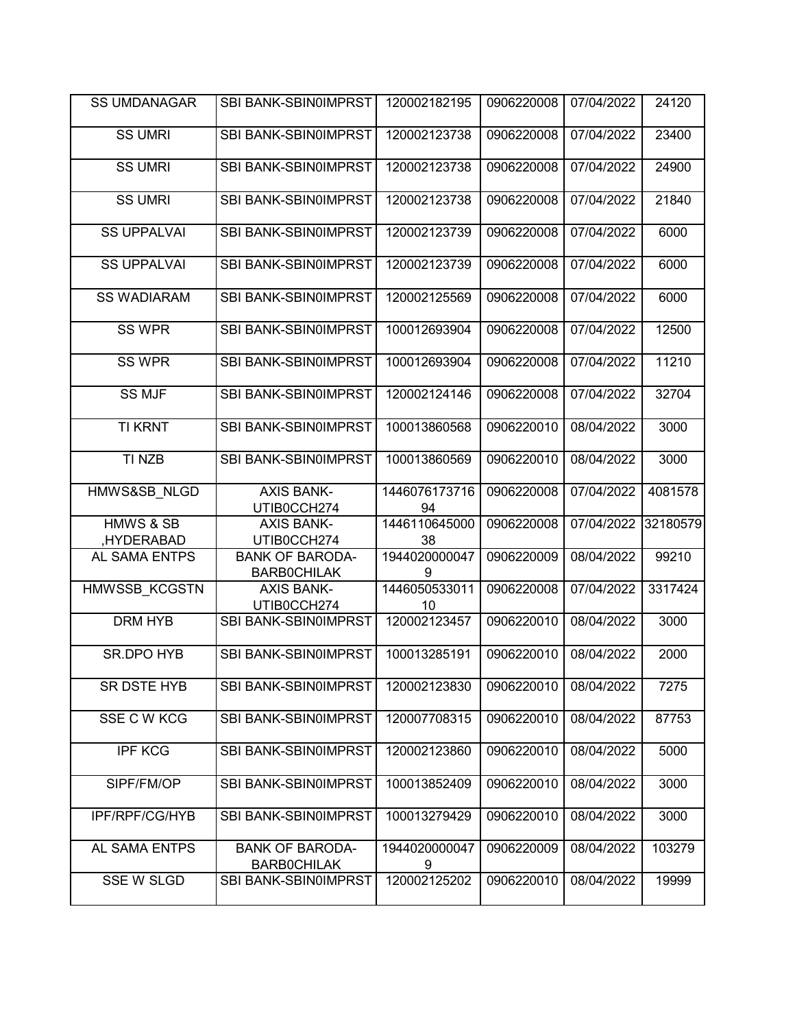| SS UMDANAGAR | SBI BANK-SBIN0IMPRST | 120002182195 | 0906220008 | 07/04/2022 | 24120 |
|---|---|---|---|---|---|
| SS UMRI | SBI BANK-SBIN0IMPRST | 120002123738 | 0906220008 | 07/04/2022 | 23400 |
| SS UMRI | SBI BANK-SBIN0IMPRST | 120002123738 | 0906220008 | 07/04/2022 | 24900 |
| SS UMRI | SBI BANK-SBIN0IMPRST | 120002123738 | 0906220008 | 07/04/2022 | 21840 |
| SS UPPALVAI | SBI BANK-SBIN0IMPRST | 120002123739 | 0906220008 | 07/04/2022 | 6000 |
| SS UPPALVAI | SBI BANK-SBIN0IMPRST | 120002123739 | 0906220008 | 07/04/2022 | 6000 |
| SS WADIARAM | SBI BANK-SBIN0IMPRST | 120002125569 | 0906220008 | 07/04/2022 | 6000 |
| SS WPR | SBI BANK-SBIN0IMPRST | 100012693904 | 0906220008 | 07/04/2022 | 12500 |
| SS WPR | SBI BANK-SBIN0IMPRST | 100012693904 | 0906220008 | 07/04/2022 | 11210 |
| SS MJF | SBI BANK-SBIN0IMPRST | 120002124146 | 0906220008 | 07/04/2022 | 32704 |
| TI KRNT | SBI BANK-SBIN0IMPRST | 100013860568 | 0906220010 | 08/04/2022 | 3000 |
| TI NZB | SBI BANK-SBIN0IMPRST | 100013860569 | 0906220010 | 08/04/2022 | 3000 |
| HMWS&SB_NLGD | AXIS BANK-UTIB0CCH274 | 144607617371694 | 0906220008 | 07/04/2022 | 4081578 |
| HMWS & SB ,HYDERABAD | AXIS BANK-UTIB0CCH274 | 144611064500038 | 0906220008 | 07/04/2022 | 32180579 |
| AL SAMA ENTPS | BANK OF BARODA-BARB0CHILAK | 19440200000479 | 0906220009 | 08/04/2022 | 99210 |
| HMWSSB_KCGSTN | AXIS BANK-UTIB0CCH274 | 144605053301110 | 0906220008 | 07/04/2022 | 3317424 |
| DRM HYB | SBI BANK-SBIN0IMPRST | 120002123457 | 0906220010 | 08/04/2022 | 3000 |
| SR.DPO HYB | SBI BANK-SBIN0IMPRST | 100013285191 | 0906220010 | 08/04/2022 | 2000 |
| SR DSTE HYB | SBI BANK-SBIN0IMPRST | 120002123830 | 0906220010 | 08/04/2022 | 7275 |
| SSE C W KCG | SBI BANK-SBIN0IMPRST | 120007708315 | 0906220010 | 08/04/2022 | 87753 |
| IPF KCG | SBI BANK-SBIN0IMPRST | 120002123860 | 0906220010 | 08/04/2022 | 5000 |
| SIPF/FM/OP | SBI BANK-SBIN0IMPRST | 100013852409 | 0906220010 | 08/04/2022 | 3000 |
| IPF/RPF/CG/HYB | SBI BANK-SBIN0IMPRST | 100013279429 | 0906220010 | 08/04/2022 | 3000 |
| AL SAMA ENTPS | BANK OF BARODA-BARB0CHILAK | 19440200000479 | 0906220009 | 08/04/2022 | 103279 |
| SSE W SLGD | SBI BANK-SBIN0IMPRST | 120002125202 | 0906220010 | 08/04/2022 | 19999 |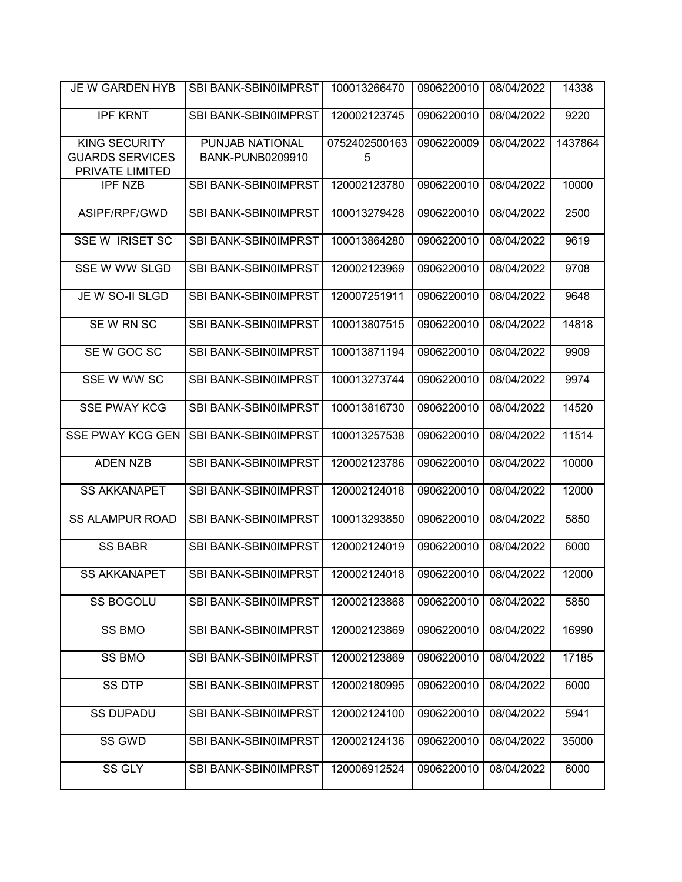| | | | | | |
|---|---|---|---|---|---|
| JE W GARDEN HYB | SBI BANK-SBIN0IMPRST | 100013266470 | 0906220010 | 08/04/2022 | 14338 |
| IPF KRNT | SBI BANK-SBIN0IMPRST | 120002123745 | 0906220010 | 08/04/2022 | 9220 |
| KING SECURITY GUARDS SERVICES PRIVATE LIMITED | PUNJAB NATIONAL BANK-PUNB0209910 | 07524025001635 | 0906220009 | 08/04/2022 | 1437864 |
| IPF NZB | SBI BANK-SBIN0IMPRST | 120002123780 | 0906220010 | 08/04/2022 | 10000 |
| ASIPF/RPF/GWD | SBI BANK-SBIN0IMPRST | 100013279428 | 0906220010 | 08/04/2022 | 2500 |
| SSE W IRISET SC | SBI BANK-SBIN0IMPRST | 100013864280 | 0906220010 | 08/04/2022 | 9619 |
| SSE W WW SLGD | SBI BANK-SBIN0IMPRST | 120002123969 | 0906220010 | 08/04/2022 | 9708 |
| JE W SO-II SLGD | SBI BANK-SBIN0IMPRST | 120007251911 | 0906220010 | 08/04/2022 | 9648 |
| SE W RN SC | SBI BANK-SBIN0IMPRST | 100013807515 | 0906220010 | 08/04/2022 | 14818 |
| SE W GOC SC | SBI BANK-SBIN0IMPRST | 100013871194 | 0906220010 | 08/04/2022 | 9909 |
| SSE W WW SC | SBI BANK-SBIN0IMPRST | 100013273744 | 0906220010 | 08/04/2022 | 9974 |
| SSE PWAY KCG | SBI BANK-SBIN0IMPRST | 100013816730 | 0906220010 | 08/04/2022 | 14520 |
| SSE PWAY KCG GEN | SBI BANK-SBIN0IMPRST | 100013257538 | 0906220010 | 08/04/2022 | 11514 |
| ADEN NZB | SBI BANK-SBIN0IMPRST | 120002123786 | 0906220010 | 08/04/2022 | 10000 |
| SS AKKANAPET | SBI BANK-SBIN0IMPRST | 120002124018 | 0906220010 | 08/04/2022 | 12000 |
| SS ALAMPUR ROAD | SBI BANK-SBIN0IMPRST | 100013293850 | 0906220010 | 08/04/2022 | 5850 |
| SS BABR | SBI BANK-SBIN0IMPRST | 120002124019 | 0906220010 | 08/04/2022 | 6000 |
| SS AKKANAPET | SBI BANK-SBIN0IMPRST | 120002124018 | 0906220010 | 08/04/2022 | 12000 |
| SS BOGOLU | SBI BANK-SBIN0IMPRST | 120002123868 | 0906220010 | 08/04/2022 | 5850 |
| SS BMO | SBI BANK-SBIN0IMPRST | 120002123869 | 0906220010 | 08/04/2022 | 16990 |
| SS BMO | SBI BANK-SBIN0IMPRST | 120002123869 | 0906220010 | 08/04/2022 | 17185 |
| SS DTP | SBI BANK-SBIN0IMPRST | 120002180995 | 0906220010 | 08/04/2022 | 6000 |
| SS DUPADU | SBI BANK-SBIN0IMPRST | 120002124100 | 0906220010 | 08/04/2022 | 5941 |
| SS GWD | SBI BANK-SBIN0IMPRST | 120002124136 | 0906220010 | 08/04/2022 | 35000 |
| SS GLY | SBI BANK-SBIN0IMPRST | 120006912524 | 0906220010 | 08/04/2022 | 6000 |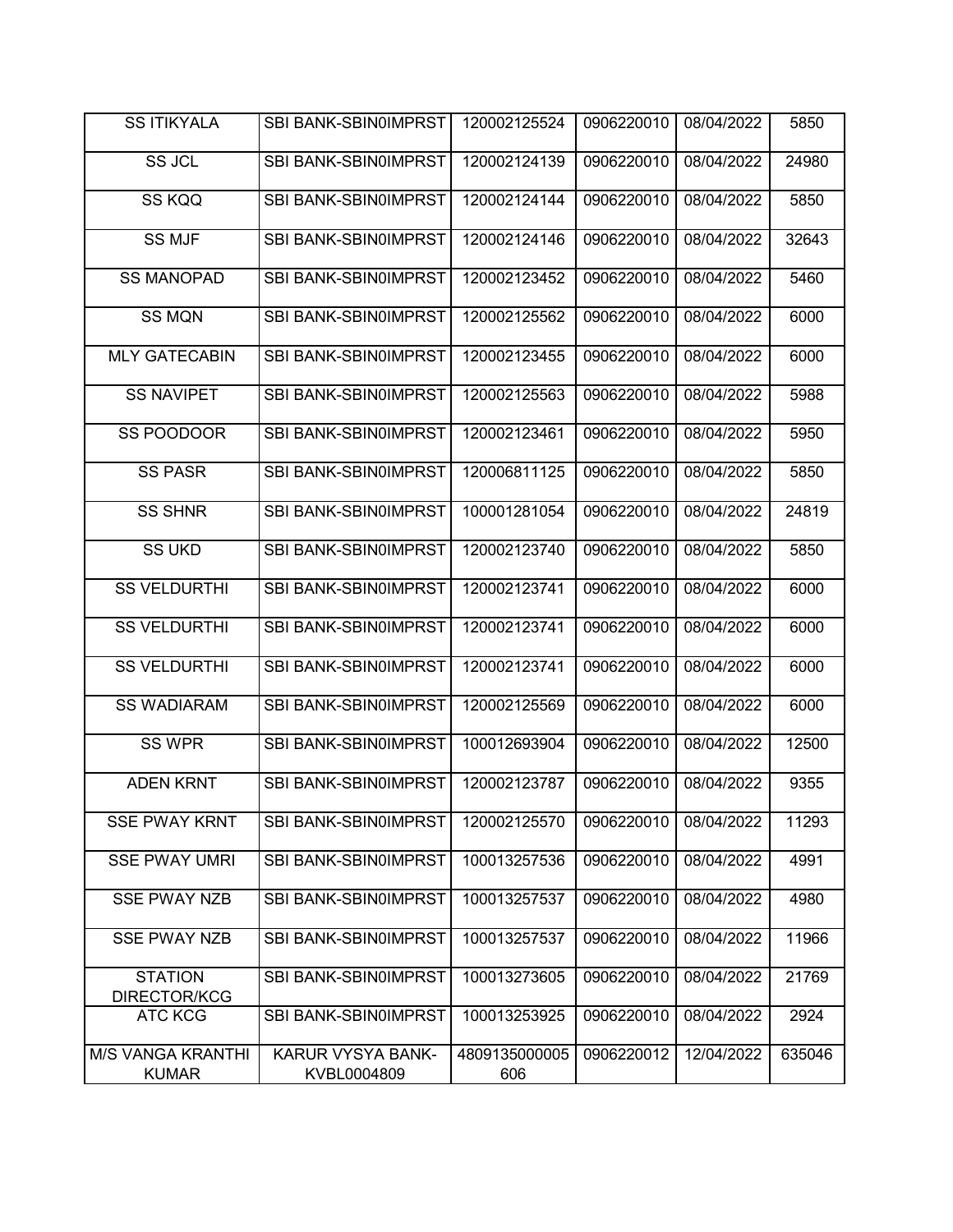| SS ITIKYALA | SBI BANK-SBIN0IMPRST | 120002125524 | 0906220010 | 08/04/2022 | 5850 |
|---|---|---|---|---|---|
| SS JCL | SBI BANK-SBIN0IMPRST | 120002124139 | 0906220010 | 08/04/2022 | 24980 |
| SS KQQ | SBI BANK-SBIN0IMPRST | 120002124144 | 0906220010 | 08/04/2022 | 5850 |
| SS MJF | SBI BANK-SBIN0IMPRST | 120002124146 | 0906220010 | 08/04/2022 | 32643 |
| SS MANOPAD | SBI BANK-SBIN0IMPRST | 120002123452 | 0906220010 | 08/04/2022 | 5460 |
| SS MQN | SBI BANK-SBIN0IMPRST | 120002125562 | 0906220010 | 08/04/2022 | 6000 |
| MLY GATECABIN | SBI BANK-SBIN0IMPRST | 120002123455 | 0906220010 | 08/04/2022 | 6000 |
| SS NAVIPET | SBI BANK-SBIN0IMPRST | 120002125563 | 0906220010 | 08/04/2022 | 5988 |
| SS POODOOR | SBI BANK-SBIN0IMPRST | 120002123461 | 0906220010 | 08/04/2022 | 5950 |
| SS PASR | SBI BANK-SBIN0IMPRST | 120006811125 | 0906220010 | 08/04/2022 | 5850 |
| SS SHNR | SBI BANK-SBIN0IMPRST | 100001281054 | 0906220010 | 08/04/2022 | 24819 |
| SS UKD | SBI BANK-SBIN0IMPRST | 120002123740 | 0906220010 | 08/04/2022 | 5850 |
| SS VELDURTHI | SBI BANK-SBIN0IMPRST | 120002123741 | 0906220010 | 08/04/2022 | 6000 |
| SS VELDURTHI | SBI BANK-SBIN0IMPRST | 120002123741 | 0906220010 | 08/04/2022 | 6000 |
| SS VELDURTHI | SBI BANK-SBIN0IMPRST | 120002123741 | 0906220010 | 08/04/2022 | 6000 |
| SS WADIARAM | SBI BANK-SBIN0IMPRST | 120002125569 | 0906220010 | 08/04/2022 | 6000 |
| SS WPR | SBI BANK-SBIN0IMPRST | 100012693904 | 0906220010 | 08/04/2022 | 12500 |
| ADEN KRNT | SBI BANK-SBIN0IMPRST | 120002123787 | 0906220010 | 08/04/2022 | 9355 |
| SSE PWAY KRNT | SBI BANK-SBIN0IMPRST | 120002125570 | 0906220010 | 08/04/2022 | 11293 |
| SSE PWAY UMRI | SBI BANK-SBIN0IMPRST | 100013257536 | 0906220010 | 08/04/2022 | 4991 |
| SSE PWAY NZB | SBI BANK-SBIN0IMPRST | 100013257537 | 0906220010 | 08/04/2022 | 4980 |
| SSE PWAY NZB | SBI BANK-SBIN0IMPRST | 100013257537 | 0906220010 | 08/04/2022 | 11966 |
| STATION DIRECTOR/KCG | SBI BANK-SBIN0IMPRST | 100013273605 | 0906220010 | 08/04/2022 | 21769 |
| ATC KCG | SBI BANK-SBIN0IMPRST | 100013253925 | 0906220010 | 08/04/2022 | 2924 |
| M/S VANGA KRANTHI KUMAR | KARUR VYSYA BANK-KVBL0004809 | 4809135000005606 | 0906220012 | 12/04/2022 | 635046 |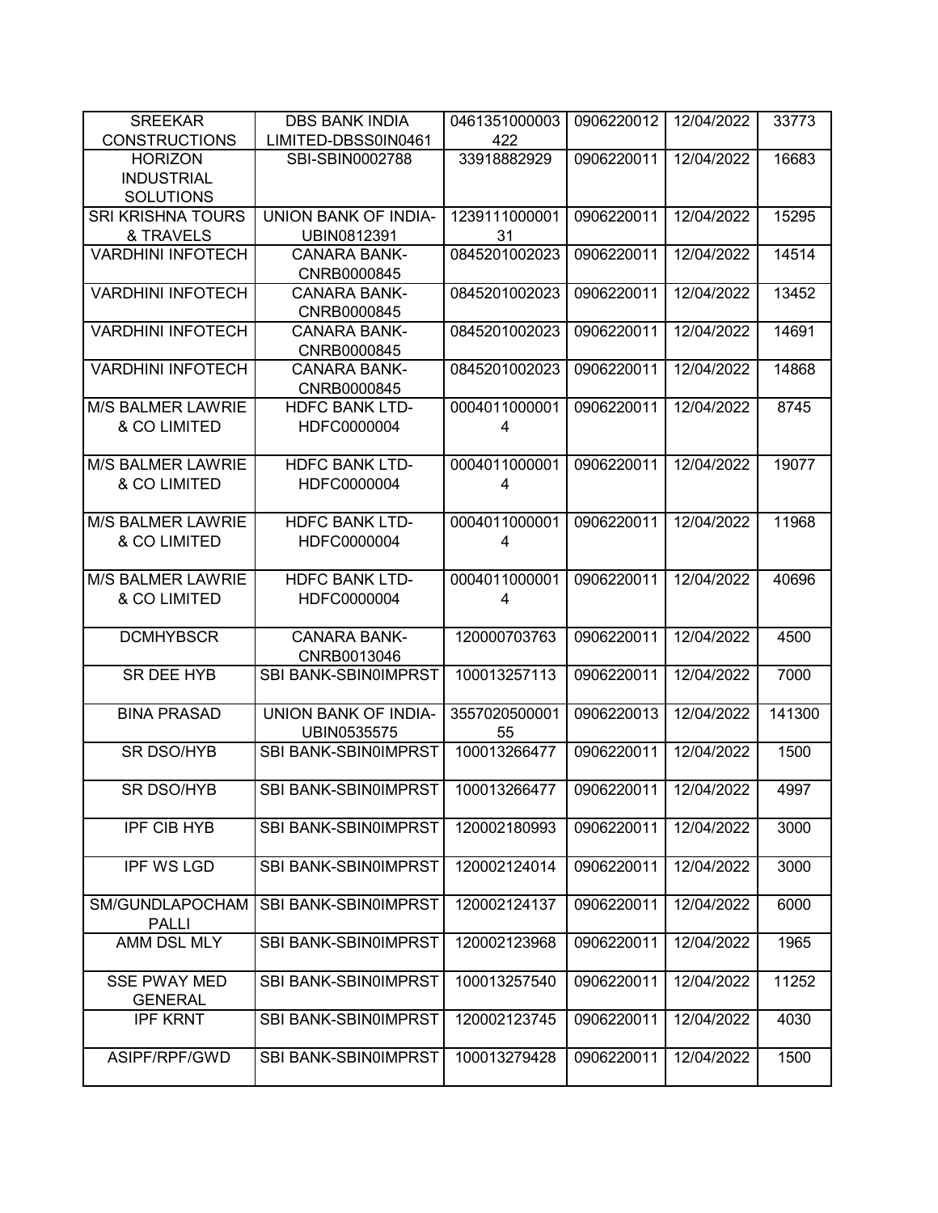| SREEKAR CONSTRUCTIONS | DBS BANK INDIA LIMITED-DBSS0IN0461 | 0461351000003422 | 0906220012 | 12/04/2022 | 33773 |
|---|---|---|---|---|---|
| HORIZON INDUSTRIAL SOLUTIONS | SBI-SBIN0002788 | 33918882929 | 0906220011 | 12/04/2022 | 16683 |
| SRI KRISHNA TOURS & TRAVELS | UNION BANK OF INDIA-UBIN0812391 | 123911100000131 | 0906220011 | 12/04/2022 | 15295 |
| VARDHINI INFOTECH | CANARA BANK-CNRB0000845 | 0845201002023 | 0906220011 | 12/04/2022 | 14514 |
| VARDHINI INFOTECH | CANARA BANK-CNRB0000845 | 0845201002023 | 0906220011 | 12/04/2022 | 13452 |
| VARDHINI INFOTECH | CANARA BANK-CNRB0000845 | 0845201002023 | 0906220011 | 12/04/2022 | 14691 |
| VARDHINI INFOTECH | CANARA BANK-CNRB0000845 | 0845201002023 | 0906220011 | 12/04/2022 | 14868 |
| M/S BALMER LAWRIE & CO LIMITED | HDFC BANK LTD-HDFC0000004 | 00040110000014 | 0906220011 | 12/04/2022 | 8745 |
| M/S BALMER LAWRIE & CO LIMITED | HDFC BANK LTD-HDFC0000004 | 00040110000014 | 0906220011 | 12/04/2022 | 19077 |
| M/S BALMER LAWRIE & CO LIMITED | HDFC BANK LTD-HDFC0000004 | 00040110000014 | 0906220011 | 12/04/2022 | 11968 |
| M/S BALMER LAWRIE & CO LIMITED | HDFC BANK LTD-HDFC0000004 | 00040110000014 | 0906220011 | 12/04/2022 | 40696 |
| DCMHYBSCR | CANARA BANK-CNRB0013046 | 120000703763 | 0906220011 | 12/04/2022 | 4500 |
| SR DEE HYB | SBI BANK-SBIN0IMPRST | 100013257113 | 0906220011 | 12/04/2022 | 7000 |
| BINA PRASAD | UNION BANK OF INDIA-UBIN0535575 | 355702050000155 | 0906220013 | 12/04/2022 | 141300 |
| SR DSO/HYB | SBI BANK-SBIN0IMPRST | 100013266477 | 0906220011 | 12/04/2022 | 1500 |
| SR DSO/HYB | SBI BANK-SBIN0IMPRST | 100013266477 | 0906220011 | 12/04/2022 | 4997 |
| IPF CIB HYB | SBI BANK-SBIN0IMPRST | 120002180993 | 0906220011 | 12/04/2022 | 3000 |
| IPF WS LGD | SBI BANK-SBIN0IMPRST | 120002124014 | 0906220011 | 12/04/2022 | 3000 |
| SM/GUNDLAPOCHAMPALLI | SBI BANK-SBIN0IMPRST | 120002124137 | 0906220011 | 12/04/2022 | 6000 |
| AMM DSL MLY | SBI BANK-SBIN0IMPRST | 120002123968 | 0906220011 | 12/04/2022 | 1965 |
| SSE PWAY MED GENERAL | SBI BANK-SBIN0IMPRST | 100013257540 | 0906220011 | 12/04/2022 | 11252 |
| IPF KRNT | SBI BANK-SBIN0IMPRST | 120002123745 | 0906220011 | 12/04/2022 | 4030 |
| ASIPF/RPF/GWD | SBI BANK-SBIN0IMPRST | 100013279428 | 0906220011 | 12/04/2022 | 1500 |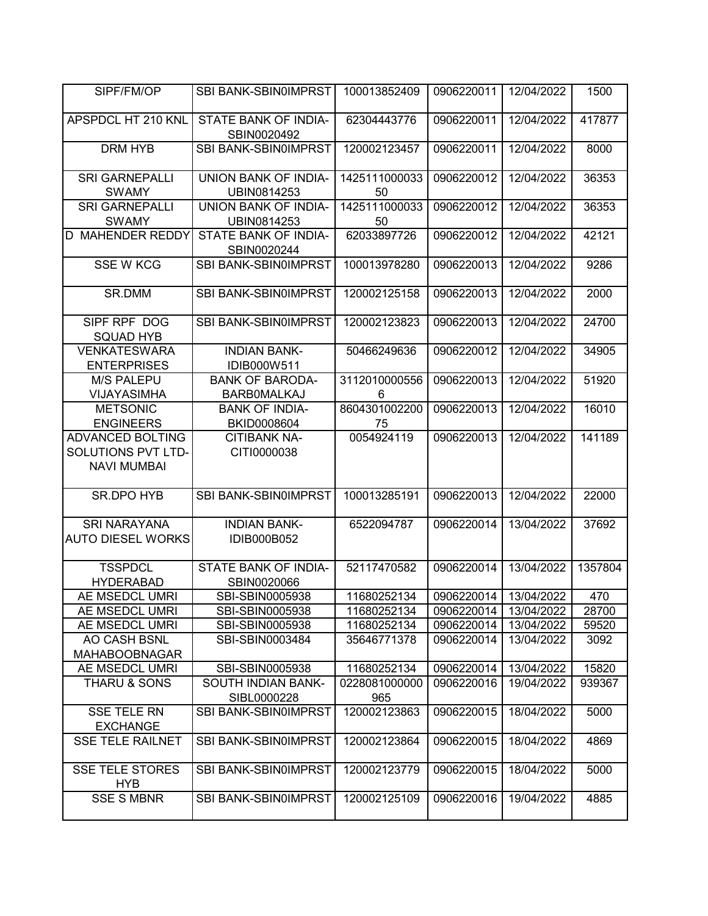| SIPF/FM/OP | SBI BANK-SBIN0IMPRST | 100013852409 | 0906220011 | 12/04/2022 | 1500 |
|---|---|---|---|---|---|
| APSPDCL HT 210 KNL | STATE BANK OF INDIA-SBIN0020492 | 62304443776 | 0906220011 | 12/04/2022 | 417877 |
| DRM HYB | SBI BANK-SBIN0IMPRST | 120002123457 | 0906220011 | 12/04/2022 | 8000 |
| SRI GARNEPALLI SWAMY | UNION BANK OF INDIA-UBIN0814253 | 142511100003350 | 0906220012 | 12/04/2022 | 36353 |
| SRI GARNEPALLI SWAMY | UNION BANK OF INDIA-UBIN0814253 | 142511100003350 | 0906220012 | 12/04/2022 | 36353 |
| D MAHENDER REDDY | STATE BANK OF INDIA-SBIN0020244 | 62033897726 | 0906220012 | 12/04/2022 | 42121 |
| SSE W KCG | SBI BANK-SBIN0IMPRST | 100013978280 | 0906220013 | 12/04/2022 | 9286 |
| SR.DMM | SBI BANK-SBIN0IMPRST | 120002125158 | 0906220013 | 12/04/2022 | 2000 |
| SIPF RPF DOG SQUAD HYB | SBI BANK-SBIN0IMPRST | 120002123823 | 0906220013 | 12/04/2022 | 24700 |
| VENKATESWARA ENTERPRISES | INDIAN BANK-IDIB000W511 | 50466249636 | 0906220012 | 12/04/2022 | 34905 |
| M/S PALEPU VIJAYASIMHA | BANK OF BARODA-BARB0MALKAJ | 31120100005566 | 0906220013 | 12/04/2022 | 51920 |
| METSONIC ENGINEERS | BANK OF INDIA-BKID0008604 | 860430100220075 | 0906220013 | 12/04/2022 | 16010 |
| ADVANCED BOLTING SOLUTIONS PVT LTD-NAVI MUMBAI | CITIBANK NA-CITI0000038 | 0054924119 | 0906220013 | 12/04/2022 | 141189 |
| SR.DPO HYB | SBI BANK-SBIN0IMPRST | 100013285191 | 0906220013 | 12/04/2022 | 22000 |
| SRI NARAYANA AUTO DIESEL WORKS | INDIAN BANK-IDIB000B052 | 6522094787 | 0906220014 | 13/04/2022 | 37692 |
| TSSPDCL HYDERABAD | STATE BANK OF INDIA-SBIN0020066 | 52117470582 | 0906220014 | 13/04/2022 | 1357804 |
| AE MSEDCL UMRI | SBI-SBIN0005938 | 11680252134 | 0906220014 | 13/04/2022 | 470 |
| AE MSEDCL UMRI | SBI-SBIN0005938 | 11680252134 | 0906220014 | 13/04/2022 | 28700 |
| AE MSEDCL UMRI | SBI-SBIN0005938 | 11680252134 | 0906220014 | 13/04/2022 | 59520 |
| AO CASH BSNL MAHABOOBNAGAR | SBI-SBIN0003484 | 35646771378 | 0906220014 | 13/04/2022 | 3092 |
| AE MSEDCL UMRI | SBI-SBIN0005938 | 11680252134 | 0906220014 | 13/04/2022 | 15820 |
| THARU & SONS | SOUTH INDIAN BANK-SIBL0000228 | 0228081000000965 | 0906220016 | 19/04/2022 | 939367 |
| SSE TELE RN EXCHANGE | SBI BANK-SBIN0IMPRST | 120002123863 | 0906220015 | 18/04/2022 | 5000 |
| SSE TELE RAILNET | SBI BANK-SBIN0IMPRST | 120002123864 | 0906220015 | 18/04/2022 | 4869 |
| SSE TELE STORES HYB | SBI BANK-SBIN0IMPRST | 120002123779 | 0906220015 | 18/04/2022 | 5000 |
| SSE S MBNR | SBI BANK-SBIN0IMPRST | 120002125109 | 0906220016 | 19/04/2022 | 4885 |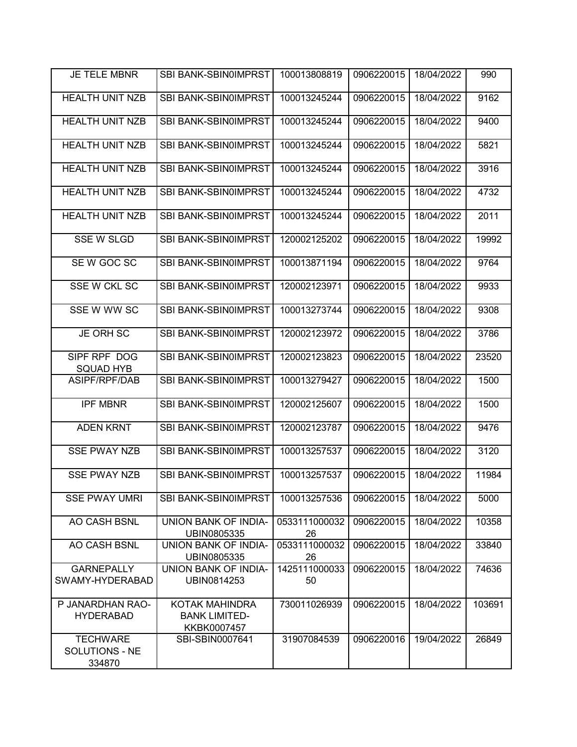| JE TELE MBNR | SBI BANK-SBIN0IMPRST | 100013808819 | 0906220015 | 18/04/2022 | 990 |
|---|---|---|---|---|---|
| HEALTH UNIT NZB | SBI BANK-SBIN0IMPRST | 100013245244 | 0906220015 | 18/04/2022 | 9162 |
| HEALTH UNIT NZB | SBI BANK-SBIN0IMPRST | 100013245244 | 0906220015 | 18/04/2022 | 9400 |
| HEALTH UNIT NZB | SBI BANK-SBIN0IMPRST | 100013245244 | 0906220015 | 18/04/2022 | 5821 |
| HEALTH UNIT NZB | SBI BANK-SBIN0IMPRST | 100013245244 | 0906220015 | 18/04/2022 | 3916 |
| HEALTH UNIT NZB | SBI BANK-SBIN0IMPRST | 100013245244 | 0906220015 | 18/04/2022 | 4732 |
| HEALTH UNIT NZB | SBI BANK-SBIN0IMPRST | 100013245244 | 0906220015 | 18/04/2022 | 2011 |
| SSE W SLGD | SBI BANK-SBIN0IMPRST | 120002125202 | 0906220015 | 18/04/2022 | 19992 |
| SE W GOC SC | SBI BANK-SBIN0IMPRST | 100013871194 | 0906220015 | 18/04/2022 | 9764 |
| SSE W CKL SC | SBI BANK-SBIN0IMPRST | 120002123971 | 0906220015 | 18/04/2022 | 9933 |
| SSE W WW SC | SBI BANK-SBIN0IMPRST | 100013273744 | 0906220015 | 18/04/2022 | 9308 |
| JE ORH SC | SBI BANK-SBIN0IMPRST | 120002123972 | 0906220015 | 18/04/2022 | 3786 |
| SIPF RPF DOG SQUAD HYB | SBI BANK-SBIN0IMPRST | 120002123823 | 0906220015 | 18/04/2022 | 23520 |
| ASIPF/RPF/DAB | SBI BANK-SBIN0IMPRST | 100013279427 | 0906220015 | 18/04/2022 | 1500 |
| IPF MBNR | SBI BANK-SBIN0IMPRST | 120002125607 | 0906220015 | 18/04/2022 | 1500 |
| ADEN KRNT | SBI BANK-SBIN0IMPRST | 120002123787 | 0906220015 | 18/04/2022 | 9476 |
| SSE PWAY NZB | SBI BANK-SBIN0IMPRST | 100013257537 | 0906220015 | 18/04/2022 | 3120 |
| SSE PWAY NZB | SBI BANK-SBIN0IMPRST | 100013257537 | 0906220015 | 18/04/2022 | 11984 |
| SSE PWAY UMRI | SBI BANK-SBIN0IMPRST | 100013257536 | 0906220015 | 18/04/2022 | 5000 |
| AO CASH BSNL | UNION BANK OF INDIA-UBIN0805335 | 053311100003226 | 0906220015 | 18/04/2022 | 10358 |
| AO CASH BSNL | UNION BANK OF INDIA-UBIN0805335 | 053311100003226 | 0906220015 | 18/04/2022 | 33840 |
| GARNEPALLY SWAMY-HYDERABAD | UNION BANK OF INDIA-UBIN0814253 | 142511100003350 | 0906220015 | 18/04/2022 | 74636 |
| P JANARDHAN RAO-HYDERABAD | KOTAK MAHINDRA BANK LIMITED-KKBK0007457 | 730011026939 | 0906220015 | 18/04/2022 | 103691 |
| TECHWARE SOLUTIONS - NE 334870 | SBI-SBIN0007641 | 31907084539 | 0906220016 | 19/04/2022 | 26849 |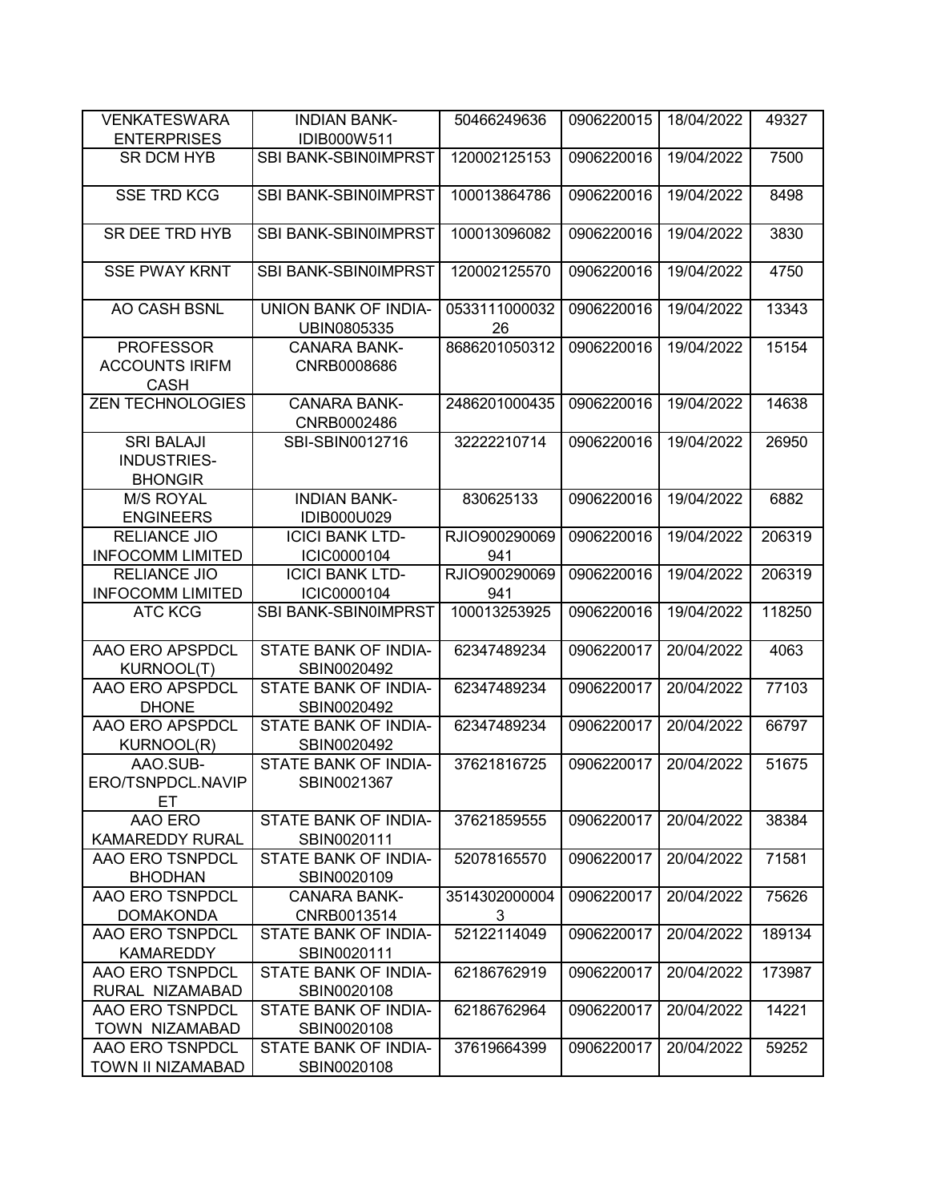| VENKATESWARA ENTERPRISES | INDIAN BANK-IDIB000W511 | 50466249636 | 0906220015 | 18/04/2022 | 49327 |
|---|---|---|---|---|---|
| SR DCM HYB | SBI BANK-SBIN0IMPRST | 120002125153 | 0906220016 | 19/04/2022 | 7500 |
| SSE TRD KCG | SBI BANK-SBIN0IMPRST | 100013864786 | 0906220016 | 19/04/2022 | 8498 |
| SR DEE TRD HYB | SBI BANK-SBIN0IMPRST | 100013096082 | 0906220016 | 19/04/2022 | 3830 |
| SSE PWAY KRNT | SBI BANK-SBIN0IMPRST | 120002125570 | 0906220016 | 19/04/2022 | 4750 |
| AO CASH BSNL | UNION BANK OF INDIA-UBIN0805335 | 053311100003226 | 0906220016 | 19/04/2022 | 13343 |
| PROFESSOR ACCOUNTS IRIFM CASH | CANARA BANK-CNRB0008686 | 8686201050312 | 0906220016 | 19/04/2022 | 15154 |
| ZEN TECHNOLOGIES | CANARA BANK-CNRB0002486 | 2486201000435 | 0906220016 | 19/04/2022 | 14638 |
| SRI BALAJI INDUSTRIES-BHONGIR | SBI-SBIN0012716 | 32222210714 | 0906220016 | 19/04/2022 | 26950 |
| M/S ROYAL ENGINEERS | INDIAN BANK-IDIB000U029 | 830625133 | 0906220016 | 19/04/2022 | 6882 |
| RELIANCE JIO INFOCOMM LIMITED | ICICI BANK LTD-ICIC0000104 | RJIO900290069941 | 0906220016 | 19/04/2022 | 206319 |
| RELIANCE JIO INFOCOMM LIMITED | ICICI BANK LTD-ICIC0000104 | RJIO900290069941 | 0906220016 | 19/04/2022 | 206319 |
| ATC KCG | SBI BANK-SBIN0IMPRST | 100013253925 | 0906220016 | 19/04/2022 | 118250 |
| AAO ERO APSPDCL KURNOOL(T) | STATE BANK OF INDIA-SBIN0020492 | 62347489234 | 0906220017 | 20/04/2022 | 4063 |
| AAO ERO APSPDCL DHONE | STATE BANK OF INDIA-SBIN0020492 | 62347489234 | 0906220017 | 20/04/2022 | 77103 |
| AAO ERO APSPDCL KURNOOL(R) | STATE BANK OF INDIA-SBIN0020492 | 62347489234 | 0906220017 | 20/04/2022 | 66797 |
| AAO.SUB-ERO/TSNPDCL.NAVIPET | STATE BANK OF INDIA-SBIN0021367 | 37621816725 | 0906220017 | 20/04/2022 | 51675 |
| AAO ERO KAMAREDDY RURAL | STATE BANK OF INDIA-SBIN0020111 | 37621859555 | 0906220017 | 20/04/2022 | 38384 |
| AAO ERO TSNPDCL BHODHAN | STATE BANK OF INDIA-SBIN0020109 | 52078165570 | 0906220017 | 20/04/2022 | 71581 |
| AAO ERO TSNPDCL DOMAKONDA | CANARA BANK-CNRB0013514 | 35143020000043 | 0906220017 | 20/04/2022 | 75626 |
| AAO ERO TSNPDCL KAMAREDDY | STATE BANK OF INDIA-SBIN0020111 | 52122114049 | 0906220017 | 20/04/2022 | 189134 |
| AAO ERO TSNPDCL RURAL NIZAMABAD | STATE BANK OF INDIA-SBIN0020108 | 62186762919 | 0906220017 | 20/04/2022 | 173987 |
| AAO ERO TSNPDCL TOWN NIZAMABAD | STATE BANK OF INDIA-SBIN0020108 | 62186762964 | 0906220017 | 20/04/2022 | 14221 |
| AAO ERO TSNPDCL TOWN II NIZAMABAD | STATE BANK OF INDIA-SBIN0020108 | 37619664399 | 0906220017 | 20/04/2022 | 59252 |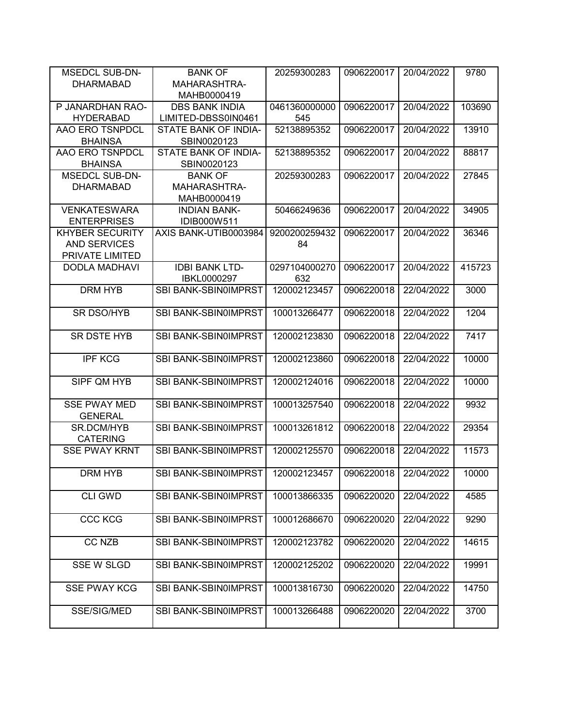| MSEDCL SUB-DN-DHARMABAD | BANK OF MAHARASHTRA-MAHB0000419 | 20259300283 | 0906220017 | 20/04/2022 | 9780 |
|---|---|---|---|---|---|
| P JANARDHAN RAO-HYDERABAD | DBS BANK INDIA LIMITED-DBSS0IN0461 | 0461360000000545 | 0906220017 | 20/04/2022 | 103690 |
| AAO ERO TSNPDCL BHAINSA | STATE BANK OF INDIA-SBIN0020123 | 52138895352 | 0906220017 | 20/04/2022 | 13910 |
| AAO ERO TSNPDCL BHAINSA | STATE BANK OF INDIA-SBIN0020123 | 52138895352 | 0906220017 | 20/04/2022 | 88817 |
| MSEDCL SUB-DN-DHARMABAD | BANK OF MAHARASHTRA-MAHB0000419 | 20259300283 | 0906220017 | 20/04/2022 | 27845 |
| VENKATESWARA ENTERPRISES | INDIAN BANK-IDIB000W511 | 50466249636 | 0906220017 | 20/04/2022 | 34905 |
| KHYBER SECURITY AND SERVICES PRIVATE LIMITED | AXIS BANK-UTIB0003984 | 920020025943284 | 0906220017 | 20/04/2022 | 36346 |
| DODLA MADHAVI | IDBI BANK LTD-IBKL0000297 | 0297104000270632 | 0906220017 | 20/04/2022 | 415723 |
| DRM HYB | SBI BANK-SBIN0IMPRST | 120002123457 | 0906220018 | 22/04/2022 | 3000 |
| SR DSO/HYB | SBI BANK-SBIN0IMPRST | 100013266477 | 0906220018 | 22/04/2022 | 1204 |
| SR DSTE HYB | SBI BANK-SBIN0IMPRST | 120002123830 | 0906220018 | 22/04/2022 | 7417 |
| IPF KCG | SBI BANK-SBIN0IMPRST | 120002123860 | 0906220018 | 22/04/2022 | 10000 |
| SIPF QM HYB | SBI BANK-SBIN0IMPRST | 120002124016 | 0906220018 | 22/04/2022 | 10000 |
| SSE PWAY MED GENERAL | SBI BANK-SBIN0IMPRST | 100013257540 | 0906220018 | 22/04/2022 | 9932 |
| SR.DCM/HYB CATERING | SBI BANK-SBIN0IMPRST | 100013261812 | 0906220018 | 22/04/2022 | 29354 |
| SSE PWAY KRNT | SBI BANK-SBIN0IMPRST | 120002125570 | 0906220018 | 22/04/2022 | 11573 |
| DRM HYB | SBI BANK-SBIN0IMPRST | 120002123457 | 0906220018 | 22/04/2022 | 10000 |
| CLI GWD | SBI BANK-SBIN0IMPRST | 100013866335 | 0906220020 | 22/04/2022 | 4585 |
| CCC KCG | SBI BANK-SBIN0IMPRST | 100012686670 | 0906220020 | 22/04/2022 | 9290 |
| CC NZB | SBI BANK-SBIN0IMPRST | 120002123782 | 0906220020 | 22/04/2022 | 14615 |
| SSE W SLGD | SBI BANK-SBIN0IMPRST | 120002125202 | 0906220020 | 22/04/2022 | 19991 |
| SSE PWAY KCG | SBI BANK-SBIN0IMPRST | 100013816730 | 0906220020 | 22/04/2022 | 14750 |
| SSE/SIG/MED | SBI BANK-SBIN0IMPRST | 100013266488 | 0906220020 | 22/04/2022 | 3700 |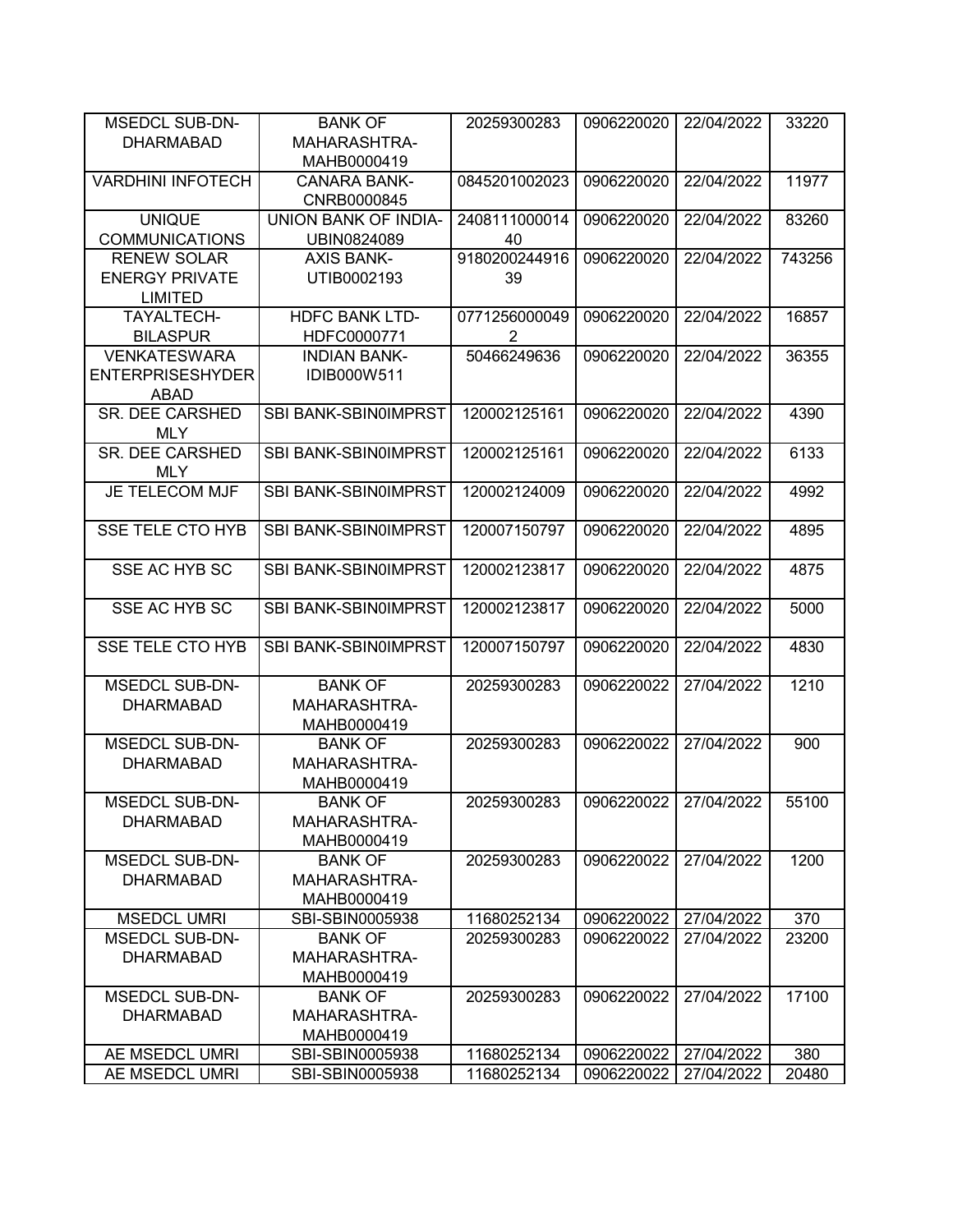| | | | | | |
|---|---|---|---|---|---|
| MSEDCL SUB-DN-DHARMABAD | BANK OF MAHARASHTRA-MAHB0000419 | 20259300283 | 0906220020 | 22/04/2022 | 33220 |
| VARDHINI INFOTECH | CANARA BANK-CNRB0000845 | 0845201002023 | 0906220020 | 22/04/2022 | 11977 |
| UNIQUE COMMUNICATIONS | UNION BANK OF INDIA-UBIN0824089 | 240811100001440 | 0906220020 | 22/04/2022 | 83260 |
| RENEW SOLAR ENERGY PRIVATE LIMITED | AXIS BANK-UTIB0002193 | 918020024491639 | 0906220020 | 22/04/2022 | 743256 |
| TAYALTECH-BILASPUR | HDFC BANK LTD-HDFC0000771 | 07712560000492 | 0906220020 | 22/04/2022 | 16857 |
| VENKATESWARA ENTERPRISESHYDERABAD | INDIAN BANK-IDIB000W511 | 50466249636 | 0906220020 | 22/04/2022 | 36355 |
| SR. DEE CARSHED MLY | SBI BANK-SBIN0IMPRST | 120002125161 | 0906220020 | 22/04/2022 | 4390 |
| SR. DEE CARSHED MLY | SBI BANK-SBIN0IMPRST | 120002125161 | 0906220020 | 22/04/2022 | 6133 |
| JE TELECOM MJF | SBI BANK-SBIN0IMPRST | 120002124009 | 0906220020 | 22/04/2022 | 4992 |
| SSE TELE CTO HYB | SBI BANK-SBIN0IMPRST | 120007150797 | 0906220020 | 22/04/2022 | 4895 |
| SSE AC HYB SC | SBI BANK-SBIN0IMPRST | 120002123817 | 0906220020 | 22/04/2022 | 4875 |
| SSE AC HYB SC | SBI BANK-SBIN0IMPRST | 120002123817 | 0906220020 | 22/04/2022 | 5000 |
| SSE TELE CTO HYB | SBI BANK-SBIN0IMPRST | 120007150797 | 0906220020 | 22/04/2022 | 4830 |
| MSEDCL SUB-DN-DHARMABAD | BANK OF MAHARASHTRA-MAHB0000419 | 20259300283 | 0906220022 | 27/04/2022 | 1210 |
| MSEDCL SUB-DN-DHARMABAD | BANK OF MAHARASHTRA-MAHB0000419 | 20259300283 | 0906220022 | 27/04/2022 | 900 |
| MSEDCL SUB-DN-DHARMABAD | BANK OF MAHARASHTRA-MAHB0000419 | 20259300283 | 0906220022 | 27/04/2022 | 55100 |
| MSEDCL SUB-DN-DHARMABAD | BANK OF MAHARASHTRA-MAHB0000419 | 20259300283 | 0906220022 | 27/04/2022 | 1200 |
| MSEDCL UMRI | SBI-SBIN0005938 | 11680252134 | 0906220022 | 27/04/2022 | 370 |
| MSEDCL SUB-DN-DHARMABAD | BANK OF MAHARASHTRA-MAHB0000419 | 20259300283 | 0906220022 | 27/04/2022 | 23200 |
| MSEDCL SUB-DN-DHARMABAD | BANK OF MAHARASHTRA-MAHB0000419 | 20259300283 | 0906220022 | 27/04/2022 | 17100 |
| AE MSEDCL UMRI | SBI-SBIN0005938 | 11680252134 | 0906220022 | 27/04/2022 | 380 |
| AE MSEDCL UMRI | SBI-SBIN0005938 | 11680252134 | 0906220022 | 27/04/2022 | 20480 |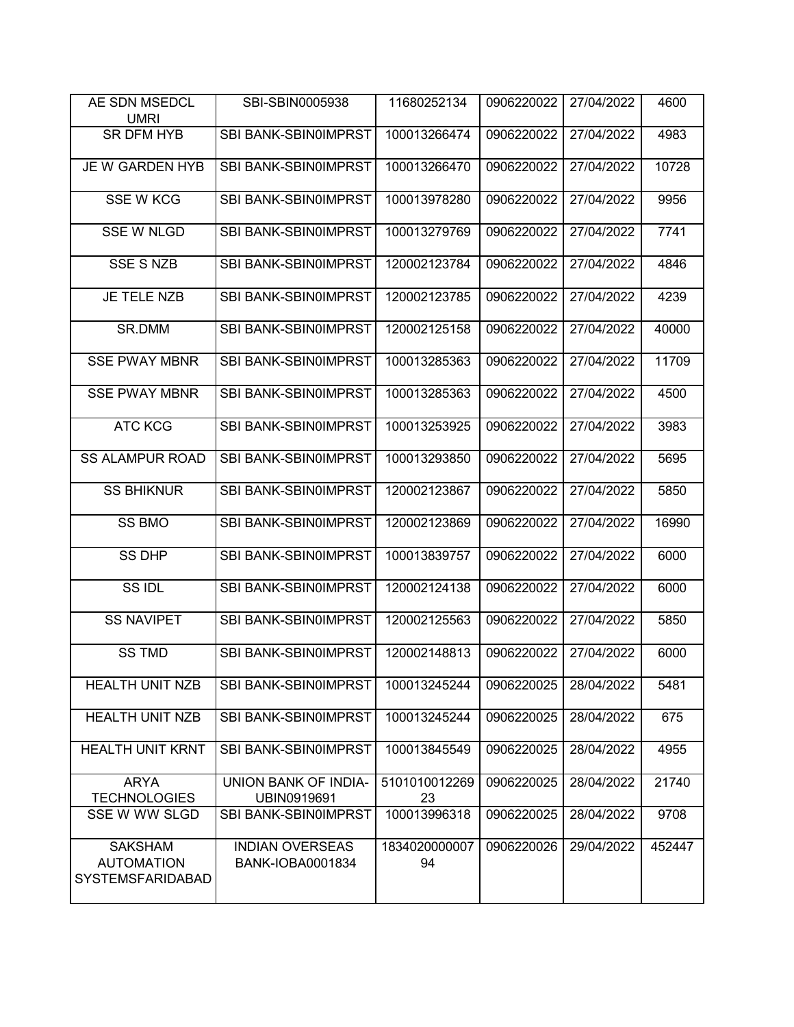| AE SDN MSEDCL UMRI | SBI-SBIN0005938 | 11680252134 | 0906220022 | 27/04/2022 | 4600 |
|---|---|---|---|---|---|
| SR DFM HYB | SBI BANK-SBIN0IMPRST | 100013266474 | 0906220022 | 27/04/2022 | 4983 |
| JE W GARDEN HYB | SBI BANK-SBIN0IMPRST | 100013266470 | 0906220022 | 27/04/2022 | 10728 |
| SSE W KCG | SBI BANK-SBIN0IMPRST | 100013978280 | 0906220022 | 27/04/2022 | 9956 |
| SSE W NLGD | SBI BANK-SBIN0IMPRST | 100013279769 | 0906220022 | 27/04/2022 | 7741 |
| SSE S NZB | SBI BANK-SBIN0IMPRST | 120002123784 | 0906220022 | 27/04/2022 | 4846 |
| JE TELE NZB | SBI BANK-SBIN0IMPRST | 120002123785 | 0906220022 | 27/04/2022 | 4239 |
| SR.DMM | SBI BANK-SBIN0IMPRST | 120002125158 | 0906220022 | 27/04/2022 | 40000 |
| SSE PWAY MBNR | SBI BANK-SBIN0IMPRST | 100013285363 | 0906220022 | 27/04/2022 | 11709 |
| SSE PWAY MBNR | SBI BANK-SBIN0IMPRST | 100013285363 | 0906220022 | 27/04/2022 | 4500 |
| ATC KCG | SBI BANK-SBIN0IMPRST | 100013253925 | 0906220022 | 27/04/2022 | 3983 |
| SS ALAMPUR ROAD | SBI BANK-SBIN0IMPRST | 100013293850 | 0906220022 | 27/04/2022 | 5695 |
| SS BHIKNUR | SBI BANK-SBIN0IMPRST | 120002123867 | 0906220022 | 27/04/2022 | 5850 |
| SS BMO | SBI BANK-SBIN0IMPRST | 120002123869 | 0906220022 | 27/04/2022 | 16990 |
| SS DHP | SBI BANK-SBIN0IMPRST | 100013839757 | 0906220022 | 27/04/2022 | 6000 |
| SS IDL | SBI BANK-SBIN0IMPRST | 120002124138 | 0906220022 | 27/04/2022 | 6000 |
| SS NAVIPET | SBI BANK-SBIN0IMPRST | 120002125563 | 0906220022 | 27/04/2022 | 5850 |
| SS TMD | SBI BANK-SBIN0IMPRST | 120002148813 | 0906220022 | 27/04/2022 | 6000 |
| HEALTH UNIT NZB | SBI BANK-SBIN0IMPRST | 100013245244 | 0906220025 | 28/04/2022 | 5481 |
| HEALTH UNIT NZB | SBI BANK-SBIN0IMPRST | 100013245244 | 0906220025 | 28/04/2022 | 675 |
| HEALTH UNIT KRNT | SBI BANK-SBIN0IMPRST | 100013845549 | 0906220025 | 28/04/2022 | 4955 |
| ARYA TECHNOLOGIES | UNION BANK OF INDIA-UBIN0919691 | 510101001226923 | 0906220025 | 28/04/2022 | 21740 |
| SSE W WW SLGD | SBI BANK-SBIN0IMPRST | 100013996318 | 0906220025 | 28/04/2022 | 9708 |
| SAKSHAM AUTOMATION SYSTEMSFARIDABAD | INDIAN OVERSEAS BANK-IOBA0001834 | 183402000000794 | 0906220026 | 29/04/2022 | 452447 |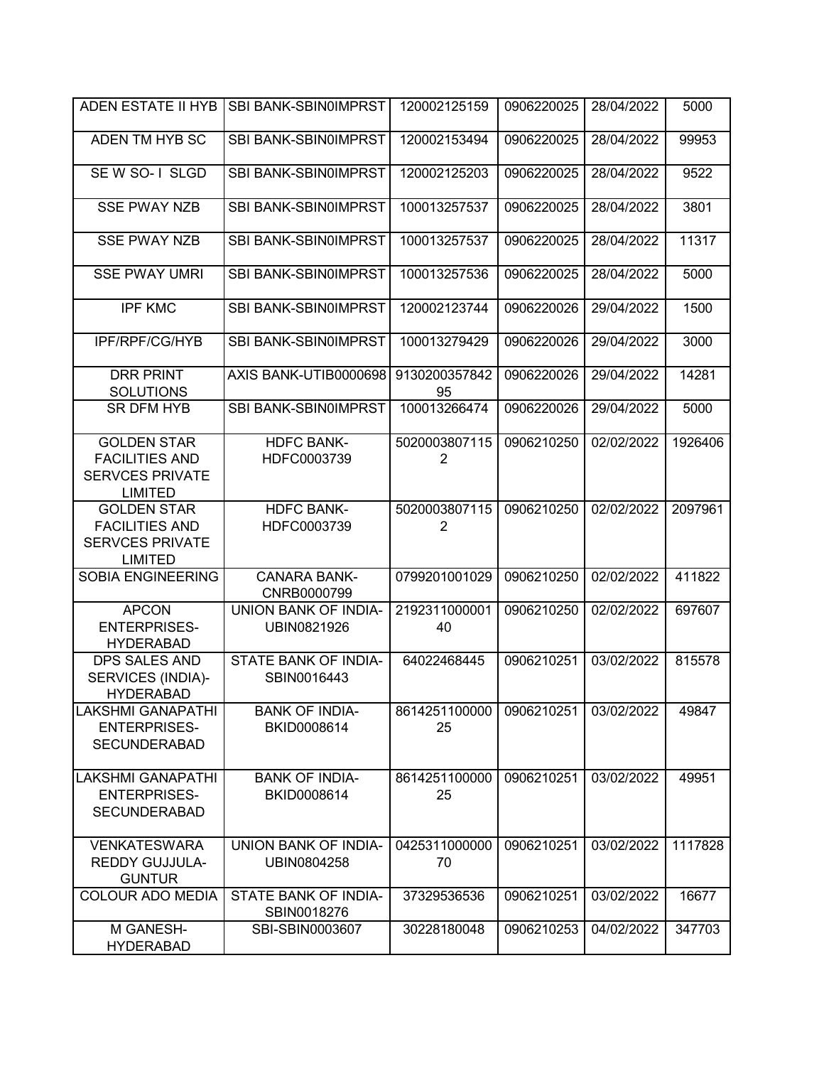| ADEN ESTATE II HYB | SBI BANK-SBIN0IMPRST | 120002125159 | 0906220025 | 28/04/2022 | 5000 |
|---|---|---|---|---|---|
| ADEN TM HYB SC | SBI BANK-SBIN0IMPRST | 120002153494 | 0906220025 | 28/04/2022 | 99953 |
| SE W SO- I SLGD | SBI BANK-SBIN0IMPRST | 120002125203 | 0906220025 | 28/04/2022 | 9522 |
| SSE PWAY NZB | SBI BANK-SBIN0IMPRST | 100013257537 | 0906220025 | 28/04/2022 | 3801 |
| SSE PWAY NZB | SBI BANK-SBIN0IMPRST | 100013257537 | 0906220025 | 28/04/2022 | 11317 |
| SSE PWAY UMRI | SBI BANK-SBIN0IMPRST | 100013257536 | 0906220025 | 28/04/2022 | 5000 |
| IPF KMC | SBI BANK-SBIN0IMPRST | 120002123744 | 0906220026 | 29/04/2022 | 1500 |
| IPF/RPF/CG/HYB | SBI BANK-SBIN0IMPRST | 100013279429 | 0906220026 | 29/04/2022 | 3000 |
| DRR PRINT SOLUTIONS | AXIS BANK-UTIB0000698 | 913020035784295 | 0906220026 | 29/04/2022 | 14281 |
| SR DFM HYB | SBI BANK-SBIN0IMPRST | 100013266474 | 0906220026 | 29/04/2022 | 5000 |
| GOLDEN STAR FACILITIES AND SERVCES PRIVATE LIMITED | HDFC BANK-HDFC0003739 | 50200038071152 | 0906210250 | 02/02/2022 | 1926406 |
| GOLDEN STAR FACILITIES AND SERVCES PRIVATE LIMITED | HDFC BANK-HDFC0003739 | 50200038071152 | 0906210250 | 02/02/2022 | 2097961 |
| SOBIA ENGINEERING | CANARA BANK-CNRB0000799 | 0799201001029 | 0906210250 | 02/02/2022 | 411822 |
| APCON ENTERPRISES-HYDERABAD | UNION BANK OF INDIA-UBIN0821926 | 219231100000140 | 0906210250 | 02/02/2022 | 697607 |
| DPS SALES AND SERVICES (INDIA)-HYDERABAD | STATE BANK OF INDIA-SBIN0016443 | 64022468445 | 0906210251 | 03/02/2022 | 815578 |
| LAKSHMI GANAPATHI ENTERPRISES-SECUNDERABAD | BANK OF INDIA-BKID0008614 | 861425110000025 | 0906210251 | 03/02/2022 | 49847 |
| LAKSHMI GANAPATHI ENTERPRISES-SECUNDERABAD | BANK OF INDIA-BKID0008614 | 861425110000025 | 0906210251 | 03/02/2022 | 49951 |
| VENKATESWARA REDDY GUJJULA-GUNTUR | UNION BANK OF INDIA-UBIN0804258 | 042531100000070 | 0906210251 | 03/02/2022 | 1117828 |
| COLOUR ADO MEDIA | STATE BANK OF INDIA-SBIN0018276 | 37329536536 | 0906210251 | 03/02/2022 | 16677 |
| M GANESH-HYDERABAD | SBI-SBIN0003607 | 30228180048 | 0906210253 | 04/02/2022 | 347703 |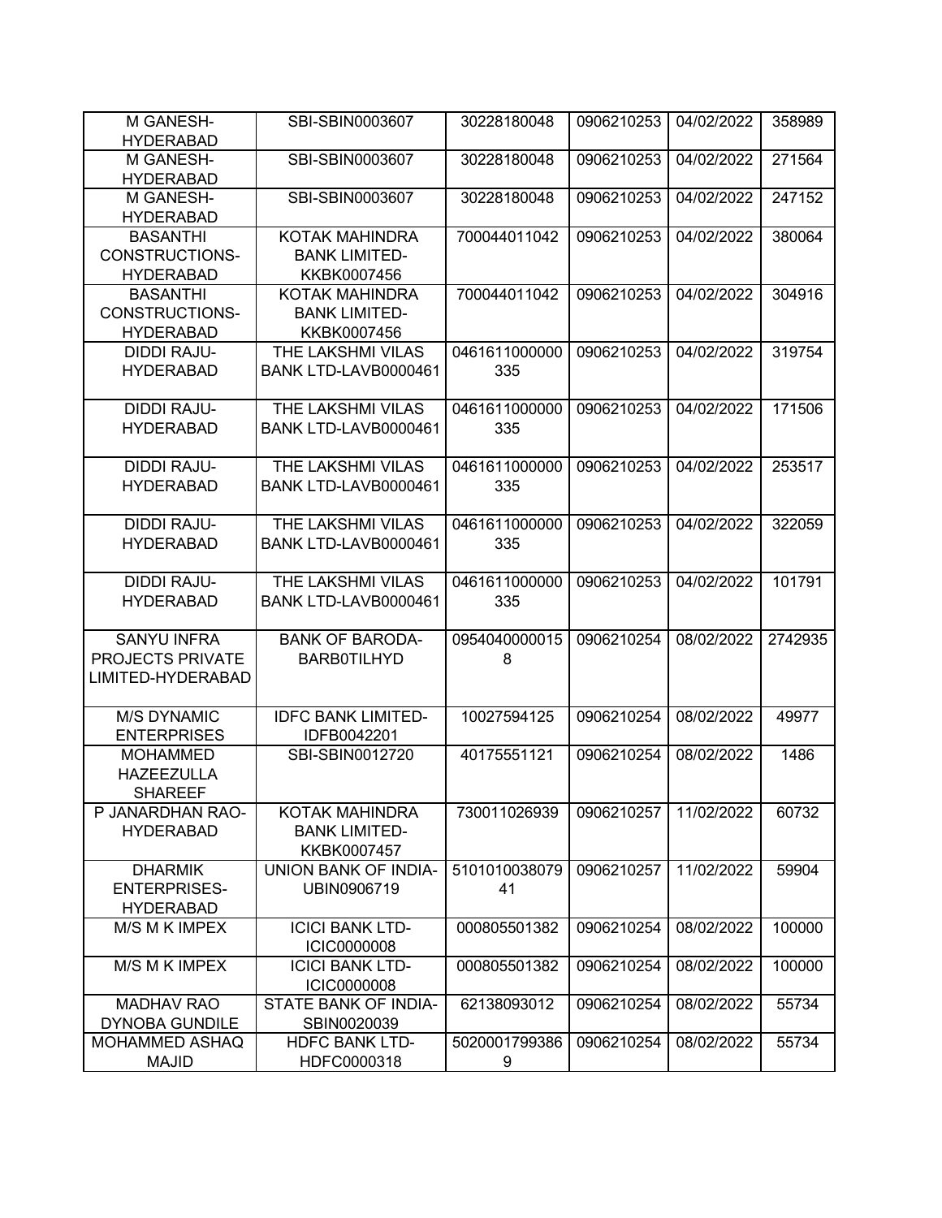| M GANESH-HYDERABAD | SBI-SBIN0003607 | 30228180048 | 0906210253 | 04/02/2022 | 358989 |
|---|---|---|---|---|---|
| M GANESH-HYDERABAD | SBI-SBIN0003607 | 30228180048 | 0906210253 | 04/02/2022 | 271564 |
| M GANESH-HYDERABAD | SBI-SBIN0003607 | 30228180048 | 0906210253 | 04/02/2022 | 247152 |
| BASANTHI CONSTRUCTIONS-HYDERABAD | KOTAK MAHINDRA BANK LIMITED-KKBK0007456 | 700044011042 | 0906210253 | 04/02/2022 | 380064 |
| BASANTHI CONSTRUCTIONS-HYDERABAD | KOTAK MAHINDRA BANK LIMITED-KKBK0007456 | 700044011042 | 0906210253 | 04/02/2022 | 304916 |
| DIDDI RAJU-HYDERABAD | THE LAKSHMI VILAS BANK LTD-LAVB0000461 | 0461611000000335 | 0906210253 | 04/02/2022 | 319754 |
| DIDDI RAJU-HYDERABAD | THE LAKSHMI VILAS BANK LTD-LAVB0000461 | 0461611000000335 | 0906210253 | 04/02/2022 | 171506 |
| DIDDI RAJU-HYDERABAD | THE LAKSHMI VILAS BANK LTD-LAVB0000461 | 0461611000000335 | 0906210253 | 04/02/2022 | 253517 |
| DIDDI RAJU-HYDERABAD | THE LAKSHMI VILAS BANK LTD-LAVB0000461 | 0461611000000335 | 0906210253 | 04/02/2022 | 322059 |
| DIDDI RAJU-HYDERABAD | THE LAKSHMI VILAS BANK LTD-LAVB0000461 | 0461611000000335 | 0906210253 | 04/02/2022 | 101791 |
| SANYU INFRA PROJECTS PRIVATE LIMITED-HYDERABAD | BANK OF BARODA-BARB0TILHYD | 09540400000158 | 0906210254 | 08/02/2022 | 2742935 |
| M/S DYNAMIC ENTERPRISES | IDFC BANK LIMITED-IDFB0042201 | 10027594125 | 0906210254 | 08/02/2022 | 49977 |
| MOHAMMED HAZEEZULLA SHAREEF | SBI-SBIN0012720 | 40175551121 | 0906210254 | 08/02/2022 | 1486 |
| P JANARDHAN RAO-HYDERABAD | KOTAK MAHINDRA BANK LIMITED-KKBK0007457 | 730011026939 | 0906210257 | 11/02/2022 | 60732 |
| DHARMIK ENTERPRISES-HYDERABAD | UNION BANK OF INDIA-UBIN0906719 | 510101003807941 | 0906210257 | 11/02/2022 | 59904 |
| M/S M K IMPEX | ICICI BANK LTD-ICIC0000008 | 000805501382 | 0906210254 | 08/02/2022 | 100000 |
| M/S M K IMPEX | ICICI BANK LTD-ICIC0000008 | 000805501382 | 0906210254 | 08/02/2022 | 100000 |
| MADHAV RAO DYNOBA GUNDILE | STATE BANK OF INDIA-SBIN0020039 | 62138093012 | 0906210254 | 08/02/2022 | 55734 |
| MOHAMMED ASHAQ MAJID | HDFC BANK LTD-HDFC0000318 | 50200017993869 | 0906210254 | 08/02/2022 | 55734 |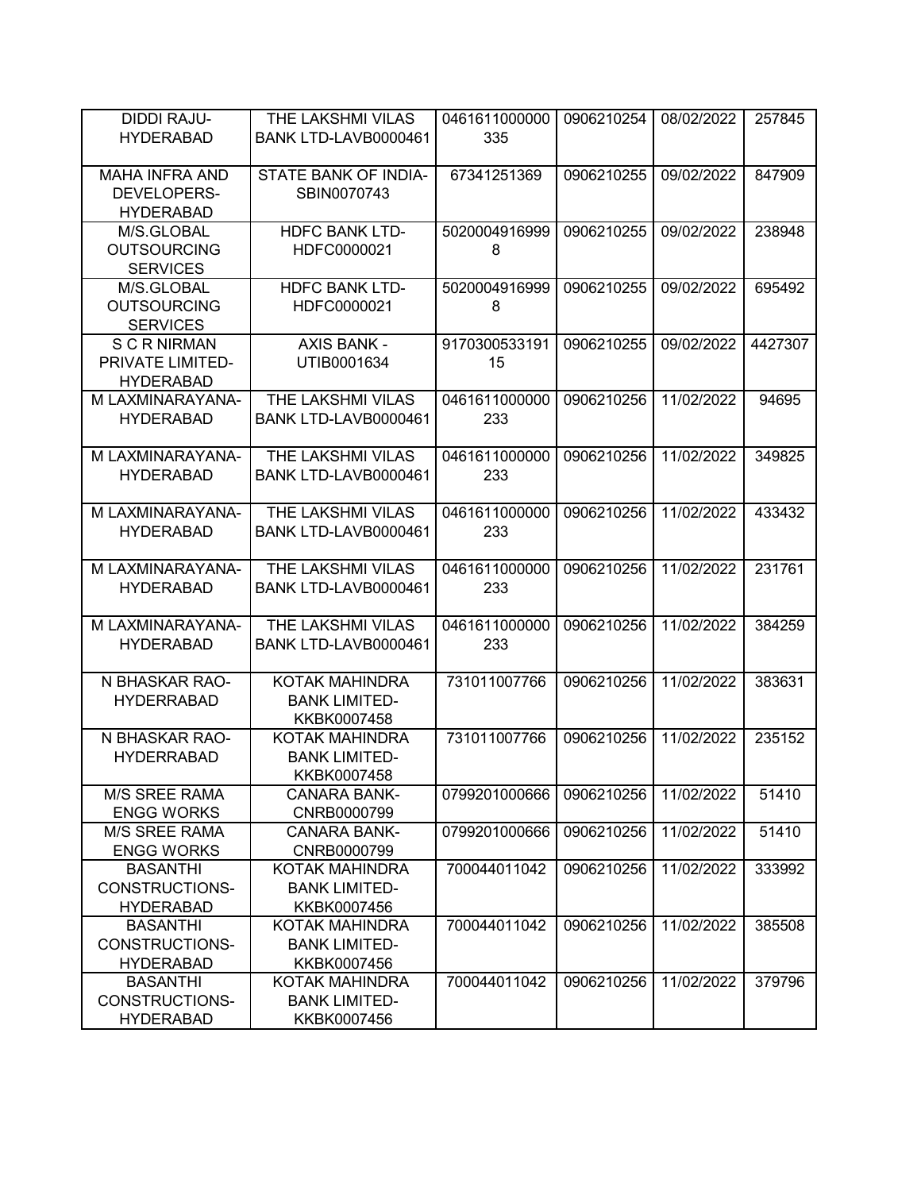| DIDDI RAJU-HYDERABAD | THE LAKSHMI VILAS BANK LTD-LAVB0000461 | 0461611000000335 | 0906210254 | 08/02/2022 | 257845 |
|---|---|---|---|---|---|
| MAHA INFRA AND DEVELOPERS-HYDERABAD | STATE BANK OF INDIA-SBIN0070743 | 67341251369 | 0906210255 | 09/02/2022 | 847909 |
| M/S.GLOBAL OUTSOURCING SERVICES | HDFC BANK LTD-HDFC0000021 | 50200049169998 | 0906210255 | 09/02/2022 | 238948 |
| M/S.GLOBAL OUTSOURCING SERVICES | HDFC BANK LTD-HDFC0000021 | 50200049169998 | 0906210255 | 09/02/2022 | 695492 |
| S C R NIRMAN PRIVATE LIMITED-HYDERABAD | AXIS BANK - UTIB0001634 | 917030053319115 | 0906210255 | 09/02/2022 | 4427307 |
| M LAXMINARAYANA-HYDERABAD | THE LAKSHMI VILAS BANK LTD-LAVB0000461 | 0461611000000233 | 0906210256 | 11/02/2022 | 94695 |
| M LAXMINARAYANA-HYDERABAD | THE LAKSHMI VILAS BANK LTD-LAVB0000461 | 0461611000000233 | 0906210256 | 11/02/2022 | 349825 |
| M LAXMINARAYANA-HYDERABAD | THE LAKSHMI VILAS BANK LTD-LAVB0000461 | 0461611000000233 | 0906210256 | 11/02/2022 | 433432 |
| M LAXMINARAYANA-HYDERABAD | THE LAKSHMI VILAS BANK LTD-LAVB0000461 | 0461611000000233 | 0906210256 | 11/02/2022 | 231761 |
| M LAXMINARAYANA-HYDERABAD | THE LAKSHMI VILAS BANK LTD-LAVB0000461 | 0461611000000233 | 0906210256 | 11/02/2022 | 384259 |
| N BHASKAR RAO-HYDERRABAD | KOTAK MAHINDRA BANK LIMITED-KKBK0007458 | 731011007766 | 0906210256 | 11/02/2022 | 383631 |
| N BHASKAR RAO-HYDERRABAD | KOTAK MAHINDRA BANK LIMITED-KKBK0007458 | 731011007766 | 0906210256 | 11/02/2022 | 235152 |
| M/S SREE RAMA ENGG WORKS | CANARA BANK-CNRB0000799 | 0799201000666 | 0906210256 | 11/02/2022 | 51410 |
| M/S SREE RAMA ENGG WORKS | CANARA BANK-CNRB0000799 | 0799201000666 | 0906210256 | 11/02/2022 | 51410 |
| BASANTHI CONSTRUCTIONS-HYDERABAD | KOTAK MAHINDRA BANK LIMITED-KKBK0007456 | 700044011042 | 0906210256 | 11/02/2022 | 333992 |
| BASANTHI CONSTRUCTIONS-HYDERABAD | KOTAK MAHINDRA BANK LIMITED-KKBK0007456 | 700044011042 | 0906210256 | 11/02/2022 | 385508 |
| BASANTHI CONSTRUCTIONS-HYDERABAD | KOTAK MAHINDRA BANK LIMITED-KKBK0007456 | 700044011042 | 0906210256 | 11/02/2022 | 379796 |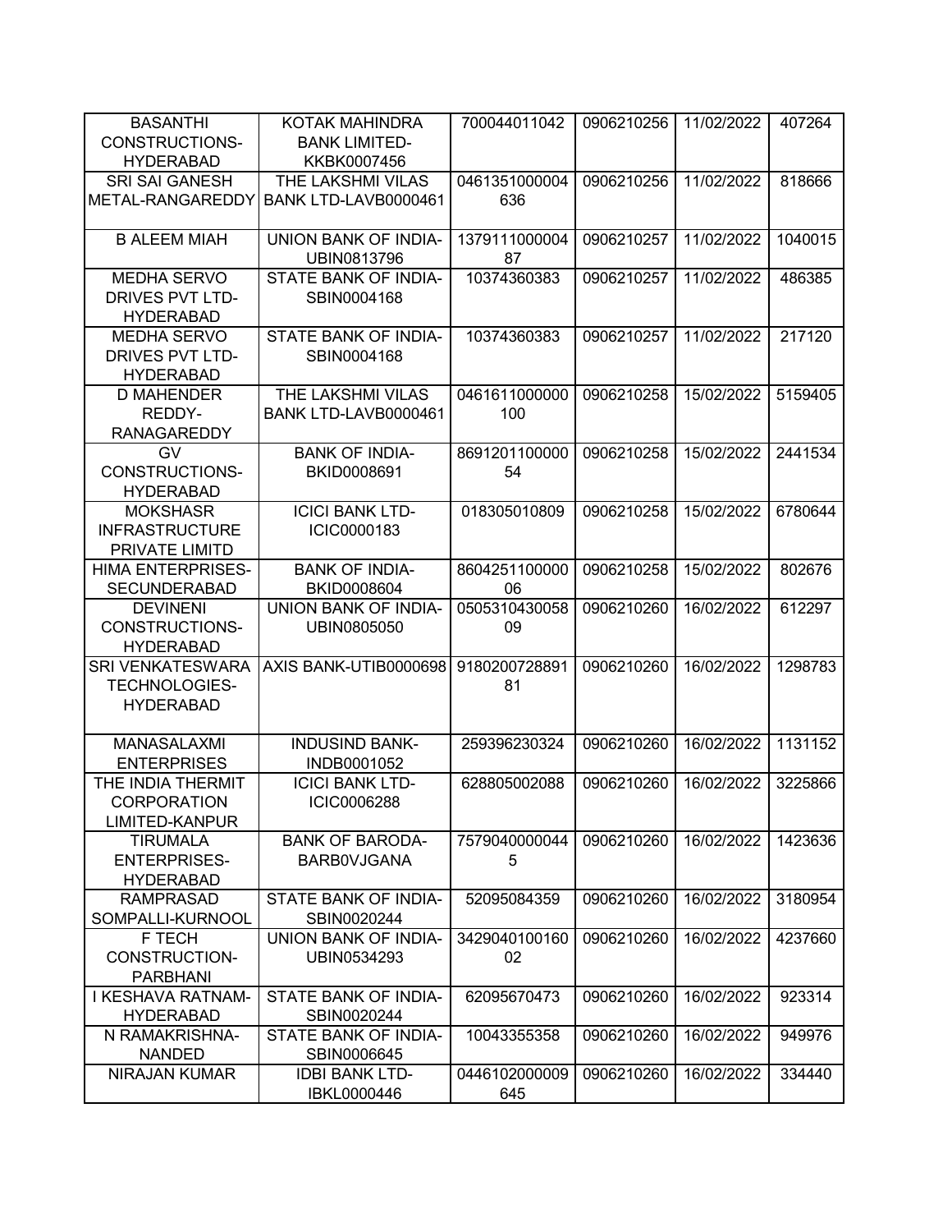| BASANTHI CONSTRUCTIONS-HYDERABAD | KOTAK MAHINDRA BANK LIMITED-KKBK0007456 | 700044011042 | 0906210256 | 11/02/2022 | 407264 |
|---|---|---|---|---|---|
| SRI SAI GANESH METAL-RANGAREDDY | THE LAKSHMI VILAS BANK LTD-LAVB0000461 | 0461351000004636 | 0906210256 | 11/02/2022 | 818666 |
| B ALEEM MIAH | UNION BANK OF INDIA-UBIN0813796 | 137911100000487 | 0906210257 | 11/02/2022 | 1040015 |
| MEDHA SERVO DRIVES PVT LTD-HYDERABAD | STATE BANK OF INDIA-SBIN0004168 | 10374360383 | 0906210257 | 11/02/2022 | 486385 |
| MEDHA SERVO DRIVES PVT LTD-HYDERABAD | STATE BANK OF INDIA-SBIN0004168 | 10374360383 | 0906210257 | 11/02/2022 | 217120 |
| D MAHENDER REDDY-RANAGAREDDY | THE LAKSHMI VILAS BANK LTD-LAVB0000461 | 0461611000000100 | 0906210258 | 15/02/2022 | 5159405 |
| GV CONSTRUCTIONS-HYDERABAD | BANK OF INDIA-BKID0008691 | 869120110000054 | 0906210258 | 15/02/2022 | 2441534 |
| MOKSHASR INFRASTRUCTURE PRIVATE LIMITD | ICICI BANK LTD-ICIC0000183 | 018305010809 | 0906210258 | 15/02/2022 | 6780644 |
| HIMA ENTERPRISES-SECUNDERABAD | BANK OF INDIA-BKID0008604 | 860425110000006 | 0906210258 | 15/02/2022 | 802676 |
| DEVINENI CONSTRUCTIONS-HYDERABAD | UNION BANK OF INDIA-UBIN0805050 | 050531043005809 | 0906210260 | 16/02/2022 | 612297 |
| SRI VENKATESWARA TECHNOLOGIES-HYDERABAD | AXIS BANK-UTIB0000698 | 918020072889181 | 0906210260 | 16/02/2022 | 1298783 |
| MANASALAXMI ENTERPRISES | INDUSIND BANK-INDB0001052 | 259396230324 | 0906210260 | 16/02/2022 | 1131152 |
| THE INDIA THERMIT CORPORATION LIMITED-KANPUR | ICICI BANK LTD-ICIC0006288 | 628805002088 | 0906210260 | 16/02/2022 | 3225866 |
| TIRUMALA ENTERPRISES-HYDERABAD | BANK OF BARODA-BARB0VJGANA | 75790400000445 | 0906210260 | 16/02/2022 | 1423636 |
| RAMPRASAD SOMPALLI-KURNOOL | STATE BANK OF INDIA-SBIN0020244 | 52095084359 | 0906210260 | 16/02/2022 | 3180954 |
| F TECH CONSTRUCTION-PARBHANI | UNION BANK OF INDIA-UBIN0534293 | 342904010016002 | 0906210260 | 16/02/2022 | 4237660 |
| I KESHAVA RATNAM-HYDERABAD | STATE BANK OF INDIA-SBIN0020244 | 62095670473 | 0906210260 | 16/02/2022 | 923314 |
| N RAMAKRISHNA-NANDED | STATE BANK OF INDIA-SBIN0006645 | 10043355358 | 0906210260 | 16/02/2022 | 949976 |
| NIRAJAN KUMAR | IDBI BANK LTD-IBKL0000446 | 0446102000009645 | 0906210260 | 16/02/2022 | 334440 |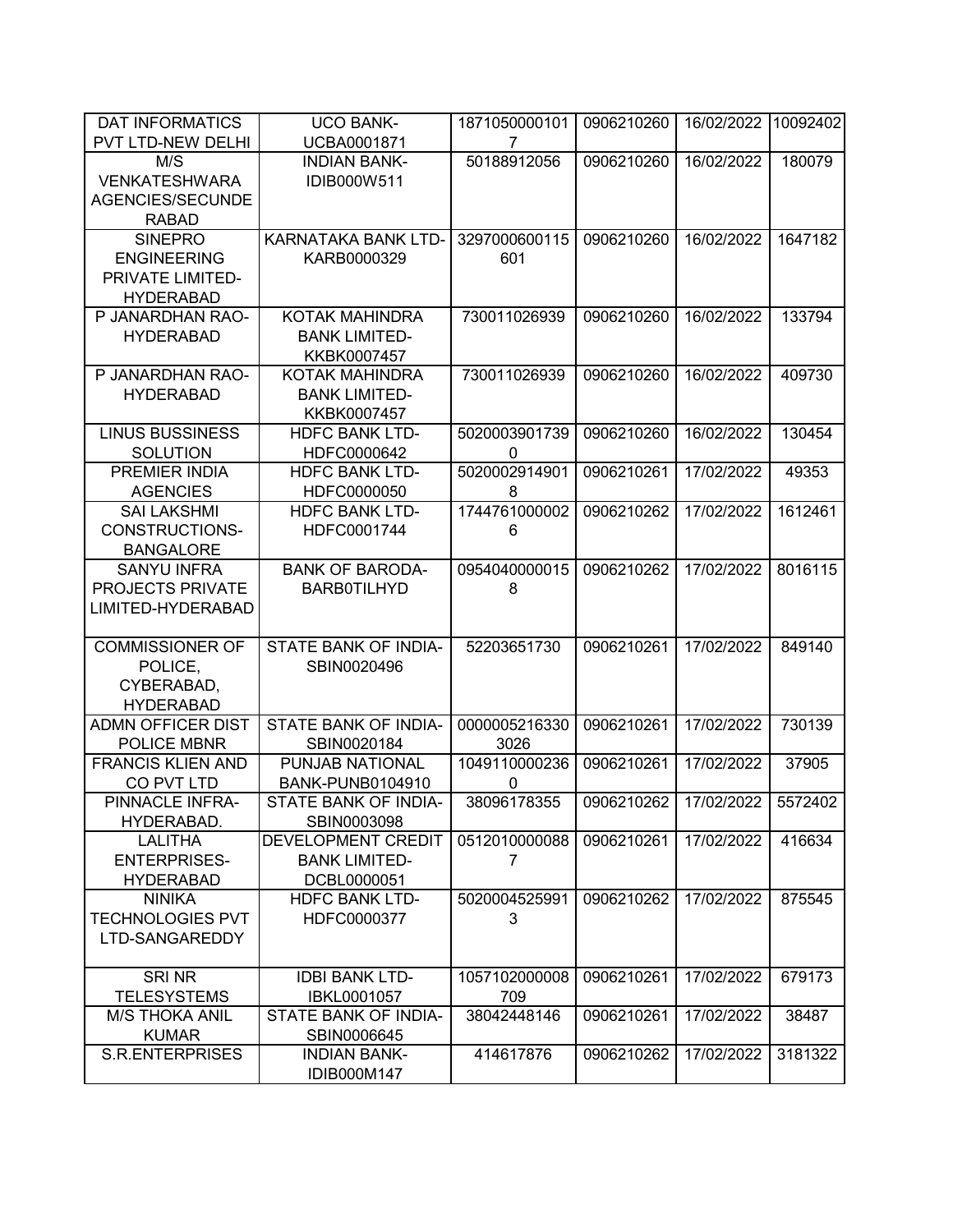| DAT INFORMATICS PVT LTD-NEW DELHI | UCO BANK-UCBA0001871 | 18710500001017 | 0906210260 | 16/02/2022 | 10092402 |
|---|---|---|---|---|---|
| M/S VENKATESHWARA AGENCIES/SECUNDERABAD | INDIAN BANK-IDIB000W511 | 50188912056 | 0906210260 | 16/02/2022 | 180079 |
| SINEPRO ENGINEERING PRIVATE LIMITED-HYDERABAD | KARNATAKA BANK LTD-KARB0000329 | 3297000600115601 | 0906210260 | 16/02/2022 | 1647182 |
| P JANARDHAN RAO-HYDERABAD | KOTAK MAHINDRA BANK LIMITED-KKBK0007457 | 730011026939 | 0906210260 | 16/02/2022 | 133794 |
| P JANARDHAN RAO-HYDERABAD | KOTAK MAHINDRA BANK LIMITED-KKBK0007457 | 730011026939 | 0906210260 | 16/02/2022 | 409730 |
| LINUS BUSSINESS SOLUTION | HDFC BANK LTD-HDFC0000642 | 50200039017390 | 0906210260 | 16/02/2022 | 130454 |
| PREMIER INDIA AGENCIES | HDFC BANK LTD-HDFC0000050 | 50200029149018 | 0906210261 | 17/02/2022 | 49353 |
| SAI LAKSHMI CONSTRUCTIONS-BANGALORE | HDFC BANK LTD-HDFC0001744 | 17447610000026 | 0906210262 | 17/02/2022 | 1612461 |
| SANYU INFRA PROJECTS PRIVATE LIMITED-HYDERABAD | BANK OF BARODA-BARB0TILHYD | 09540400000158 | 0906210262 | 17/02/2022 | 8016115 |
| COMMISSIONER OF POLICE, CYBERABAD, HYDERABAD | STATE BANK OF INDIA-SBIN0020496 | 52203651730 | 0906210261 | 17/02/2022 | 849140 |
| ADMN OFFICER DIST POLICE MBNR | STATE BANK OF INDIA-SBIN0020184 | 00000052163303026 | 0906210261 | 17/02/2022 | 730139 |
| FRANCIS KLIEN AND CO PVT LTD | PUNJAB NATIONAL BANK-PUNB0104910 | 10491100002360 | 0906210261 | 17/02/2022 | 37905 |
| PINNACLE INFRA-HYDERABAD. | STATE BANK OF INDIA-SBIN0003098 | 38096178355 | 0906210262 | 17/02/2022 | 5572402 |
| LALITHA ENTERPRISES-HYDERABAD | DEVELOPMENT CREDIT BANK LIMITED-DCBL0000051 | 05120100000887 | 0906210261 | 17/02/2022 | 416634 |
| NINIKA TECHNOLOGIES PVT LTD-SANGAREDDY | HDFC BANK LTD-HDFC0000377 | 50200045259913 | 0906210262 | 17/02/2022 | 875545 |
| SRI NR TELESYSTEMS | IDBI BANK LTD-IBKL0001057 | 1057102000008709 | 0906210261 | 17/02/2022 | 679173 |
| M/S THOKA ANIL KUMAR | STATE BANK OF INDIA-SBIN0006645 | 38042448146 | 0906210261 | 17/02/2022 | 38487 |
| S.R.ENTERPRISES | INDIAN BANK-IDIB000M147 | 414617876 | 0906210262 | 17/02/2022 | 3181322 |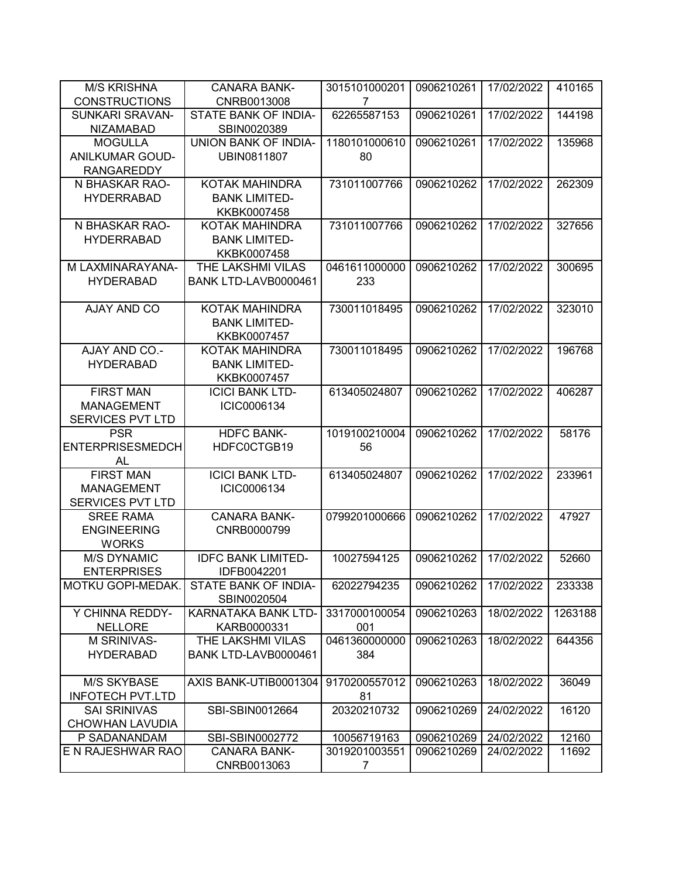| M/S KRISHNA CONSTRUCTIONS | CANARA BANK-CNRB0013008 | 30151010002017 | 0906210261 | 17/02/2022 | 410165 |
|---|---|---|---|---|---|
| SUNKARI SRAVAN-NIZAMABAD | STATE BANK OF INDIA-SBIN0020389 | 62265587153 | 0906210261 | 17/02/2022 | 144198 |
| MOGULLA ANILKUMAR GOUD-RANGAREDDY | UNION BANK OF INDIA-UBIN0811807 | 118010100061080 | 0906210261 | 17/02/2022 | 135968 |
| N BHASKAR RAO-HYDERRABAD | KOTAK MAHINDRA BANK LIMITED-KKBK0007458 | 731011007766 | 0906210262 | 17/02/2022 | 262309 |
| N BHASKAR RAO-HYDERRABAD | KOTAK MAHINDRA BANK LIMITED-KKBK0007458 | 731011007766 | 0906210262 | 17/02/2022 | 327656 |
| M LAXMINARAYANA-HYDERABAD | THE LAKSHMI VILAS BANK LTD-LAVB0000461 | 0461611000000233 | 0906210262 | 17/02/2022 | 300695 |
| AJAY AND CO | KOTAK MAHINDRA BANK LIMITED-KKBK0007457 | 730011018495 | 0906210262 | 17/02/2022 | 323010 |
| AJAY AND CO.-HYDERABAD | KOTAK MAHINDRA BANK LIMITED-KKBK0007457 | 730011018495 | 0906210262 | 17/02/2022 | 196768 |
| FIRST MAN MANAGEMENT SERVICES PVT LTD | ICICI BANK LTD-ICIC0006134 | 613405024807 | 0906210262 | 17/02/2022 | 406287 |
| PSR ENTERPRISESMEDCHAL | HDFC BANK-HDFC0CTGB19 | 101910021000456 | 0906210262 | 17/02/2022 | 58176 |
| FIRST MAN MANAGEMENT SERVICES PVT LTD | ICICI BANK LTD-ICIC0006134 | 613405024807 | 0906210262 | 17/02/2022 | 233961 |
| SREE RAMA ENGINEERING WORKS | CANARA BANK-CNRB0000799 | 0799201000666 | 0906210262 | 17/02/2022 | 47927 |
| M/S DYNAMIC ENTERPRISES | IDFC BANK LIMITED-IDFB0042201 | 10027594125 | 0906210262 | 17/02/2022 | 52660 |
| MOTKU GOPI-MEDAK. | STATE BANK OF INDIA-SBIN0020504 | 62022794235 | 0906210262 | 17/02/2022 | 233338 |
| Y CHINNA REDDY-NELLORE | KARNATAKA BANK LTD-KARB0000331 | 3317000100054001 | 0906210263 | 18/02/2022 | 1263188 |
| M SRINIVAS-HYDERABAD | THE LAKSHMI VILAS BANK LTD-LAVB0000461 | 0461360000000384 | 0906210263 | 18/02/2022 | 644356 |
| M/S SKYBASE INFOTECH PVT.LTD | AXIS BANK-UTIB0001304 | 917020055701281 | 0906210263 | 18/02/2022 | 36049 |
| SAI SRINIVAS CHOWHAN LAVUDIA | SBI-SBIN0012664 | 20320210732 | 0906210269 | 24/02/2022 | 16120 |
| P SADANANDAM | SBI-SBIN0002772 | 10056719163 | 0906210269 | 24/02/2022 | 12160 |
| E N RAJESHWAR RAO | CANARA BANK-CNRB0013063 | 30192010035517 | 0906210269 | 24/02/2022 | 11692 |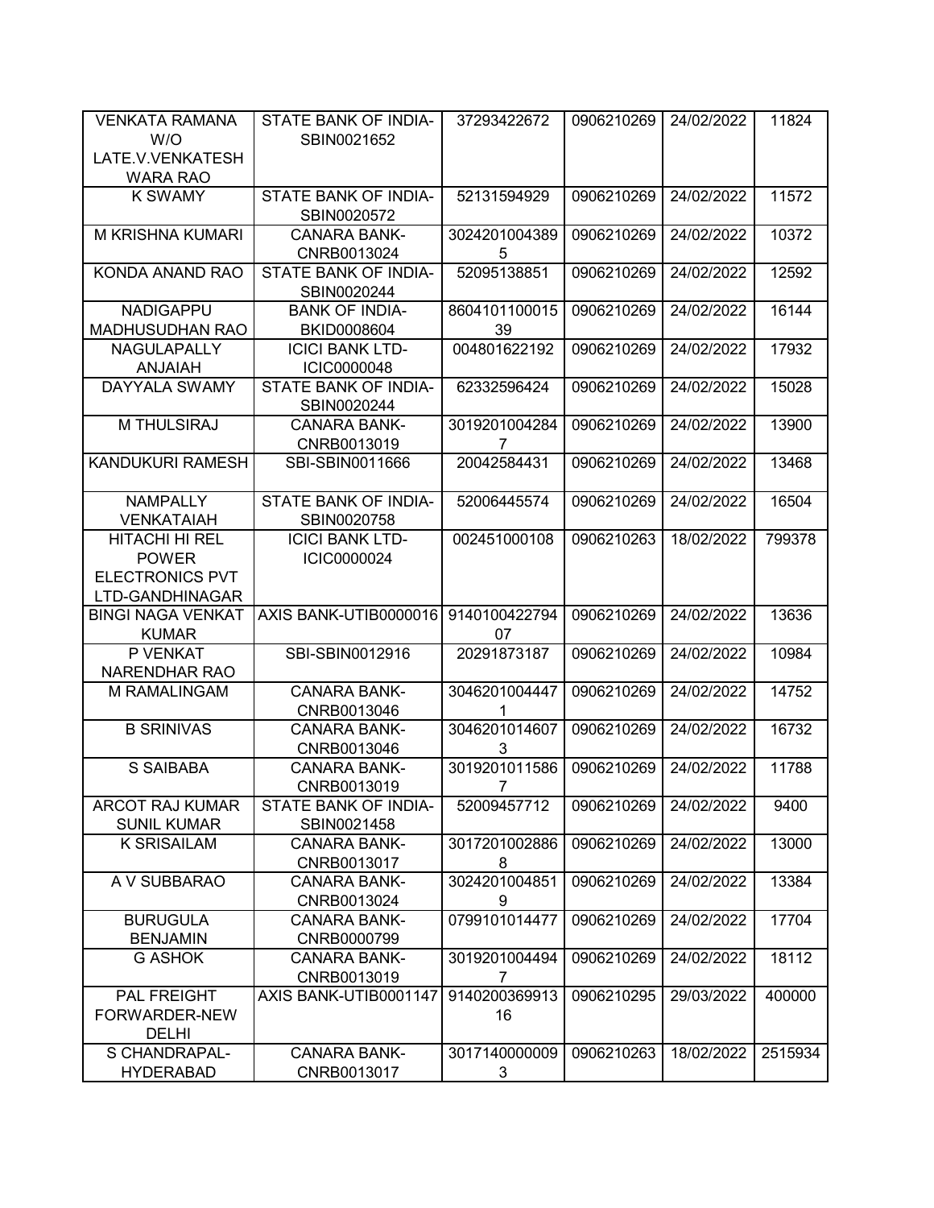| VENKATA RAMANA W/O LATE.V.VENKATESH WARA RAO | STATE BANK OF INDIA-SBIN0021652 | 37293422672 | 0906210269 | 24/02/2022 | 11824 |
|---|---|---|---|---|---|
| K SWAMY | STATE BANK OF INDIA-SBIN0020572 | 52131594929 | 0906210269 | 24/02/2022 | 11572 |
| M KRISHNA KUMARI | CANARA BANK-CNRB0013024 | 30242010043895 | 0906210269 | 24/02/2022 | 10372 |
| KONDA ANAND RAO | STATE BANK OF INDIA-SBIN0020244 | 52095138851 | 0906210269 | 24/02/2022 | 12592 |
| NADIGAPPU MADHUSUDHAN RAO | BANK OF INDIA-BKID0008604 | 860410110001539 | 0906210269 | 24/02/2022 | 16144 |
| NAGULAPALLY ANJAIAH | ICICI BANK LTD-ICIC0000048 | 004801622192 | 0906210269 | 24/02/2022 | 17932 |
| DAYYALA SWAMY | STATE BANK OF INDIA-SBIN0020244 | 62332596424 | 0906210269 | 24/02/2022 | 15028 |
| M THULSIRAJ | CANARA BANK-CNRB0013019 | 30192010042847 | 0906210269 | 24/02/2022 | 13900 |
| KANDUKURI RAMESH | SBI-SBIN0011666 | 20042584431 | 0906210269 | 24/02/2022 | 13468 |
| NAMPALLY VENKATAIAH | STATE BANK OF INDIA-SBIN0020758 | 52006445574 | 0906210269 | 24/02/2022 | 16504 |
| HITACHI HI REL POWER ELECTRONICS PVT LTD-GANDHINAGAR | ICICI BANK LTD-ICIC0000024 | 002451000108 | 0906210263 | 18/02/2022 | 799378 |
| BINGI NAGA VENKAT KUMAR | AXIS BANK-UTIB0000016 | 914010042279407 | 0906210269 | 24/02/2022 | 13636 |
| P VENKAT NARENDHAR RAO | SBI-SBIN0012916 | 20291873187 | 0906210269 | 24/02/2022 | 10984 |
| M RAMALINGAM | CANARA BANK-CNRB0013046 | 30462010044471 | 0906210269 | 24/02/2022 | 14752 |
| B SRINIVAS | CANARA BANK-CNRB0013046 | 30462010146073 | 0906210269 | 24/02/2022 | 16732 |
| S SAIBABA | CANARA BANK-CNRB0013019 | 30192010115867 | 0906210269 | 24/02/2022 | 11788 |
| ARCOT RAJ KUMAR SUNIL KUMAR | STATE BANK OF INDIA-SBIN0021458 | 52009457712 | 0906210269 | 24/02/2022 | 9400 |
| K SRISAILAM | CANARA BANK-CNRB0013017 | 30172010028868 | 0906210269 | 24/02/2022 | 13000 |
| A V SUBBARAO | CANARA BANK-CNRB0013024 | 30242010048519 | 0906210269 | 24/02/2022 | 13384 |
| BURUGULA BENJAMIN | CANARA BANK-CNRB0000799 | 0799101014477 | 0906210269 | 24/02/2022 | 17704 |
| G ASHOK | CANARA BANK-CNRB0013019 | 30192010044947 | 0906210269 | 24/02/2022 | 18112 |
| PAL FREIGHT FORWARDER-NEW DELHI | AXIS BANK-UTIB0001147 | 914020036991316 | 0906210295 | 29/03/2022 | 400000 |
| S CHANDRAPAL-HYDERABAD | CANARA BANK-CNRB0013017 | 30171400000093 | 0906210263 | 18/02/2022 | 2515934 |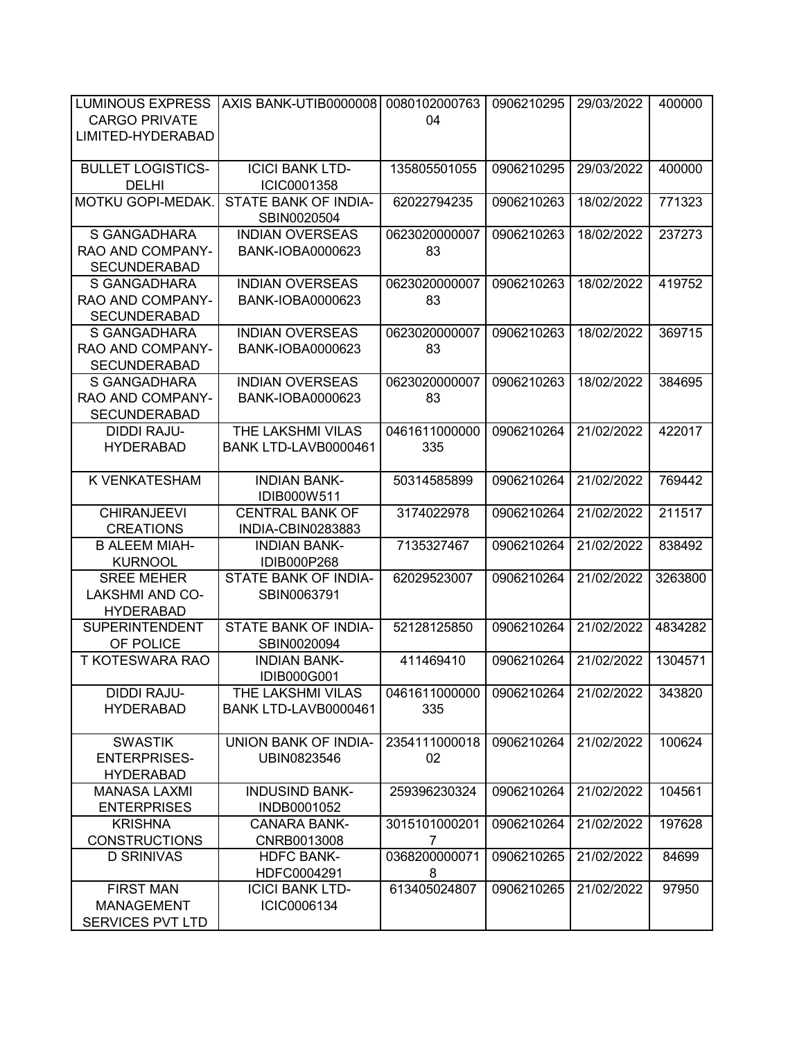| LUMINOUS EXPRESS CARGO PRIVATE LIMITED-HYDERABAD | AXIS BANK-UTIB0000008 | 008010200076304 | 0906210295 | 29/03/2022 | 400000 |
|---|---|---|---|---|---|
| BULLET LOGISTICS-DELHI | ICICI BANK LTD-ICIC0001358 | 135805501055 | 0906210295 | 29/03/2022 | 400000 |
| MOTKU GOPI-MEDAK. | STATE BANK OF INDIA-SBIN0020504 | 62022794235 | 0906210263 | 18/02/2022 | 771323 |
| S GANGADHARA RAO AND COMPANY-SECUNDERABAD | INDIAN OVERSEAS BANK-IOBA0000623 | 062302000000783 | 0906210263 | 18/02/2022 | 237273 |
| S GANGADHARA RAO AND COMPANY-SECUNDERABAD | INDIAN OVERSEAS BANK-IOBA0000623 | 062302000000783 | 0906210263 | 18/02/2022 | 419752 |
| S GANGADHARA RAO AND COMPANY-SECUNDERABAD | INDIAN OVERSEAS BANK-IOBA0000623 | 062302000000783 | 0906210263 | 18/02/2022 | 369715 |
| S GANGADHARA RAO AND COMPANY-SECUNDERABAD | INDIAN OVERSEAS BANK-IOBA0000623 | 062302000000783 | 0906210263 | 18/02/2022 | 384695 |
| DIDDI RAJU-HYDERABAD | THE LAKSHMI VILAS BANK LTD-LAVB0000461 | 0461611000000335 | 0906210264 | 21/02/2022 | 422017 |
| K VENKATESHAM | INDIAN BANK-IDIB000W511 | 50314585899 | 0906210264 | 21/02/2022 | 769442 |
| CHIRANJEEVI CREATIONS | CENTRAL BANK OF INDIA-CBIN0283883 | 3174022978 | 0906210264 | 21/02/2022 | 211517 |
| B ALEEM MIAH-KURNOOL | INDIAN BANK-IDIB000P268 | 7135327467 | 0906210264 | 21/02/2022 | 838492 |
| SREE MEHER LAKSHMI AND CO-HYDERABAD | STATE BANK OF INDIA-SBIN0063791 | 62029523007 | 0906210264 | 21/02/2022 | 3263800 |
| SUPERINTENDENT OF POLICE | STATE BANK OF INDIA-SBIN0020094 | 52128125850 | 0906210264 | 21/02/2022 | 4834282 |
| T KOTESWARA RAO | INDIAN BANK-IDIB000G001 | 411469410 | 0906210264 | 21/02/2022 | 1304571 |
| DIDDI RAJU-HYDERABAD | THE LAKSHMI VILAS BANK LTD-LAVB0000461 | 0461611000000335 | 0906210264 | 21/02/2022 | 343820 |
| SWASTIK ENTERPRISES-HYDERABAD | UNION BANK OF INDIA-UBIN0823546 | 235411100001802 | 0906210264 | 21/02/2022 | 100624 |
| MANASA LAXMI ENTERPRISES | INDUSIND BANK-INDB0001052 | 259396230324 | 0906210264 | 21/02/2022 | 104561 |
| KRISHNA CONSTRUCTIONS | CANARA BANK-CNRB0013008 | 30151010002017 | 0906210264 | 21/02/2022 | 197628 |
| D SRINIVAS | HDFC BANK-HDFC0004291 | 03682000000718 | 0906210265 | 21/02/2022 | 84699 |
| FIRST MAN MANAGEMENT SERVICES PVT LTD | ICICI BANK LTD-ICIC0006134 | 613405024807 | 0906210265 | 21/02/2022 | 97950 |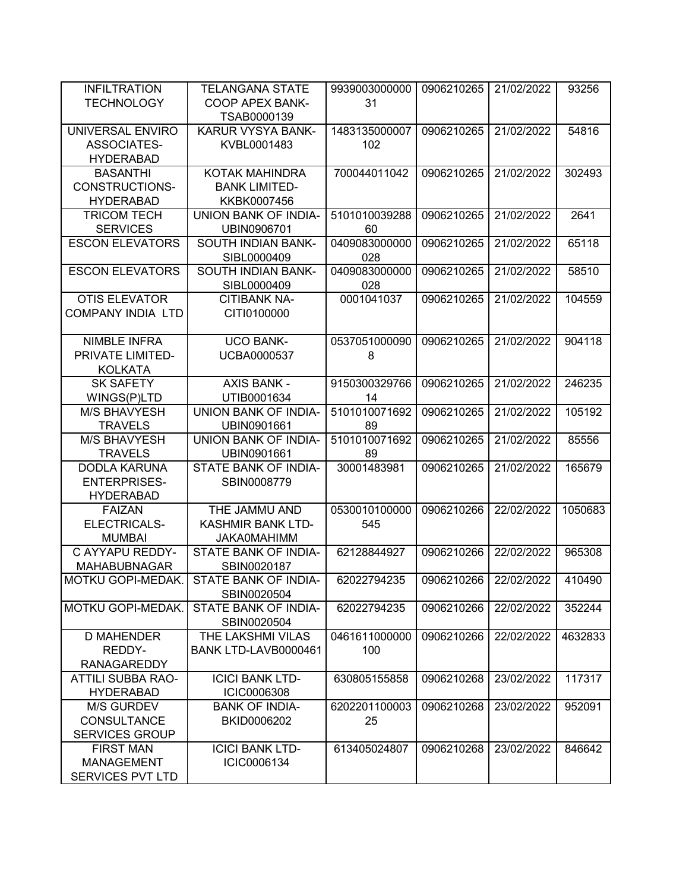| INFILTRATION TECHNOLOGY | TELANGANA STATE COOP APEX BANK-TSAB0000139 | 993900300000031 | 0906210265 | 21/02/2022 | 93256 |
|---|---|---|---|---|---|
| UNIVERSAL ENVIRO ASSOCIATES-HYDERABAD | KARUR VYSYA BANK-KVBL0001483 | 1483135000007102 | 0906210265 | 21/02/2022 | 54816 |
| BASANTHI CONSTRUCTIONS-HYDERABAD | KOTAK MAHINDRA BANK LIMITED-KKBK0007456 | 700044011042 | 0906210265 | 21/02/2022 | 302493 |
| TRICOM TECH SERVICES | UNION BANK OF INDIA-UBIN0906701 | 510101003928860 | 0906210265 | 21/02/2022 | 2641 |
| ESCON ELEVATORS | SOUTH INDIAN BANK-SIBL0000409 | 0409083000000028 | 0906210265 | 21/02/2022 | 65118 |
| ESCON ELEVATORS | SOUTH INDIAN BANK-SIBL0000409 | 0409083000000028 | 0906210265 | 21/02/2022 | 58510 |
| OTIS ELEVATOR COMPANY INDIA LTD | CITIBANK NA-CITI0100000 | 0001041037 | 0906210265 | 21/02/2022 | 104559 |
| NIMBLE INFRA PRIVATE LIMITED-KOLKATA | UCO BANK-UCBA0000537 | 05370510000908 | 0906210265 | 21/02/2022 | 904118 |
| SK SAFETY WINGS(P)LTD | AXIS BANK - UTIB0001634 | 915030032976614 | 0906210265 | 21/02/2022 | 246235 |
| M/S BHAVYESH TRAVELS | UNION BANK OF INDIA-UBIN0901661 | 510101007169289 | 0906210265 | 21/02/2022 | 105192 |
| M/S BHAVYESH TRAVELS | UNION BANK OF INDIA-UBIN0901661 | 510101007169289 | 0906210265 | 21/02/2022 | 85556 |
| DODLA KARUNA ENTERPRISES-HYDERABAD | STATE BANK OF INDIA-SBIN0008779 | 30001483981 | 0906210265 | 21/02/2022 | 165679 |
| FAIZAN ELECTRICALS-MUMBAI | THE JAMMU AND KASHMIR BANK LTD-JAKA0MAHIMM | 0530010100000545 | 0906210266 | 22/02/2022 | 1050683 |
| C AYYAPU REDDY-MAHABUBNAGAR | STATE BANK OF INDIA-SBIN0020187 | 62128844927 | 0906210266 | 22/02/2022 | 965308 |
| MOTKU GOPI-MEDAK. | STATE BANK OF INDIA-SBIN0020504 | 62022794235 | 0906210266 | 22/02/2022 | 410490 |
| MOTKU GOPI-MEDAK. | STATE BANK OF INDIA-SBIN0020504 | 62022794235 | 0906210266 | 22/02/2022 | 352244 |
| D MAHENDER REDDY-RANAGAREDDY | THE LAKSHMI VILAS BANK LTD-LAVB0000461 | 0461611000000100 | 0906210266 | 22/02/2022 | 4632833 |
| ATTILI SUBBA RAO-HYDERABAD | ICICI BANK LTD-ICIC0006308 | 630805155858 | 0906210268 | 23/02/2022 | 117317 |
| M/S GURDEV CONSULTANCE SERVICES GROUP | BANK OF INDIA-BKID0006202 | 620220110000325 | 0906210268 | 23/02/2022 | 952091 |
| FIRST MAN MANAGEMENT SERVICES PVT LTD | ICICI BANK LTD-ICIC0006134 | 613405024807 | 0906210268 | 23/02/2022 | 846642 |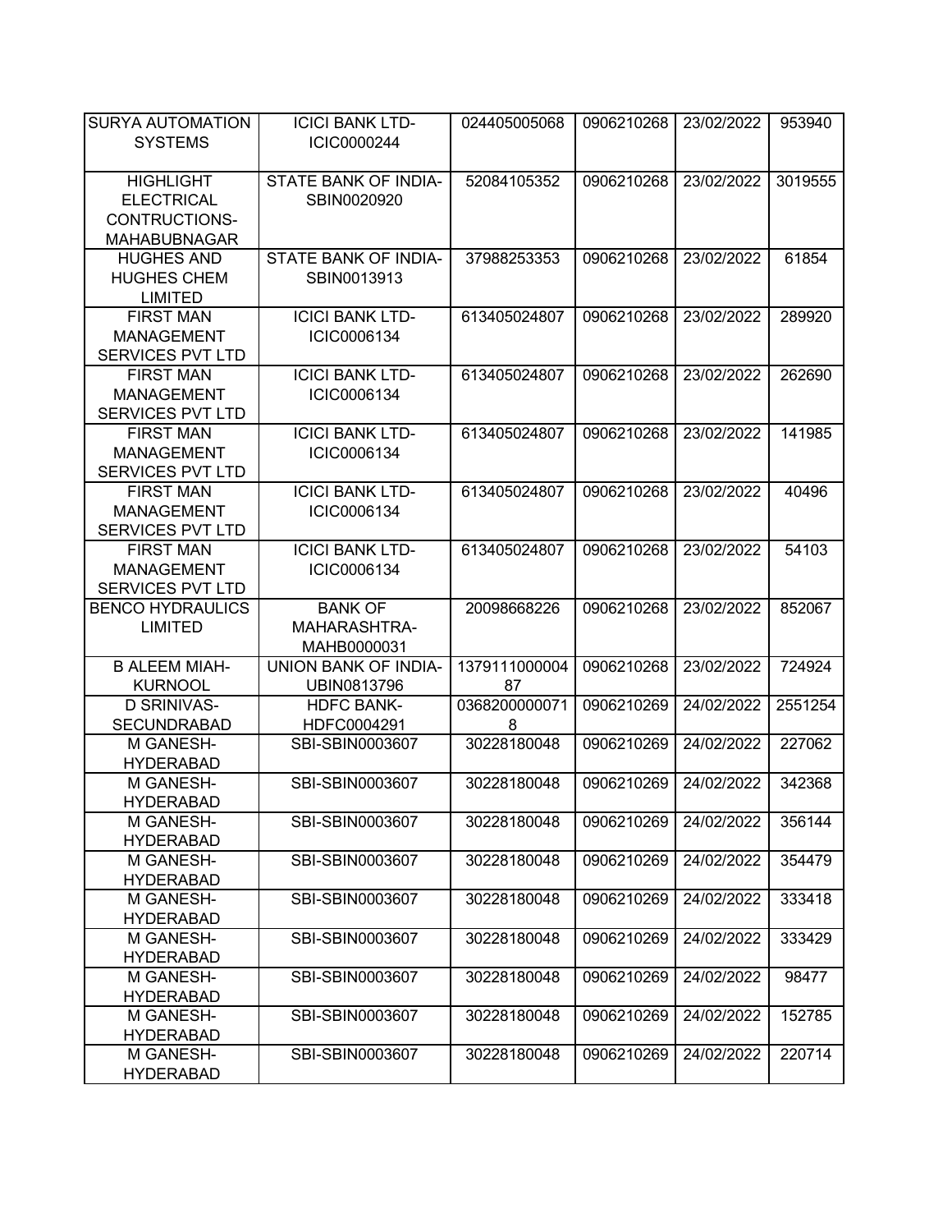| SURYA AUTOMATION SYSTEMS | ICICI BANK LTD-ICIC0000244 | 024405005068 | 0906210268 | 23/02/2022 | 953940 |
|---|---|---|---|---|---|
| HIGHLIGHT ELECTRICAL CONTRUCTIONS-MAHABUBNAGAR | STATE BANK OF INDIA-SBIN0020920 | 52084105352 | 0906210268 | 23/02/2022 | 3019555 |
| HUGHES AND HUGHES CHEM LIMITED | STATE BANK OF INDIA-SBIN0013913 | 37988253353 | 0906210268 | 23/02/2022 | 61854 |
| FIRST MAN MANAGEMENT SERVICES PVT LTD | ICICI BANK LTD-ICIC0006134 | 613405024807 | 0906210268 | 23/02/2022 | 289920 |
| FIRST MAN MANAGEMENT SERVICES PVT LTD | ICICI BANK LTD-ICIC0006134 | 613405024807 | 0906210268 | 23/02/2022 | 262690 |
| FIRST MAN MANAGEMENT SERVICES PVT LTD | ICICI BANK LTD-ICIC0006134 | 613405024807 | 0906210268 | 23/02/2022 | 141985 |
| FIRST MAN MANAGEMENT SERVICES PVT LTD | ICICI BANK LTD-ICIC0006134 | 613405024807 | 0906210268 | 23/02/2022 | 40496 |
| FIRST MAN MANAGEMENT SERVICES PVT LTD | ICICI BANK LTD-ICIC0006134 | 613405024807 | 0906210268 | 23/02/2022 | 54103 |
| BENCO HYDRAULICS LIMITED | BANK OF MAHARASHTRA-MAHB0000031 | 20098668226 | 0906210268 | 23/02/2022 | 852067 |
| B ALEEM MIAH-KURNOOL | UNION BANK OF INDIA-UBIN0813796 | 137911100000487 | 0906210268 | 23/02/2022 | 724924 |
| D SRINIVAS-SECUNDRABAD | HDFC BANK-HDFC0004291 | 03682000000718 | 0906210269 | 24/02/2022 | 2551254 |
| M GANESH-HYDERABAD | SBI-SBIN0003607 | 30228180048 | 0906210269 | 24/02/2022 | 227062 |
| M GANESH-HYDERABAD | SBI-SBIN0003607 | 30228180048 | 0906210269 | 24/02/2022 | 342368 |
| M GANESH-HYDERABAD | SBI-SBIN0003607 | 30228180048 | 0906210269 | 24/02/2022 | 356144 |
| M GANESH-HYDERABAD | SBI-SBIN0003607 | 30228180048 | 0906210269 | 24/02/2022 | 354479 |
| M GANESH-HYDERABAD | SBI-SBIN0003607 | 30228180048 | 0906210269 | 24/02/2022 | 333418 |
| M GANESH-HYDERABAD | SBI-SBIN0003607 | 30228180048 | 0906210269 | 24/02/2022 | 333429 |
| M GANESH-HYDERABAD | SBI-SBIN0003607 | 30228180048 | 0906210269 | 24/02/2022 | 98477 |
| M GANESH-HYDERABAD | SBI-SBIN0003607 | 30228180048 | 0906210269 | 24/02/2022 | 152785 |
| M GANESH-HYDERABAD | SBI-SBIN0003607 | 30228180048 | 0906210269 | 24/02/2022 | 220714 |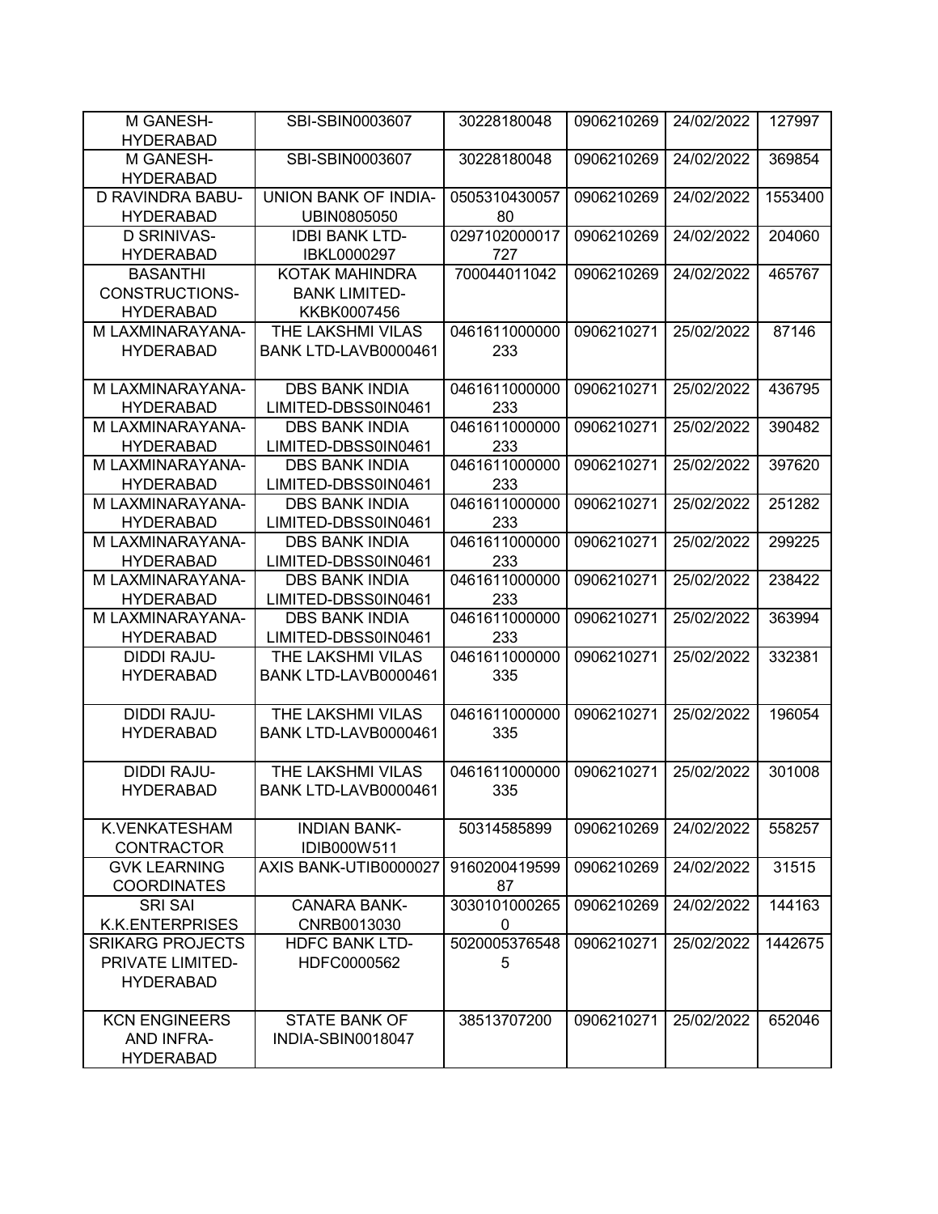| M GANESH-HYDERABAD | SBI-SBIN0003607 | 30228180048 | 0906210269 | 24/02/2022 | 127997 |
|---|---|---|---|---|---|
| M GANESH-HYDERABAD | SBI-SBIN0003607 | 30228180048 | 0906210269 | 24/02/2022 | 369854 |
| D RAVINDRA BABU-HYDERABAD | UNION BANK OF INDIA-UBIN0805050 | 050531043005780 | 0906210269 | 24/02/2022 | 1553400 |
| D SRINIVAS-HYDERABAD | IDBI BANK LTD-IBKL0000297 | 0297102000017727 | 0906210269 | 24/02/2022 | 204060 |
| BASANTHI CONSTRUCTIONS-HYDERABAD | KOTAK MAHINDRA BANK LIMITED-KKBK0007456 | 700044011042 | 0906210269 | 24/02/2022 | 465767 |
| M LAXMINARAYANA-HYDERABAD | THE LAKSHMI VILAS BANK LTD-LAVB0000461 | 0461611000000233 | 0906210271 | 25/02/2022 | 87146 |
| M LAXMINARAYANA-HYDERABAD | DBS BANK INDIA LIMITED-DBSS0IN0461 | 0461611000000233 | 0906210271 | 25/02/2022 | 436795 |
| M LAXMINARAYANA-HYDERABAD | DBS BANK INDIA LIMITED-DBSS0IN0461 | 0461611000000233 | 0906210271 | 25/02/2022 | 390482 |
| M LAXMINARAYANA-HYDERABAD | DBS BANK INDIA LIMITED-DBSS0IN0461 | 0461611000000233 | 0906210271 | 25/02/2022 | 397620 |
| M LAXMINARAYANA-HYDERABAD | DBS BANK INDIA LIMITED-DBSS0IN0461 | 0461611000000233 | 0906210271 | 25/02/2022 | 251282 |
| M LAXMINARAYANA-HYDERABAD | DBS BANK INDIA LIMITED-DBSS0IN0461 | 0461611000000233 | 0906210271 | 25/02/2022 | 299225 |
| M LAXMINARAYANA-HYDERABAD | DBS BANK INDIA LIMITED-DBSS0IN0461 | 0461611000000233 | 0906210271 | 25/02/2022 | 238422 |
| M LAXMINARAYANA-HYDERABAD | DBS BANK INDIA LIMITED-DBSS0IN0461 | 0461611000000233 | 0906210271 | 25/02/2022 | 363994 |
| DIDDI RAJU-HYDERABAD | THE LAKSHMI VILAS BANK LTD-LAVB0000461 | 0461611000000335 | 0906210271 | 25/02/2022 | 332381 |
| DIDDI RAJU-HYDERABAD | THE LAKSHMI VILAS BANK LTD-LAVB0000461 | 0461611000000335 | 0906210271 | 25/02/2022 | 196054 |
| DIDDI RAJU-HYDERABAD | THE LAKSHMI VILAS BANK LTD-LAVB0000461 | 0461611000000335 | 0906210271 | 25/02/2022 | 301008 |
| K.VENKATESHAM CONTRACTOR | INDIAN BANK-IDIB000W511 | 50314585899 | 0906210269 | 24/02/2022 | 558257 |
| GVK LEARNING COORDINATES | AXIS BANK-UTIB0000027 | 916020041959987 | 0906210269 | 24/02/2022 | 31515 |
| SRI SAI K.K.ENTERPRISES | CANARA BANK-CNRB0013030 | 30301010002650 | 0906210269 | 24/02/2022 | 144163 |
| SRIKARG PROJECTS PRIVATE LIMITED-HYDERABAD | HDFC BANK LTD-HDFC0000562 | 50200053765485 | 0906210271 | 25/02/2022 | 1442675 |
| KCN ENGINEERS AND INFRA-HYDERABAD | STATE BANK OF INDIA-SBIN0018047 | 38513707200 | 0906210271 | 25/02/2022 | 652046 |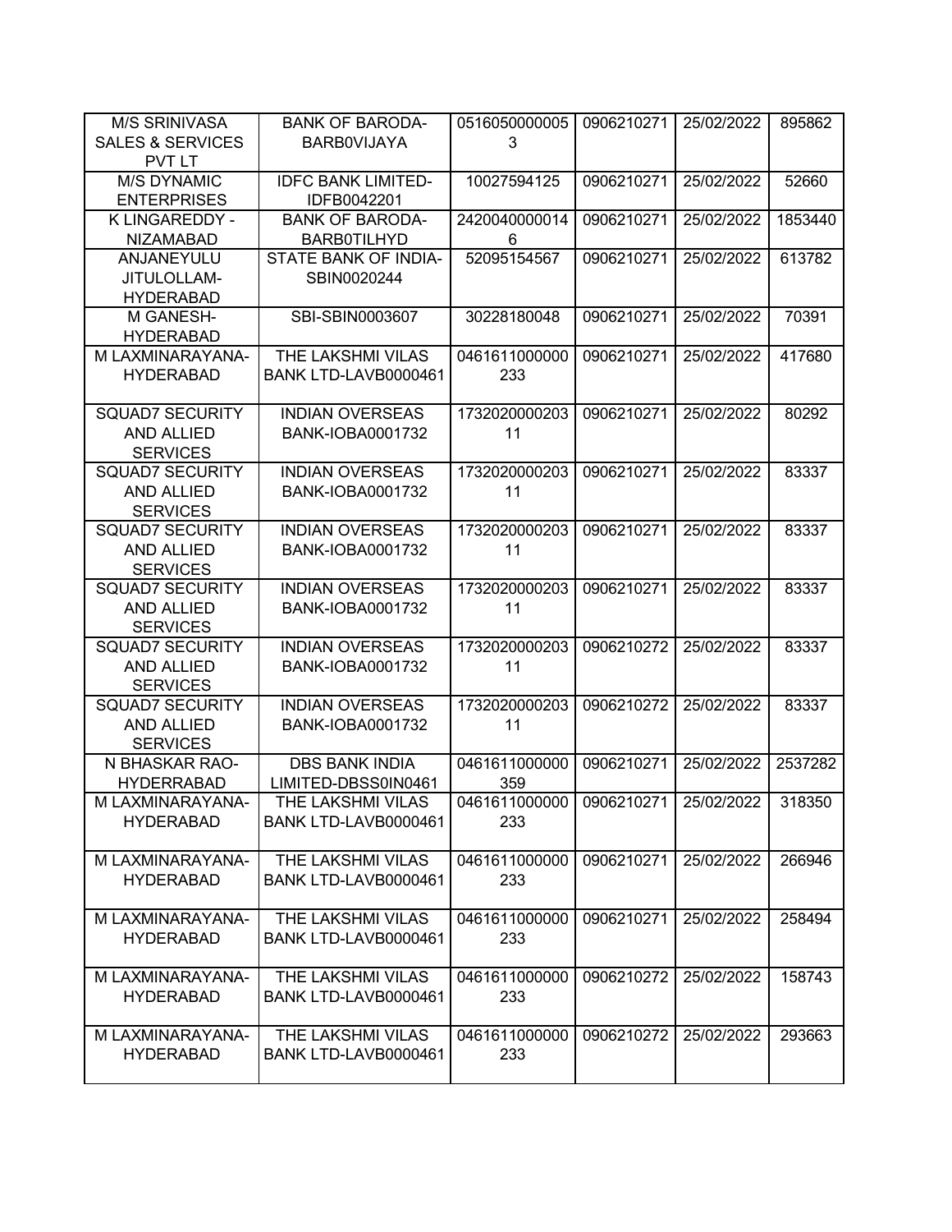| | | | | | |
|---|---|---|---|---|---|
| M/S SRINIVASA SALES & SERVICES PVT LT | BANK OF BARODA-BARB0VIJAYA | 05160500000053 | 0906210271 | 25/02/2022 | 895862 |
| M/S DYNAMIC ENTERPRISES | IDFC BANK LIMITED-IDFB0042201 | 10027594125 | 0906210271 | 25/02/2022 | 52660 |
| K LINGAREDDY - NIZAMABAD | BANK OF BARODA-BARB0TILHYD | 24200400000146 | 0906210271 | 25/02/2022 | 1853440 |
| ANJANEYULU JITULOLLAM-HYDERABAD | STATE BANK OF INDIA-SBIN0020244 | 52095154567 | 0906210271 | 25/02/2022 | 613782 |
| M GANESH-HYDERABAD | SBI-SBIN0003607 | 30228180048 | 0906210271 | 25/02/2022 | 70391 |
| M LAXMINARAYANA-HYDERABAD | THE LAKSHMI VILAS BANK LTD-LAVB0000461 | 0461611000000233 | 0906210271 | 25/02/2022 | 417680 |
| SQUAD7 SECURITY AND ALLIED SERVICES | INDIAN OVERSEAS BANK-IOBA0001732 | 173202000020311 | 0906210271 | 25/02/2022 | 80292 |
| SQUAD7 SECURITY AND ALLIED SERVICES | INDIAN OVERSEAS BANK-IOBA0001732 | 173202000020311 | 0906210271 | 25/02/2022 | 83337 |
| SQUAD7 SECURITY AND ALLIED SERVICES | INDIAN OVERSEAS BANK-IOBA0001732 | 173202000020311 | 0906210271 | 25/02/2022 | 83337 |
| SQUAD7 SECURITY AND ALLIED SERVICES | INDIAN OVERSEAS BANK-IOBA0001732 | 173202000020311 | 0906210271 | 25/02/2022 | 83337 |
| SQUAD7 SECURITY AND ALLIED SERVICES | INDIAN OVERSEAS BANK-IOBA0001732 | 173202000020311 | 0906210272 | 25/02/2022 | 83337 |
| SQUAD7 SECURITY AND ALLIED SERVICES | INDIAN OVERSEAS BANK-IOBA0001732 | 173202000020311 | 0906210272 | 25/02/2022 | 83337 |
| N BHASKAR RAO-HYDERRABAD | DBS BANK INDIA LIMITED-DBSS0IN0461 | 0461611000000359 | 0906210271 | 25/02/2022 | 2537282 |
| M LAXMINARAYANA-HYDERABAD | THE LAKSHMI VILAS BANK LTD-LAVB0000461 | 0461611000000233 | 0906210271 | 25/02/2022 | 318350 |
| M LAXMINARAYANA-HYDERABAD | THE LAKSHMI VILAS BANK LTD-LAVB0000461 | 0461611000000233 | 0906210271 | 25/02/2022 | 266946 |
| M LAXMINARAYANA-HYDERABAD | THE LAKSHMI VILAS BANK LTD-LAVB0000461 | 0461611000000233 | 0906210271 | 25/02/2022 | 258494 |
| M LAXMINARAYANA-HYDERABAD | THE LAKSHMI VILAS BANK LTD-LAVB0000461 | 0461611000000233 | 0906210272 | 25/02/2022 | 158743 |
| M LAXMINARAYANA-HYDERABAD | THE LAKSHMI VILAS BANK LTD-LAVB0000461 | 0461611000000233 | 0906210272 | 25/02/2022 | 293663 |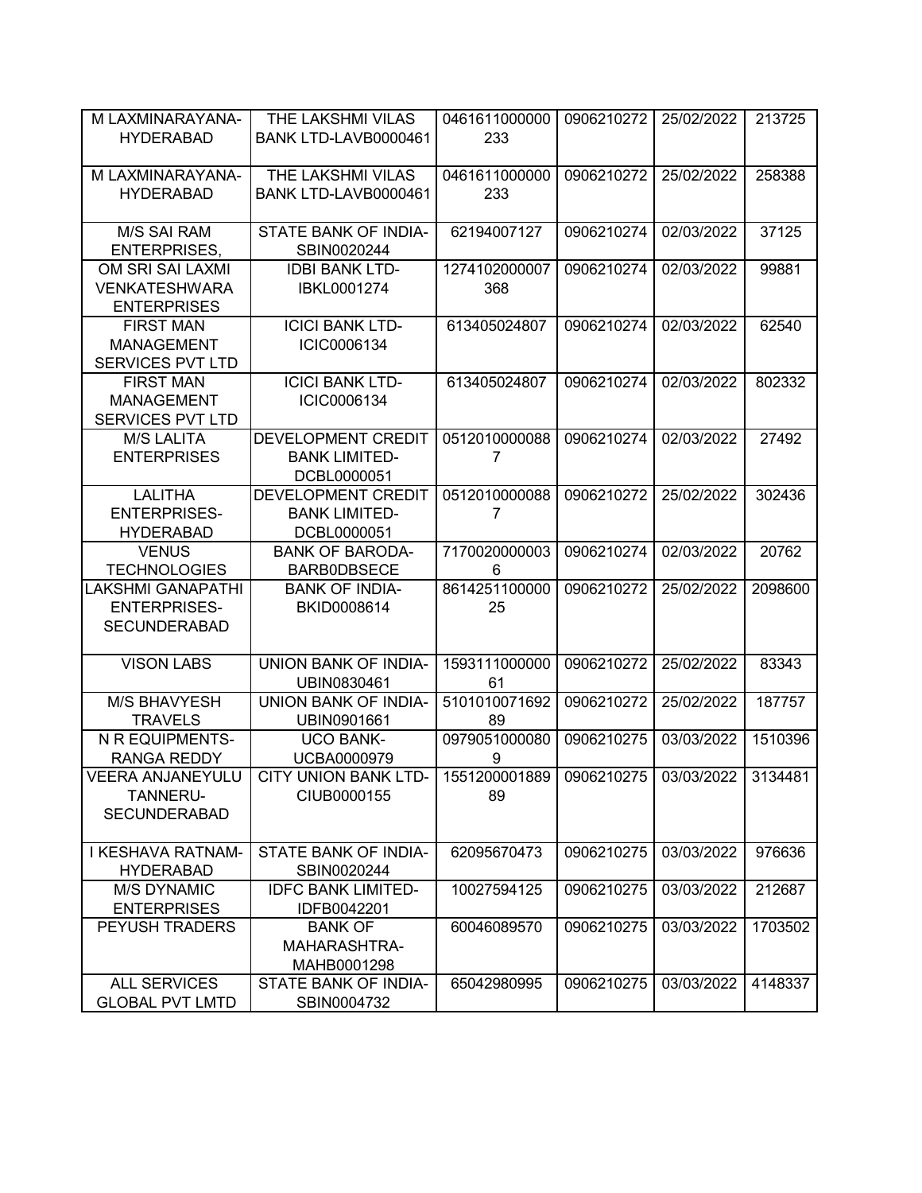| M LAXMINARAYANA-HYDERABAD | THE LAKSHMI VILAS BANK LTD-LAVB0000461 | 0461611000000233 | 0906210272 | 25/02/2022 | 213725 |
|---|---|---|---|---|---|
| M LAXMINARAYANA-HYDERABAD | THE LAKSHMI VILAS BANK LTD-LAVB0000461 | 0461611000000233 | 0906210272 | 25/02/2022 | 258388 |
| M/S SAI RAM ENTERPRISES, | STATE BANK OF INDIA-SBIN0020244 | 62194007127 | 0906210274 | 02/03/2022 | 37125 |
| OM SRI SAI LAXMI VENKATESHWARA ENTERPRISES | IDBI BANK LTD-IBKL0001274 | 1274102000007368 | 0906210274 | 02/03/2022 | 99881 |
| FIRST MAN MANAGEMENT SERVICES PVT LTD | ICICI BANK LTD-ICIC0006134 | 613405024807 | 0906210274 | 02/03/2022 | 62540 |
| FIRST MAN MANAGEMENT SERVICES PVT LTD | ICICI BANK LTD-ICIC0006134 | 613405024807 | 0906210274 | 02/03/2022 | 802332 |
| M/S LALITA ENTERPRISES | DEVELOPMENT CREDIT BANK LIMITED-DCBL0000051 | 05120100000887 | 0906210274 | 02/03/2022 | 27492 |
| LALITHA ENTERPRISES-HYDERABAD | DEVELOPMENT CREDIT BANK LIMITED-DCBL0000051 | 05120100000887 | 0906210272 | 25/02/2022 | 302436 |
| VENUS TECHNOLOGIES | BANK OF BARODA-BARB0DBSECE | 71700200000036 | 0906210274 | 02/03/2022 | 20762 |
| LAKSHMI GANAPATHI ENTERPRISES-SECUNDERABAD | BANK OF INDIA-BKID0008614 | 861425110000025 | 0906210272 | 25/02/2022 | 2098600 |
| VISON LABS | UNION BANK OF INDIA-UBIN0830461 | 159311100000061 | 0906210272 | 25/02/2022 | 83343 |
| M/S BHAVYESH TRAVELS | UNION BANK OF INDIA-UBIN0901661 | 510101007169289 | 0906210272 | 25/02/2022 | 187757 |
| N R EQUIPMENTS-RANGA REDDY | UCO BANK-UCBA0000979 | 09790510000809 | 0906210275 | 03/03/2022 | 1510396 |
| VEERA ANJANEYULU TANNERU-SECUNDERABAD | CITY UNION BANK LTD-CIUB0000155 | 155120000188989 | 0906210275 | 03/03/2022 | 3134481 |
| I KESHAVA RATNAM-HYDERABAD | STATE BANK OF INDIA-SBIN0020244 | 62095670473 | 0906210275 | 03/03/2022 | 976636 |
| M/S DYNAMIC ENTERPRISES | IDFC BANK LIMITED-IDFB0042201 | 10027594125 | 0906210275 | 03/03/2022 | 212687 |
| PEYUSH TRADERS | BANK OF MAHARASHTRA-MAHB0001298 | 60046089570 | 0906210275 | 03/03/2022 | 1703502 |
| ALL SERVICES GLOBAL PVT LMTD | STATE BANK OF INDIA-SBIN0004732 | 65042980995 | 0906210275 | 03/03/2022 | 4148337 |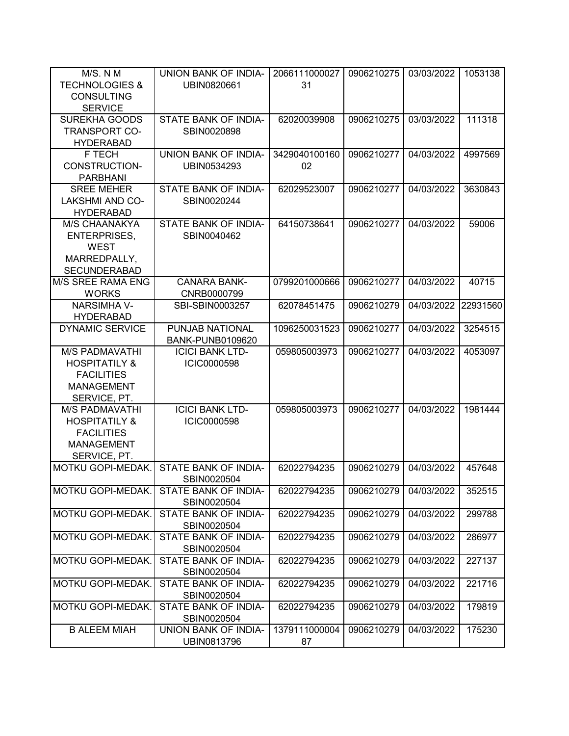| M/S. N M TECHNOLOGIES & CONSULTING SERVICE | UNION BANK OF INDIA-UBIN0820661 | 206611100002731 | 0906210275 | 03/03/2022 | 1053138 |
|---|---|---|---|---|---|
| SUREKHA GOODS TRANSPORT CO-HYDERABAD | STATE BANK OF INDIA-SBIN0020898 | 62020039908 | 0906210275 | 03/03/2022 | 111318 |
| F TECH CONSTRUCTION-PARBHANI | UNION BANK OF INDIA-UBIN0534293 | 342904010016002 | 0906210277 | 04/03/2022 | 4997569 |
| SREE MEHER LAKSHMI AND CO-HYDERABAD | STATE BANK OF INDIA-SBIN0020244 | 62029523007 | 0906210277 | 04/03/2022 | 3630843 |
| M/S CHAANAKYA ENTERPRISES, WEST MARREDPALLY, SECUNDERABAD | STATE BANK OF INDIA-SBIN0040462 | 64150738641 | 0906210277 | 04/03/2022 | 59006 |
| M/S SREE RAMA ENG WORKS | CANARA BANK-CNRB0000799 | 0799201000666 | 0906210277 | 04/03/2022 | 40715 |
| NARSIMHA V-HYDERABAD | SBI-SBIN0003257 | 62078451475 | 0906210279 | 04/03/2022 | 22931560 |
| DYNAMIC SERVICE | PUNJAB NATIONAL BANK-PUNB0109620 | 1096250031523 | 0906210277 | 04/03/2022 | 3254515 |
| M/S PADMAVATHI HOSPITATILY & FACILITIES MANAGEMENT SERVICE, PT. | ICICI BANK LTD-ICIC0000598 | 059805003973 | 0906210277 | 04/03/2022 | 4053097 |
| M/S PADMAVATHI HOSPITATILY & FACILITIES MANAGEMENT SERVICE, PT. | ICICI BANK LTD-ICIC0000598 | 059805003973 | 0906210277 | 04/03/2022 | 1981444 |
| MOTKU GOPI-MEDAK. | STATE BANK OF INDIA-SBIN0020504 | 62022794235 | 0906210279 | 04/03/2022 | 457648 |
| MOTKU GOPI-MEDAK. | STATE BANK OF INDIA-SBIN0020504 | 62022794235 | 0906210279 | 04/03/2022 | 352515 |
| MOTKU GOPI-MEDAK. | STATE BANK OF INDIA-SBIN0020504 | 62022794235 | 0906210279 | 04/03/2022 | 299788 |
| MOTKU GOPI-MEDAK. | STATE BANK OF INDIA-SBIN0020504 | 62022794235 | 0906210279 | 04/03/2022 | 286977 |
| MOTKU GOPI-MEDAK. | STATE BANK OF INDIA-SBIN0020504 | 62022794235 | 0906210279 | 04/03/2022 | 227137 |
| MOTKU GOPI-MEDAK. | STATE BANK OF INDIA-SBIN0020504 | 62022794235 | 0906210279 | 04/03/2022 | 221716 |
| MOTKU GOPI-MEDAK. | STATE BANK OF INDIA-SBIN0020504 | 62022794235 | 0906210279 | 04/03/2022 | 179819 |
| B ALEEM MIAH | UNION BANK OF INDIA-UBIN0813796 | 137911100000487 | 0906210279 | 04/03/2022 | 175230 |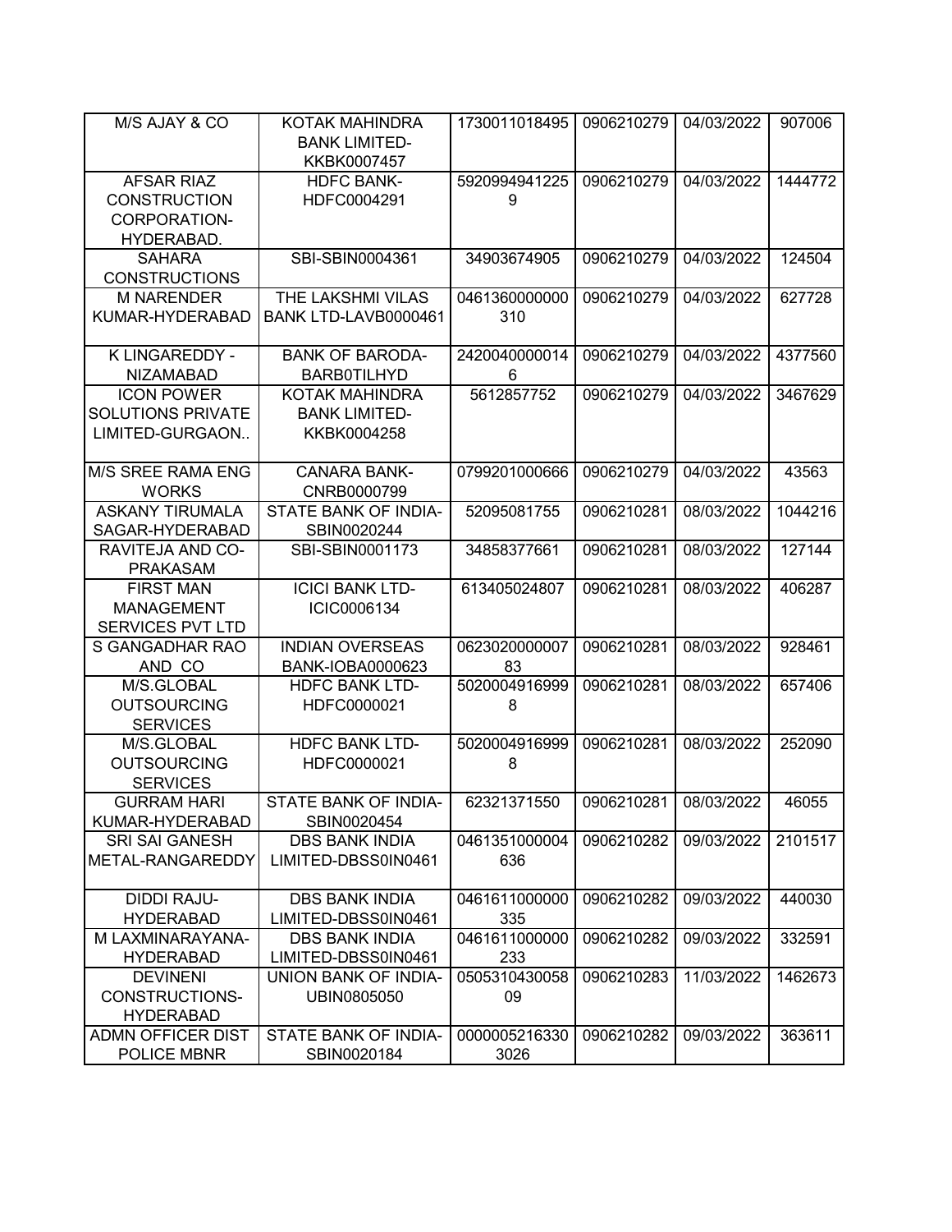| M/S AJAY & CO | KOTAK MAHINDRA BANK LIMITED-KKBK0007457 | 1730011018495 | 0906210279 | 04/03/2022 | 907006 |
|---|---|---|---|---|---|
| AFSAR RIAZ CONSTRUCTION CORPORATION-HYDERABAD. | HDFC BANK-HDFC0004291 | 59209949412259 | 0906210279 | 04/03/2022 | 1444772 |
| SAHARA CONSTRUCTIONS | SBI-SBIN0004361 | 34903674905 | 0906210279 | 04/03/2022 | 124504 |
| M NARENDER KUMAR-HYDERABAD | THE LAKSHMI VILAS BANK LTD-LAVB0000461 | 0461360000000310 | 0906210279 | 04/03/2022 | 627728 |
| K LINGAREDDY - NIZAMABAD | BANK OF BARODA-BARB0TILHYD | 24200400000146 | 0906210279 | 04/03/2022 | 4377560 |
| ICON POWER SOLUTIONS PRIVATE LIMITED-GURGAON.. | KOTAK MAHINDRA BANK LIMITED-KKBK0004258 | 5612857752 | 0906210279 | 04/03/2022 | 3467629 |
| M/S SREE RAMA ENG WORKS | CANARA BANK-CNRB0000799 | 0799201000666 | 0906210279 | 04/03/2022 | 43563 |
| ASKANY TIRUMALA SAGAR-HYDERABAD | STATE BANK OF INDIA-SBIN0020244 | 52095081755 | 0906210281 | 08/03/2022 | 1044216 |
| RAVITEJA AND CO-PRAKASAM | SBI-SBIN0001173 | 34858377661 | 0906210281 | 08/03/2022 | 127144 |
| FIRST MAN MANAGEMENT SERVICES PVT LTD | ICICI BANK LTD-ICIC0006134 | 613405024807 | 0906210281 | 08/03/2022 | 406287 |
| S GANGADHAR RAO AND CO | INDIAN OVERSEAS BANK-IOBA0000623 | 062302000000783 | 0906210281 | 08/03/2022 | 928461 |
| M/S.GLOBAL OUTSOURCING SERVICES | HDFC BANK LTD-HDFC0000021 | 50200049169998 | 0906210281 | 08/03/2022 | 657406 |
| M/S.GLOBAL OUTSOURCING SERVICES | HDFC BANK LTD-HDFC0000021 | 50200049169998 | 0906210281 | 08/03/2022 | 252090 |
| GURRAM HARI KUMAR-HYDERABAD | STATE BANK OF INDIA-SBIN0020454 | 62321371550 | 0906210281 | 08/03/2022 | 46055 |
| SRI SAI GANESH METAL-RANGAREDDY | DBS BANK INDIA LIMITED-DBSS0IN0461 | 0461351000004636 | 0906210282 | 09/03/2022 | 2101517 |
| DIDDI RAJU-HYDERABAD | DBS BANK INDIA LIMITED-DBSS0IN0461 | 0461611000000335 | 0906210282 | 09/03/2022 | 440030 |
| M LAXMINARAYANA-HYDERABAD | DBS BANK INDIA LIMITED-DBSS0IN0461 | 0461611000000233 | 0906210282 | 09/03/2022 | 332591 |
| DEVINENI CONSTRUCTIONS-HYDERABAD | UNION BANK OF INDIA-UBIN0805050 | 050531043005809 | 0906210283 | 11/03/2022 | 1462673 |
| ADMN OFFICER DIST POLICE MBNR | STATE BANK OF INDIA-SBIN0020184 | 00000052163303026 | 0906210282 | 09/03/2022 | 363611 |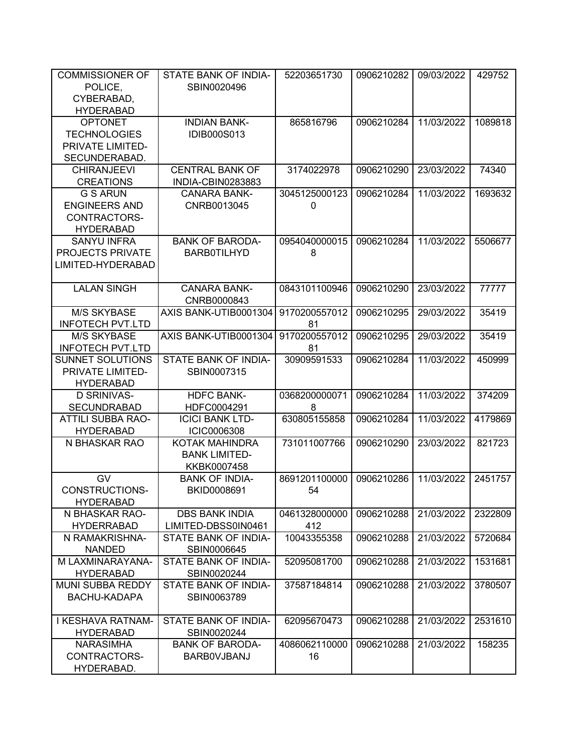| | | | | | |
|---|---|---|---|---|---|
| COMMISSIONER OF POLICE, CYBERABAD, HYDERABAD | STATE BANK OF INDIA-SBIN0020496 | 52203651730 | 0906210282 | 09/03/2022 | 429752 |
| OPTONET TECHNOLOGIES PRIVATE LIMITED-SECUNDERABAD. | INDIAN BANK-IDIB000S013 | 865816796 | 0906210284 | 11/03/2022 | 1089818 |
| CHIRANJEEVI CREATIONS | CENTRAL BANK OF INDIA-CBIN0283883 | 3174022978 | 0906210290 | 23/03/2022 | 74340 |
| G S ARUN ENGINEERS AND CONTRACTORS-HYDERABAD | CANARA BANK-CNRB0013045 | 30451250001230 | 0906210284 | 11/03/2022 | 1693632 |
| SANYU INFRA PROJECTS PRIVATE LIMITED-HYDERABAD | BANK OF BARODA-BARB0TILHYD | 09540400000158 | 0906210284 | 11/03/2022 | 5506677 |
| LALAN SINGH | CANARA BANK-CNRB0000843 | 0843101100946 | 0906210290 | 23/03/2022 | 77777 |
| M/S SKYBASE INFOTECH PVT.LTD | AXIS BANK-UTIB0001304 | 917020055701281 | 0906210295 | 29/03/2022 | 35419 |
| M/S SKYBASE INFOTECH PVT.LTD | AXIS BANK-UTIB0001304 | 917020055701281 | 0906210295 | 29/03/2022 | 35419 |
| SUNNET SOLUTIONS PRIVATE LIMITED-HYDERABAD | STATE BANK OF INDIA-SBIN0007315 | 30909591533 | 0906210284 | 11/03/2022 | 450999 |
| D SRINIVAS-SECUNDRABAD | HDFC BANK-HDFC0004291 | 03682000000718 | 0906210284 | 11/03/2022 | 374209 |
| ATTILI SUBBA RAO-HYDERABAD | ICICI BANK LTD-ICIC0006308 | 630805155858 | 0906210284 | 11/03/2022 | 4179869 |
| N BHASKAR RAO | KOTAK MAHINDRA BANK LIMITED-KKBK0007458 | 731011007766 | 0906210290 | 23/03/2022 | 821723 |
| GV CONSTRUCTIONS-HYDERABAD | BANK OF INDIA-BKID0008691 | 869120110000054 | 0906210286 | 11/03/2022 | 2451757 |
| N BHASKAR RAO-HYDERRABAD | DBS BANK INDIA LIMITED-DBSS0IN0461 | 0461328000000412 | 0906210288 | 21/03/2022 | 2322809 |
| N RAMAKRISHNA-NANDED | STATE BANK OF INDIA-SBIN0006645 | 10043355358 | 0906210288 | 21/03/2022 | 5720684 |
| M LAXMINARAYANA-HYDERABAD | STATE BANK OF INDIA-SBIN0020244 | 52095081700 | 0906210288 | 21/03/2022 | 1531681 |
| MUNI SUBBA REDDY BACHU-KADAPA | STATE BANK OF INDIA-SBIN0063789 | 37587184814 | 0906210288 | 21/03/2022 | 3780507 |
| I KESHAVA RATNAM-HYDERABAD | STATE BANK OF INDIA-SBIN0020244 | 62095670473 | 0906210288 | 21/03/2022 | 2531610 |
| NARASIMHA CONTRACTORS-HYDERABAD. | BANK OF BARODA-BARB0VJBANJ | 408606211000016 | 0906210288 | 21/03/2022 | 158235 |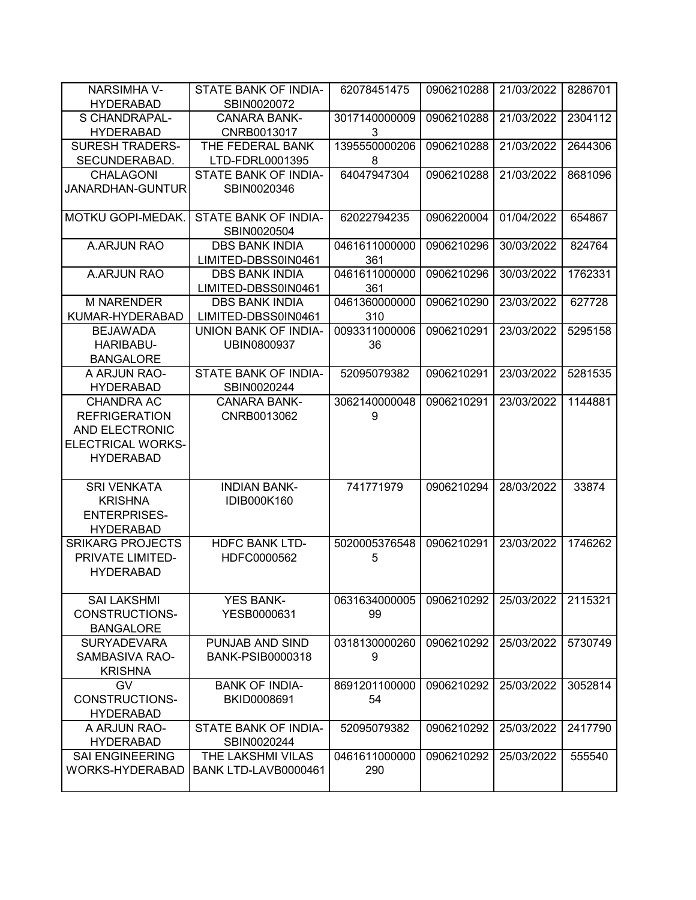| NARSIMHA V-HYDERABAD | STATE BANK OF INDIA-SBIN0020072 | 62078451475 | 0906210288 | 21/03/2022 | 8286701 |
|---|---|---|---|---|---|
| S CHANDRAPAL-HYDERABAD | CANARA BANK-CNRB0013017 | 30171400000093 | 0906210288 | 21/03/2022 | 2304112 |
| SURESH TRADERS-SECUNDERABAD. | THE FEDERAL BANK LTD-FDRL0001395 | 13955500002068 | 0906210288 | 21/03/2022 | 2644306 |
| CHALAGONI JANARDHAN-GUNTUR | STATE BANK OF INDIA-SBIN0020346 | 64047947304 | 0906210288 | 21/03/2022 | 8681096 |
| MOTKU GOPI-MEDAK. | STATE BANK OF INDIA-SBIN0020504 | 62022794235 | 0906220004 | 01/04/2022 | 654867 |
| A.ARJUN RAO | DBS BANK INDIA LIMITED-DBSS0IN0461 | 0461611000000361 | 0906210296 | 30/03/2022 | 824764 |
| A.ARJUN RAO | DBS BANK INDIA LIMITED-DBSS0IN0461 | 0461611000000361 | 0906210296 | 30/03/2022 | 1762331 |
| M NARENDER KUMAR-HYDERABAD | DBS BANK INDIA LIMITED-DBSS0IN0461 | 0461360000000310 | 0906210290 | 23/03/2022 | 627728 |
| BEJAWADA HARIBABU-BANGALORE | UNION BANK OF INDIA-UBIN0800937 | 009331100000636 | 0906210291 | 23/03/2022 | 5295158 |
| A ARJUN RAO-HYDERABAD | STATE BANK OF INDIA-SBIN0020244 | 52095079382 | 0906210291 | 23/03/2022 | 5281535 |
| CHANDRA AC REFRIGERATION AND ELECTRONIC ELECTRICAL WORKS-HYDERABAD | CANARA BANK-CNRB0013062 | 30621400000489 | 0906210291 | 23/03/2022 | 1144881 |
| SRI VENKATA KRISHNA ENTERPRISES-HYDERABAD | INDIAN BANK-IDIB000K160 | 741771979 | 0906210294 | 28/03/2022 | 33874 |
| SRIKARG PROJECTS PRIVATE LIMITED-HYDERABAD | HDFC BANK LTD-HDFC0000562 | 50200053765485 | 0906210291 | 23/03/2022 | 1746262 |
| SAI LAKSHMI CONSTRUCTIONS-BANGALORE | YES BANK-YESB0000631 | 063163400000599 | 0906210292 | 25/03/2022 | 2115321 |
| SURYADEVARA SAMBASIVA RAO-KRISHNA | PUNJAB AND SIND BANK-PSIB0000318 | 03181300002609 | 0906210292 | 25/03/2022 | 5730749 |
| GV CONSTRUCTIONS-HYDERABAD | BANK OF INDIA-BKID0008691 | 869120110000054 | 0906210292 | 25/03/2022 | 3052814 |
| A ARJUN RAO-HYDERABAD | STATE BANK OF INDIA-SBIN0020244 | 52095079382 | 0906210292 | 25/03/2022 | 2417790 |
| SAI ENGINEERING WORKS-HYDERABAD | THE LAKSHMI VILAS BANK LTD-LAVB0000461 | 0461611000000290 | 0906210292 | 25/03/2022 | 555540 |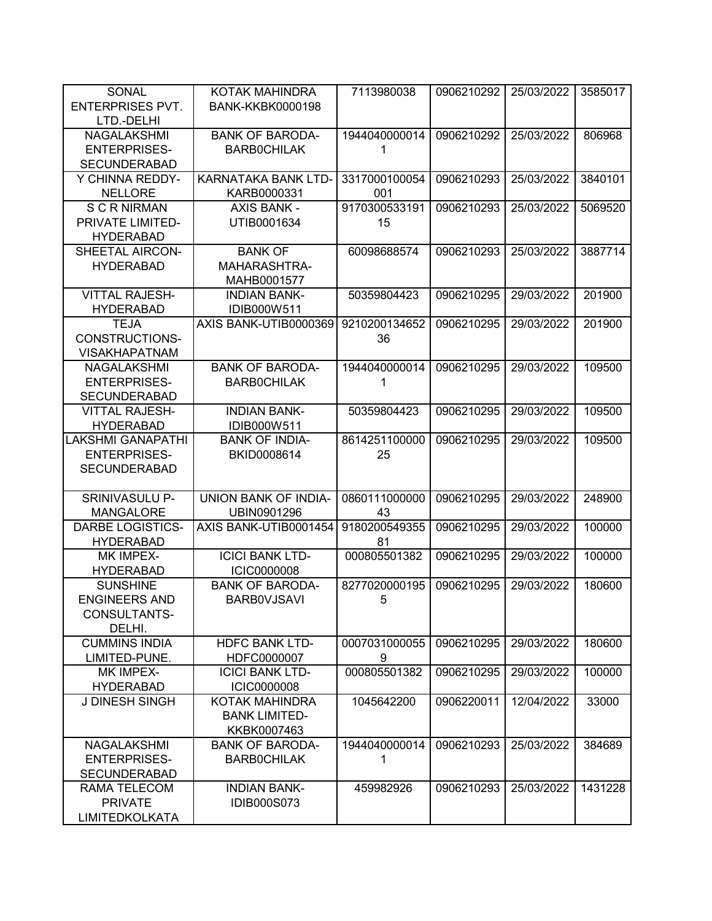| SONAL ENTERPRISES PVT. LTD.-DELHI | KOTAK MAHINDRA BANK-KKBK0000198 | 7113980038 | 0906210292 | 25/03/2022 | 3585017 |
|---|---|---|---|---|---|
| NAGALAKSHMI ENTERPRISES-SECUNDERABAD | BANK OF BARODA-BARB0CHILAK | 19440400000141 | 0906210292 | 25/03/2022 | 806968 |
| Y CHINNA REDDY-NELLORE | KARNATAKA BANK LTD-KARB0000331 | 3317000100054001 | 0906210293 | 25/03/2022 | 3840101 |
| S C R NIRMAN PRIVATE LIMITED-HYDERABAD | AXIS BANK - UTIB0001634 | 917030053319115 | 0906210293 | 25/03/2022 | 5069520 |
| SHEETAL AIRCON-HYDERABAD | BANK OF MAHARASHTRA-MAHB0001577 | 60098688574 | 0906210293 | 25/03/2022 | 3887714 |
| VITTAL RAJESH-HYDERABAD | INDIAN BANK-IDIB000W511 | 50359804423 | 0906210295 | 29/03/2022 | 201900 |
| TEJA CONSTRUCTIONS-VISAKHAPATNAM | AXIS BANK-UTIB0000369 | 921020013465236 | 0906210295 | 29/03/2022 | 201900 |
| NAGALAKSHMI ENTERPRISES-SECUNDERABAD | BANK OF BARODA-BARB0CHILAK | 19440400000141 | 0906210295 | 29/03/2022 | 109500 |
| VITTAL RAJESH-HYDERABAD | INDIAN BANK-IDIB000W511 | 50359804423 | 0906210295 | 29/03/2022 | 109500 |
| LAKSHMI GANAPATHI ENTERPRISES-SECUNDERABAD | BANK OF INDIA-BKID0008614 | 861425110000025 | 0906210295 | 29/03/2022 | 109500 |
| SRINIVASULU P-MANGALORE | UNION BANK OF INDIA-UBIN0901296 | 086011100000043 | 0906210295 | 29/03/2022 | 248900 |
| DARBE LOGISTICS-HYDERABAD | AXIS BANK-UTIB0001454 | 918020054935581 | 0906210295 | 29/03/2022 | 100000 |
| MK IMPEX-HYDERABAD | ICICI BANK LTD-ICIC0000008 | 000805501382 | 0906210295 | 29/03/2022 | 100000 |
| SUNSHINE ENGINEERS AND CONSULTANTS-DELHI. | BANK OF BARODA-BARB0VJSAVI | 82770200001955 | 0906210295 | 29/03/2022 | 180600 |
| CUMMINS INDIA LIMITED-PUNE. | HDFC BANK LTD-HDFC0000007 | 00070310000559 | 0906210295 | 29/03/2022 | 180600 |
| MK IMPEX-HYDERABAD | ICICI BANK LTD-ICIC0000008 | 000805501382 | 0906210295 | 29/03/2022 | 100000 |
| J DINESH SINGH | KOTAK MAHINDRA BANK LIMITED-KKBK0007463 | 1045642200 | 0906220011 | 12/04/2022 | 33000 |
| NAGALAKSHMI ENTERPRISES-SECUNDERABAD | BANK OF BARODA-BARB0CHILAK | 19440400000141 | 0906210293 | 25/03/2022 | 384689 |
| RAMA TELECOM PRIVATE LIMITEDKOLKATA | INDIAN BANK-IDIB000S073 | 459982926 | 0906210293 | 25/03/2022 | 1431228 |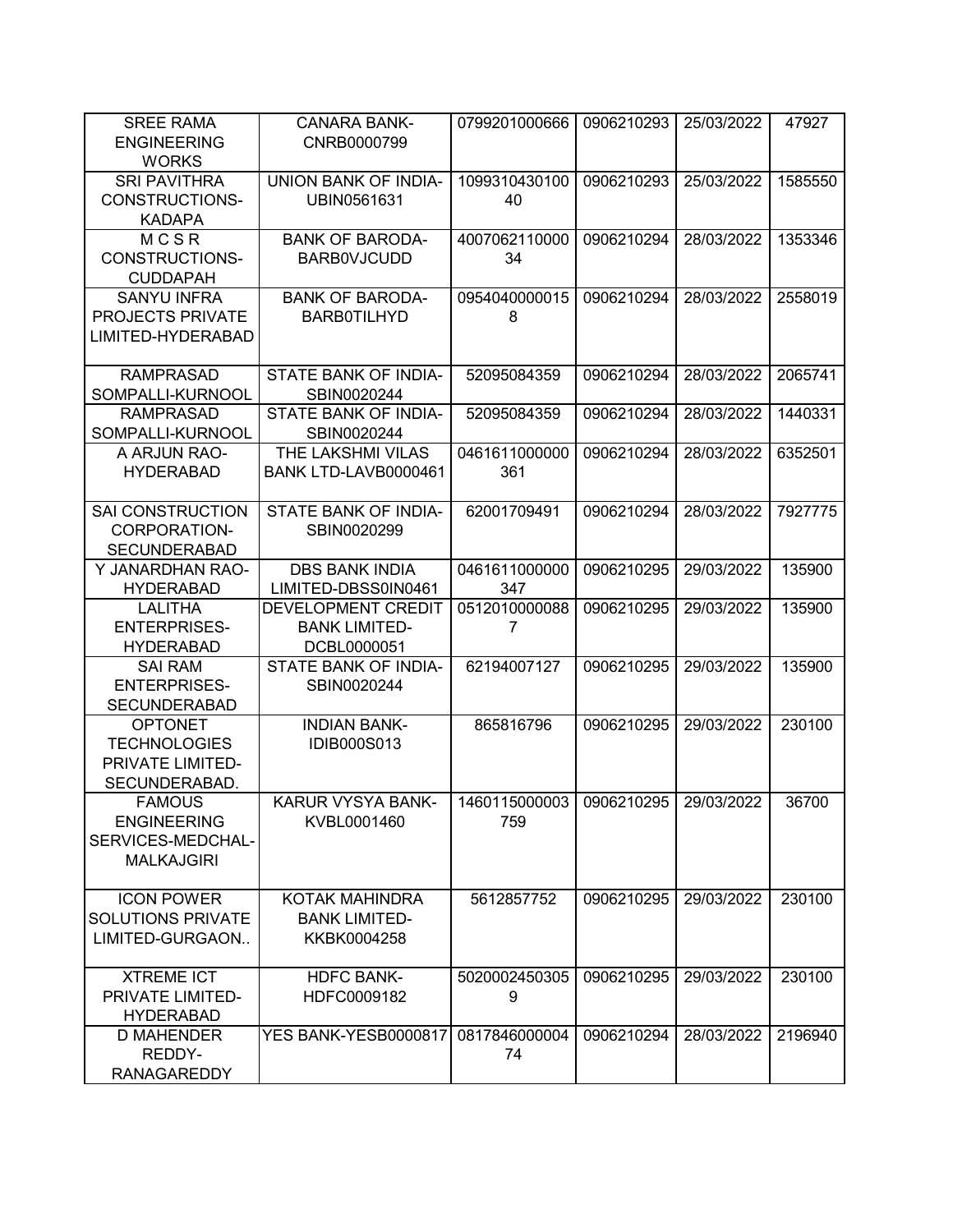| SREE RAMA ENGINEERING WORKS | CANARA BANK-CNRB0000799 | 0799201000666 | 0906210293 | 25/03/2022 | 47927 |
|---|---|---|---|---|---|
| SRI PAVITHRA CONSTRUCTIONS-KADAPA | UNION BANK OF INDIA-UBIN0561631 | 109931043010040 | 0906210293 | 25/03/2022 | 1585550 |
| M C S R CONSTRUCTIONS-CUDDAPAH | BANK OF BARODA-BARB0VJCUDD | 400706211000034 | 0906210294 | 28/03/2022 | 1353346 |
| SANYU INFRA PROJECTS PRIVATE LIMITED-HYDERABAD | BANK OF BARODA-BARB0TILHYD | 09540400000158 | 0906210294 | 28/03/2022 | 2558019 |
| RAMPRASAD SOMPALLI-KURNOOL | STATE BANK OF INDIA-SBIN0020244 | 52095084359 | 0906210294 | 28/03/2022 | 2065741 |
| RAMPRASAD SOMPALLI-KURNOOL | STATE BANK OF INDIA-SBIN0020244 | 52095084359 | 0906210294 | 28/03/2022 | 1440331 |
| A ARJUN RAO-HYDERABAD | THE LAKSHMI VILAS BANK LTD-LAVB0000461 | 0461611000000361 | 0906210294 | 28/03/2022 | 6352501 |
| SAI CONSTRUCTION CORPORATION-SECUNDERABAD | STATE BANK OF INDIA-SBIN0020299 | 62001709491 | 0906210294 | 28/03/2022 | 7927775 |
| Y JANARDHAN RAO-HYDERABAD | DBS BANK INDIA LIMITED-DBSS0IN0461 | 0461611000000347 | 0906210295 | 29/03/2022 | 135900 |
| LALITHA ENTERPRISES-HYDERABAD | DEVELOPMENT CREDIT BANK LIMITED-DCBL0000051 | 05120100000887 | 0906210295 | 29/03/2022 | 135900 |
| SAI RAM ENTERPRISES-SECUNDERABAD | STATE BANK OF INDIA-SBIN0020244 | 62194007127 | 0906210295 | 29/03/2022 | 135900 |
| OPTONET TECHNOLOGIES PRIVATE LIMITED-SECUNDERABAD. | INDIAN BANK-IDIB000S013 | 865816796 | 0906210295 | 29/03/2022 | 230100 |
| FAMOUS ENGINEERING SERVICES-MEDCHAL-MALKAJGIRI | KARUR VYSYA BANK-KVBL0001460 | 1460115000003759 | 0906210295 | 29/03/2022 | 36700 |
| ICON POWER SOLUTIONS PRIVATE LIMITED-GURGAON.. | KOTAK MAHINDRA BANK LIMITED-KKBK0004258 | 5612857752 | 0906210295 | 29/03/2022 | 230100 |
| XTREME ICT PRIVATE LIMITED-HYDERABAD | HDFC BANK-HDFC0009182 | 50200024503059 | 0906210295 | 29/03/2022 | 230100 |
| D MAHENDER REDDY-RANAGAREDDY | YES BANK-YESB0000817 | 081784600000474 | 0906210294 | 28/03/2022 | 2196940 |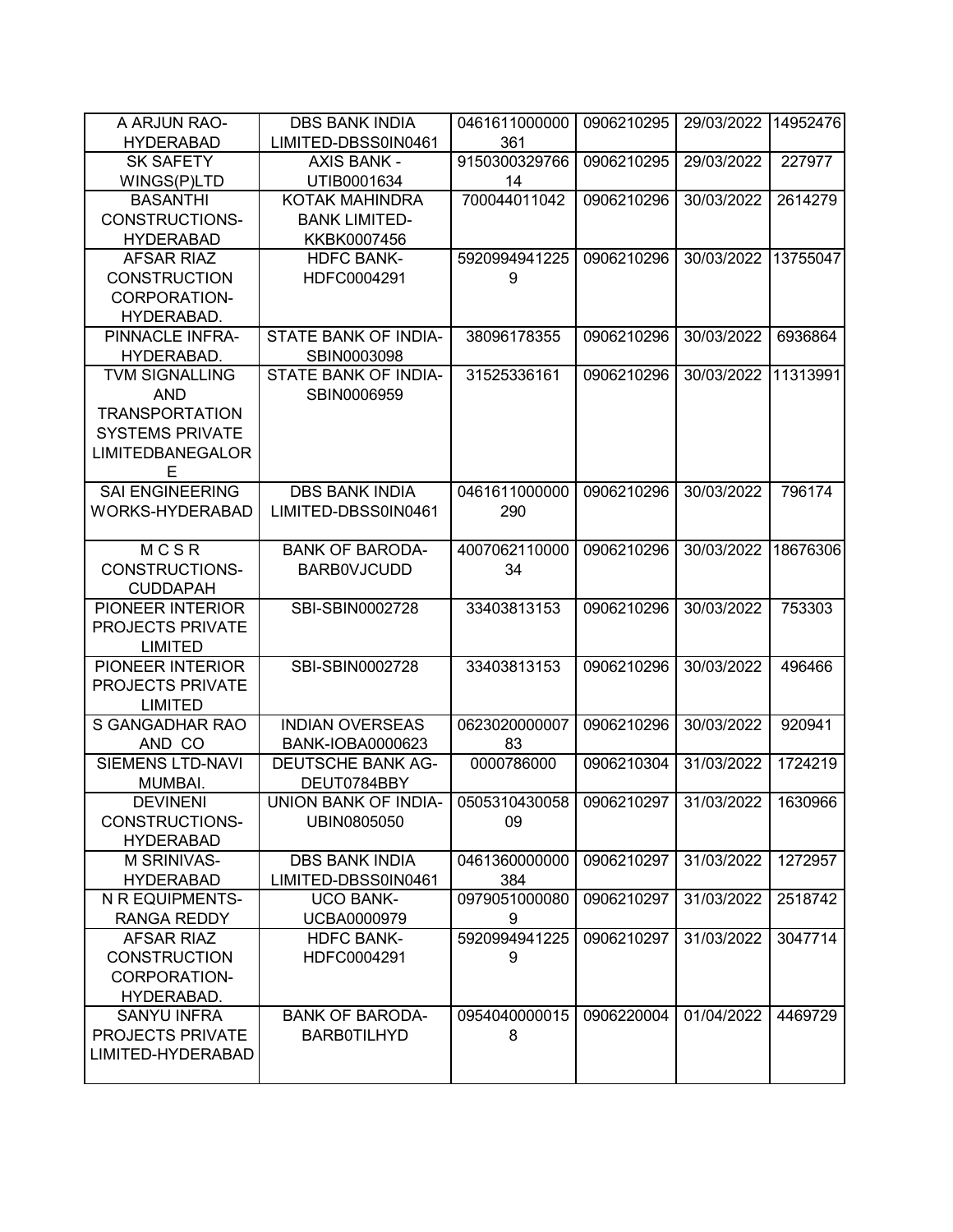| A ARJUN RAO-HYDERABAD | DBS BANK INDIA LIMITED-DBSS0IN0461 | 0461611000000361 | 0906210295 | 29/03/2022 | 14952476 |
|---|---|---|---|---|---|
| SK SAFETY WINGS(P)LTD | AXIS BANK - UTIB0001634 | 915030032976614 | 0906210295 | 29/03/2022 | 227977 |
| BASANTHI CONSTRUCTIONS-HYDERABAD | KOTAK MAHINDRA BANK LIMITED-KKBK0007456 | 700044011042 | 0906210296 | 30/03/2022 | 2614279 |
| AFSAR RIAZ CONSTRUCTION CORPORATION-HYDERABAD. | HDFC BANK-HDFC0004291 | 59209949412259 | 0906210296 | 30/03/2022 | 13755047 |
| PINNACLE INFRA-HYDERABAD. | STATE BANK OF INDIA-SBIN0003098 | 38096178355 | 0906210296 | 30/03/2022 | 6936864 |
| TVM SIGNALLING AND TRANSPORTATION SYSTEMS PRIVATE LIMITEDBANEGALORE | STATE BANK OF INDIA-SBIN0006959 | 31525336161 | 0906210296 | 30/03/2022 | 11313991 |
| SAI ENGINEERING WORKS-HYDERABAD | DBS BANK INDIA LIMITED-DBSS0IN0461 | 0461611000000290 | 0906210296 | 30/03/2022 | 796174 |
| M C S R CONSTRUCTIONS-CUDDAPAH | BANK OF BARODA-BARB0VJCUDD | 400706211000034 | 0906210296 | 30/03/2022 | 18676306 |
| PIONEER INTERIOR PROJECTS PRIVATE LIMITED | SBI-SBIN0002728 | 33403813153 | 0906210296 | 30/03/2022 | 753303 |
| PIONEER INTERIOR PROJECTS PRIVATE LIMITED | SBI-SBIN0002728 | 33403813153 | 0906210296 | 30/03/2022 | 496466 |
| S GANGADHAR RAO AND CO | INDIAN OVERSEAS BANK-IOBA0000623 | 062302000000783 | 0906210296 | 30/03/2022 | 920941 |
| SIEMENS LTD-NAVI MUMBAI. | DEUTSCHE BANK AG-DEUT0784BBY | 0000786000 | 0906210304 | 31/03/2022 | 1724219 |
| DEVINENI CONSTRUCTIONS-HYDERABAD | UNION BANK OF INDIA-UBIN0805050 | 050531043005809 | 0906210297 | 31/03/2022 | 1630966 |
| M SRINIVAS-HYDERABAD | DBS BANK INDIA LIMITED-DBSS0IN0461 | 0461360000000384 | 0906210297 | 31/03/2022 | 1272957 |
| N R EQUIPMENTS-RANGA REDDY | UCO BANK-UCBA0000979 | 09790510000809 | 0906210297 | 31/03/2022 | 2518742 |
| AFSAR RIAZ CONSTRUCTION CORPORATION-HYDERABAD. | HDFC BANK-HDFC0004291 | 59209949412259 | 0906210297 | 31/03/2022 | 3047714 |
| SANYU INFRA PROJECTS PRIVATE LIMITED-HYDERABAD | BANK OF BARODA-BARB0TILHYD | 09540400000158 | 0906220004 | 01/04/2022 | 4469729 |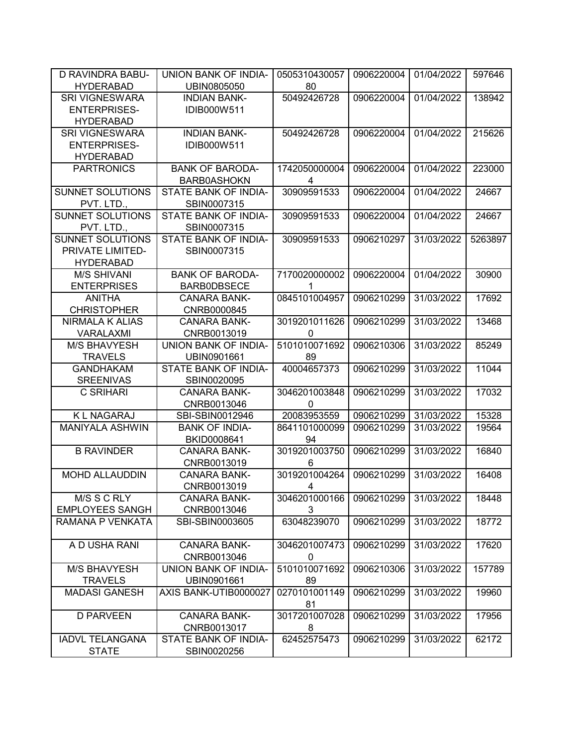| D RAVINDRA BABU-HYDERABAD | UNION BANK OF INDIA-UBIN0805050 | 050531043005780 | 0906220004 | 01/04/2022 | 597646 |
|---|---|---|---|---|---|
| SRI VIGNESWARA ENTERPRISES-HYDERABAD | INDIAN BANK-IDIB000W511 | 50492426728 | 0906220004 | 01/04/2022 | 138942 |
| SRI VIGNESWARA ENTERPRISES-HYDERABAD | INDIAN BANK-IDIB000W511 | 50492426728 | 0906220004 | 01/04/2022 | 215626 |
| PARTRONICS | BANK OF BARODA-BARB0ASHOKN | 17420500000044 | 0906220004 | 01/04/2022 | 223000 |
| SUNNET SOLUTIONS PVT. LTD., | STATE BANK OF INDIA-SBIN0007315 | 30909591533 | 0906220004 | 01/04/2022 | 24667 |
| SUNNET SOLUTIONS PVT. LTD., | STATE BANK OF INDIA-SBIN0007315 | 30909591533 | 0906220004 | 01/04/2022 | 24667 |
| SUNNET SOLUTIONS PRIVATE LIMITED-HYDERABAD | STATE BANK OF INDIA-SBIN0007315 | 30909591533 | 0906210297 | 31/03/2022 | 5263897 |
| M/S SHIVANI ENTERPRISES | BANK OF BARODA-BARB0DBSECE | 71700200000021 | 0906220004 | 01/04/2022 | 30900 |
| ANITHA CHRISTOPHER | CANARA BANK-CNRB0000845 | 0845101004957 | 0906210299 | 31/03/2022 | 17692 |
| NIRMALA K ALIAS VARALAXMI | CANARA BANK-CNRB0013019 | 30192010116260 | 0906210299 | 31/03/2022 | 13468 |
| M/S BHAVYESH TRAVELS | UNION BANK OF INDIA-UBIN0901661 | 510101007169289 | 0906210306 | 31/03/2022 | 85249 |
| GANDHAKAM SREENIVAS | STATE BANK OF INDIA-SBIN0020095 | 40004657373 | 0906210299 | 31/03/2022 | 11044 |
| C SRIHARI | CANARA BANK-CNRB0013046 | 30462010038480 | 0906210299 | 31/03/2022 | 17032 |
| K L NAGARAJ | SBI-SBIN0012946 | 20083953559 | 0906210299 | 31/03/2022 | 15328 |
| MANIYALA ASHWIN | BANK OF INDIA-BKID0008641 | 864110100009994 | 0906210299 | 31/03/2022 | 19564 |
| B RAVINDER | CANARA BANK-CNRB0013019 | 30192010037506 | 0906210299 | 31/03/2022 | 16840 |
| MOHD ALLAUDDIN | CANARA BANK-CNRB0013019 | 30192010042644 | 0906210299 | 31/03/2022 | 16408 |
| M/S S C RLY EMPLOYEES SANGH | CANARA BANK-CNRB0013046 | 30462010001663 | 0906210299 | 31/03/2022 | 18448 |
| RAMANA P VENKATA | SBI-SBIN0003605 | 63048239070 | 0906210299 | 31/03/2022 | 18772 |
| A D USHA RANI | CANARA BANK-CNRB0013046 | 30462010074730 | 0906210299 | 31/03/2022 | 17620 |
| M/S BHAVYESH TRAVELS | UNION BANK OF INDIA-UBIN0901661 | 510101007169289 | 0906210306 | 31/03/2022 | 157789 |
| MADASI GANESH | AXIS BANK-UTIB0000027 | 027010100114981 | 0906210299 | 31/03/2022 | 19960 |
| D PARVEEN | CANARA BANK-CNRB0013017 | 30172010070288 | 0906210299 | 31/03/2022 | 17956 |
| IADVL TELANGANA STATE | STATE BANK OF INDIA-SBIN0020256 | 62452575473 | 0906210299 | 31/03/2022 | 62172 |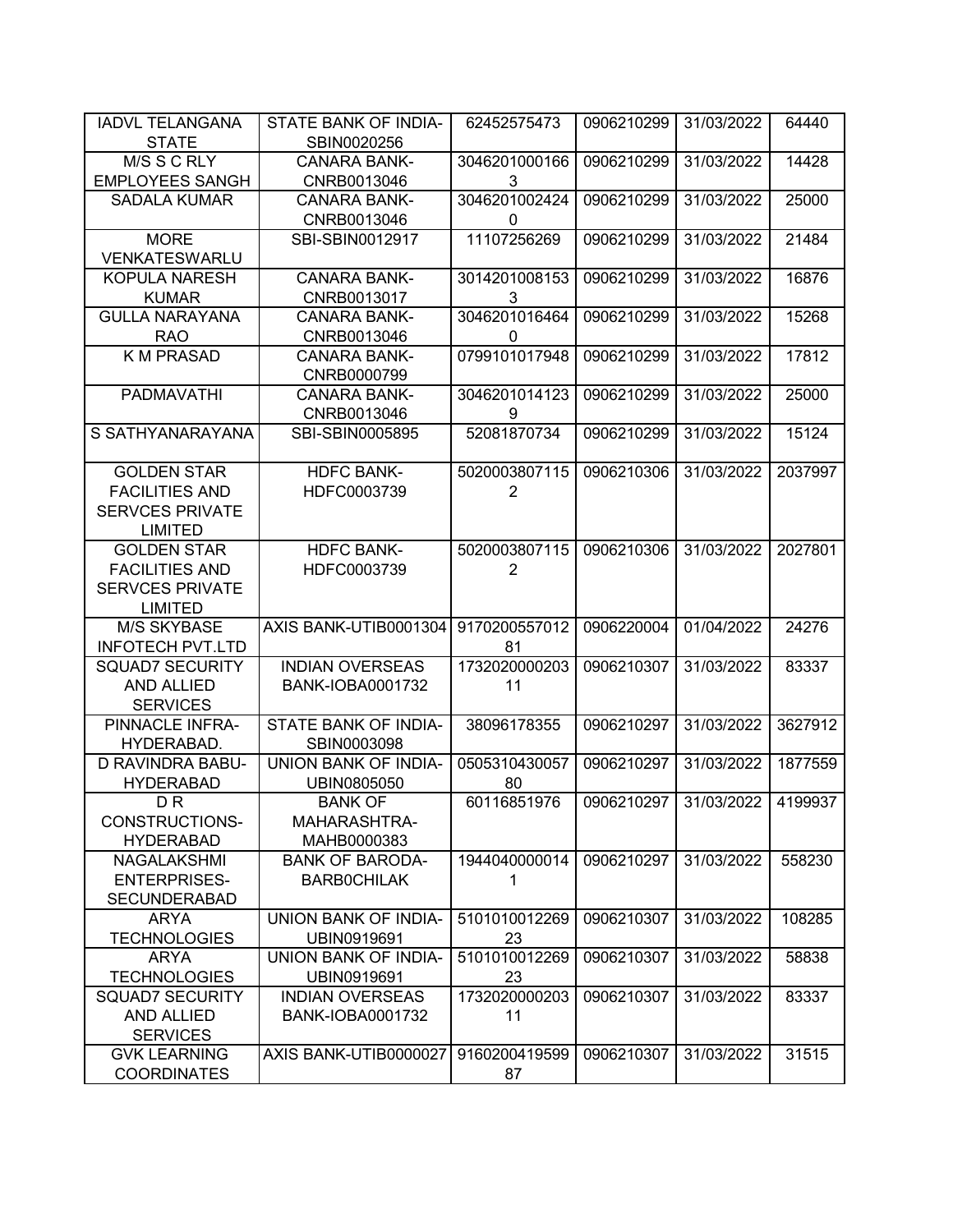| | | | | | |
|---|---|---|---|---|---|
| IADVL TELANGANA STATE | STATE BANK OF INDIA-SBIN0020256 | 62452575473 | 0906210299 | 31/03/2022 | 64440 |
| M/S S C RLY EMPLOYEES SANGH | CANARA BANK-CNRB0013046 | 30462010001663 | 0906210299 | 31/03/2022 | 14428 |
| SADALA KUMAR | CANARA BANK-CNRB0013046 | 30462010024240 | 0906210299 | 31/03/2022 | 25000 |
| MORE VENKATESWARLU | SBI-SBIN0012917 | 11107256269 | 0906210299 | 31/03/2022 | 21484 |
| KOPULA NARESH KUMAR | CANARA BANK-CNRB0013017 | 30142010081533 | 0906210299 | 31/03/2022 | 16876 |
| GULLA NARAYANA RAO | CANARA BANK-CNRB0013046 | 30462010164640 | 0906210299 | 31/03/2022 | 15268 |
| K M PRASAD | CANARA BANK-CNRB0000799 | 0799101017948 | 0906210299 | 31/03/2022 | 17812 |
| PADMAVATHI | CANARA BANK-CNRB0013046 | 30462010141239 | 0906210299 | 31/03/2022 | 25000 |
| S SATHYANARAYANA | SBI-SBIN0005895 | 52081870734 | 0906210299 | 31/03/2022 | 15124 |
| GOLDEN STAR FACILITIES AND SERVCES PRIVATE LIMITED | HDFC BANK-HDFC0003739 | 50200038071152 | 0906210306 | 31/03/2022 | 2037997 |
| GOLDEN STAR FACILITIES AND SERVCES PRIVATE LIMITED | HDFC BANK-HDFC0003739 | 50200038071152 | 0906210306 | 31/03/2022 | 2027801 |
| M/S SKYBASE INFOTECH PVT.LTD | AXIS BANK-UTIB0001304 | 917020055701281 | 0906220004 | 01/04/2022 | 24276 |
| SQUAD7 SECURITY AND ALLIED SERVICES | INDIAN OVERSEAS BANK-IOBA0001732 | 173202000020311 | 0906210307 | 31/03/2022 | 83337 |
| PINNACLE INFRA-HYDERABAD. | STATE BANK OF INDIA-SBIN0003098 | 38096178355 | 0906210297 | 31/03/2022 | 3627912 |
| D RAVINDRA BABU-HYDERABAD | UNION BANK OF INDIA-UBIN0805050 | 050531043005780 | 0906210297 | 31/03/2022 | 1877559 |
| D R CONSTRUCTIONS-HYDERABAD | BANK OF MAHARASHTRA-MAHB0000383 | 60116851976 | 0906210297 | 31/03/2022 | 4199937 |
| NAGALAKSHMI ENTERPRISES-SECUNDERABAD | BANK OF BARODA-BARB0CHILAK | 19440400000141 | 0906210297 | 31/03/2022 | 558230 |
| ARYA TECHNOLOGIES | UNION BANK OF INDIA-UBIN0919691 | 510101001226923 | 0906210307 | 31/03/2022 | 108285 |
| ARYA TECHNOLOGIES | UNION BANK OF INDIA-UBIN0919691 | 510101001226923 | 0906210307 | 31/03/2022 | 58838 |
| SQUAD7 SECURITY AND ALLIED SERVICES | INDIAN OVERSEAS BANK-IOBA0001732 | 173202000020311 | 0906210307 | 31/03/2022 | 83337 |
| GVK LEARNING COORDINATES | AXIS BANK-UTIB0000027 | 916020041959987 | 0906210307 | 31/03/2022 | 31515 |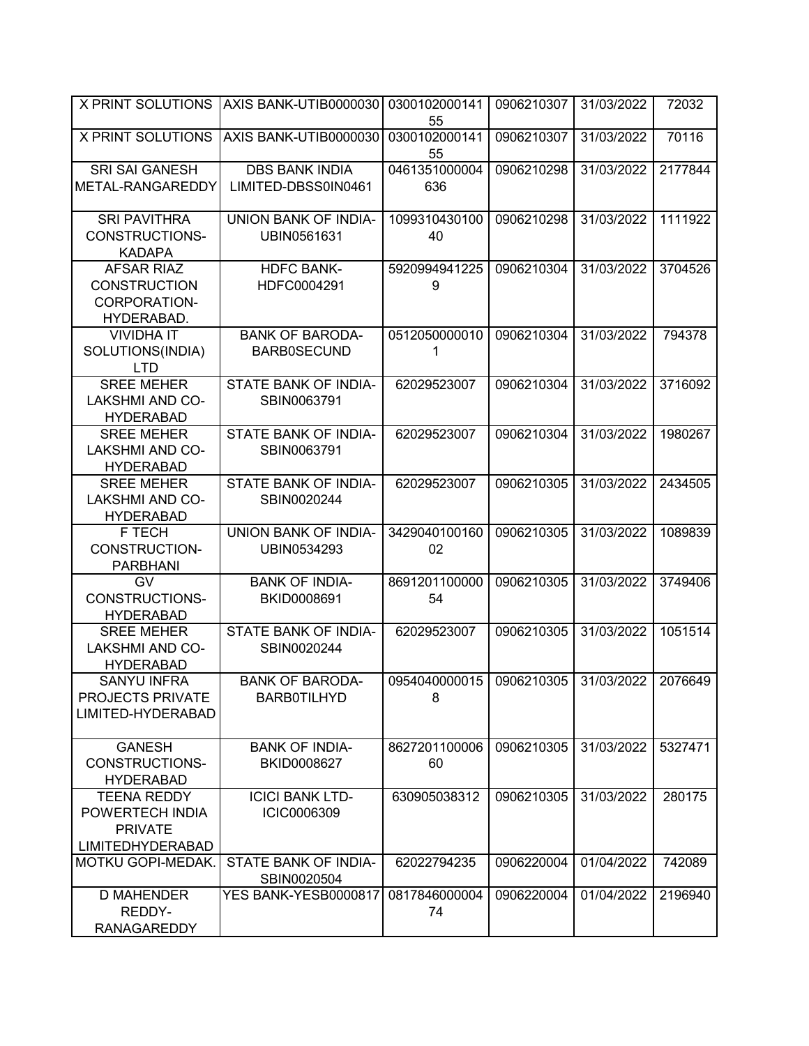| X PRINT SOLUTIONS | AXIS BANK-UTIB0000030 | 030010200014155 | 0906210307 | 31/03/2022 | 72032 |
|---|---|---|---|---|---|
| X PRINT SOLUTIONS | AXIS BANK-UTIB0000030 | 030010200014155 | 0906210307 | 31/03/2022 | 70116 |
| SRI SAI GANESH METAL-RANGAREDDY | DBS BANK INDIA LIMITED-DBSS0IN0461 | 0461351000004636 | 0906210298 | 31/03/2022 | 2177844 |
| SRI PAVITHRA CONSTRUCTIONS-KADAPA | UNION BANK OF INDIA-UBIN0561631 | 109931043010040 | 0906210298 | 31/03/2022 | 1111922 |
| AFSAR RIAZ CONSTRUCTION CORPORATION-HYDERABAD. | HDFC BANK-HDFC0004291 | 59209949412259 | 0906210304 | 31/03/2022 | 3704526 |
| VIVIDHA IT SOLUTIONS(INDIA) LTD | BANK OF BARODA-BARB0SECUND | 05120500000101 | 0906210304 | 31/03/2022 | 794378 |
| SREE MEHER LAKSHMI AND CO-HYDERABAD | STATE BANK OF INDIA-SBIN0063791 | 62029523007 | 0906210304 | 31/03/2022 | 3716092 |
| SREE MEHER LAKSHMI AND CO-HYDERABAD | STATE BANK OF INDIA-SBIN0063791 | 62029523007 | 0906210304 | 31/03/2022 | 1980267 |
| SREE MEHER LAKSHMI AND CO-HYDERABAD | STATE BANK OF INDIA-SBIN0020244 | 62029523007 | 0906210305 | 31/03/2022 | 2434505 |
| F TECH CONSTRUCTION-PARBHANI | UNION BANK OF INDIA-UBIN0534293 | 342904010016002 | 0906210305 | 31/03/2022 | 1089839 |
| GV CONSTRUCTIONS-HYDERABAD | BANK OF INDIA-BKID0008691 | 869120110000054 | 0906210305 | 31/03/2022 | 3749406 |
| SREE MEHER LAKSHMI AND CO-HYDERABAD | STATE BANK OF INDIA-SBIN0020244 | 62029523007 | 0906210305 | 31/03/2022 | 1051514 |
| SANYU INFRA PROJECTS PRIVATE LIMITED-HYDERABAD | BANK OF BARODA-BARB0TILHYD | 09540400000158 | 0906210305 | 31/03/2022 | 2076649 |
| GANESH CONSTRUCTIONS-HYDERABAD | BANK OF INDIA-BKID0008627 | 862720110000660 | 0906210305 | 31/03/2022 | 5327471 |
| TEENA REDDY POWERTECH INDIA PRIVATE LIMITEDHYDERABAD | ICICI BANK LTD-ICIC0006309 | 630905038312 | 0906210305 | 31/03/2022 | 280175 |
| MOTKU GOPI-MEDAK. | STATE BANK OF INDIA-SBIN0020504 | 62022794235 | 0906220004 | 01/04/2022 | 742089 |
| D MAHENDER REDDY-RANAGAREDDY | YES BANK-YESB0000817 | 081784600000474 | 0906220004 | 01/04/2022 | 2196940 |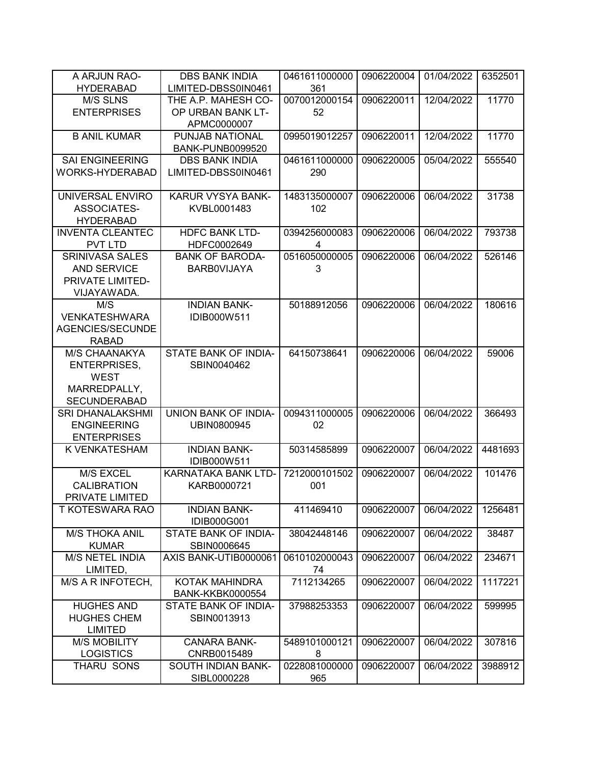| A ARJUN RAO-HYDERABAD | DBS BANK INDIA LIMITED-DBSS0IN0461 | 0461611000000361 | 0906220004 | 01/04/2022 | 6352501 |
|---|---|---|---|---|---|
| M/S SLNS ENTERPRISES | THE A.P. MAHESH CO-OP URBAN BANK LT-APMC0000007 | 007001200015452 | 0906220011 | 12/04/2022 | 11770 |
| B ANIL KUMAR | PUNJAB NATIONAL BANK-PUNB0099520 | 0995019012257 | 0906220011 | 12/04/2022 | 11770 |
| SAI ENGINEERING WORKS-HYDERABAD | DBS BANK INDIA LIMITED-DBSS0IN0461 | 0461611000000290 | 0906220005 | 05/04/2022 | 555540 |
| UNIVERSAL ENVIRO ASSOCIATES-HYDERABAD | KARUR VYSYA BANK-KVBL0001483 | 1483135000007102 | 0906220006 | 06/04/2022 | 31738 |
| INVENTA CLEANTEC PVT LTD | HDFC BANK LTD-HDFC0002649 | 03942560000834 | 0906220006 | 06/04/2022 | 793738 |
| SRINIVASA SALES AND SERVICE PRIVATE LIMITED-VIJAYAWADA. | BANK OF BARODA-BARB0VIJAYA | 05160500000053 | 0906220006 | 06/04/2022 | 526146 |
| M/S VENKATESHWARA AGENCIES/SECUNDERABAD | INDIAN BANK-IDIB000W511 | 50188912056 | 0906220006 | 06/04/2022 | 180616 |
| M/S CHAANAKYA ENTERPRISES, WEST MARREDPALLY, SECUNDERABAD | STATE BANK OF INDIA-SBIN0040462 | 64150738641 | 0906220006 | 06/04/2022 | 59006 |
| SRI DHANALAKSHMI ENGINEERING ENTERPRISES | UNION BANK OF INDIA-UBIN0800945 | 009431100000502 | 0906220006 | 06/04/2022 | 366493 |
| K VENKATESHAM | INDIAN BANK-IDIB000W511 | 50314585899 | 0906220007 | 06/04/2022 | 4481693 |
| M/S EXCEL CALIBRATION PRIVATE LIMITED | KARNATAKA BANK LTD-KARB0000721 | 7212000101502001 | 0906220007 | 06/04/2022 | 101476 |
| T KOTESWARA RAO | INDIAN BANK-IDIB000G001 | 411469410 | 0906220007 | 06/04/2022 | 1256481 |
| M/S THOKA ANIL KUMAR | STATE BANK OF INDIA-SBIN0006645 | 38042448146 | 0906220007 | 06/04/2022 | 38487 |
| M/S NETEL INDIA LIMITED, | AXIS BANK-UTIB0000061 | 061010200004374 | 0906220007 | 06/04/2022 | 234671 |
| M/S A R INFOTECH, | KOTAK MAHINDRA BANK-KKBK0000554 | 7112134265 | 0906220007 | 06/04/2022 | 1117221 |
| HUGHES AND HUGHES CHEM LIMITED | STATE BANK OF INDIA-SBIN0013913 | 37988253353 | 0906220007 | 06/04/2022 | 599995 |
| M/S MOBILITY LOGISTICS | CANARA BANK-CNRB0015489 | 54891010001218 | 0906220007 | 06/04/2022 | 307816 |
| THARU SONS | SOUTH INDIAN BANK-SIBL0000228 | 0228081000000965 | 0906220007 | 06/04/2022 | 3988912 |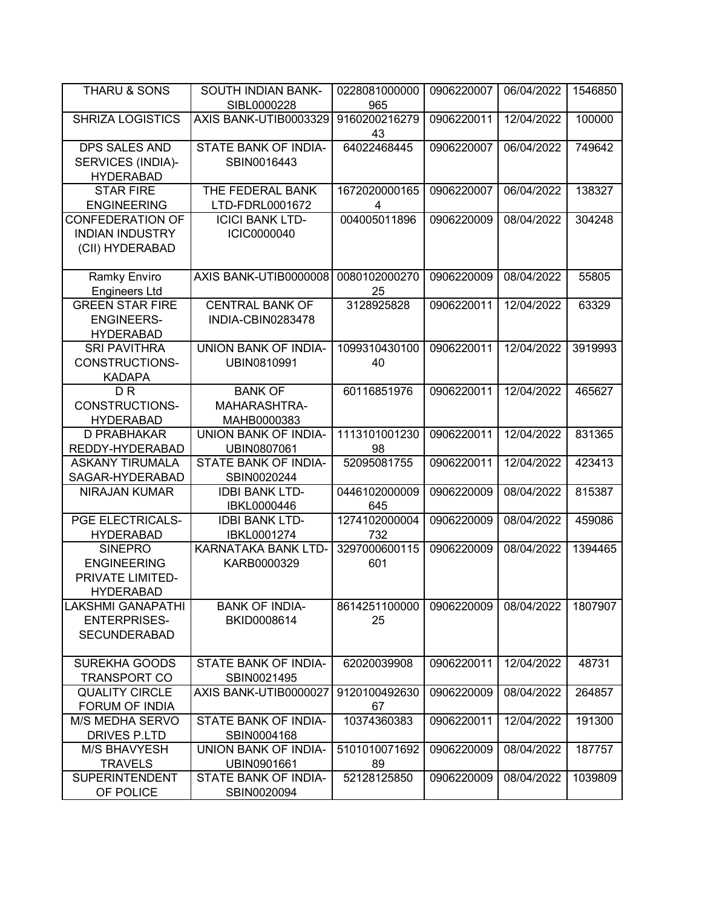| THARU & SONS | SOUTH INDIAN BANK-SIBL0000228 | 0228081000000965 | 0906220007 | 06/04/2022 | 1546850 |
|---|---|---|---|---|---|
| SHRIZA LOGISTICS | AXIS BANK-UTIB0003329 | 916020021627943 | 0906220011 | 12/04/2022 | 100000 |
| DPS SALES AND SERVICES (INDIA)-HYDERABAD | STATE BANK OF INDIA-SBIN0016443 | 64022468445 | 0906220007 | 06/04/2022 | 749642 |
| STAR FIRE ENGINEERING | THE FEDERAL BANK LTD-FDRL0001672 | 16720200001654 | 0906220007 | 06/04/2022 | 138327 |
| CONFEDERATION OF INDIAN INDUSTRY (CII) HYDERABAD | ICICI BANK LTD-ICIC0000040 | 004005011896 | 0906220009 | 08/04/2022 | 304248 |
| Ramky Enviro Engineers Ltd | AXIS BANK-UTIB0000008 | 008010200027025 | 0906220009 | 08/04/2022 | 55805 |
| GREEN STAR FIRE ENGINEERS-HYDERABAD | CENTRAL BANK OF INDIA-CBIN0283478 | 3128925828 | 0906220011 | 12/04/2022 | 63329 |
| SRI PAVITHRA CONSTRUCTIONS-KADAPA | UNION BANK OF INDIA-UBIN0810991 | 109931043010040 | 0906220011 | 12/04/2022 | 3919993 |
| D R CONSTRUCTIONS-HYDERABAD | BANK OF MAHARASHTRA-MAHB0000383 | 60116851976 | 0906220011 | 12/04/2022 | 465627 |
| D PRABHAKAR REDDY-HYDERABAD | UNION BANK OF INDIA-UBIN0807061 | 111310100123098 | 0906220011 | 12/04/2022 | 831365 |
| ASKANY TIRUMALA SAGAR-HYDERABAD | STATE BANK OF INDIA-SBIN0020244 | 52095081755 | 0906220011 | 12/04/2022 | 423413 |
| NIRAJAN KUMAR | IDBI BANK LTD-IBKL0000446 | 0446102000009645 | 0906220009 | 08/04/2022 | 815387 |
| PGE ELECTRICALS-HYDERABAD | IDBI BANK LTD-IBKL0001274 | 1274102000004732 | 0906220009 | 08/04/2022 | 459086 |
| SINEPRO ENGINEERING PRIVATE LIMITED-HYDERABAD | KARNATAKA BANK LTD-KARB0000329 | 3297000600115601 | 0906220009 | 08/04/2022 | 1394465 |
| LAKSHMI GANAPATHI ENTERPRISES-SECUNDERABAD | BANK OF INDIA-BKID0008614 | 861425110000025 | 0906220009 | 08/04/2022 | 1807907 |
| SUREKHA GOODS TRANSPORT CO | STATE BANK OF INDIA-SBIN0021495 | 62020039908 | 0906220011 | 12/04/2022 | 48731 |
| QUALITY CIRCLE FORUM OF INDIA | AXIS BANK-UTIB0000027 | 912010049263067 | 0906220009 | 08/04/2022 | 264857 |
| M/S MEDHA SERVO DRIVES P.LTD | STATE BANK OF INDIA-SBIN0004168 | 10374360383 | 0906220011 | 12/04/2022 | 191300 |
| M/S BHAVYESH TRAVELS | UNION BANK OF INDIA-UBIN0901661 | 510101007169289 | 0906220009 | 08/04/2022 | 187757 |
| SUPERINTENDENT OF POLICE | STATE BANK OF INDIA-SBIN0020094 | 52128125850 | 0906220009 | 08/04/2022 | 1039809 |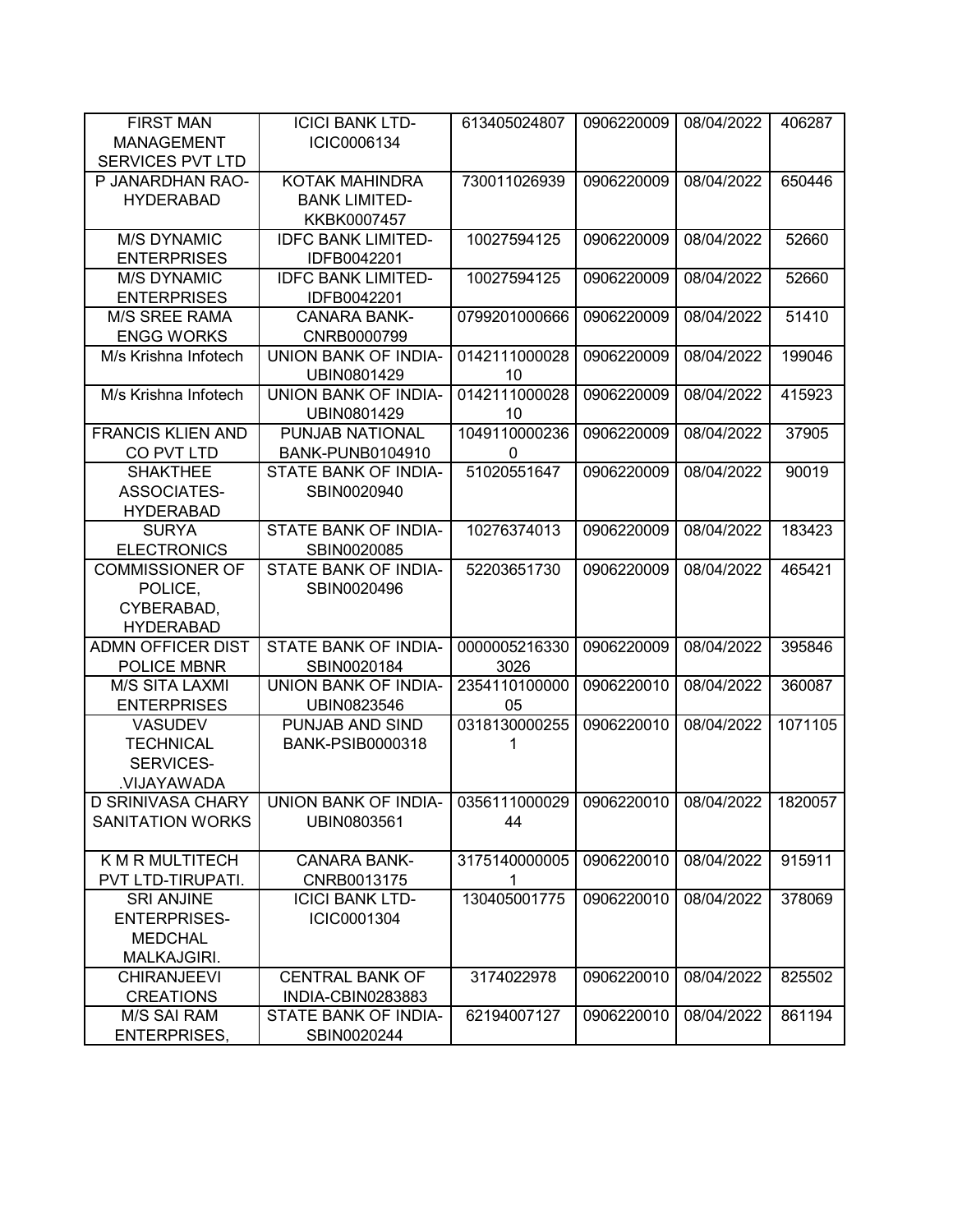| FIRST MAN MANAGEMENT SERVICES PVT LTD | ICICI BANK LTD-ICIC0006134 | 613405024807 | 0906220009 | 08/04/2022 | 406287 |
|---|---|---|---|---|---|
| P JANARDHAN RAO-HYDERABAD | KOTAK MAHINDRA BANK LIMITED-KKBK0007457 | 730011026939 | 0906220009 | 08/04/2022 | 650446 |
| M/S DYNAMIC ENTERPRISES | IDFC BANK LIMITED-IDFB0042201 | 10027594125 | 0906220009 | 08/04/2022 | 52660 |
| M/S DYNAMIC ENTERPRISES | IDFC BANK LIMITED-IDFB0042201 | 10027594125 | 0906220009 | 08/04/2022 | 52660 |
| M/S SREE RAMA ENGG WORKS | CANARA BANK-CNRB0000799 | 0799201000666 | 0906220009 | 08/04/2022 | 51410 |
| M/s Krishna Infotech | UNION BANK OF INDIA-UBIN0801429 | 014211100002810 | 0906220009 | 08/04/2022 | 199046 |
| M/s Krishna Infotech | UNION BANK OF INDIA-UBIN0801429 | 014211100002810 | 0906220009 | 08/04/2022 | 415923 |
| FRANCIS KLIEN AND CO PVT LTD | PUNJAB NATIONAL BANK-PUNB0104910 | 10491100002360 | 0906220009 | 08/04/2022 | 37905 |
| SHAKTHEE ASSOCIATES-HYDERABAD | STATE BANK OF INDIA-SBIN0020940 | 51020551647 | 0906220009 | 08/04/2022 | 90019 |
| SURYA ELECTRONICS | STATE BANK OF INDIA-SBIN0020085 | 10276374013 | 0906220009 | 08/04/2022 | 183423 |
| COMMISSIONER OF POLICE, CYBERABAD, HYDERABAD | STATE BANK OF INDIA-SBIN0020496 | 52203651730 | 0906220009 | 08/04/2022 | 465421 |
| ADMN OFFICER DIST POLICE MBNR | STATE BANK OF INDIA-SBIN0020184 | 00000052163303026 | 0906220009 | 08/04/2022 | 395846 |
| M/S SITA LAXMI ENTERPRISES | UNION BANK OF INDIA-UBIN0823546 | 235411010000005 | 0906220010 | 08/04/2022 | 360087 |
| VASUDEV TECHNICAL SERVICES-.VIJAYAWADA | PUNJAB AND SIND BANK-PSIB0000318 | 03181300002551 | 0906220010 | 08/04/2022 | 1071105 |
| D SRINIVASA CHARY SANITATION WORKS | UNION BANK OF INDIA-UBIN0803561 | 035611100002944 | 0906220010 | 08/04/2022 | 1820057 |
| K M R MULTITECH PVT LTD-TIRUPATI. | CANARA BANK-CNRB0013175 | 31751400000051 | 0906220010 | 08/04/2022 | 915911 |
| SRI ANJINE ENTERPRISES-MEDCHAL MALKAJGIRI. | ICICI BANK LTD-ICIC0001304 | 130405001775 | 0906220010 | 08/04/2022 | 378069 |
| CHIRANJEEVI CREATIONS | CENTRAL BANK OF INDIA-CBIN0283883 | 3174022978 | 0906220010 | 08/04/2022 | 825502 |
| M/S SAI RAM ENTERPRISES, | STATE BANK OF INDIA-SBIN0020244 | 62194007127 | 0906220010 | 08/04/2022 | 861194 |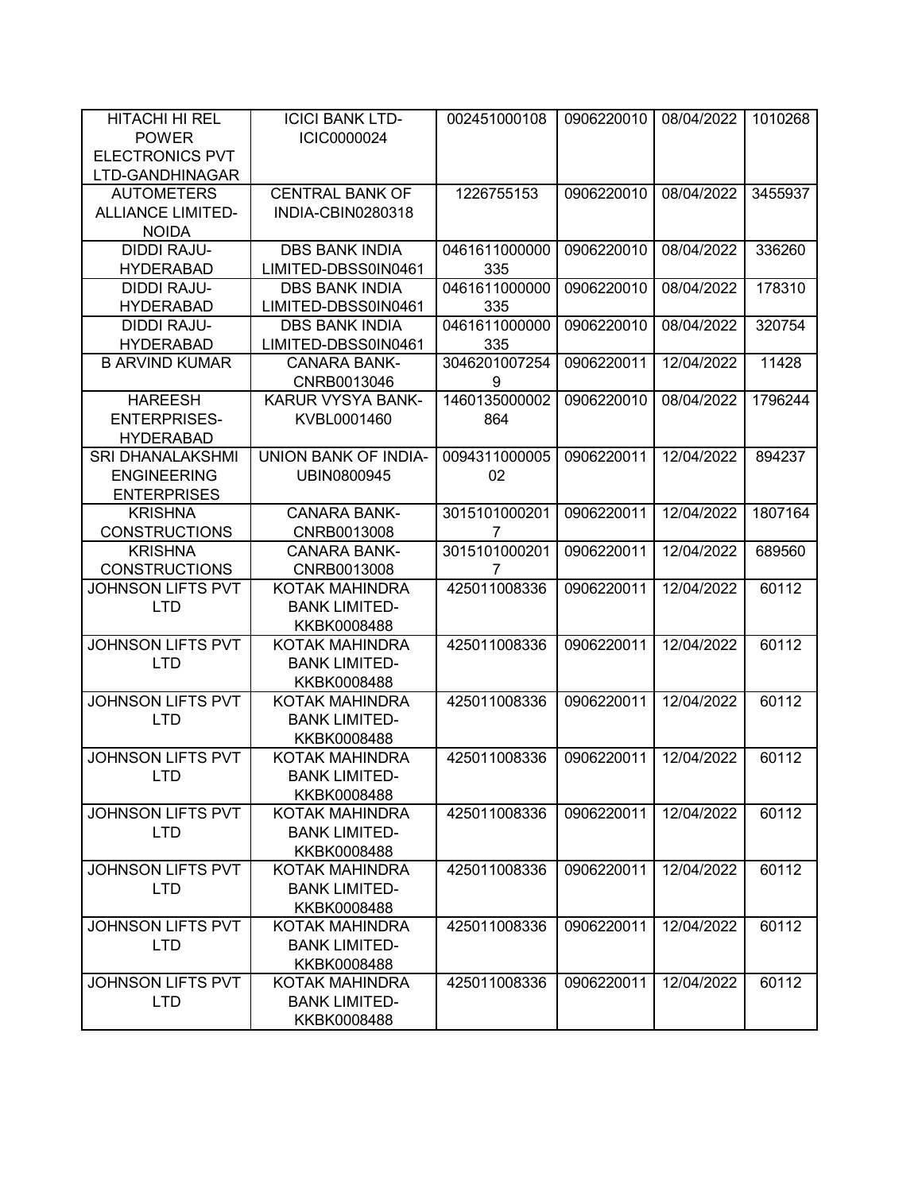| HITACHI HI REL POWER ELECTRONICS PVT LTD-GANDHINAGAR | ICICI BANK LTD-ICIC0000024 | 002451000108 | 0906220010 | 08/04/2022 | 1010268 |
|---|---|---|---|---|---|
| AUTOMETERS ALLIANCE LIMITED-NOIDA | CENTRAL BANK OF INDIA-CBIN0280318 | 1226755153 | 0906220010 | 08/04/2022 | 3455937 |
| DIDDI RAJU-HYDERABAD | DBS BANK INDIA LIMITED-DBSS0IN0461 | 0461611000000335 | 0906220010 | 08/04/2022 | 336260 |
| DIDDI RAJU-HYDERABAD | DBS BANK INDIA LIMITED-DBSS0IN0461 | 0461611000000335 | 0906220010 | 08/04/2022 | 178310 |
| DIDDI RAJU-HYDERABAD | DBS BANK INDIA LIMITED-DBSS0IN0461 | 0461611000000335 | 0906220010 | 08/04/2022 | 320754 |
| B ARVIND KUMAR | CANARA BANK-CNRB0013046 | 30462010072549 | 0906220011 | 12/04/2022 | 11428 |
| HAREESH ENTERPRISES-HYDERABAD | KARUR VYSYA BANK-KVBL0001460 | 1460135000002864 | 0906220010 | 08/04/2022 | 1796244 |
| SRI DHANALAKSHMI ENGINEERING ENTERPRISES | UNION BANK OF INDIA-UBIN0800945 | 009431100000502 | 0906220011 | 12/04/2022 | 894237 |
| KRISHNA CONSTRUCTIONS | CANARA BANK-CNRB0013008 | 30151010002017 | 0906220011 | 12/04/2022 | 1807164 |
| KRISHNA CONSTRUCTIONS | CANARA BANK-CNRB0013008 | 30151010002017 | 0906220011 | 12/04/2022 | 689560 |
| JOHNSON LIFTS PVT LTD | KOTAK MAHINDRA BANK LIMITED-KKBK0008488 | 425011008336 | 0906220011 | 12/04/2022 | 60112 |
| JOHNSON LIFTS PVT LTD | KOTAK MAHINDRA BANK LIMITED-KKBK0008488 | 425011008336 | 0906220011 | 12/04/2022 | 60112 |
| JOHNSON LIFTS PVT LTD | KOTAK MAHINDRA BANK LIMITED-KKBK0008488 | 425011008336 | 0906220011 | 12/04/2022 | 60112 |
| JOHNSON LIFTS PVT LTD | KOTAK MAHINDRA BANK LIMITED-KKBK0008488 | 425011008336 | 0906220011 | 12/04/2022 | 60112 |
| JOHNSON LIFTS PVT LTD | KOTAK MAHINDRA BANK LIMITED-KKBK0008488 | 425011008336 | 0906220011 | 12/04/2022 | 60112 |
| JOHNSON LIFTS PVT LTD | KOTAK MAHINDRA BANK LIMITED-KKBK0008488 | 425011008336 | 0906220011 | 12/04/2022 | 60112 |
| JOHNSON LIFTS PVT LTD | KOTAK MAHINDRA BANK LIMITED-KKBK0008488 | 425011008336 | 0906220011 | 12/04/2022 | 60112 |
| JOHNSON LIFTS PVT LTD | KOTAK MAHINDRA BANK LIMITED-KKBK0008488 | 425011008336 | 0906220011 | 12/04/2022 | 60112 |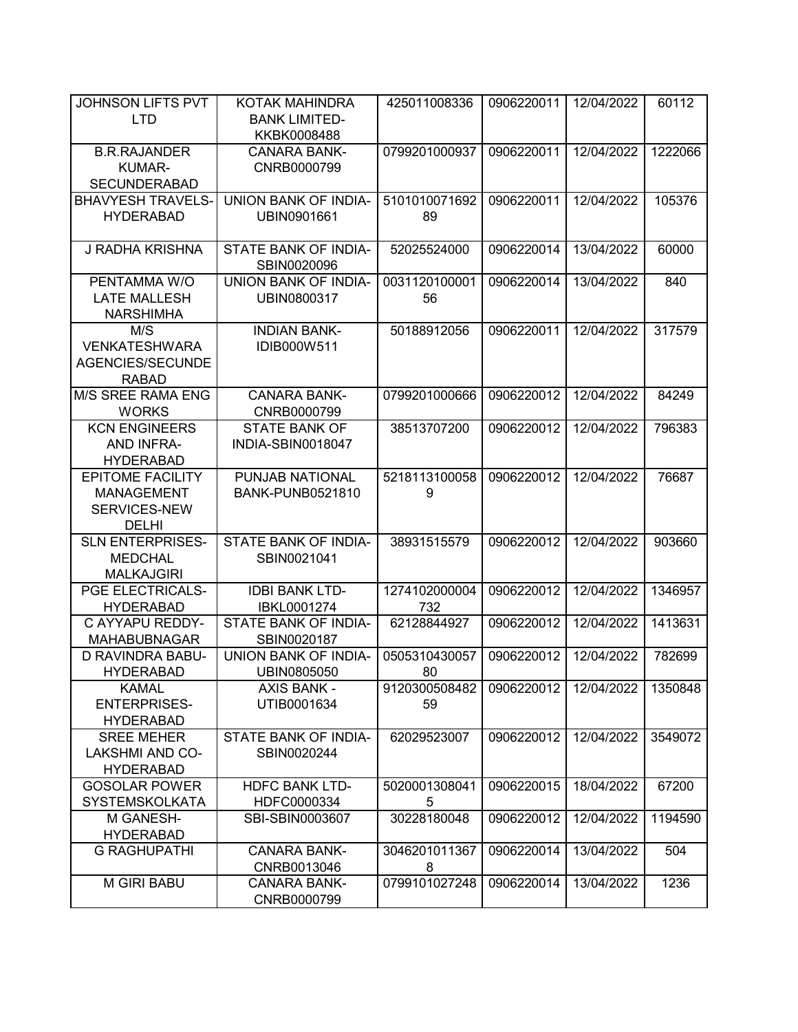| JOHNSON LIFTS PVT LTD | KOTAK MAHINDRA BANK LIMITED-KKBK0008488 | 425011008336 | 0906220011 | 12/04/2022 | 60112 |
|---|---|---|---|---|---|
| B.R.RAJANDER KUMAR-SECUNDERABAD | CANARA BANK-CNRB0000799 | 0799201000937 | 0906220011 | 12/04/2022 | 1222066 |
| BHAVYESH TRAVELS-HYDERABAD | UNION BANK OF INDIA-UBIN0901661 | 510101007169289 | 0906220011 | 12/04/2022 | 105376 |
| J RADHA KRISHNA | STATE BANK OF INDIA-SBIN0020096 | 52025524000 | 0906220014 | 13/04/2022 | 60000 |
| PENTAMMA W/O LATE MALLESH NARSHIMHA | UNION BANK OF INDIA-UBIN0800317 | 003112010000156 | 0906220014 | 13/04/2022 | 840 |
| M/S VENKATESHWARA AGENCIES/SECUNDERABAD | INDIAN BANK-IDIB000W511 | 50188912056 | 0906220011 | 12/04/2022 | 317579 |
| M/S SREE RAMA ENG WORKS | CANARA BANK-CNRB0000799 | 0799201000666 | 0906220012 | 12/04/2022 | 84249 |
| KCN ENGINEERS AND INFRA-HYDERABAD | STATE BANK OF INDIA-SBIN0018047 | 38513707200 | 0906220012 | 12/04/2022 | 796383 |
| EPITOME FACILITY MANAGEMENT SERVICES-NEW DELHI | PUNJAB NATIONAL BANK-PUNB0521810 | 52181131000589 | 0906220012 | 12/04/2022 | 76687 |
| SLN ENTERPRISES-MEDCHAL MALKAJGIRI | STATE BANK OF INDIA-SBIN0021041 | 38931515579 | 0906220012 | 12/04/2022 | 903660 |
| PGE ELECTRICALS-HYDERABAD | IDBI BANK LTD-IBKL0001274 | 1274102000004732 | 0906220012 | 12/04/2022 | 1346957 |
| C AYYAPU REDDY-MAHABUBNAGAR | STATE BANK OF INDIA-SBIN0020187 | 62128844927 | 0906220012 | 12/04/2022 | 1413631 |
| D RAVINDRA BABU-HYDERABAD | UNION BANK OF INDIA-UBIN0805050 | 050531043005780 | 0906220012 | 12/04/2022 | 782699 |
| KAMAL ENTERPRISES-HYDERABAD | AXIS BANK - UTIB0001634 | 912030050848259 | 0906220012 | 12/04/2022 | 1350848 |
| SREE MEHER LAKSHMI AND CO-HYDERABAD | STATE BANK OF INDIA-SBIN0020244 | 62029523007 | 0906220012 | 12/04/2022 | 3549072 |
| GOSOLAR POWER SYSTEMSKOLKATA | HDFC BANK LTD-HDFC0000334 | 50200013080415 | 0906220015 | 18/04/2022 | 67200 |
| M GANESH-HYDERABAD | SBI-SBIN0003607 | 30228180048 | 0906220012 | 12/04/2022 | 1194590 |
| G RAGHUPATHI | CANARA BANK-CNRB0013046 | 30462010113678 | 0906220014 | 13/04/2022 | 504 |
| M GIRI BABU | CANARA BANK-CNRB0000799 | 0799101027248 | 0906220014 | 13/04/2022 | 1236 |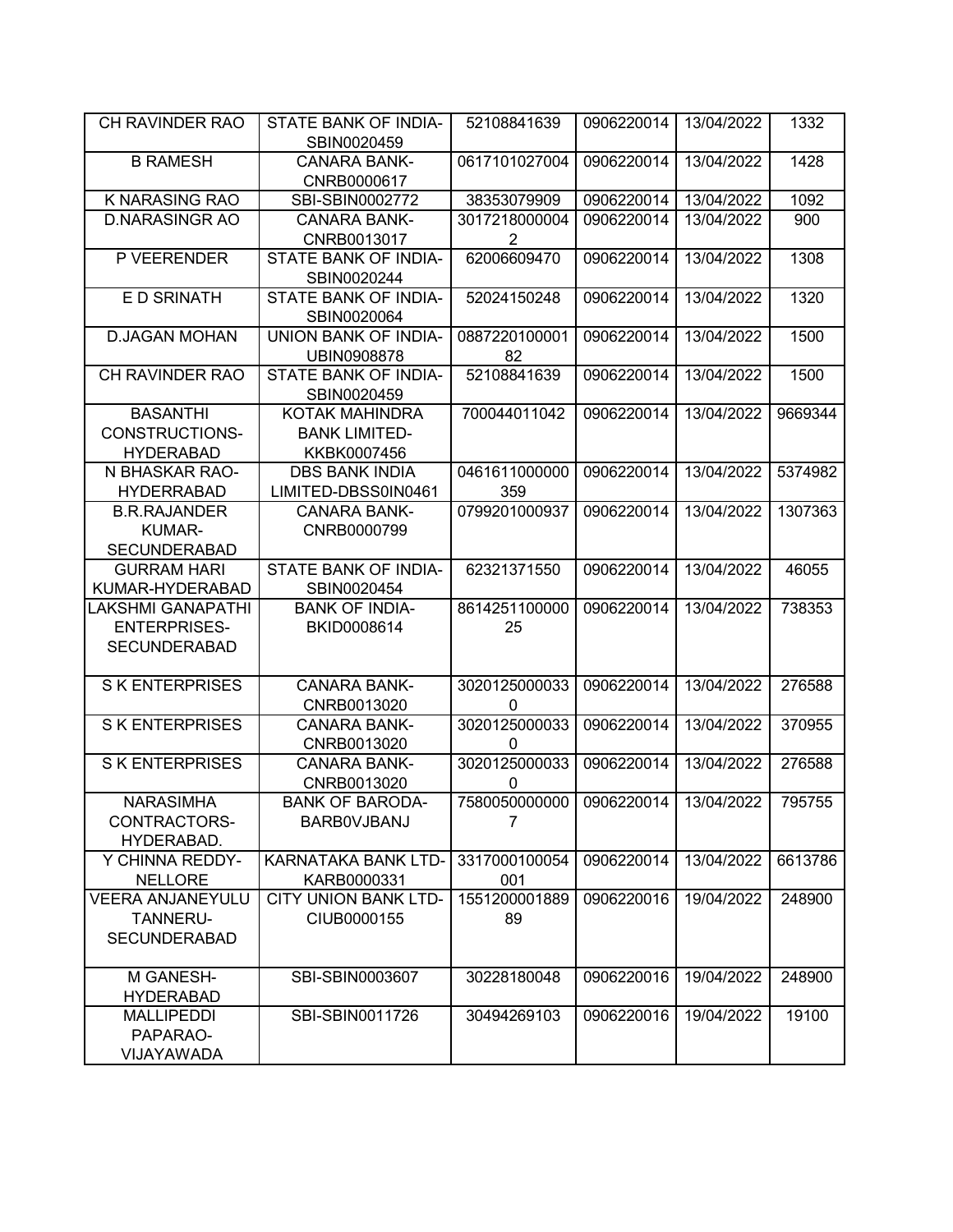| CH RAVINDER RAO | STATE BANK OF INDIA-SBIN0020459 | 52108841639 | 0906220014 | 13/04/2022 | 1332 |
|---|---|---|---|---|---|
| B RAMESH | CANARA BANK-CNRB0000617 | 0617101027004 | 0906220014 | 13/04/2022 | 1428 |
| K NARASING RAO | SBI-SBIN0002772 | 38353079909 | 0906220014 | 13/04/2022 | 1092 |
| D.NARASINGR AO | CANARA BANK-CNRB0013017 | 30172180000042 | 0906220014 | 13/04/2022 | 900 |
| P VEERENDER | STATE BANK OF INDIA-SBIN0020244 | 62006609470 | 0906220014 | 13/04/2022 | 1308 |
| E D SRINATH | STATE BANK OF INDIA-SBIN0020064 | 52024150248 | 0906220014 | 13/04/2022 | 1320 |
| D.JAGAN MOHAN | UNION BANK OF INDIA-UBIN0908878 | 088722010000182 | 0906220014 | 13/04/2022 | 1500 |
| CH RAVINDER RAO | STATE BANK OF INDIA-SBIN0020459 | 52108841639 | 0906220014 | 13/04/2022 | 1500 |
| BASANTHI CONSTRUCTIONS-HYDERABAD | KOTAK MAHINDRA BANK LIMITED-KKBK0007456 | 700044011042 | 0906220014 | 13/04/2022 | 9669344 |
| N BHASKAR RAO-HYDERRABAD | DBS BANK INDIA LIMITED-DBSS0IN0461 | 0461611000000359 | 0906220014 | 13/04/2022 | 5374982 |
| B.R.RAJANDER KUMAR-SECUNDERABAD | CANARA BANK-CNRB0000799 | 0799201000937 | 0906220014 | 13/04/2022 | 1307363 |
| GURRAM HARI KUMAR-HYDERABAD | STATE BANK OF INDIA-SBIN0020454 | 62321371550 | 0906220014 | 13/04/2022 | 46055 |
| LAKSHMI GANAPATHI ENTERPRISES-SECUNDERABAD | BANK OF INDIA-BKID0008614 | 861425110000025 | 0906220014 | 13/04/2022 | 738353 |
| S K ENTERPRISES | CANARA BANK-CNRB0013020 | 30201250000330 | 0906220014 | 13/04/2022 | 276588 |
| S K ENTERPRISES | CANARA BANK-CNRB0013020 | 30201250000330 | 0906220014 | 13/04/2022 | 370955 |
| S K ENTERPRISES | CANARA BANK-CNRB0013020 | 30201250000330 | 0906220014 | 13/04/2022 | 276588 |
| NARASIMHA CONTRACTORS-HYDERABAD. | BANK OF BARODA-BARB0VJBANJ | 75800500000007 | 0906220014 | 13/04/2022 | 795755 |
| Y CHINNA REDDY-NELLORE | KARNATAKA BANK LTD-KARB0000331 | 3317000100054001 | 0906220014 | 13/04/2022 | 6613786 |
| VEERA ANJANEYULU TANNERU-SECUNDERABAD | CITY UNION BANK LTD-CIUB0000155 | 155120000188989 | 0906220016 | 19/04/2022 | 248900 |
| M GANESH-HYDERABAD | SBI-SBIN0003607 | 30228180048 | 0906220016 | 19/04/2022 | 248900 |
| MALLIPEDDI PAPARAO-VIJAYAWADA | SBI-SBIN0011726 | 30494269103 | 0906220016 | 19/04/2022 | 19100 |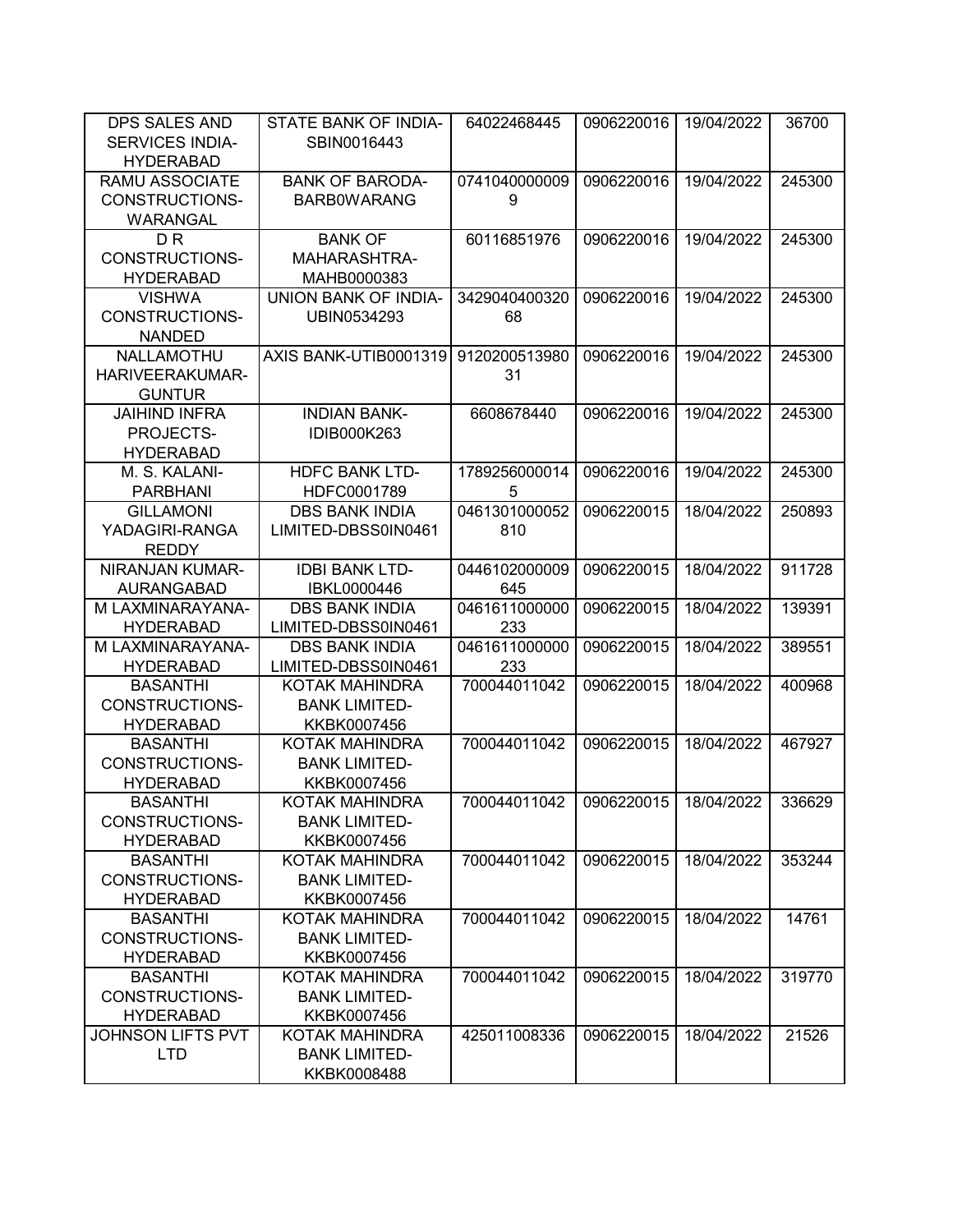| DPS SALES AND SERVICES INDIA-HYDERABAD | STATE BANK OF INDIA-SBIN0016443 | 64022468445 | 0906220016 | 19/04/2022 | 36700 |
|---|---|---|---|---|---|
| RAMU ASSOCIATE CONSTRUCTIONS-WARANGAL | BANK OF BARODA-BARB0WARANG | 07410400000099 | 0906220016 | 19/04/2022 | 245300 |
| D R CONSTRUCTIONS-HYDERABAD | BANK OF MAHARASHTRA-MAHB0000383 | 60116851976 | 0906220016 | 19/04/2022 | 245300 |
| VISHWA CONSTRUCTIONS-NANDED | UNION BANK OF INDIA-UBIN0534293 | 342904040032068 | 0906220016 | 19/04/2022 | 245300 |
| NALLAMOTHU HARIVEERAKUMAR-GUNTUR | AXIS BANK-UTIB0001319 | 912020051398031 | 0906220016 | 19/04/2022 | 245300 |
| JAIHIND INFRA PROJECTS-HYDERABAD | INDIAN BANK-IDIB000K263 | 6608678440 | 0906220016 | 19/04/2022 | 245300 |
| M. S. KALANI-PARBHANI | HDFC BANK LTD-HDFC0001789 | 17892560000145 | 0906220016 | 19/04/2022 | 245300 |
| GILLAMONI YADAGIRI-RANGA REDDY | DBS BANK INDIA LIMITED-DBSS0IN0461 | 0461301000052810 | 0906220015 | 18/04/2022 | 250893 |
| NIRANJAN KUMAR-AURANGABAD | IDBI BANK LTD-IBKL0000446 | 0446102000009645 | 0906220015 | 18/04/2022 | 911728 |
| M LAXMINARAYANA-HYDERABAD | DBS BANK INDIA LIMITED-DBSS0IN0461 | 0461611000000233 | 0906220015 | 18/04/2022 | 139391 |
| M LAXMINARAYANA-HYDERABAD | DBS BANK INDIA LIMITED-DBSS0IN0461 | 0461611000000233 | 0906220015 | 18/04/2022 | 389551 |
| BASANTHI CONSTRUCTIONS-HYDERABAD | KOTAK MAHINDRA BANK LIMITED-KKBK0007456 | 700044011042 | 0906220015 | 18/04/2022 | 400968 |
| BASANTHI CONSTRUCTIONS-HYDERABAD | KOTAK MAHINDRA BANK LIMITED-KKBK0007456 | 700044011042 | 0906220015 | 18/04/2022 | 467927 |
| BASANTHI CONSTRUCTIONS-HYDERABAD | KOTAK MAHINDRA BANK LIMITED-KKBK0007456 | 700044011042 | 0906220015 | 18/04/2022 | 336629 |
| BASANTHI CONSTRUCTIONS-HYDERABAD | KOTAK MAHINDRA BANK LIMITED-KKBK0007456 | 700044011042 | 0906220015 | 18/04/2022 | 353244 |
| BASANTHI CONSTRUCTIONS-HYDERABAD | KOTAK MAHINDRA BANK LIMITED-KKBK0007456 | 700044011042 | 0906220015 | 18/04/2022 | 14761 |
| BASANTHI CONSTRUCTIONS-HYDERABAD | KOTAK MAHINDRA BANK LIMITED-KKBK0007456 | 700044011042 | 0906220015 | 18/04/2022 | 319770 |
| JOHNSON LIFTS PVT LTD | KOTAK MAHINDRA BANK LIMITED-KKBK0008488 | 425011008336 | 0906220015 | 18/04/2022 | 21526 |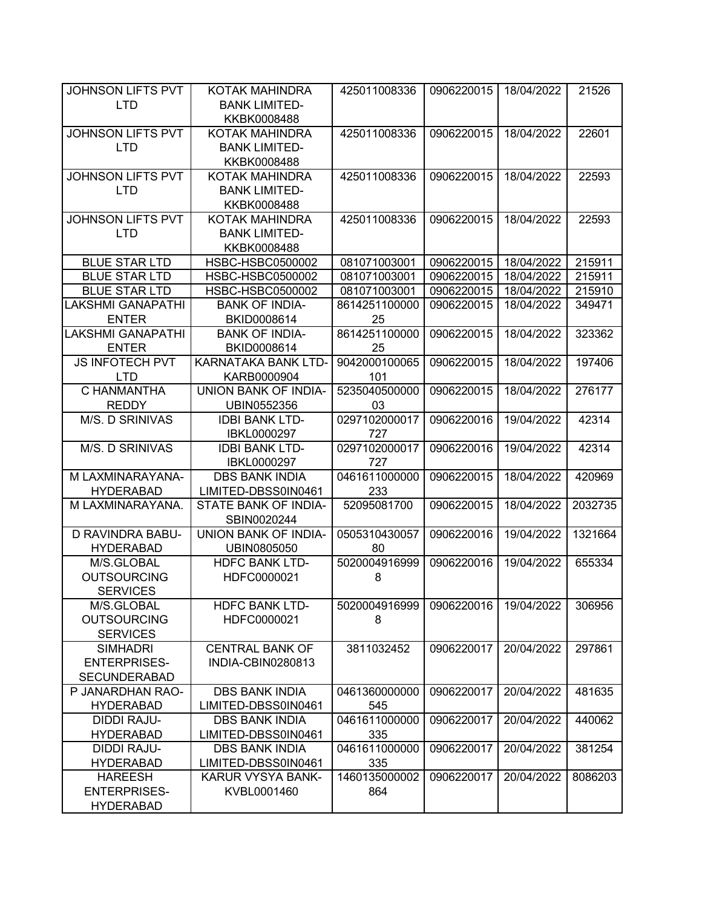| JOHNSON LIFTS PVT LTD | KOTAK MAHINDRA BANK LIMITED-KKBK0008488 | 425011008336 | 0906220015 | 18/04/2022 | 21526 |
|---|---|---|---|---|---|
| JOHNSON LIFTS PVT LTD | KOTAK MAHINDRA BANK LIMITED-KKBK0008488 | 425011008336 | 0906220015 | 18/04/2022 | 22601 |
| JOHNSON LIFTS PVT LTD | KOTAK MAHINDRA BANK LIMITED-KKBK0008488 | 425011008336 | 0906220015 | 18/04/2022 | 22593 |
| JOHNSON LIFTS PVT LTD | KOTAK MAHINDRA BANK LIMITED-KKBK0008488 | 425011008336 | 0906220015 | 18/04/2022 | 22593 |
| BLUE STAR LTD | HSBC-HSBC0500002 | 081071003001 | 0906220015 | 18/04/2022 | 215911 |
| BLUE STAR LTD | HSBC-HSBC0500002 | 081071003001 | 0906220015 | 18/04/2022 | 215911 |
| BLUE STAR LTD | HSBC-HSBC0500002 | 081071003001 | 0906220015 | 18/04/2022 | 215910 |
| LAKSHMI GANAPATHI ENTER | BANK OF INDIA-BKID0008614 | 861425110000025 | 0906220015 | 18/04/2022 | 349471 |
| LAKSHMI GANAPATHI ENTER | BANK OF INDIA-BKID0008614 | 861425110000025 | 0906220015 | 18/04/2022 | 323362 |
| JS INFOTECH PVT LTD | KARNATAKA BANK LTD-KARB0000904 | 9042000100065101 | 0906220015 | 18/04/2022 | 197406 |
| C HANMANTHA REDDY | UNION BANK OF INDIA-UBIN0552356 | 523504050000003 | 0906220015 | 18/04/2022 | 276177 |
| M/S. D SRINIVAS | IDBI BANK LTD-IBKL0000297 | 0297102000017727 | 0906220016 | 19/04/2022 | 42314 |
| M/S. D SRINIVAS | IDBI BANK LTD-IBKL0000297 | 0297102000017727 | 0906220016 | 19/04/2022 | 42314 |
| M LAXMINARAYANA-HYDERABAD | DBS BANK INDIA LIMITED-DBSS0IN0461 | 0461611000000233 | 0906220015 | 18/04/2022 | 420969 |
| M LAXMINARAYANA. | STATE BANK OF INDIA-SBIN0020244 | 52095081700 | 0906220015 | 18/04/2022 | 2032735 |
| D RAVINDRA BABU-HYDERABAD | UNION BANK OF INDIA-UBIN0805050 | 050531043005780 | 0906220016 | 19/04/2022 | 1321664 |
| M/S.GLOBAL OUTSOURCING SERVICES | HDFC BANK LTD-HDFC0000021 | 50200049169998 | 0906220016 | 19/04/2022 | 655334 |
| M/S.GLOBAL OUTSOURCING SERVICES | HDFC BANK LTD-HDFC0000021 | 50200049169998 | 0906220016 | 19/04/2022 | 306956 |
| SIMHADRI ENTERPRISES-SECUNDERABAD | CENTRAL BANK OF INDIA-CBIN0280813 | 3811032452 | 0906220017 | 20/04/2022 | 297861 |
| P JANARDHAN RAO-HYDERABAD | DBS BANK INDIA LIMITED-DBSS0IN0461 | 0461360000000545 | 0906220017 | 20/04/2022 | 481635 |
| DIDDI RAJU-HYDERABAD | DBS BANK INDIA LIMITED-DBSS0IN0461 | 0461611000000335 | 0906220017 | 20/04/2022 | 440062 |
| DIDDI RAJU-HYDERABAD | DBS BANK INDIA LIMITED-DBSS0IN0461 | 0461611000000335 | 0906220017 | 20/04/2022 | 381254 |
| HAREESH ENTERPRISES-HYDERABAD | KARUR VYSYA BANK-KVBL0001460 | 1460135000002864 | 0906220017 | 20/04/2022 | 8086203 |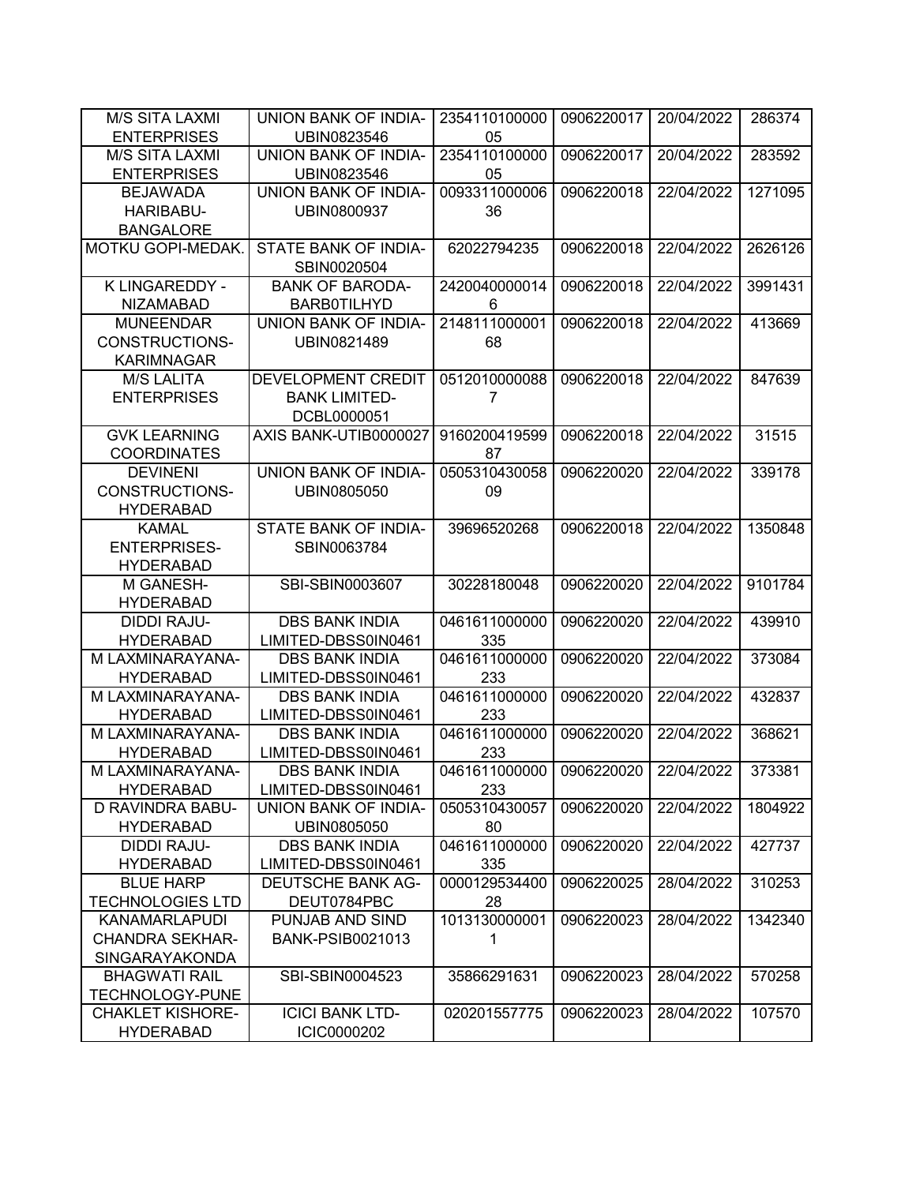| M/S SITA LAXMI ENTERPRISES | UNION BANK OF INDIA-UBIN0823546 | 235411010000005 | 0906220017 | 20/04/2022 | 286374 |
|---|---|---|---|---|---|
| M/S SITA LAXMI ENTERPRISES | UNION BANK OF INDIA-UBIN0823546 | 235411010000005 | 0906220017 | 20/04/2022 | 283592 |
| BEJAWADA HARIBABU-BANGALORE | UNION BANK OF INDIA-UBIN0800937 | 009331100000636 | 0906220018 | 22/04/2022 | 1271095 |
| MOTKU GOPI-MEDAK. | STATE BANK OF INDIA-SBIN0020504 | 62022794235 | 0906220018 | 22/04/2022 | 2626126 |
| K LINGAREDDY - NIZAMABAD | BANK OF BARODA-BARB0TILHYD | 24200400000146 | 0906220018 | 22/04/2022 | 3991431 |
| MUNEENDAR CONSTRUCTIONS-KARIMNAGAR | UNION BANK OF INDIA-UBIN0821489 | 214811100000168 | 0906220018 | 22/04/2022 | 413669 |
| M/S LALITA ENTERPRISES | DEVELOPMENT CREDIT BANK LIMITED-DCBL0000051 | 05120100000887 | 0906220018 | 22/04/2022 | 847639 |
| GVK LEARNING COORDINATES | AXIS BANK-UTIB0000027 | 916020041959987 | 0906220018 | 22/04/2022 | 31515 |
| DEVINENI CONSTRUCTIONS-HYDERABAD | UNION BANK OF INDIA-UBIN0805050 | 050531043005809 | 0906220020 | 22/04/2022 | 339178 |
| KAMAL ENTERPRISES-HYDERABAD | STATE BANK OF INDIA-SBIN0063784 | 39696520268 | 0906220018 | 22/04/2022 | 1350848 |
| M GANESH-HYDERABAD | SBI-SBIN0003607 | 30228180048 | 0906220020 | 22/04/2022 | 9101784 |
| DIDDI RAJU-HYDERABAD | DBS BANK INDIA LIMITED-DBSS0IN0461 | 0461611000000335 | 0906220020 | 22/04/2022 | 439910 |
| M LAXMINARAYANA-HYDERABAD | DBS BANK INDIA LIMITED-DBSS0IN0461 | 0461611000000233 | 0906220020 | 22/04/2022 | 373084 |
| M LAXMINARAYANA-HYDERABAD | DBS BANK INDIA LIMITED-DBSS0IN0461 | 0461611000000233 | 0906220020 | 22/04/2022 | 432837 |
| M LAXMINARAYANA-HYDERABAD | DBS BANK INDIA LIMITED-DBSS0IN0461 | 0461611000000233 | 0906220020 | 22/04/2022 | 368621 |
| M LAXMINARAYANA-HYDERABAD | DBS BANK INDIA LIMITED-DBSS0IN0461 | 0461611000000233 | 0906220020 | 22/04/2022 | 373381 |
| D RAVINDRA BABU-HYDERABAD | UNION BANK OF INDIA-UBIN0805050 | 050531043005780 | 0906220020 | 22/04/2022 | 1804922 |
| DIDDI RAJU-HYDERABAD | DBS BANK INDIA LIMITED-DBSS0IN0461 | 0461611000000335 | 0906220020 | 22/04/2022 | 427737 |
| BLUE HARP TECHNOLOGIES LTD | DEUTSCHE BANK AG-DEUT0784PBC | 000012953440028 | 0906220025 | 28/04/2022 | 310253 |
| KANAMARLAPUDI CHANDRA SEKHAR-SINGARAYAKONDA | PUNJAB AND SIND BANK-PSIB0021013 | 10131300000011 | 0906220023 | 28/04/2022 | 1342340 |
| BHAGWATI RAIL TECHNOLOGY-PUNE | SBI-SBIN0004523 | 35866291631 | 0906220023 | 28/04/2022 | 570258 |
| CHAKLET KISHORE-HYDERABAD | ICICI BANK LTD-ICIC0000202 | 020201557775 | 0906220023 | 28/04/2022 | 107570 |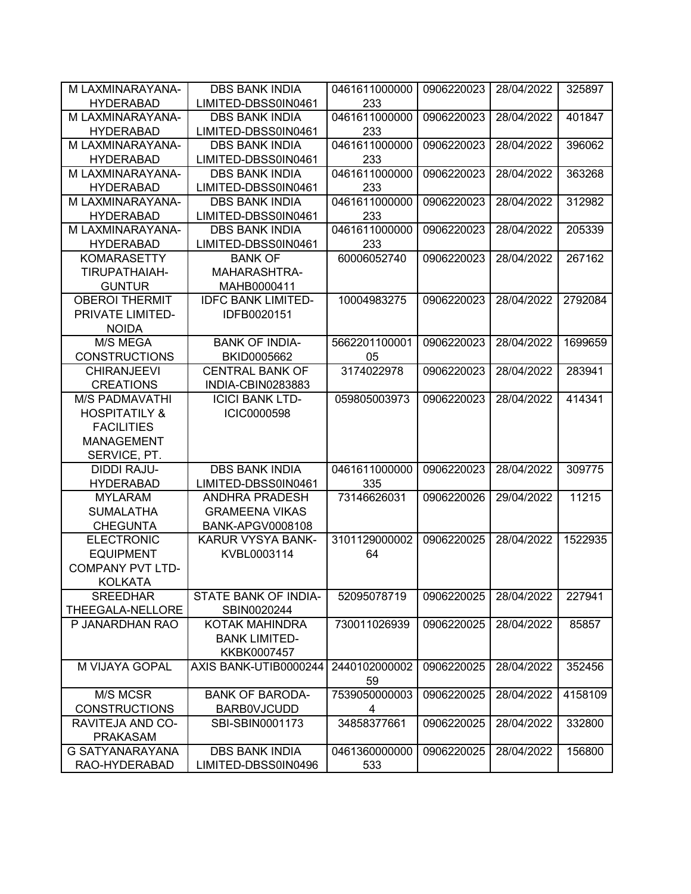| | | | | | |
|---|---|---|---|---|---|
| M LAXMINARAYANA-HYDERABAD | DBS BANK INDIA LIMITED-DBSS0IN0461 | 0461611000000233 | 0906220023 | 28/04/2022 | 325897 |
| M LAXMINARAYANA-HYDERABAD | DBS BANK INDIA LIMITED-DBSS0IN0461 | 0461611000000233 | 0906220023 | 28/04/2022 | 401847 |
| M LAXMINARAYANA-HYDERABAD | DBS BANK INDIA LIMITED-DBSS0IN0461 | 0461611000000233 | 0906220023 | 28/04/2022 | 396062 |
| M LAXMINARAYANA-HYDERABAD | DBS BANK INDIA LIMITED-DBSS0IN0461 | 0461611000000233 | 0906220023 | 28/04/2022 | 363268 |
| M LAXMINARAYANA-HYDERABAD | DBS BANK INDIA LIMITED-DBSS0IN0461 | 0461611000000233 | 0906220023 | 28/04/2022 | 312982 |
| M LAXMINARAYANA-HYDERABAD | DBS BANK INDIA LIMITED-DBSS0IN0461 | 0461611000000233 | 0906220023 | 28/04/2022 | 205339 |
| KOMARASETTY TIRUPATHAIAH-GUNTUR | BANK OF MAHARASHTRA-MAHB0000411 | 60006052740 | 0906220023 | 28/04/2022 | 267162 |
| OBEROI THERMIT PRIVATE LIMITED-NOIDA | IDFC BANK LIMITED-IDFB0020151 | 10004983275 | 0906220023 | 28/04/2022 | 2792084 |
| M/S MEGA CONSTRUCTIONS | BANK OF INDIA-BKID0005662 | 566220110000105 | 0906220023 | 28/04/2022 | 1699659 |
| CHIRANJEEVI CREATIONS | CENTRAL BANK OF INDIA-CBIN0283883 | 3174022978 | 0906220023 | 28/04/2022 | 283941 |
| M/S PADMAVATHI HOSPITATILY & FACILITIES MANAGEMENT SERVICE, PT. | ICICI BANK LTD-ICIC0000598 | 059805003973 | 0906220023 | 28/04/2022 | 414341 |
| DIDDI RAJU-HYDERABAD | DBS BANK INDIA LIMITED-DBSS0IN0461 | 0461611000000335 | 0906220023 | 28/04/2022 | 309775 |
| MYLARAM SUMALATHA CHEGUNTA | ANDHRA PRADESH GRAMEENA VIKAS BANK-APGV0008108 | 73146626031 | 0906220026 | 29/04/2022 | 11215 |
| ELECTRONIC EQUIPMENT COMPANY PVT LTD-KOLKATA | KARUR VYSYA BANK-KVBL0003114 | 310112900000264 | 0906220025 | 28/04/2022 | 1522935 |
| SREEDHAR THEEGALA-NELLORE | STATE BANK OF INDIA-SBIN0020244 | 52095078719 | 0906220025 | 28/04/2022 | 227941 |
| P JANARDHAN RAO | KOTAK MAHINDRA BANK LIMITED-KKBK0007457 | 730011026939 | 0906220025 | 28/04/2022 | 85857 |
| M VIJAYA GOPAL | AXIS BANK-UTIB0000244 | 244010200000259 | 0906220025 | 28/04/2022 | 352456 |
| M/S MCSR CONSTRUCTIONS | BANK OF BARODA-BARB0VJCUDD | 75390500000034 | 0906220025 | 28/04/2022 | 4158109 |
| RAVITEJA AND CO-PRAKASAM | SBI-SBIN0001173 | 34858377661 | 0906220025 | 28/04/2022 | 332800 |
| G SATYANARAYANA RAO-HYDERABAD | DBS BANK INDIA LIMITED-DBSS0IN0496 | 0461360000000533 | 0906220025 | 28/04/2022 | 156800 |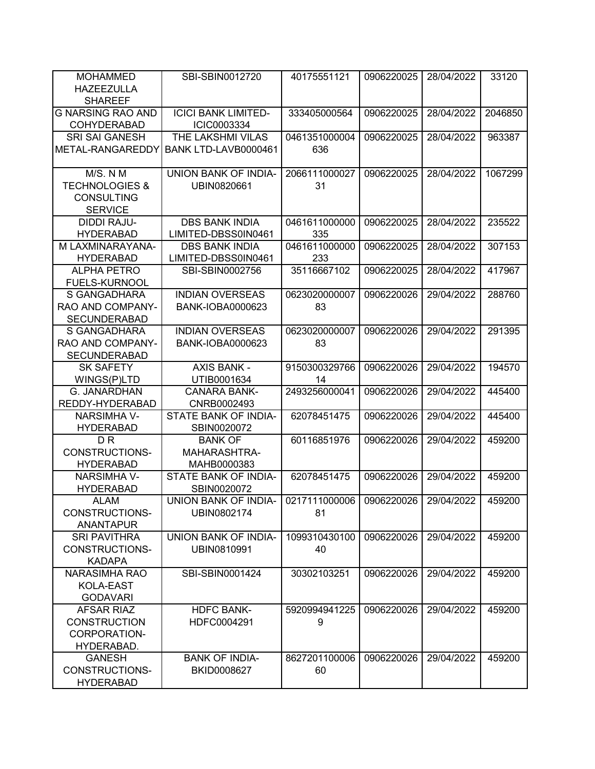| | | | | | |
|---|---|---|---|---|---|
| MOHAMMED HAZEEZULLA SHAREEF | SBI-SBIN0012720 | 40175551121 | 0906220025 | 28/04/2022 | 33120 |
| G NARSING RAO AND COHYDERABAD | ICICI BANK LIMITED-ICIC0003334 | 333405000564 | 0906220025 | 28/04/2022 | 2046850 |
| SRI SAI GANESH METAL-RANGAREDDY | THE LAKSHMI VILAS BANK LTD-LAVB0000461 | 0461351000004636 | 0906220025 | 28/04/2022 | 963387 |
| M/S. N M TECHNOLOGIES & CONSULTING SERVICE | UNION BANK OF INDIA-UBIN0820661 | 206611100002731 | 0906220025 | 28/04/2022 | 1067299 |
| DIDDI RAJU-HYDERABAD | DBS BANK INDIA LIMITED-DBSS0IN0461 | 0461611000000335 | 0906220025 | 28/04/2022 | 235522 |
| M LAXMINARAYANA-HYDERABAD | DBS BANK INDIA LIMITED-DBSS0IN0461 | 0461611000000233 | 0906220025 | 28/04/2022 | 307153 |
| ALPHA PETRO FUELS-KURNOOL | SBI-SBIN0002756 | 35116667102 | 0906220025 | 28/04/2022 | 417967 |
| S GANGADHARA RAO AND COMPANY-SECUNDERABAD | INDIAN OVERSEAS BANK-IOBA0000623 | 062302000000783 | 0906220026 | 29/04/2022 | 288760 |
| S GANGADHARA RAO AND COMPANY-SECUNDERABAD | INDIAN OVERSEAS BANK-IOBA0000623 | 062302000000783 | 0906220026 | 29/04/2022 | 291395 |
| SK SAFETY WINGS(P)LTD | AXIS BANK - UTIB0001634 | 915030032976614 | 0906220026 | 29/04/2022 | 194570 |
| G. JANARDHAN REDDY-HYDERABAD | CANARA BANK-CNRB0002493 | 2493256000041 | 0906220026 | 29/04/2022 | 445400 |
| NARSIMHA V-HYDERABAD | STATE BANK OF INDIA-SBIN0020072 | 62078451475 | 0906220026 | 29/04/2022 | 445400 |
| D R CONSTRUCTIONS-HYDERABAD | BANK OF MAHARASHTRA-MAHB0000383 | 60116851976 | 0906220026 | 29/04/2022 | 459200 |
| NARSIMHA V-HYDERABAD | STATE BANK OF INDIA-SBIN0020072 | 62078451475 | 0906220026 | 29/04/2022 | 459200 |
| ALAM CONSTRUCTIONS-ANANTAPUR | UNION BANK OF INDIA-UBIN0802174 | 021711100000681 | 0906220026 | 29/04/2022 | 459200 |
| SRI PAVITHRA CONSTRUCTIONS-KADAPA | UNION BANK OF INDIA-UBIN0810991 | 109931043010040 | 0906220026 | 29/04/2022 | 459200 |
| NARASIMHA RAO KOLA-EAST GODAVARI | SBI-SBIN0001424 | 30302103251 | 0906220026 | 29/04/2022 | 459200 |
| AFSAR RIAZ CONSTRUCTION CORPORATION-HYDERABAD. | HDFC BANK-HDFC0004291 | 59209949412259 | 0906220026 | 29/04/2022 | 459200 |
| GANESH CONSTRUCTIONS-HYDERABAD | BANK OF INDIA-BKID0008627 | 862720110000660 | 0906220026 | 29/04/2022 | 459200 |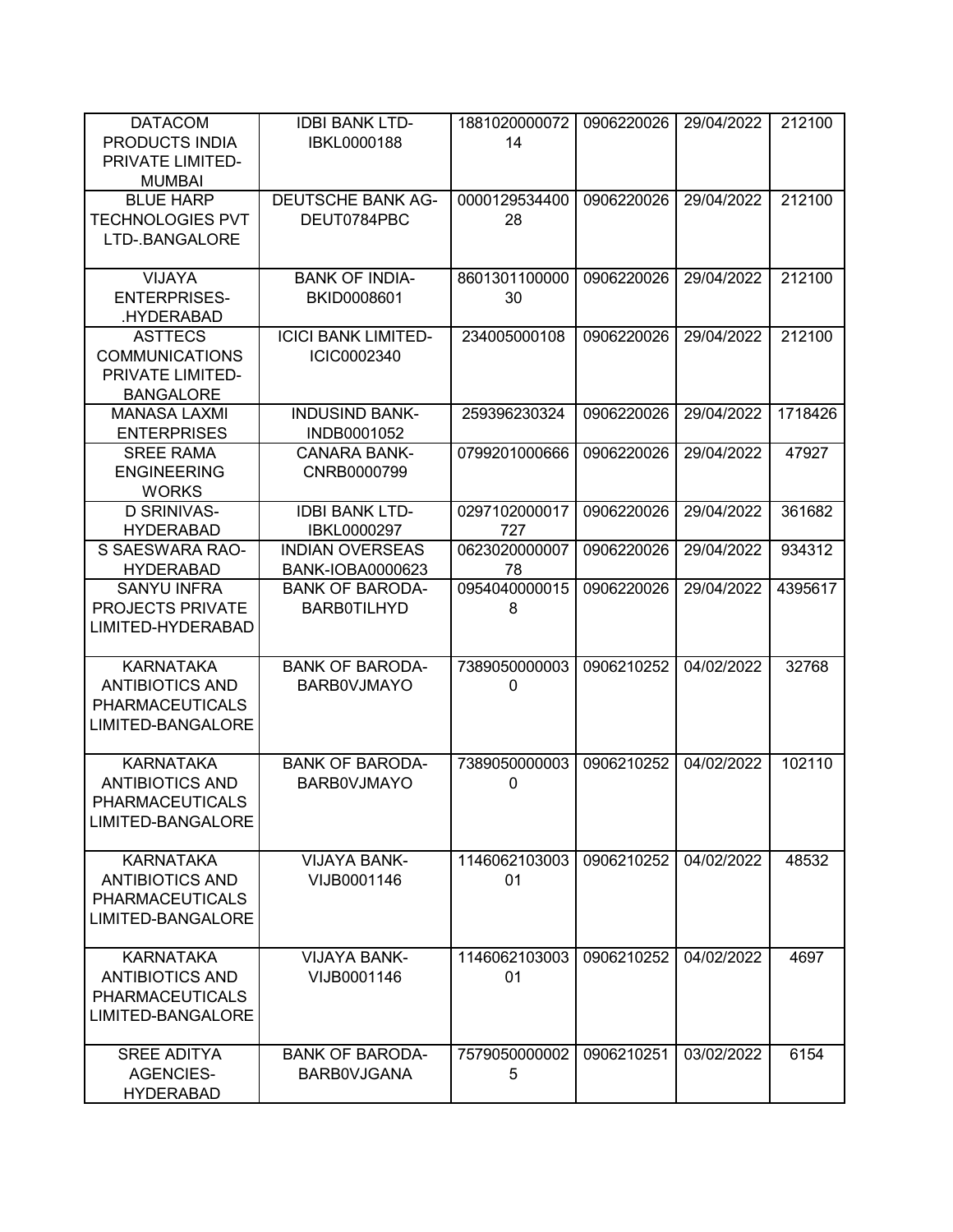| DATACOM PRODUCTS INDIA PRIVATE LIMITED-MUMBAI | IDBI BANK LTD-IBKL0000188 | 188102000007214 | 0906220026 | 29/04/2022 | 212100 |
|---|---|---|---|---|---|
| BLUE HARP TECHNOLOGIES PVT LTD-.BANGALORE | DEUTSCHE BANK AG-DEUT0784PBC | 000012953440028 | 0906220026 | 29/04/2022 | 212100 |
| VIJAYA ENTERPRISES-.HYDERABAD | BANK OF INDIA-BKID0008601 | 860130110000030 | 0906220026 | 29/04/2022 | 212100 |
| ASTTECS COMMUNICATIONS PRIVATE LIMITED-BANGALORE | ICICI BANK LIMITED-ICIC0002340 | 234005000108 | 0906220026 | 29/04/2022 | 212100 |
| MANASA LAXMI ENTERPRISES | INDUSIND BANK-INDB0001052 | 259396230324 | 0906220026 | 29/04/2022 | 1718426 |
| SREE RAMA ENGINEERING WORKS | CANARA BANK-CNRB0000799 | 0799201000666 | 0906220026 | 29/04/2022 | 47927 |
| D SRINIVAS-HYDERABAD | IDBI BANK LTD-IBKL0000297 | 0297102000017727 | 0906220026 | 29/04/2022 | 361682 |
| S SAESWARA RAO-HYDERABAD | INDIAN OVERSEAS BANK-IOBA0000623 | 062302000000778 | 0906220026 | 29/04/2022 | 934312 |
| SANYU INFRA PROJECTS PRIVATE LIMITED-HYDERABAD | BANK OF BARODA-BARB0TILHYD | 09540400000158 | 0906220026 | 29/04/2022 | 4395617 |
| KARNATAKA ANTIBIOTICS AND PHARMACEUTICALS LIMITED-BANGALORE | BANK OF BARODA-BARB0VJMAYO | 73890500000030 | 0906210252 | 04/02/2022 | 32768 |
| KARNATAKA ANTIBIOTICS AND PHARMACEUTICALS LIMITED-BANGALORE | BANK OF BARODA-BARB0VJMAYO | 73890500000030 | 0906210252 | 04/02/2022 | 102110 |
| KARNATAKA ANTIBIOTICS AND PHARMACEUTICALS LIMITED-BANGALORE | VIJAYA BANK-VIJB0001146 | 114606210300301 | 0906210252 | 04/02/2022 | 48532 |
| KARNATAKA ANTIBIOTICS AND PHARMACEUTICALS LIMITED-BANGALORE | VIJAYA BANK-VIJB0001146 | 114606210300301 | 0906210252 | 04/02/2022 | 4697 |
| SREE ADITYA AGENCIES-HYDERABAD | BANK OF BARODA-BARB0VJGANA | 75790500000025 | 0906210251 | 03/02/2022 | 6154 |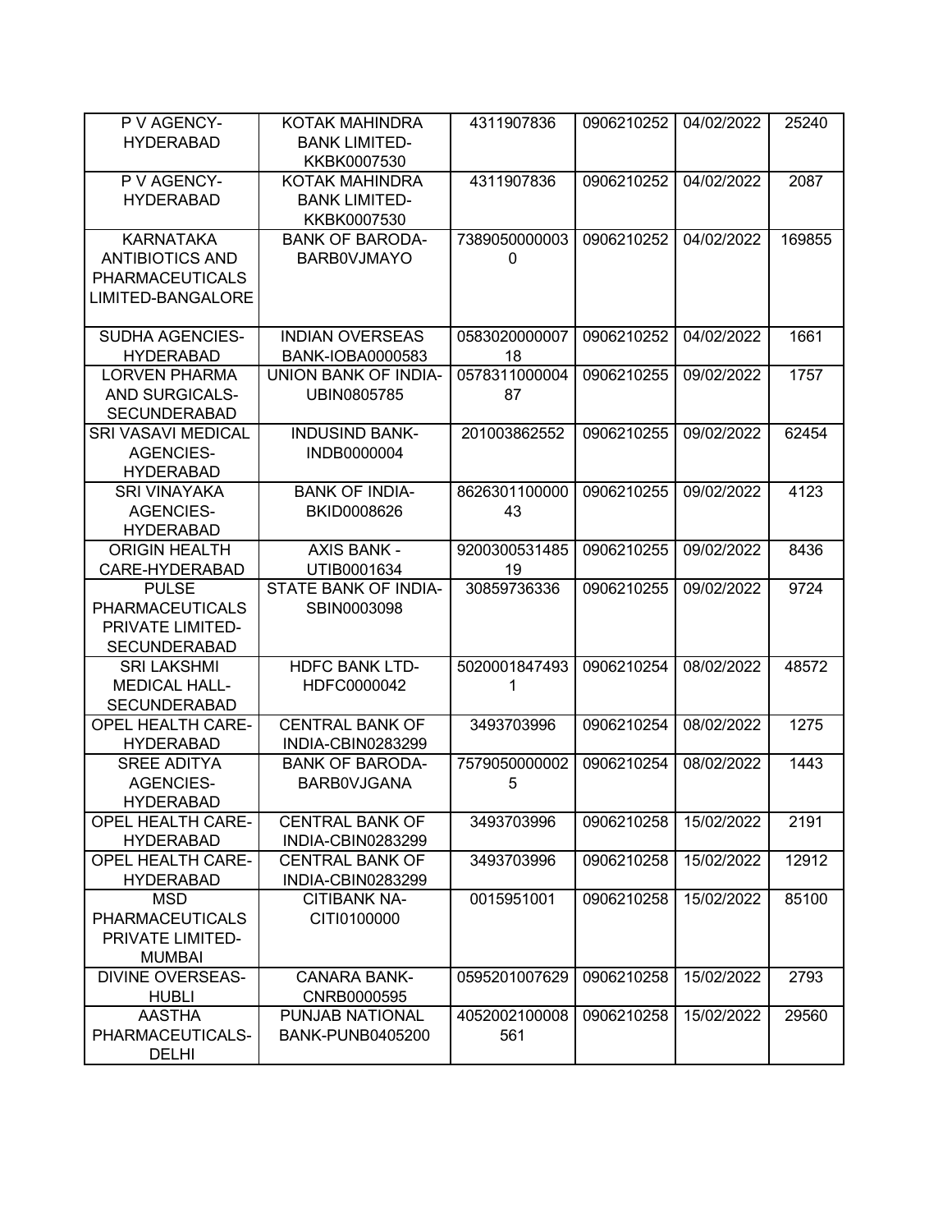| | | | | | |
|---|---|---|---|---|---|
| P V AGENCY-HYDERABAD | KOTAK MAHINDRA BANK LIMITED-KKBK0007530 | 4311907836 | 0906210252 | 04/02/2022 | 25240 |
| P V AGENCY-HYDERABAD | KOTAK MAHINDRA BANK LIMITED-KKBK0007530 | 4311907836 | 0906210252 | 04/02/2022 | 2087 |
| KARNATAKA ANTIBIOTICS AND PHARMACEUTICALS LIMITED-BANGALORE | BANK OF BARODA-BARB0VJMAYO | 73890500000030 | 0906210252 | 04/02/2022 | 169855 |
| SUDHA AGENCIES-HYDERABAD | INDIAN OVERSEAS BANK-IOBA0000583 | 058302000000718 | 0906210252 | 04/02/2022 | 1661 |
| LORVEN PHARMA AND SURGICALS-SECUNDERABAD | UNION BANK OF INDIA-UBIN0805785 | 057831100000487 | 0906210255 | 09/02/2022 | 1757 |
| SRI VASAVI MEDICAL AGENCIES-HYDERABAD | INDUSIND BANK-INDB0000004 | 201003862552 | 0906210255 | 09/02/2022 | 62454 |
| SRI VINAYAKA AGENCIES-HYDERABAD | BANK OF INDIA-BKID0008626 | 862630110000043 | 0906210255 | 09/02/2022 | 4123 |
| ORIGIN HEALTH CARE-HYDERABAD | AXIS BANK - UTIB0001634 | 920030053148519 | 0906210255 | 09/02/2022 | 8436 |
| PULSE PHARMACEUTICALS PRIVATE LIMITED-SECUNDERABAD | STATE BANK OF INDIA-SBIN0003098 | 30859736336 | 0906210255 | 09/02/2022 | 9724 |
| SRI LAKSHMI MEDICAL HALL-SECUNDERABAD | HDFC BANK LTD-HDFC0000042 | 50200018474931 | 0906210254 | 08/02/2022 | 48572 |
| OPEL HEALTH CARE-HYDERABAD | CENTRAL BANK OF INDIA-CBIN0283299 | 3493703996 | 0906210254 | 08/02/2022 | 1275 |
| SREE ADITYA AGENCIES-HYDERABAD | BANK OF BARODA-BARB0VJGANA | 75790500000025 | 0906210254 | 08/02/2022 | 1443 |
| OPEL HEALTH CARE-HYDERABAD | CENTRAL BANK OF INDIA-CBIN0283299 | 3493703996 | 0906210258 | 15/02/2022 | 2191 |
| OPEL HEALTH CARE-HYDERABAD | CENTRAL BANK OF INDIA-CBIN0283299 | 3493703996 | 0906210258 | 15/02/2022 | 12912 |
| MSD PHARMACEUTICALS PRIVATE LIMITED-MUMBAI | CITIBANK NA-CITI0100000 | 0015951001 | 0906210258 | 15/02/2022 | 85100 |
| DIVINE OVERSEAS-HUBLI | CANARA BANK-CNRB0000595 | 0595201007629 | 0906210258 | 15/02/2022 | 2793 |
| AASTHA PHARMACEUTICALS-DELHI | PUNJAB NATIONAL BANK-PUNB0405200 | 4052002100008561 | 0906210258 | 15/02/2022 | 29560 |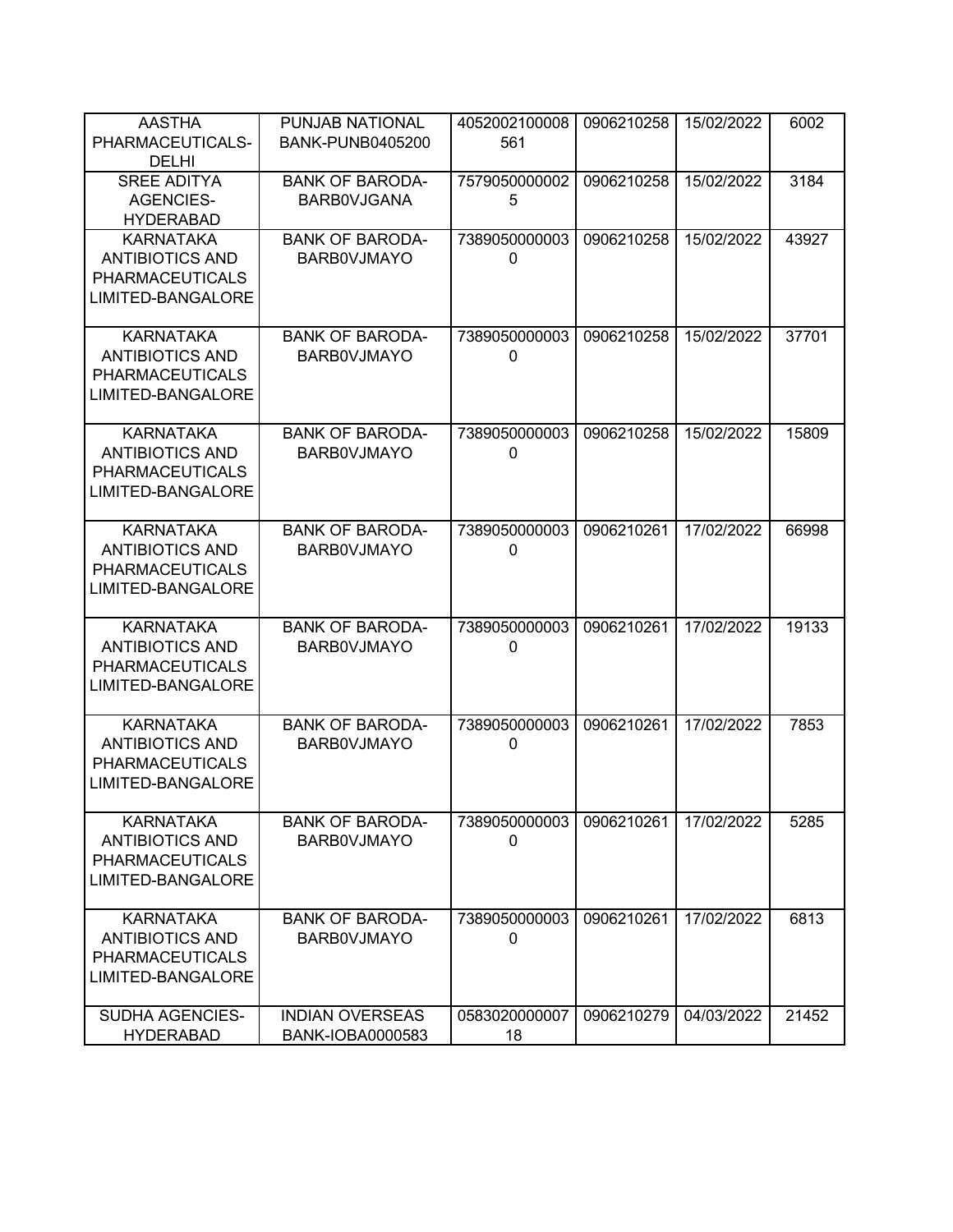| AASTHA PHARMACEUTICALS-DELHI | PUNJAB NATIONAL BANK-PUNB0405200 | 4052002100008561 | 0906210258 | 15/02/2022 | 6002 |
|---|---|---|---|---|---|
| SREE ADITYA AGENCIES-HYDERABAD | BANK OF BARODA-BARB0VJGANA | 75790500000025 | 0906210258 | 15/02/2022 | 3184 |
| KARNATAKA ANTIBIOTICS AND PHARMACEUTICALS LIMITED-BANGALORE | BANK OF BARODA-BARB0VJMAYO | 73890500000030 | 0906210258 | 15/02/2022 | 43927 |
| KARNATAKA ANTIBIOTICS AND PHARMACEUTICALS LIMITED-BANGALORE | BANK OF BARODA-BARB0VJMAYO | 73890500000030 | 0906210258 | 15/02/2022 | 37701 |
| KARNATAKA ANTIBIOTICS AND PHARMACEUTICALS LIMITED-BANGALORE | BANK OF BARODA-BARB0VJMAYO | 73890500000030 | 0906210258 | 15/02/2022 | 15809 |
| KARNATAKA ANTIBIOTICS AND PHARMACEUTICALS LIMITED-BANGALORE | BANK OF BARODA-BARB0VJMAYO | 73890500000030 | 0906210261 | 17/02/2022 | 66998 |
| KARNATAKA ANTIBIOTICS AND PHARMACEUTICALS LIMITED-BANGALORE | BANK OF BARODA-BARB0VJMAYO | 73890500000030 | 0906210261 | 17/02/2022 | 19133 |
| KARNATAKA ANTIBIOTICS AND PHARMACEUTICALS LIMITED-BANGALORE | BANK OF BARODA-BARB0VJMAYO | 73890500000030 | 0906210261 | 17/02/2022 | 7853 |
| KARNATAKA ANTIBIOTICS AND PHARMACEUTICALS LIMITED-BANGALORE | BANK OF BARODA-BARB0VJMAYO | 73890500000030 | 0906210261 | 17/02/2022 | 5285 |
| KARNATAKA ANTIBIOTICS AND PHARMACEUTICALS LIMITED-BANGALORE | BANK OF BARODA-BARB0VJMAYO | 73890500000030 | 0906210261 | 17/02/2022 | 6813 |
| SUDHA AGENCIES-HYDERABAD | INDIAN OVERSEAS BANK-IOBA0000583 | 058302000000718 | 0906210279 | 04/03/2022 | 21452 |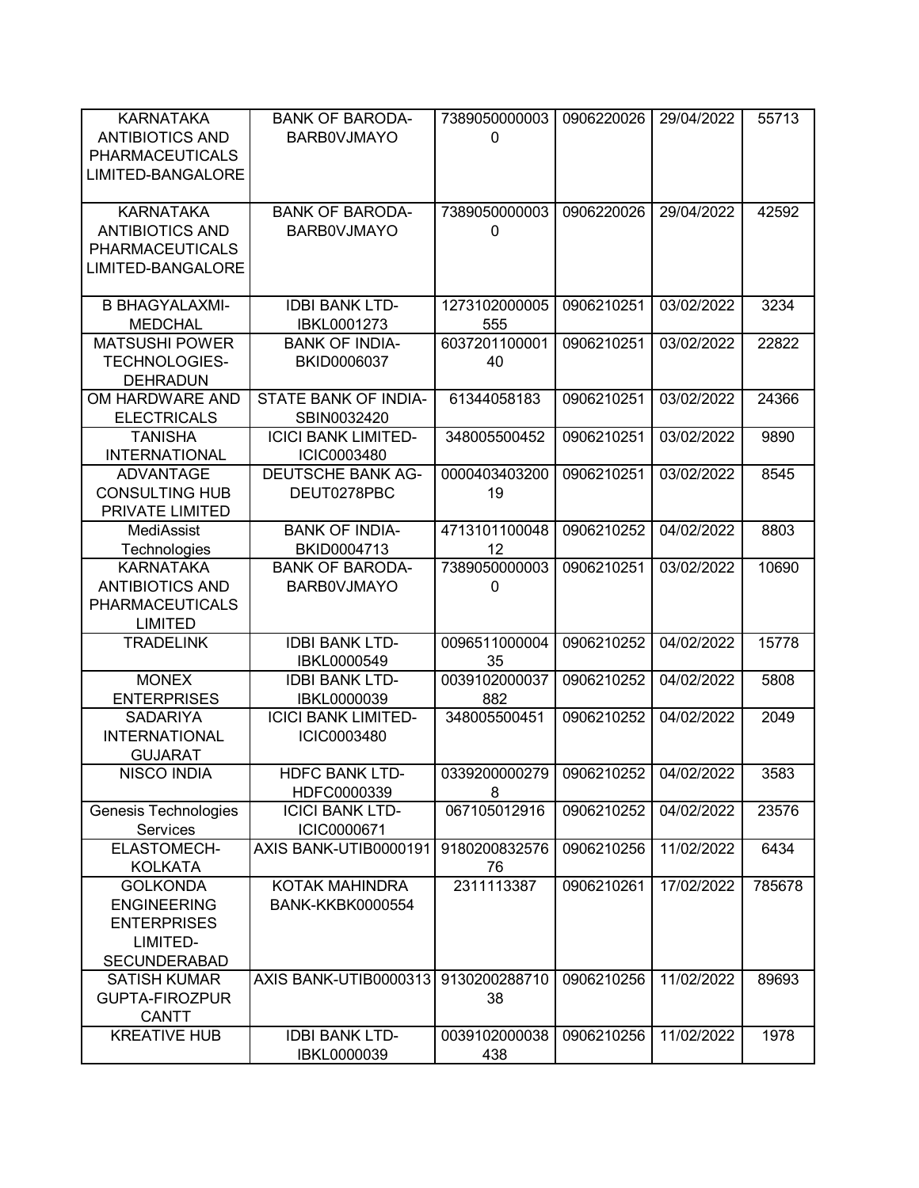| | | | | | |
|---|---|---|---|---|---|
| KARNATAKA ANTIBIOTICS AND PHARMACEUTICALS LIMITED-BANGALORE | BANK OF BARODA-BARB0VJMAYO | 73890500000030 | 0906220026 | 29/04/2022 | 55713 |
| KARNATAKA ANTIBIOTICS AND PHARMACEUTICALS LIMITED-BANGALORE | BANK OF BARODA-BARB0VJMAYO | 73890500000030 | 0906220026 | 29/04/2022 | 42592 |
| B BHAGYALAXMI-MEDCHAL | IDBI BANK LTD-IBKL0001273 | 1273102000005555 | 0906210251 | 03/02/2022 | 3234 |
| MATSUSHI POWER TECHNOLOGIES-DEHRADUN | BANK OF INDIA-BKID0006037 | 603720110000140 | 0906210251 | 03/02/2022 | 22822 |
| OM HARDWARE AND ELECTRICALS | STATE BANK OF INDIA-SBIN0032420 | 61344058183 | 0906210251 | 03/02/2022 | 24366 |
| TANISHA INTERNATIONAL | ICICI BANK LIMITED-ICIC0003480 | 348005500452 | 0906210251 | 03/02/2022 | 9890 |
| ADVANTAGE CONSULTING HUB PRIVATE LIMITED | DEUTSCHE BANK AG-DEUT0278PBC | 000040340320019 | 0906210251 | 03/02/2022 | 8545 |
| MediAssist Technologies | BANK OF INDIA-BKID0004713 | 471310110004812 | 0906210252 | 04/02/2022 | 8803 |
| KARNATAKA ANTIBIOTICS AND PHARMACEUTICALS LIMITED | BANK OF BARODA-BARB0VJMAYO | 73890500000030 | 0906210251 | 03/02/2022 | 10690 |
| TRADELINK | IDBI BANK LTD-IBKL0000549 | 009651100000435 | 0906210252 | 04/02/2022 | 15778 |
| MONEX ENTERPRISES | IDBI BANK LTD-IBKL0000039 | 0039102000037882 | 0906210252 | 04/02/2022 | 5808 |
| SADARIYA INTERNATIONAL GUJARAT | ICICI BANK LIMITED-ICIC0003480 | 348005500451 | 0906210252 | 04/02/2022 | 2049 |
| NISCO INDIA | HDFC BANK LTD-HDFC0000339 | 03392000002798 | 0906210252 | 04/02/2022 | 3583 |
| Genesis Technologies Services | ICICI BANK LTD-ICIC0000671 | 067105012916 | 0906210252 | 04/02/2022 | 23576 |
| ELASTOMECH-KOLKATA | AXIS BANK-UTIB0000191 | 918020083257676 | 0906210256 | 11/02/2022 | 6434 |
| GOLKONDA ENGINEERING ENTERPRISES LIMITED-SECUNDERABAD | KOTAK MAHINDRA BANK-KKBK0000554 | 2311113387 | 0906210261 | 17/02/2022 | 785678 |
| SATISH KUMAR GUPTA-FIROZPUR CANTT | AXIS BANK-UTIB0000313 | 913020028871038 | 0906210256 | 11/02/2022 | 89693 |
| KREATIVE HUB | IDBI BANK LTD-IBKL0000039 | 0039102000038438 | 0906210256 | 11/02/2022 | 1978 |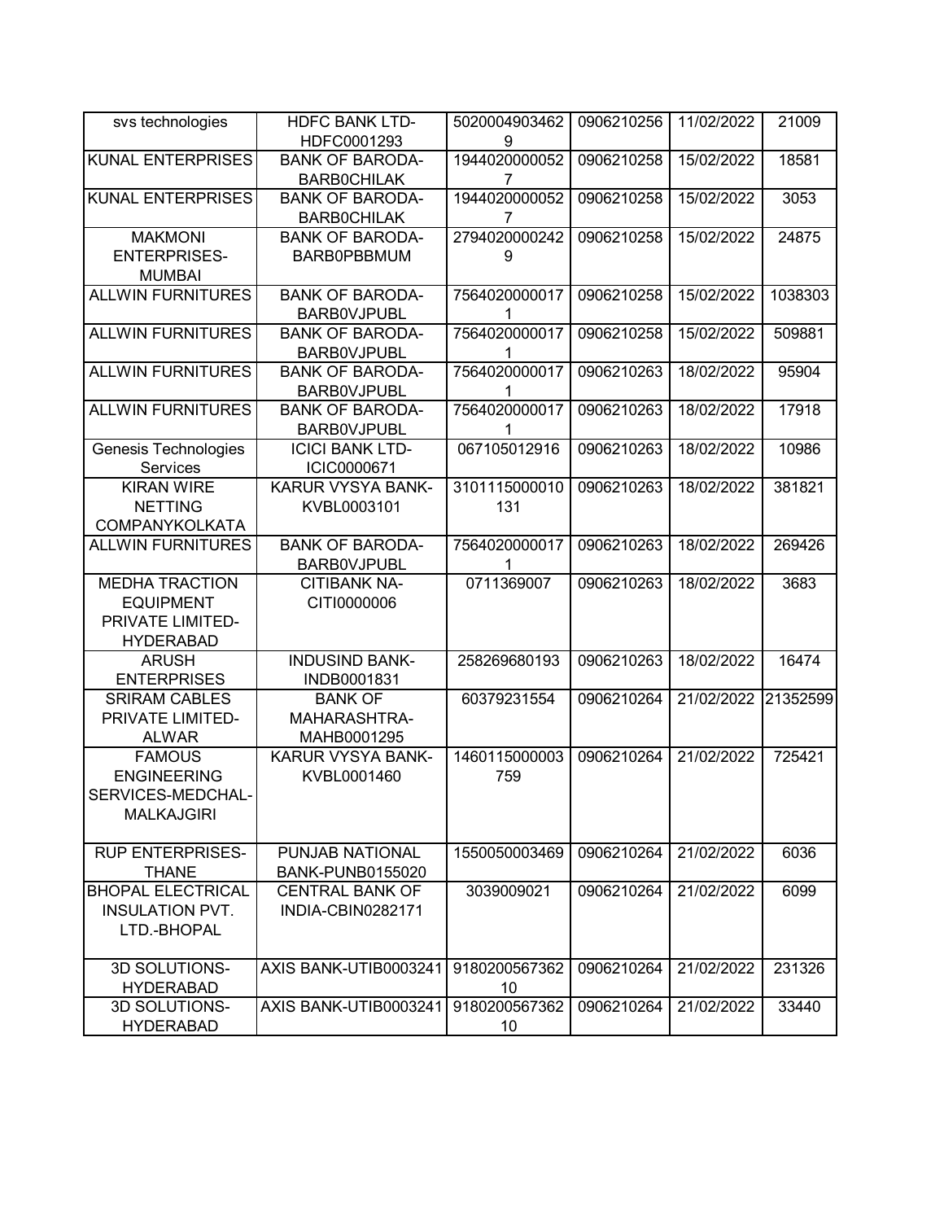| svs technologies | HDFC BANK LTD-HDFC0001293 | 50200049034629 | 0906210256 | 11/02/2022 | 21009 |
|---|---|---|---|---|---|
| KUNAL ENTERPRISES | BANK OF BARODA-BARB0CHILAK | 19440200000527 | 0906210258 | 15/02/2022 | 18581 |
| KUNAL ENTERPRISES | BANK OF BARODA-BARB0CHILAK | 19440200000527 | 0906210258 | 15/02/2022 | 3053 |
| MAKMONI ENTERPRISES-MUMBAI | BANK OF BARODA-BARB0PBBMUM | 27940200002429 | 0906210258 | 15/02/2022 | 24875 |
| ALLWIN FURNITURES | BANK OF BARODA-BARB0VJPUBL | 75640200000171 | 0906210258 | 15/02/2022 | 1038303 |
| ALLWIN FURNITURES | BANK OF BARODA-BARB0VJPUBL | 75640200000171 | 0906210258 | 15/02/2022 | 509881 |
| ALLWIN FURNITURES | BANK OF BARODA-BARB0VJPUBL | 75640200000171 | 0906210263 | 18/02/2022 | 95904 |
| ALLWIN FURNITURES | BANK OF BARODA-BARB0VJPUBL | 75640200000171 | 0906210263 | 18/02/2022 | 17918 |
| Genesis Technologies Services | ICICI BANK LTD-ICIC0000671 | 067105012916 | 0906210263 | 18/02/2022 | 10986 |
| KIRAN WIRE NETTING COMPANYKOLKATA | KARUR VYSYA BANK-KVBL0003101 | 3101115000010131 | 0906210263 | 18/02/2022 | 381821 |
| ALLWIN FURNITURES | BANK OF BARODA-BARB0VJPUBL | 75640200000171 | 0906210263 | 18/02/2022 | 269426 |
| MEDHA TRACTION EQUIPMENT PRIVATE LIMITED-HYDERABAD | CITIBANK NA-CITI0000006 | 0711369007 | 0906210263 | 18/02/2022 | 3683 |
| ARUSH ENTERPRISES | INDUSIND BANK-INDB0001831 | 258269680193 | 0906210263 | 18/02/2022 | 16474 |
| SRIRAM CABLES PRIVATE LIMITED-ALWAR | BANK OF MAHARASHTRA-MAHB0001295 | 60379231554 | 0906210264 | 21/02/2022 | 21352599 |
| FAMOUS ENGINEERING SERVICES-MEDCHAL-MALKAJGIRI | KARUR VYSYA BANK-KVBL0001460 | 1460115000003759 | 0906210264 | 21/02/2022 | 725421 |
| RUP ENTERPRISES-THANE | PUNJAB NATIONAL BANK-PUNB0155020 | 1550050003469 | 0906210264 | 21/02/2022 | 6036 |
| BHOPAL ELECTRICAL INSULATION PVT. LTD.-BHOPAL | CENTRAL BANK OF INDIA-CBIN0282171 | 3039009021 | 0906210264 | 21/02/2022 | 6099 |
| 3D SOLUTIONS-HYDERABAD | AXIS BANK-UTIB0003241 | 918020056736210 | 0906210264 | 21/02/2022 | 231326 |
| 3D SOLUTIONS-HYDERABAD | AXIS BANK-UTIB0003241 | 918020056736210 | 0906210264 | 21/02/2022 | 33440 |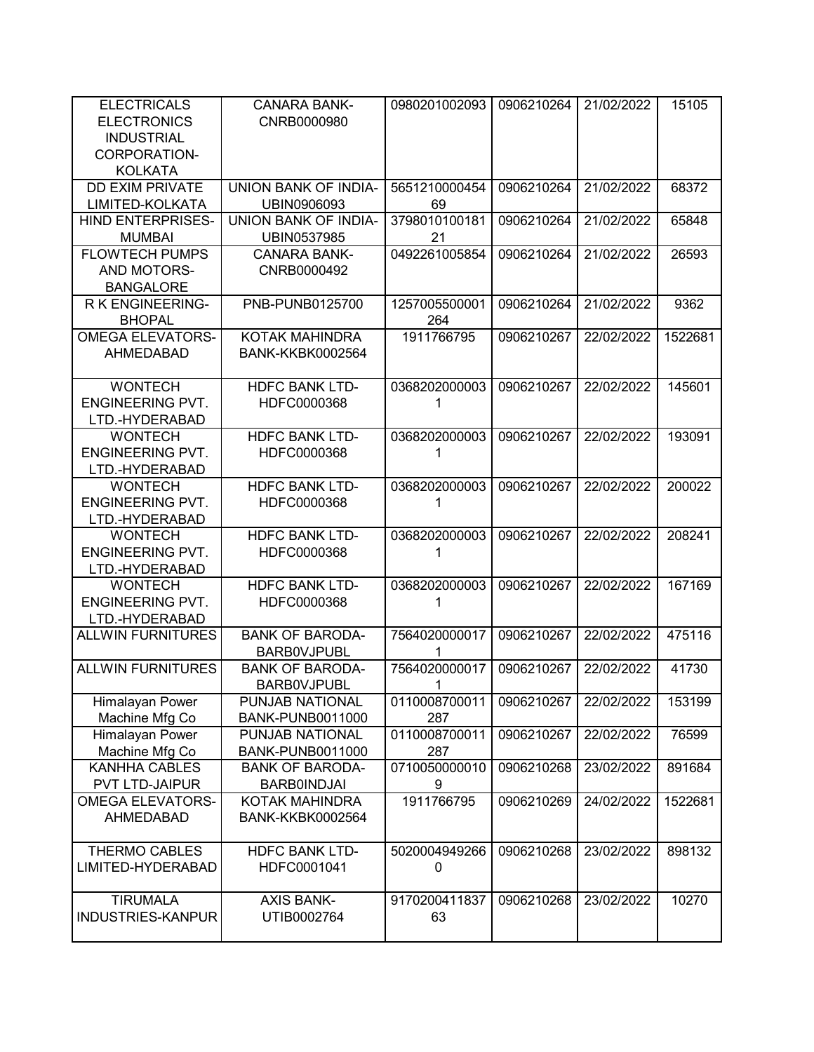| | | | | | |
|---|---|---|---|---|---|
| ELECTRICALS ELECTRONICS INDUSTRIAL CORPORATION-KOLKATA | CANARA BANK-CNRB0000980 | 0980201002093 | 0906210264 | 21/02/2022 | 15105 |
| DD EXIM PRIVATE LIMITED-KOLKATA | UNION BANK OF INDIA-UBIN0906093 | 565121000045469 | 0906210264 | 21/02/2022 | 68372 |
| HIND ENTERPRISES-MUMBAI | UNION BANK OF INDIA-UBIN0537985 | 379801010018121 | 0906210264 | 21/02/2022 | 65848 |
| FLOWTECH PUMPS AND MOTORS-BANGALORE | CANARA BANK-CNRB0000492 | 0492261005854 | 0906210264 | 21/02/2022 | 26593 |
| R K ENGINEERING-BHOPAL | PNB-PUNB0125700 | 1257005500001264 | 0906210264 | 21/02/2022 | 9362 |
| OMEGA ELEVATORS-AHMEDABAD | KOTAK MAHINDRA BANK-KKBK0002564 | 1911766795 | 0906210267 | 22/02/2022 | 1522681 |
| WONTECH ENGINEERING PVT. LTD.-HYDERABAD | HDFC BANK LTD-HDFC0000368 | 03682020000031 | 0906210267 | 22/02/2022 | 145601 |
| WONTECH ENGINEERING PVT. LTD.-HYDERABAD | HDFC BANK LTD-HDFC0000368 | 03682020000031 | 0906210267 | 22/02/2022 | 193091 |
| WONTECH ENGINEERING PVT. LTD.-HYDERABAD | HDFC BANK LTD-HDFC0000368 | 03682020000031 | 0906210267 | 22/02/2022 | 200022 |
| WONTECH ENGINEERING PVT. LTD.-HYDERABAD | HDFC BANK LTD-HDFC0000368 | 03682020000031 | 0906210267 | 22/02/2022 | 208241 |
| WONTECH ENGINEERING PVT. LTD.-HYDERABAD | HDFC BANK LTD-HDFC0000368 | 03682020000031 | 0906210267 | 22/02/2022 | 167169 |
| ALLWIN FURNITURES | BANK OF BARODA-BARB0VJPUBL | 75640200000171 | 0906210267 | 22/02/2022 | 475116 |
| ALLWIN FURNITURES | BANK OF BARODA-BARB0VJPUBL | 75640200000171 | 0906210267 | 22/02/2022 | 41730 |
| Himalayan Power Machine Mfg Co | PUNJAB NATIONAL BANK-PUNB0011000 | 0110008700011287 | 0906210267 | 22/02/2022 | 153199 |
| Himalayan Power Machine Mfg Co | PUNJAB NATIONAL BANK-PUNB0011000 | 0110008700011287 | 0906210267 | 22/02/2022 | 76599 |
| KANHHA CABLES PVT LTD-JAIPUR | BANK OF BARODA-BARB0INDJAI | 07100500000109 | 0906210268 | 23/02/2022 | 891684 |
| OMEGA ELEVATORS-AHMEDABAD | KOTAK MAHINDRA BANK-KKBK0002564 | 1911766795 | 0906210269 | 24/02/2022 | 1522681 |
| THERMO CABLES LIMITED-HYDERABAD | HDFC BANK LTD-HDFC0001041 | 50200049492660 | 0906210268 | 23/02/2022 | 898132 |
| TIRUMALA INDUSTRIES-KANPUR | AXIS BANK-UTIB0002764 | 917020041183763 | 0906210268 | 23/02/2022 | 10270 |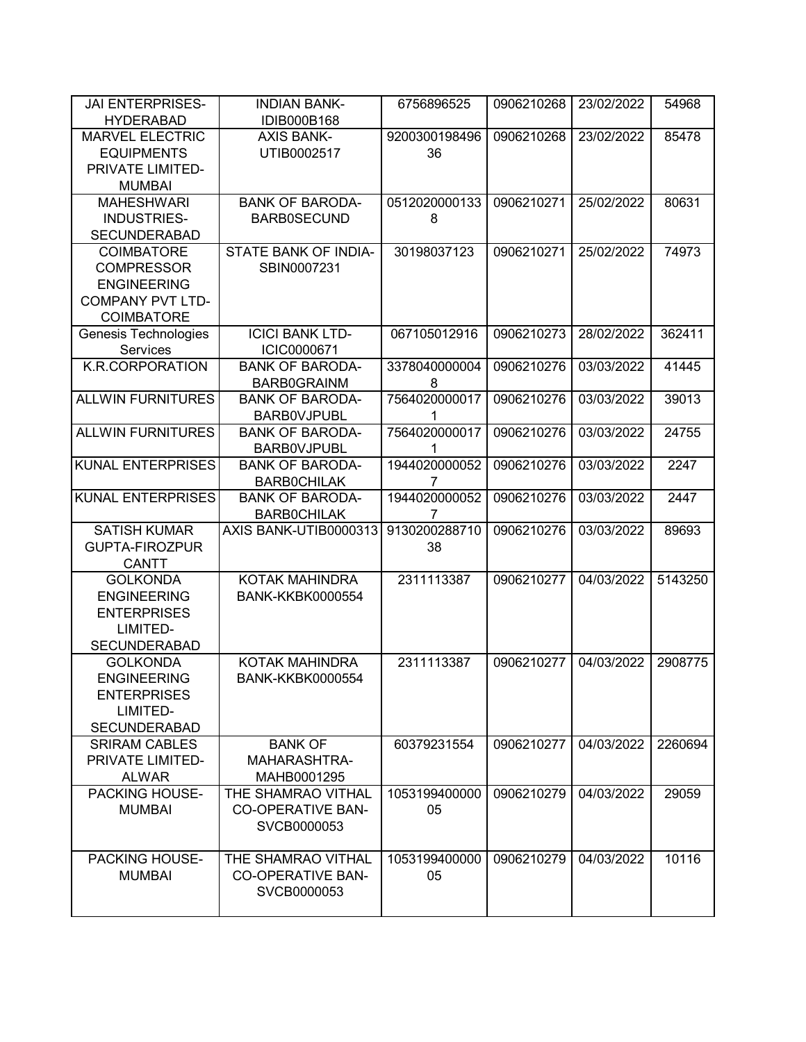| JAI ENTERPRISES-HYDERABAD | INDIAN BANK-IDIB000B168 | 6756896525 | 0906210268 | 23/02/2022 | 54968 |
|---|---|---|---|---|---|
| MARVEL ELECTRIC EQUIPMENTS PRIVATE LIMITED-MUMBAI | AXIS BANK-UTIB0002517 | 920030019849636 | 0906210268 | 23/02/2022 | 85478 |
| MAHESHWARI INDUSTRIES-SECUNDERABAD | BANK OF BARODA-BARB0SECUND | 05120200001338 | 0906210271 | 25/02/2022 | 80631 |
| COIMBATORE COMPRESSOR ENGINEERING COMPANY PVT LTD-COIMBATORE | STATE BANK OF INDIA-SBIN0007231 | 30198037123 | 0906210271 | 25/02/2022 | 74973 |
| Genesis Technologies Services | ICICI BANK LTD-ICIC0000671 | 067105012916 | 0906210273 | 28/02/2022 | 362411 |
| K.R.CORPORATION | BANK OF BARODA-BARB0GRAINM | 33780400000048 | 0906210276 | 03/03/2022 | 41445 |
| ALLWIN FURNITURES | BANK OF BARODA-BARB0VJPUBL | 75640200000171 | 0906210276 | 03/03/2022 | 39013 |
| ALLWIN FURNITURES | BANK OF BARODA-BARB0VJPUBL | 75640200000171 | 0906210276 | 03/03/2022 | 24755 |
| KUNAL ENTERPRISES | BANK OF BARODA-BARB0CHILAK | 19440200000527 | 0906210276 | 03/03/2022 | 2247 |
| KUNAL ENTERPRISES | BANK OF BARODA-BARB0CHILAK | 19440200000527 | 0906210276 | 03/03/2022 | 2447 |
| SATISH KUMAR GUPTA-FIROZPUR CANTT | AXIS BANK-UTIB0000313 | 913020028871038 | 0906210276 | 03/03/2022 | 89693 |
| GOLKONDA ENGINEERING ENTERPRISES LIMITED-SECUNDERABAD | KOTAK MAHINDRA BANK-KKBK0000554 | 2311113387 | 0906210277 | 04/03/2022 | 5143250 |
| GOLKONDA ENGINEERING ENTERPRISES LIMITED-SECUNDERABAD | KOTAK MAHINDRA BANK-KKBK0000554 | 2311113387 | 0906210277 | 04/03/2022 | 2908775 |
| SRIRAM CABLES PRIVATE LIMITED-ALWAR | BANK OF MAHARASHTRA-MAHB0001295 | 60379231554 | 0906210277 | 04/03/2022 | 2260694 |
| PACKING HOUSE-MUMBAI | THE SHAMRAO VITHAL CO-OPERATIVE BAN-SVCB0000053 | 105319940000005 | 0906210279 | 04/03/2022 | 29059 |
| PACKING HOUSE-MUMBAI | THE SHAMRAO VITHAL CO-OPERATIVE BAN-SVCB0000053 | 105319940000005 | 0906210279 | 04/03/2022 | 10116 |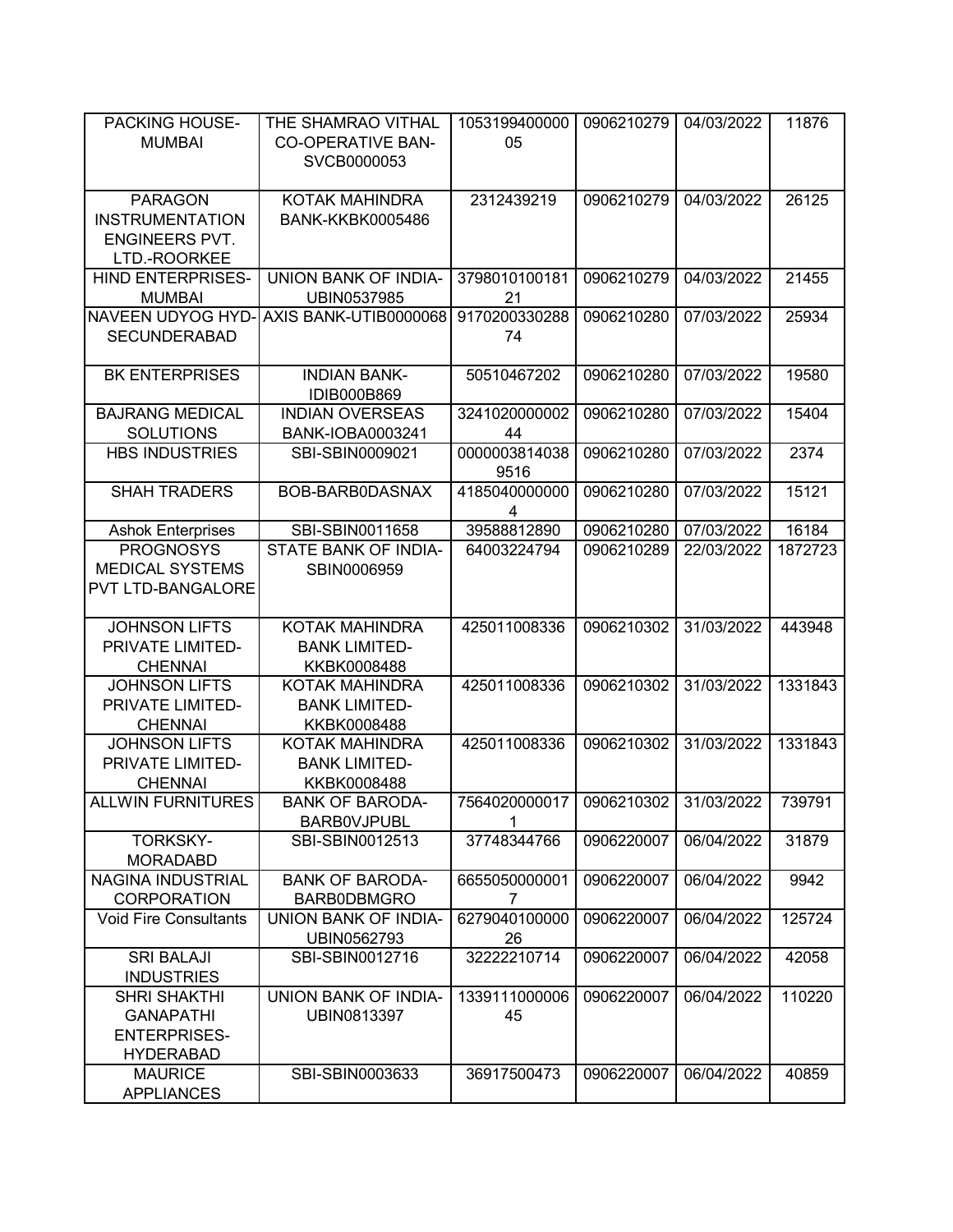| PACKING HOUSE-MUMBAI | THE SHAMRAO VITHAL CO-OPERATIVE BAN-SVCB0000053 | 105319940000005 | 0906210279 | 04/03/2022 | 11876 |
|---|---|---|---|---|---|
| PARAGON INSTRUMENTATION ENGINEERS PVT. LTD.-ROORKEE | KOTAK MAHINDRA BANK-KKBK0005486 | 2312439219 | 0906210279 | 04/03/2022 | 26125 |
| HIND ENTERPRISES-MUMBAI | UNION BANK OF INDIA-UBIN0537985 | 379801010018121 | 0906210279 | 04/03/2022 | 21455 |
| NAVEEN UDYOG HYD-SECUNDERABAD | AXIS BANK-UTIB0000068 | 917020033028874 | 0906210280 | 07/03/2022 | 25934 |
| BK ENTERPRISES | INDIAN BANK-IDIB000B869 | 50510467202 | 0906210280 | 07/03/2022 | 19580 |
| BAJRANG MEDICAL SOLUTIONS | INDIAN OVERSEAS BANK-IOBA0003241 | 324102000000244 | 0906210280 | 07/03/2022 | 15404 |
| HBS INDUSTRIES | SBI-SBIN0009021 | 00000038140389516 | 0906210280 | 07/03/2022 | 2374 |
| SHAH TRADERS | BOB-BARB0DASNAX | 41850400000004 | 0906210280 | 07/03/2022 | 15121 |
| Ashok Enterprises | SBI-SBIN0011658 | 39588812890 | 0906210280 | 07/03/2022 | 16184 |
| PROGNOSYS MEDICAL SYSTEMS PVT LTD-BANGALORE | STATE BANK OF INDIA-SBIN0006959 | 64003224794 | 0906210289 | 22/03/2022 | 1872723 |
| JOHNSON LIFTS PRIVATE LIMITED-CHENNAI | KOTAK MAHINDRA BANK LIMITED-KKBK0008488 | 425011008336 | 0906210302 | 31/03/2022 | 443948 |
| JOHNSON LIFTS PRIVATE LIMITED-CHENNAI | KOTAK MAHINDRA BANK LIMITED-KKBK0008488 | 425011008336 | 0906210302 | 31/03/2022 | 1331843 |
| JOHNSON LIFTS PRIVATE LIMITED-CHENNAI | KOTAK MAHINDRA BANK LIMITED-KKBK0008488 | 425011008336 | 0906210302 | 31/03/2022 | 1331843 |
| ALLWIN FURNITURES | BANK OF BARODA-BARB0VJPUBL | 75640200000171 | 0906210302 | 31/03/2022 | 739791 |
| TORKSKY-MORADABD | SBI-SBIN0012513 | 37748344766 | 0906220007 | 06/04/2022 | 31879 |
| NAGINA INDUSTRIAL CORPORATION | BANK OF BARODA-BARB0DBMGRO | 66550500000017 | 0906220007 | 06/04/2022 | 9942 |
| Void Fire Consultants | UNION BANK OF INDIA-UBIN0562793 | 627904010000026 | 0906220007 | 06/04/2022 | 125724 |
| SRI BALAJI INDUSTRIES | SBI-SBIN0012716 | 32222210714 | 0906220007 | 06/04/2022 | 42058 |
| SHRI SHAKTHI GANAPATHI ENTERPRISES-HYDERABAD | UNION BANK OF INDIA-UBIN0813397 | 133911100000645 | 0906220007 | 06/04/2022 | 110220 |
| MAURICE APPLIANCES | SBI-SBIN0003633 | 36917500473 | 0906220007 | 06/04/2022 | 40859 |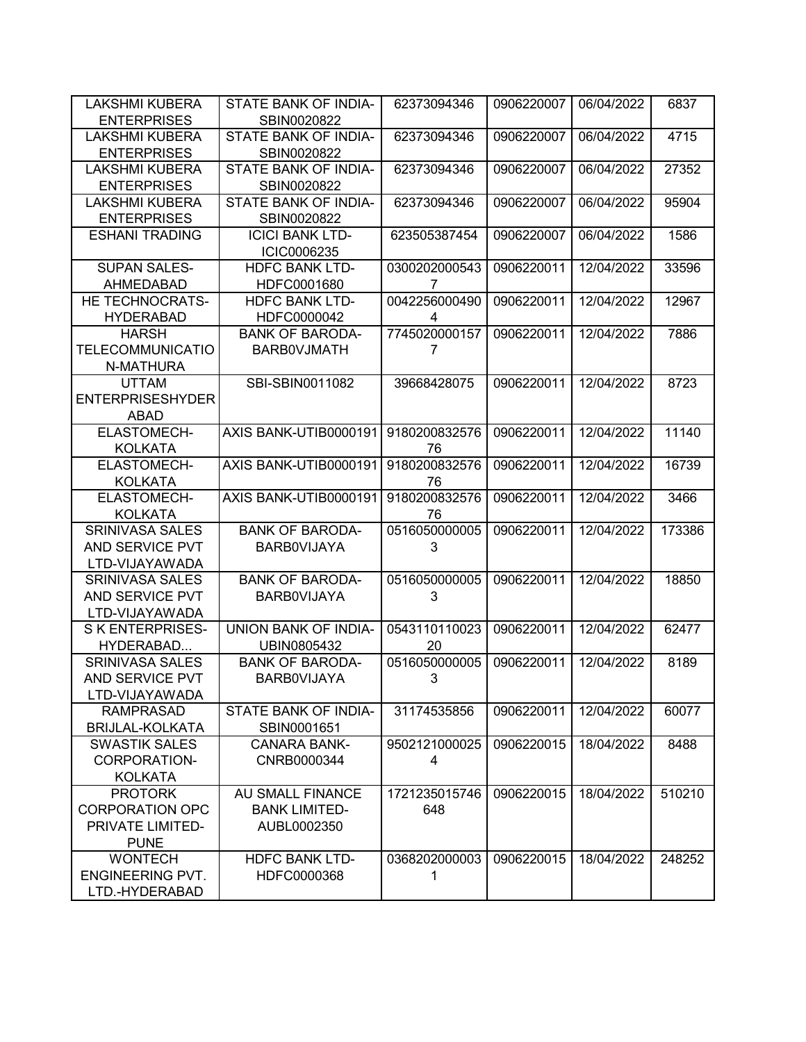| LAKSHMI KUBERA ENTERPRISES | STATE BANK OF INDIA-SBIN0020822 | 62373094346 | 0906220007 | 06/04/2022 | 6837 |
|---|---|---|---|---|---|
| LAKSHMI KUBERA ENTERPRISES | STATE BANK OF INDIA-SBIN0020822 | 62373094346 | 0906220007 | 06/04/2022 | 4715 |
| LAKSHMI KUBERA ENTERPRISES | STATE BANK OF INDIA-SBIN0020822 | 62373094346 | 0906220007 | 06/04/2022 | 27352 |
| LAKSHMI KUBERA ENTERPRISES | STATE BANK OF INDIA-SBIN0020822 | 62373094346 | 0906220007 | 06/04/2022 | 95904 |
| ESHANI TRADING | ICICI BANK LTD-ICIC0006235 | 623505387454 | 0906220007 | 06/04/2022 | 1586 |
| SUPAN SALES-AHMEDABAD | HDFC BANK LTD-HDFC0001680 | 03002020005437 | 0906220011 | 12/04/2022 | 33596 |
| HE TECHNOCRATS-HYDERABAD | HDFC BANK LTD-HDFC0000042 | 00422560004904 | 0906220011 | 12/04/2022 | 12967 |
| HARSH TELECOMMUNICATION-MATHURA | BANK OF BARODA-BARB0VJMATH | 77450200001577 | 0906220011 | 12/04/2022 | 7886 |
| UTTAM ENTERPRISESHYDERABAD | SBI-SBIN0011082 | 39668428075 | 0906220011 | 12/04/2022 | 8723 |
| ELASTOMECH-KOLKATA | AXIS BANK-UTIB0000191 | 918020083257676 | 0906220011 | 12/04/2022 | 11140 |
| ELASTOMECH-KOLKATA | AXIS BANK-UTIB0000191 | 918020083257676 | 0906220011 | 12/04/2022 | 16739 |
| ELASTOMECH-KOLKATA | AXIS BANK-UTIB0000191 | 918020083257676 | 0906220011 | 12/04/2022 | 3466 |
| SRINIVASA SALES AND SERVICE PVT LTD-VIJAYAWADA | BANK OF BARODA-BARB0VIJAYA | 05160500000053 | 0906220011 | 12/04/2022 | 173386 |
| SRINIVASA SALES AND SERVICE PVT LTD-VIJAYAWADA | BANK OF BARODA-BARB0VIJAYA | 05160500000053 | 0906220011 | 12/04/2022 | 18850 |
| S K ENTERPRISES-HYDERABAD... | UNION BANK OF INDIA-UBIN0805432 | 054311011002320 | 0906220011 | 12/04/2022 | 62477 |
| SRINIVASA SALES AND SERVICE PVT LTD-VIJAYAWADA | BANK OF BARODA-BARB0VIJAYA | 05160500000053 | 0906220011 | 12/04/2022 | 8189 |
| RAMPRASAD BRIJLAL-KOLKATA | STATE BANK OF INDIA-SBIN0001651 | 31174535856 | 0906220011 | 12/04/2022 | 60077 |
| SWASTIK SALES CORPORATION-KOLKATA | CANARA BANK-CNRB0000344 | 95021210000254 | 0906220015 | 18/04/2022 | 8488 |
| PROTORK CORPORATION OPC PRIVATE LIMITED-PUNE | AU SMALL FINANCE BANK LIMITED-AUBL0002350 | 1721235015746648 | 0906220015 | 18/04/2022 | 510210 |
| WONTECH ENGINEERING PVT. LTD.-HYDERABAD | HDFC BANK LTD-HDFC0000368 | 03682020000031 | 0906220015 | 18/04/2022 | 248252 |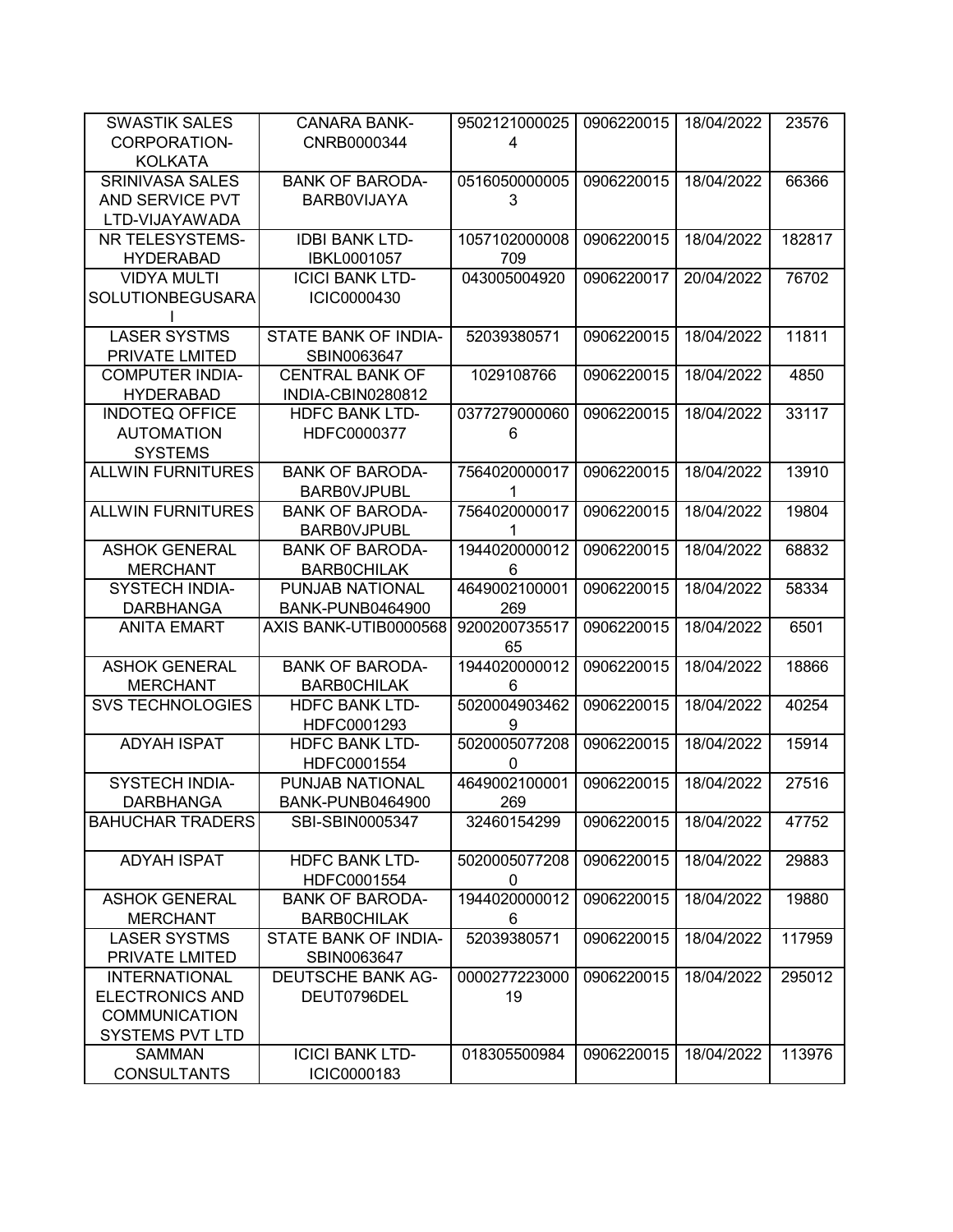| SWASTIK SALES CORPORATION-KOLKATA | CANARA BANK-CNRB0000344 | 95021210000254 | 0906220015 | 18/04/2022 | 23576 |
|---|---|---|---|---|---|
| SRINIVASA SALES AND SERVICE PVT LTD-VIJAYAWADA | BANK OF BARODA-BARB0VIJAYA | 05160500000053 | 0906220015 | 18/04/2022 | 66366 |
| NR TELESYSTEMS-HYDERABAD | IDBI BANK LTD-IBKL0001057 | 1057102000008709 | 0906220015 | 18/04/2022 | 182817 |
| VIDYA MULTI SOLUTIONBEGUSARAI | ICICI BANK LTD-ICIC0000430 | 043005004920 | 0906220017 | 20/04/2022 | 76702 |
| LASER SYSTMS PRIVATE LMITED | STATE BANK OF INDIA-SBIN0063647 | 52039380571 | 0906220015 | 18/04/2022 | 11811 |
| COMPUTER INDIA-HYDERABAD | CENTRAL BANK OF INDIA-CBIN0280812 | 1029108766 | 0906220015 | 18/04/2022 | 4850 |
| INDOTEQ OFFICE AUTOMATION SYSTEMS | HDFC BANK LTD-HDFC0000377 | 03772790000606 | 0906220015 | 18/04/2022 | 33117 |
| ALLWIN FURNITURES | BANK OF BARODA-BARB0VJPUBL | 75640200000171 | 0906220015 | 18/04/2022 | 13910 |
| ALLWIN FURNITURES | BANK OF BARODA-BARB0VJPUBL | 75640200000171 | 0906220015 | 18/04/2022 | 19804 |
| ASHOK GENERAL MERCHANT | BANK OF BARODA-BARB0CHILAK | 19440200000126 | 0906220015 | 18/04/2022 | 68832 |
| SYSTECH INDIA-DARBHANGA | PUNJAB NATIONAL BANK-PUNB0464900 | 4649002100001269 | 0906220015 | 18/04/2022 | 58334 |
| ANITA EMART | AXIS BANK-UTIB0000568 | 920020073551765 | 0906220015 | 18/04/2022 | 6501 |
| ASHOK GENERAL MERCHANT | BANK OF BARODA-BARB0CHILAK | 19440200000126 | 0906220015 | 18/04/2022 | 18866 |
| SVS TECHNOLOGIES | HDFC BANK LTD-HDFC0001293 | 50200049034629 | 0906220015 | 18/04/2022 | 40254 |
| ADYAH ISPAT | HDFC BANK LTD-HDFC0001554 | 50200050772080 | 0906220015 | 18/04/2022 | 15914 |
| SYSTECH INDIA-DARBHANGA | PUNJAB NATIONAL BANK-PUNB0464900 | 4649002100001269 | 0906220015 | 18/04/2022 | 27516 |
| BAHUCHAR TRADERS | SBI-SBIN0005347 | 32460154299 | 0906220015 | 18/04/2022 | 47752 |
| ADYAH ISPAT | HDFC BANK LTD-HDFC0001554 | 50200050772080 | 0906220015 | 18/04/2022 | 29883 |
| ASHOK GENERAL MERCHANT | BANK OF BARODA-BARB0CHILAK | 19440200000126 | 0906220015 | 18/04/2022 | 19880 |
| LASER SYSTMS PRIVATE LMITED | STATE BANK OF INDIA-SBIN0063647 | 52039380571 | 0906220015 | 18/04/2022 | 117959 |
| INTERNATIONAL ELECTRONICS AND COMMUNICATION SYSTEMS PVT LTD | DEUTSCHE BANK AG-DEUT0796DEL | 000027722300019 | 0906220015 | 18/04/2022 | 295012 |
| SAMMAN CONSULTANTS | ICICI BANK LTD-ICIC0000183 | 018305500984 | 0906220015 | 18/04/2022 | 113976 |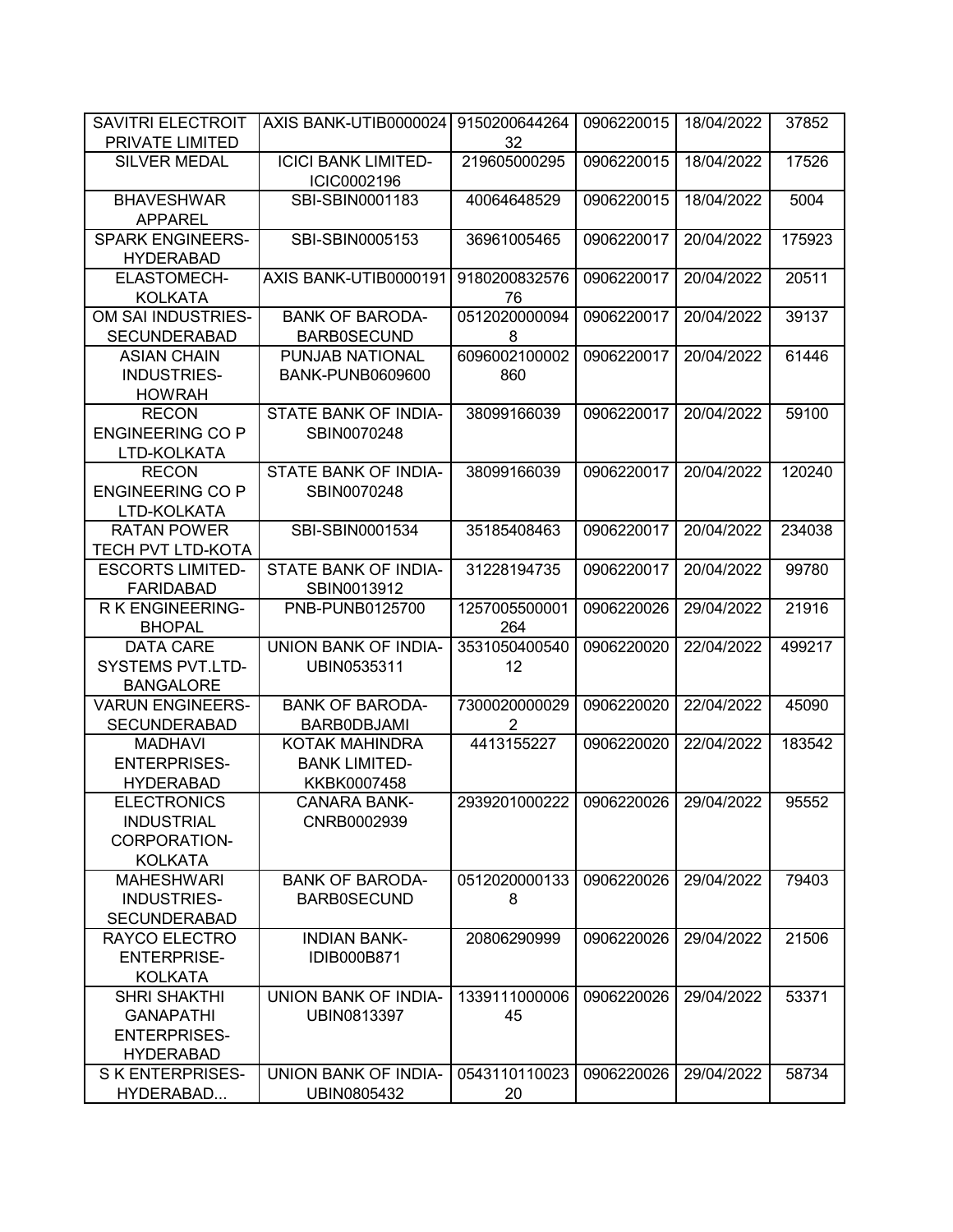| | | | | | |
|---|---|---|---|---|---|
| SAVITRI ELECTROIT PRIVATE LIMITED | AXIS BANK-UTIB0000024 | 915020064426432 | 0906220015 | 18/04/2022 | 37852 |
| SILVER MEDAL | ICICI BANK LIMITED-ICIC0002196 | 219605000295 | 0906220015 | 18/04/2022 | 17526 |
| BHAVESHWAR APPAREL | SBI-SBIN0001183 | 40064648529 | 0906220015 | 18/04/2022 | 5004 |
| SPARK ENGINEERS-HYDERABAD | SBI-SBIN0005153 | 36961005465 | 0906220017 | 20/04/2022 | 175923 |
| ELASTOMECH-KOLKATA | AXIS BANK-UTIB0000191 | 918020083257676 | 0906220017 | 20/04/2022 | 20511 |
| OM SAI INDUSTRIES-SECUNDERABAD | BANK OF BARODA-BARB0SECUND | 05120200000948 | 0906220017 | 20/04/2022 | 39137 |
| ASIAN CHAIN INDUSTRIES-HOWRAH | PUNJAB NATIONAL BANK-PUNB0609600 | 6096002100002860 | 0906220017 | 20/04/2022 | 61446 |
| RECON ENGINEERING CO P LTD-KOLKATA | STATE BANK OF INDIA-SBIN0070248 | 38099166039 | 0906220017 | 20/04/2022 | 59100 |
| RECON ENGINEERING CO P LTD-KOLKATA | STATE BANK OF INDIA-SBIN0070248 | 38099166039 | 0906220017 | 20/04/2022 | 120240 |
| RATAN POWER TECH PVT LTD-KOTA | SBI-SBIN0001534 | 35185408463 | 0906220017 | 20/04/2022 | 234038 |
| ESCORTS LIMITED-FARIDABAD | STATE BANK OF INDIA-SBIN0013912 | 31228194735 | 0906220017 | 20/04/2022 | 99780 |
| R K ENGINEERING-BHOPAL | PNB-PUNB0125700 | 1257005500001264 | 0906220026 | 29/04/2022 | 21916 |
| DATA CARE SYSTEMS PVT.LTD-BANGALORE | UNION BANK OF INDIA-UBIN0535311 | 353105040054012 | 0906220020 | 22/04/2022 | 499217 |
| VARUN ENGINEERS-SECUNDERABAD | BANK OF BARODA-BARB0DBJAMI | 73000200000292 | 0906220020 | 22/04/2022 | 45090 |
| MADHAVI ENTERPRISES-HYDERABAD | KOTAK MAHINDRA BANK LIMITED-KKBK0007458 | 4413155227 | 0906220020 | 22/04/2022 | 183542 |
| ELECTRONICS INDUSTRIAL CORPORATION-KOLKATA | CANARA BANK-CNRB0002939 | 2939201000222 | 0906220026 | 29/04/2022 | 95552 |
| MAHESHWARI INDUSTRIES-SECUNDERABAD | BANK OF BARODA-BARB0SECUND | 05120200001338 | 0906220026 | 29/04/2022 | 79403 |
| RAYCO ELECTRO ENTERPRISE-KOLKATA | INDIAN BANK-IDIB000B871 | 20806290999 | 0906220026 | 29/04/2022 | 21506 |
| SHRI SHAKTHI GANAPATHI ENTERPRISES-HYDERABAD | UNION BANK OF INDIA-UBIN0813397 | 133911100000645 | 0906220026 | 29/04/2022 | 53371 |
| S K ENTERPRISES-HYDERABAD... | UNION BANK OF INDIA-UBIN0805432 | 054311011002320 | 0906220026 | 29/04/2022 | 58734 |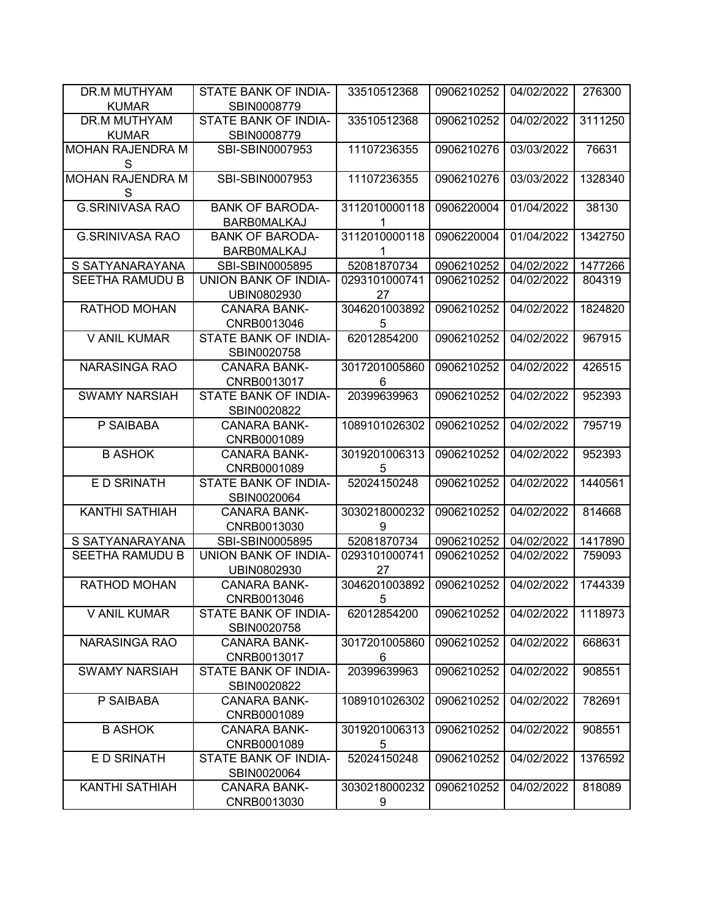| | | | | | |
|---|---|---|---|---|---|
| DR.M MUTHYAM KUMAR | STATE BANK OF INDIA-SBIN0008779 | 33510512368 | 0906210252 | 04/02/2022 | 276300 |
| DR.M MUTHYAM KUMAR | STATE BANK OF INDIA-SBIN0008779 | 33510512368 | 0906210252 | 04/02/2022 | 3111250 |
| MOHAN RAJENDRA M S | SBI-SBIN0007953 | 11107236355 | 0906210276 | 03/03/2022 | 76631 |
| MOHAN RAJENDRA M S | SBI-SBIN0007953 | 11107236355 | 0906210276 | 03/03/2022 | 1328340 |
| G.SRINIVASA RAO | BANK OF BARODA-BARB0MALKAJ | 31120100001181 | 0906220004 | 01/04/2022 | 38130 |
| G.SRINIVASA RAO | BANK OF BARODA-BARB0MALKAJ | 31120100001181 | 0906220004 | 01/04/2022 | 1342750 |
| S SATYANARAYANA | SBI-SBIN0005895 | 52081870734 | 0906210252 | 04/02/2022 | 1477266 |
| SEETHA RAMUDU B | UNION BANK OF INDIA-UBIN0802930 | 029310100074127 | 0906210252 | 04/02/2022 | 804319 |
| RATHOD MOHAN | CANARA BANK-CNRB0013046 | 30462010038925 | 0906210252 | 04/02/2022 | 1824820 |
| V ANIL KUMAR | STATE BANK OF INDIA-SBIN0020758 | 62012854200 | 0906210252 | 04/02/2022 | 967915 |
| NARASINGA RAO | CANARA BANK-CNRB0013017 | 30172010058606 | 0906210252 | 04/02/2022 | 426515 |
| SWAMY NARSIAH | STATE BANK OF INDIA-SBIN0020822 | 20399639963 | 0906210252 | 04/02/2022 | 952393 |
| P SAIBABA | CANARA BANK-CNRB0001089 | 1089101026302 | 0906210252 | 04/02/2022 | 795719 |
| B ASHOK | CANARA BANK-CNRB0001089 | 30192010063135 | 0906210252 | 04/02/2022 | 952393 |
| E D SRINATH | STATE BANK OF INDIA-SBIN0020064 | 52024150248 | 0906210252 | 04/02/2022 | 1440561 |
| KANTHI SATHIAH | CANARA BANK-CNRB0013030 | 30302180002329 | 0906210252 | 04/02/2022 | 814668 |
| S SATYANARAYANA | SBI-SBIN0005895 | 52081870734 | 0906210252 | 04/02/2022 | 1417890 |
| SEETHA RAMUDU B | UNION BANK OF INDIA-UBIN0802930 | 029310100074127 | 0906210252 | 04/02/2022 | 759093 |
| RATHOD MOHAN | CANARA BANK-CNRB0013046 | 30462010038925 | 0906210252 | 04/02/2022 | 1744339 |
| V ANIL KUMAR | STATE BANK OF INDIA-SBIN0020758 | 62012854200 | 0906210252 | 04/02/2022 | 1118973 |
| NARASINGA RAO | CANARA BANK-CNRB0013017 | 30172010058606 | 0906210252 | 04/02/2022 | 668631 |
| SWAMY NARSIAH | STATE BANK OF INDIA-SBIN0020822 | 20399639963 | 0906210252 | 04/02/2022 | 908551 |
| P SAIBABA | CANARA BANK-CNRB0001089 | 1089101026302 | 0906210252 | 04/02/2022 | 782691 |
| B ASHOK | CANARA BANK-CNRB0001089 | 30192010063135 | 0906210252 | 04/02/2022 | 908551 |
| E D SRINATH | STATE BANK OF INDIA-SBIN0020064 | 52024150248 | 0906210252 | 04/02/2022 | 1376592 |
| KANTHI SATHIAH | CANARA BANK-CNRB0013030 | 30302180002329 | 0906210252 | 04/02/2022 | 818089 |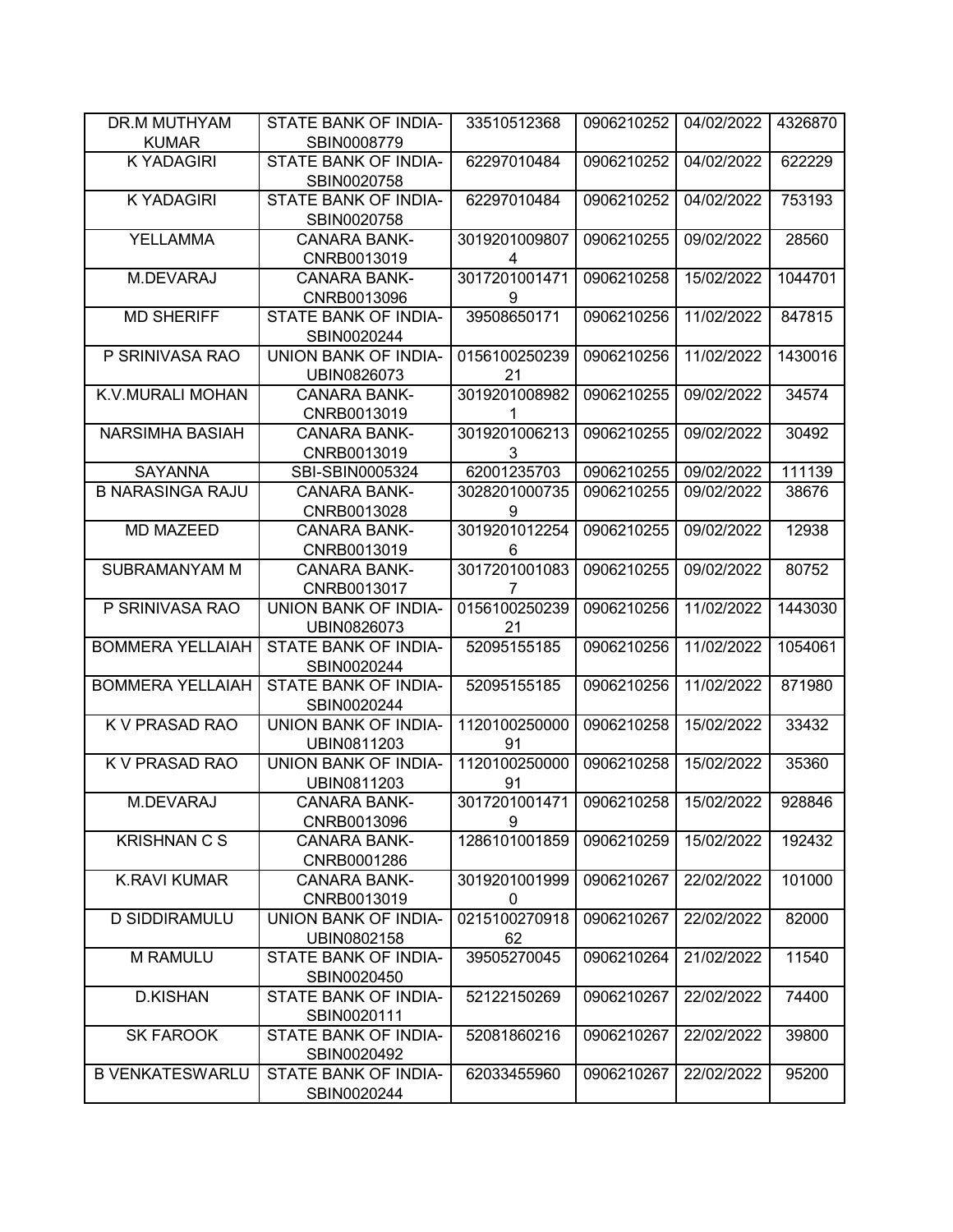| DR.M MUTHYAM KUMAR | STATE BANK OF INDIA-SBIN0008779 | 33510512368 | 0906210252 | 04/02/2022 | 4326870 |
|---|---|---|---|---|---|
| K YADAGIRI | STATE BANK OF INDIA-SBIN0020758 | 62297010484 | 0906210252 | 04/02/2022 | 622229 |
| K YADAGIRI | STATE BANK OF INDIA-SBIN0020758 | 62297010484 | 0906210252 | 04/02/2022 | 753193 |
| YELLAMMA | CANARA BANK-CNRB0013019 | 30192010098074 | 0906210255 | 09/02/2022 | 28560 |
| M.DEVARAJ | CANARA BANK-CNRB0013096 | 30172010014719 | 0906210258 | 15/02/2022 | 1044701 |
| MD SHERIFF | STATE BANK OF INDIA-SBIN0020244 | 39508650171 | 0906210256 | 11/02/2022 | 847815 |
| P SRINIVASA RAO | UNION BANK OF INDIA-UBIN0826073 | 015610025023921 | 0906210256 | 11/02/2022 | 1430016 |
| K.V.MURALI MOHAN | CANARA BANK-CNRB0013019 | 30192010089821 | 0906210255 | 09/02/2022 | 34574 |
| NARSIMHA BASIAH | CANARA BANK-CNRB0013019 | 30192010062133 | 0906210255 | 09/02/2022 | 30492 |
| SAYANNA | SBI-SBIN0005324 | 62001235703 | 0906210255 | 09/02/2022 | 111139 |
| B NARASINGA RAJU | CANARA BANK-CNRB0013028 | 30282010007359 | 0906210255 | 09/02/2022 | 38676 |
| MD MAZEED | CANARA BANK-CNRB0013019 | 30192010122546 | 0906210255 | 09/02/2022 | 12938 |
| SUBRAMANYAM M | CANARA BANK-CNRB0013017 | 30172010010837 | 0906210255 | 09/02/2022 | 80752 |
| P SRINIVASA RAO | UNION BANK OF INDIA-UBIN0826073 | 015610025023921 | 0906210256 | 11/02/2022 | 1443030 |
| BOMMERA YELLAIAH | STATE BANK OF INDIA-SBIN0020244 | 52095155185 | 0906210256 | 11/02/2022 | 1054061 |
| BOMMERA YELLAIAH | STATE BANK OF INDIA-SBIN0020244 | 52095155185 | 0906210256 | 11/02/2022 | 871980 |
| K V PRASAD RAO | UNION BANK OF INDIA-UBIN0811203 | 112010025000091 | 0906210258 | 15/02/2022 | 33432 |
| K V PRASAD RAO | UNION BANK OF INDIA-UBIN0811203 | 112010025000091 | 0906210258 | 15/02/2022 | 35360 |
| M.DEVARAJ | CANARA BANK-CNRB0013096 | 30172010014719 | 0906210258 | 15/02/2022 | 928846 |
| KRISHNAN C S | CANARA BANK-CNRB0001286 | 1286101001859 | 0906210259 | 15/02/2022 | 192432 |
| K.RAVI KUMAR | CANARA BANK-CNRB0013019 | 30192010019990 | 0906210267 | 22/02/2022 | 101000 |
| D SIDDIRAMULU | UNION BANK OF INDIA-UBIN0802158 | 021510027091862 | 0906210267 | 22/02/2022 | 82000 |
| M RAMULU | STATE BANK OF INDIA-SBIN0020450 | 39505270045 | 0906210264 | 21/02/2022 | 11540 |
| D.KISHAN | STATE BANK OF INDIA-SBIN0020111 | 52122150269 | 0906210267 | 22/02/2022 | 74400 |
| SK FAROOK | STATE BANK OF INDIA-SBIN0020492 | 52081860216 | 0906210267 | 22/02/2022 | 39800 |
| B VENKATESWARLU | STATE BANK OF INDIA-SBIN0020244 | 62033455960 | 0906210267 | 22/02/2022 | 95200 |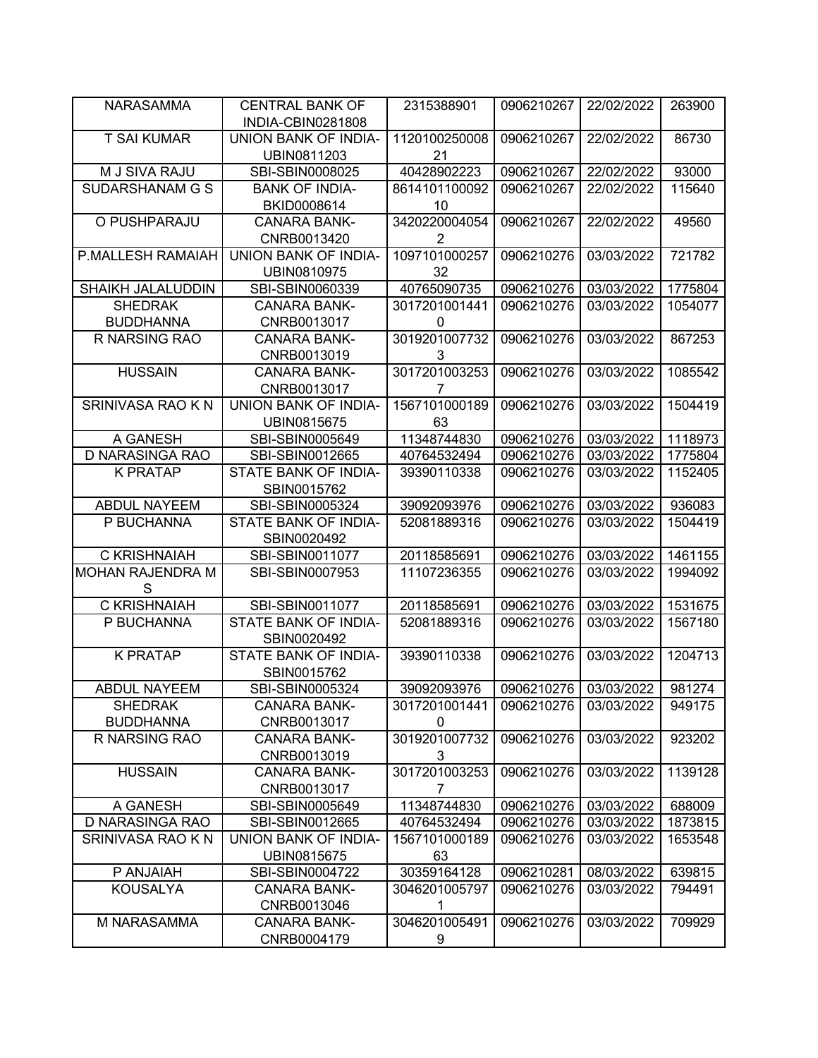| NARASAMMA | CENTRAL BANK OF INDIA-CBIN0281808 | 2315388901 | 0906210267 | 22/02/2022 | 263900 |
|---|---|---|---|---|---|
| T SAI KUMAR | UNION BANK OF INDIA-UBIN0811203 | 112010025000821 | 0906210267 | 22/02/2022 | 86730 |
| M J SIVA RAJU | SBI-SBIN0008025 | 40428902223 | 0906210267 | 22/02/2022 | 93000 |
| SUDARSHANAM G S | BANK OF INDIA-BKID0008614 | 861410110009210 | 0906210267 | 22/02/2022 | 115640 |
| O PUSHPARAJU | CANARA BANK-CNRB0013420 | 34202200040542 | 0906210267 | 22/02/2022 | 49560 |
| P.MALLESH RAMAIAH | UNION BANK OF INDIA-UBIN0810975 | 109710100025732 | 0906210276 | 03/03/2022 | 721782 |
| SHAIKH JALALUDDIN | SBI-SBIN0060339 | 40765090735 | 0906210276 | 03/03/2022 | 1775804 |
| SHEDRAK BUDDHANNA | CANARA BANK-CNRB0013017 | 30172010014410 | 0906210276 | 03/03/2022 | 1054077 |
| R NARSING RAO | CANARA BANK-CNRB0013019 | 30192010077323 | 0906210276 | 03/03/2022 | 867253 |
| HUSSAIN | CANARA BANK-CNRB0013017 | 30172010032537 | 0906210276 | 03/03/2022 | 1085542 |
| SRINIVASA RAO K N | UNION BANK OF INDIA-UBIN0815675 | 156710100018963 | 0906210276 | 03/03/2022 | 1504419 |
| A GANESH | SBI-SBIN0005649 | 11348744830 | 0906210276 | 03/03/2022 | 1118973 |
| D NARASINGA RAO | SBI-SBIN0012665 | 40764532494 | 0906210276 | 03/03/2022 | 1775804 |
| K PRATAP | STATE BANK OF INDIA-SBIN0015762 | 39390110338 | 0906210276 | 03/03/2022 | 1152405 |
| ABDUL NAYEEM | SBI-SBIN0005324 | 39092093976 | 0906210276 | 03/03/2022 | 936083 |
| P BUCHANNA | STATE BANK OF INDIA-SBIN0020492 | 52081889316 | 0906210276 | 03/03/2022 | 1504419 |
| C KRISHNAIAH | SBI-SBIN0011077 | 20118585691 | 0906210276 | 03/03/2022 | 1461155 |
| MOHAN RAJENDRA M S | SBI-SBIN0007953 | 11107236355 | 0906210276 | 03/03/2022 | 1994092 |
| C KRISHNAIAH | SBI-SBIN0011077 | 20118585691 | 0906210276 | 03/03/2022 | 1531675 |
| P BUCHANNA | STATE BANK OF INDIA-SBIN0020492 | 52081889316 | 0906210276 | 03/03/2022 | 1567180 |
| K PRATAP | STATE BANK OF INDIA-SBIN0015762 | 39390110338 | 0906210276 | 03/03/2022 | 1204713 |
| ABDUL NAYEEM | SBI-SBIN0005324 | 39092093976 | 0906210276 | 03/03/2022 | 981274 |
| SHEDRAK BUDDHANNA | CANARA BANK-CNRB0013017 | 30172010014410 | 0906210276 | 03/03/2022 | 949175 |
| R NARSING RAO | CANARA BANK-CNRB0013019 | 30192010077323 | 0906210276 | 03/03/2022 | 923202 |
| HUSSAIN | CANARA BANK-CNRB0013017 | 30172010032537 | 0906210276 | 03/03/2022 | 1139128 |
| A GANESH | SBI-SBIN0005649 | 11348744830 | 0906210276 | 03/03/2022 | 688009 |
| D NARASINGA RAO | SBI-SBIN0012665 | 40764532494 | 0906210276 | 03/03/2022 | 1873815 |
| SRINIVASA RAO K N | UNION BANK OF INDIA-UBIN0815675 | 156710100018963 | 0906210276 | 03/03/2022 | 1653548 |
| P ANJAIAH | SBI-SBIN0004722 | 30359164128 | 0906210281 | 08/03/2022 | 639815 |
| KOUSALYA | CANARA BANK-CNRB0013046 | 30462010057971 | 0906210276 | 03/03/2022 | 794491 |
| M NARASAMMA | CANARA BANK-CNRB0004179 | 30462010054919 | 0906210276 | 03/03/2022 | 709929 |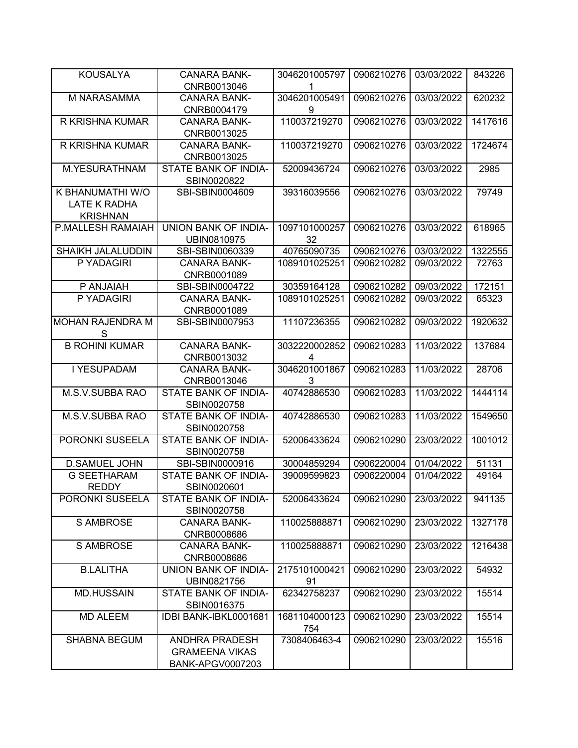| KOUSALYA | CANARA BANK-CNRB0013046 | 30462010057971 | 0906210276 | 03/03/2022 | 843226 |
|---|---|---|---|---|---|
| M NARASAMMA | CANARA BANK-CNRB0004179 | 30462010054919 | 0906210276 | 03/03/2022 | 620232 |
| R KRISHNA KUMAR | CANARA BANK-CNRB0013025 | 110037219270 | 0906210276 | 03/03/2022 | 1417616 |
| R KRISHNA KUMAR | CANARA BANK-CNRB0013025 | 110037219270 | 0906210276 | 03/03/2022 | 1724674 |
| M.YESURATHNAM | STATE BANK OF INDIA-SBIN0020822 | 52009436724 | 0906210276 | 03/03/2022 | 2985 |
| K BHANUMATHI W/O LATE K RADHA KRISHNAN | SBI-SBIN0004609 | 39316039556 | 0906210276 | 03/03/2022 | 79749 |
| P.MALLESH RAMAIAH | UNION BANK OF INDIA-UBIN0810975 | 109710100025732 | 0906210276 | 03/03/2022 | 618965 |
| SHAIKH JALALUDDIN | SBI-SBIN0060339 | 40765090735 | 0906210276 | 03/03/2022 | 1322555 |
| P YADAGIRI | CANARA BANK-CNRB0001089 | 1089101025251 | 0906210282 | 09/03/2022 | 72763 |
| P ANJAIAH | SBI-SBIN0004722 | 30359164128 | 0906210282 | 09/03/2022 | 172151 |
| P YADAGIRI | CANARA BANK-CNRB0001089 | 1089101025251 | 0906210282 | 09/03/2022 | 65323 |
| MOHAN RAJENDRA M S | SBI-SBIN0007953 | 11107236355 | 0906210282 | 09/03/2022 | 1920632 |
| B ROHINI KUMAR | CANARA BANK-CNRB0013032 | 30322200028524 | 0906210283 | 11/03/2022 | 137684 |
| I YESUPADAM | CANARA BANK-CNRB0013046 | 30462010018673 | 0906210283 | 11/03/2022 | 28706 |
| M.S.V.SUBBA RAO | STATE BANK OF INDIA-SBIN0020758 | 40742886530 | 0906210283 | 11/03/2022 | 1444114 |
| M.S.V.SUBBA RAO | STATE BANK OF INDIA-SBIN0020758 | 40742886530 | 0906210283 | 11/03/2022 | 1549650 |
| PORONKI SUSEELA | STATE BANK OF INDIA-SBIN0020758 | 52006433624 | 0906210290 | 23/03/2022 | 1001012 |
| D.SAMUEL JOHN | SBI-SBIN0000916 | 30004859294 | 0906220004 | 01/04/2022 | 51131 |
| G SEETHARAM REDDY | STATE BANK OF INDIA-SBIN0020601 | 39009599823 | 0906220004 | 01/04/2022 | 49164 |
| PORONKI SUSEELA | STATE BANK OF INDIA-SBIN0020758 | 52006433624 | 0906210290 | 23/03/2022 | 941135 |
| S AMBROSE | CANARA BANK-CNRB0008686 | 110025888871 | 0906210290 | 23/03/2022 | 1327178 |
| S AMBROSE | CANARA BANK-CNRB0008686 | 110025888871 | 0906210290 | 23/03/2022 | 1216438 |
| B.LALITHA | UNION BANK OF INDIA-UBIN0821756 | 217510100042191 | 0906210290 | 23/03/2022 | 54932 |
| MD.HUSSAIN | STATE BANK OF INDIA-SBIN0016375 | 62342758237 | 0906210290 | 23/03/2022 | 15514 |
| MD ALEEM | IDBI BANK-IBKL0001681 | 1681104000123754 | 0906210290 | 23/03/2022 | 15514 |
| SHABNA BEGUM | ANDHRA PRADESH GRAMEENA VIKAS BANK-APGV0007203 | 7308406463-4 | 0906210290 | 23/03/2022 | 15516 |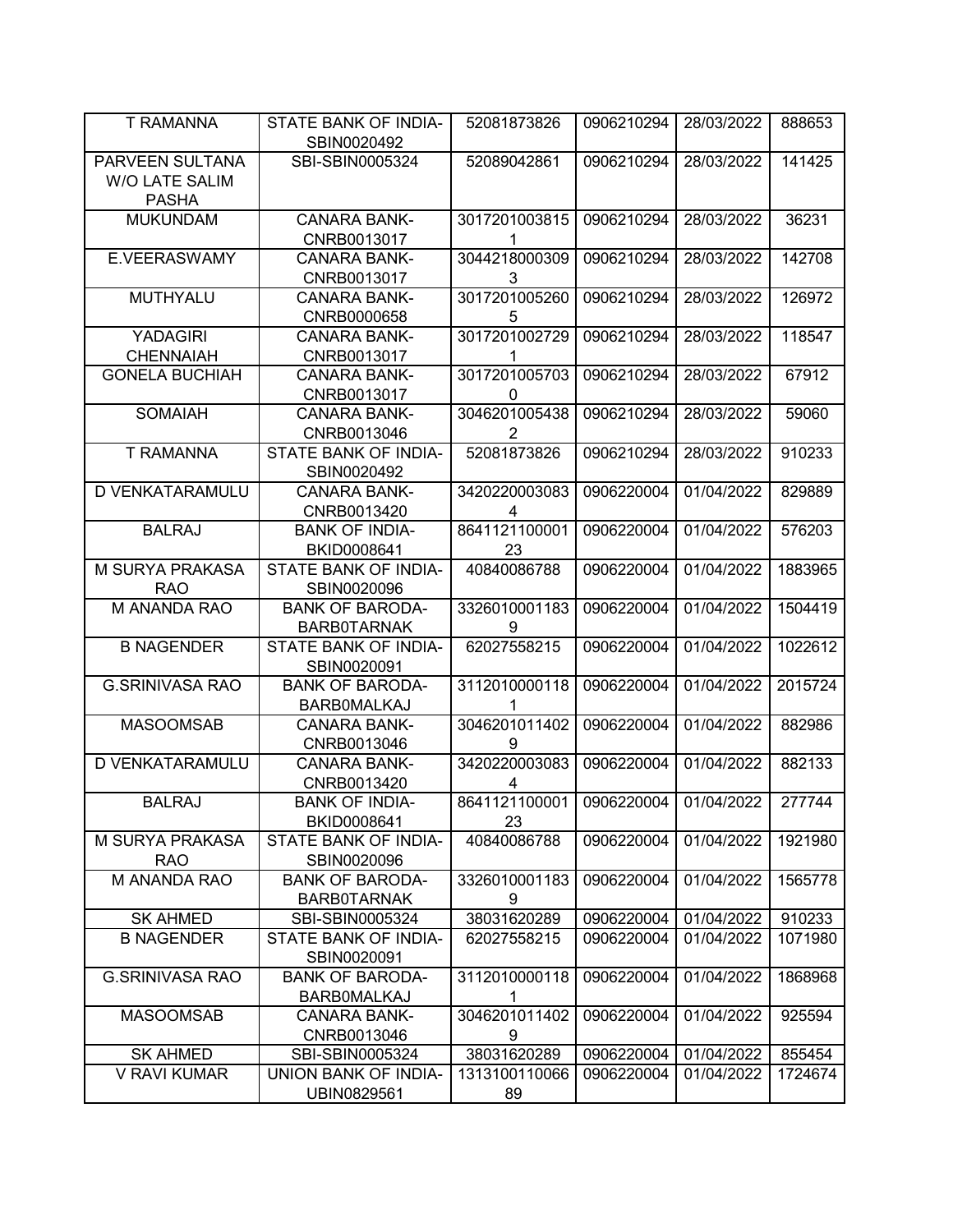| T RAMANNA | STATE BANK OF INDIA-SBIN0020492 | 52081873826 | 0906210294 | 28/03/2022 | 888653 |
|---|---|---|---|---|---|
| PARVEEN SULTANA W/O LATE SALIM PASHA | SBI-SBIN0005324 | 52089042861 | 0906210294 | 28/03/2022 | 141425 |
| MUKUNDAM | CANARA BANK-CNRB0013017 | 30172010038151 | 0906210294 | 28/03/2022 | 36231 |
| E.VEERASWAMY | CANARA BANK-CNRB0013017 | 30442180003093 | 0906210294 | 28/03/2022 | 142708 |
| MUTHYALU | CANARA BANK-CNRB0000658 | 30172010052605 | 0906210294 | 28/03/2022 | 126972 |
| YADAGIRI CHENNAIAH | CANARA BANK-CNRB0013017 | 30172010027291 | 0906210294 | 28/03/2022 | 118547 |
| GONELA BUCHIAH | CANARA BANK-CNRB0013017 | 30172010057030 | 0906210294 | 28/03/2022 | 67912 |
| SOMAIAH | CANARA BANK-CNRB0013046 | 30462010054382 | 0906210294 | 28/03/2022 | 59060 |
| T RAMANNA | STATE BANK OF INDIA-SBIN0020492 | 52081873826 | 0906210294 | 28/03/2022 | 910233 |
| D VENKATARAMULU | CANARA BANK-CNRB0013420 | 34202200030834 | 0906220004 | 01/04/2022 | 829889 |
| BALRAJ | BANK OF INDIA-BKID0008641 | 864112110000123 | 0906220004 | 01/04/2022 | 576203 |
| M SURYA PRAKASA RAO | STATE BANK OF INDIA-SBIN0020096 | 40840086788 | 0906220004 | 01/04/2022 | 1883965 |
| M ANANDA RAO | BANK OF BARODA-BARB0TARNAK | 33260100011839 | 0906220004 | 01/04/2022 | 1504419 |
| B NAGENDER | STATE BANK OF INDIA-SBIN0020091 | 62027558215 | 0906220004 | 01/04/2022 | 1022612 |
| G.SRINIVASA RAO | BANK OF BARODA-BARB0MALKAJ | 31120100001181 | 0906220004 | 01/04/2022 | 2015724 |
| MASOOMSAB | CANARA BANK-CNRB0013046 | 30462010114029 | 0906220004 | 01/04/2022 | 882986 |
| D VENKATARAMULU | CANARA BANK-CNRB0013420 | 34202200030834 | 0906220004 | 01/04/2022 | 882133 |
| BALRAJ | BANK OF INDIA-BKID0008641 | 864112110000123 | 0906220004 | 01/04/2022 | 277744 |
| M SURYA PRAKASA RAO | STATE BANK OF INDIA-SBIN0020096 | 40840086788 | 0906220004 | 01/04/2022 | 1921980 |
| M ANANDA RAO | BANK OF BARODA-BARB0TARNAK | 33260100011839 | 0906220004 | 01/04/2022 | 1565778 |
| SK AHMED | SBI-SBIN0005324 | 38031620289 | 0906220004 | 01/04/2022 | 910233 |
| B NAGENDER | STATE BANK OF INDIA-SBIN0020091 | 62027558215 | 0906220004 | 01/04/2022 | 1071980 |
| G.SRINIVASA RAO | BANK OF BARODA-BARB0MALKAJ | 31120100001181 | 0906220004 | 01/04/2022 | 1868968 |
| MASOOMSAB | CANARA BANK-CNRB0013046 | 30462010114029 | 0906220004 | 01/04/2022 | 925594 |
| SK AHMED | SBI-SBIN0005324 | 38031620289 | 0906220004 | 01/04/2022 | 855454 |
| V RAVI KUMAR | UNION BANK OF INDIA-UBIN0829561 | 131310011006689 | 0906220004 | 01/04/2022 | 1724674 |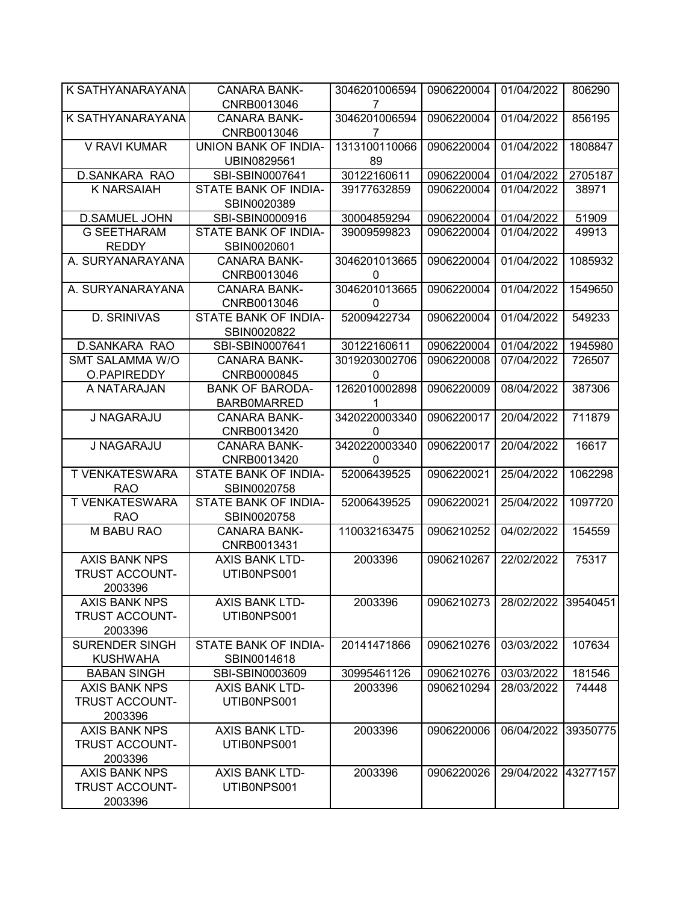| | | | | | |
|---|---|---|---|---|---|
| K SATHYANARAYANA | CANARA BANK-CNRB0013046 | 30462010065947 | 0906220004 | 01/04/2022 | 806290 |
| K SATHYANARAYANA | CANARA BANK-CNRB0013046 | 30462010065947 | 0906220004 | 01/04/2022 | 856195 |
| V RAVI KUMAR | UNION BANK OF INDIA-UBIN0829561 | 131310011006689 | 0906220004 | 01/04/2022 | 1808847 |
| D.SANKARA RAO | SBI-SBIN0007641 | 30122160611 | 0906220004 | 01/04/2022 | 2705187 |
| K NARSAIAH | STATE BANK OF INDIA-SBIN0020389 | 39177632859 | 0906220004 | 01/04/2022 | 38971 |
| D.SAMUEL JOHN | SBI-SBIN0000916 | 30004859294 | 0906220004 | 01/04/2022 | 51909 |
| G SEETHARAM REDDY | STATE BANK OF INDIA-SBIN0020601 | 39009599823 | 0906220004 | 01/04/2022 | 49913 |
| A. SURYANARAYANA | CANARA BANK-CNRB0013046 | 30462010136650 | 0906220004 | 01/04/2022 | 1085932 |
| A. SURYANARAYANA | CANARA BANK-CNRB0013046 | 30462010136650 | 0906220004 | 01/04/2022 | 1549650 |
| D. SRINIVAS | STATE BANK OF INDIA-SBIN0020822 | 52009422734 | 0906220004 | 01/04/2022 | 549233 |
| D.SANKARA RAO | SBI-SBIN0007641 | 30122160611 | 0906220004 | 01/04/2022 | 1945980 |
| SMT SALAMMA W/O O.PAPIREDDY | CANARA BANK-CNRB0000845 | 30192030027060 | 0906220008 | 07/04/2022 | 726507 |
| A NATARAJAN | BANK OF BARODA-BARB0MARRED | 12620100028981 | 0906220009 | 08/04/2022 | 387306 |
| J NAGARAJU | CANARA BANK-CNRB0013420 | 34202200033400 | 0906220017 | 20/04/2022 | 711879 |
| J NAGARAJU | CANARA BANK-CNRB0013420 | 34202200033400 | 0906220017 | 20/04/2022 | 16617 |
| T VENKATESWARA RAO | STATE BANK OF INDIA-SBIN0020758 | 52006439525 | 0906220021 | 25/04/2022 | 1062298 |
| T VENKATESWARA RAO | STATE BANK OF INDIA-SBIN0020758 | 52006439525 | 0906220021 | 25/04/2022 | 1097720 |
| M BABU RAO | CANARA BANK-CNRB0013431 | 110032163475 | 0906210252 | 04/02/2022 | 154559 |
| AXIS BANK NPS TRUST ACCOUNT-2003396 | AXIS BANK LTD-UTIB0NPS001 | 2003396 | 0906210267 | 22/02/2022 | 75317 |
| AXIS BANK NPS TRUST ACCOUNT-2003396 | AXIS BANK LTD-UTIB0NPS001 | 2003396 | 0906210273 | 28/02/2022 | 39540451 |
| SURENDER SINGH KUSHWAHA | STATE BANK OF INDIA-SBIN0014618 | 20141471866 | 0906210276 | 03/03/2022 | 107634 |
| BABAN SINGH | SBI-SBIN0003609 | 30995461126 | 0906210276 | 03/03/2022 | 181546 |
| AXIS BANK NPS TRUST ACCOUNT-2003396 | AXIS BANK LTD-UTIB0NPS001 | 2003396 | 0906210294 | 28/03/2022 | 74448 |
| AXIS BANK NPS TRUST ACCOUNT-2003396 | AXIS BANK LTD-UTIB0NPS001 | 2003396 | 0906220006 | 06/04/2022 | 39350775 |
| AXIS BANK NPS TRUST ACCOUNT-2003396 | AXIS BANK LTD-UTIB0NPS001 | 2003396 | 0906220026 | 29/04/2022 | 43277157 |